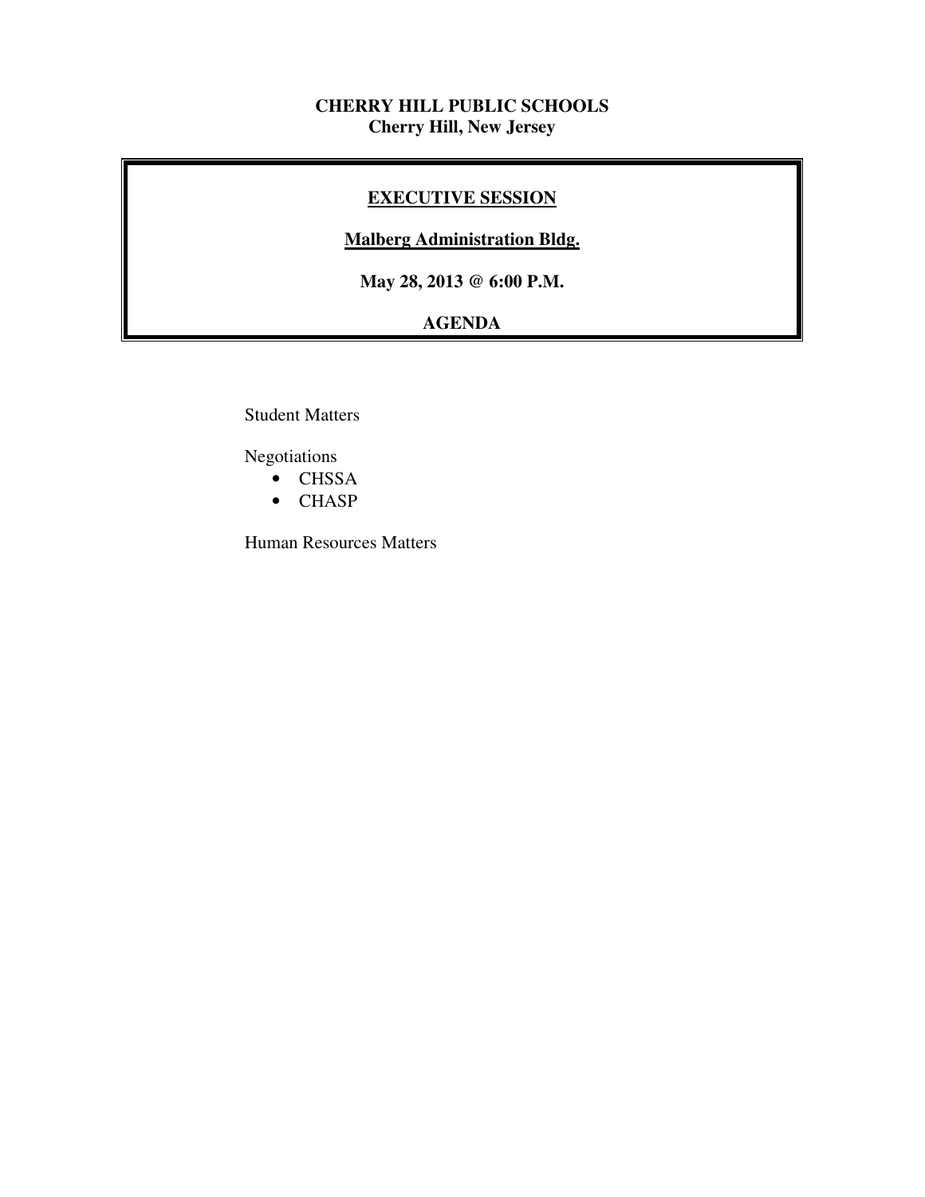**CHERRY HILL PUBLIC SCHOOLS**
**Cherry Hill, New Jersey**

# EXECUTIVE SESSION

**Malberg Administration Bldg.**

**May 28, 2013 @ 6:00 P.M.**

**AGENDA**

Student Matters

Negotiations

- CHSSA
- CHASP

Human Resources Matters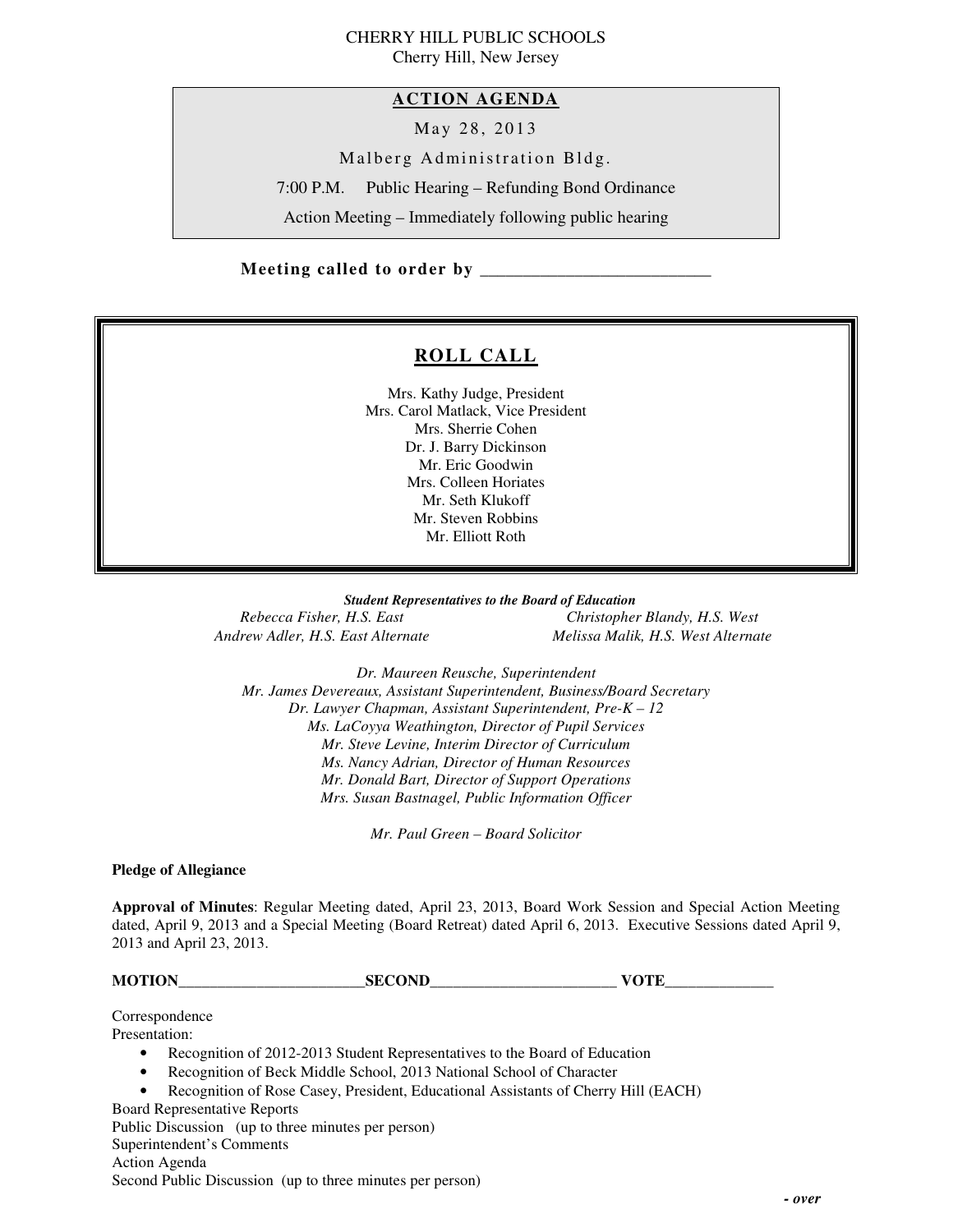CHERRY HILL PUBLIC SCHOOLS
Cherry Hill, New Jersey

## ACTION AGENDA

May 28, 2013

Malberg Administration Bldg.

7:00 P.M. Public Hearing – Refunding Bond Ordinance

Action Meeting – Immediately following public hearing

**Meeting called to order by \_\_\_\_\_\_\_\_\_\_\_\_\_\_\_\_\_\_\_\_\_\_\_\_\_\_**

## ROLL CALL

Mrs. Kathy Judge, President
Mrs. Carol Matlack, Vice President
Mrs. Sherrie Cohen
Dr. J. Barry Dickinson
Mr. Eric Goodwin
Mrs. Colleen Horiates
Mr. Seth Klukoff
Mr. Steven Robbins
Mr. Elliott Roth

***Student Representatives to the Board of Education***

*Rebecca Fisher, H.S. East*
*Andrew Adler, H.S. East Alternate*
*Christopher Blandy, H.S. West*
*Melissa Malik, H.S. West Alternate*

*Dr. Maureen Reusche, Superintendent*
*Mr. James Devereaux, Assistant Superintendent, Business/Board Secretary*
*Dr. Lawyer Chapman, Assistant Superintendent, Pre-K – 12*
*Ms. LaCoyya Weathington, Director of Pupil Services*
*Mr. Steve Levine, Interim Director of Curriculum*
*Ms. Nancy Adrian, Director of Human Resources*
*Mr. Donald Bart, Director of Support Operations*
*Mrs. Susan Bastnagel, Public Information Officer*

*Mr. Paul Green – Board Solicitor*

**Pledge of Allegiance**

**Approval of Minutes**: Regular Meeting dated, April 23, 2013, Board Work Session and Special Action Meeting dated, April 9, 2013 and a Special Meeting (Board Retreat) dated April 6, 2013. Executive Sessions dated April 9, 2013 and April 23, 2013.

**MOTION\_\_\_\_\_\_\_\_\_\_\_\_\_\_\_\_\_\_\_\_\_\_\_\_SECOND\_\_\_\_\_\_\_\_\_\_\_\_\_\_\_\_\_\_\_\_\_\_\_\_ VOTE\_\_\_\_\_\_\_\_\_\_\_\_\_\_**

Correspondence
Presentation:

- Recognition of 2012-2013 Student Representatives to the Board of Education
- Recognition of Beck Middle School, 2013 National School of Character
- Recognition of Rose Casey, President, Educational Assistants of Cherry Hill (EACH)

Board Representative Reports
Public Discussion (up to three minutes per person)
Superintendent's Comments
Action Agenda
Second Public Discussion (up to three minutes per person)

***- over***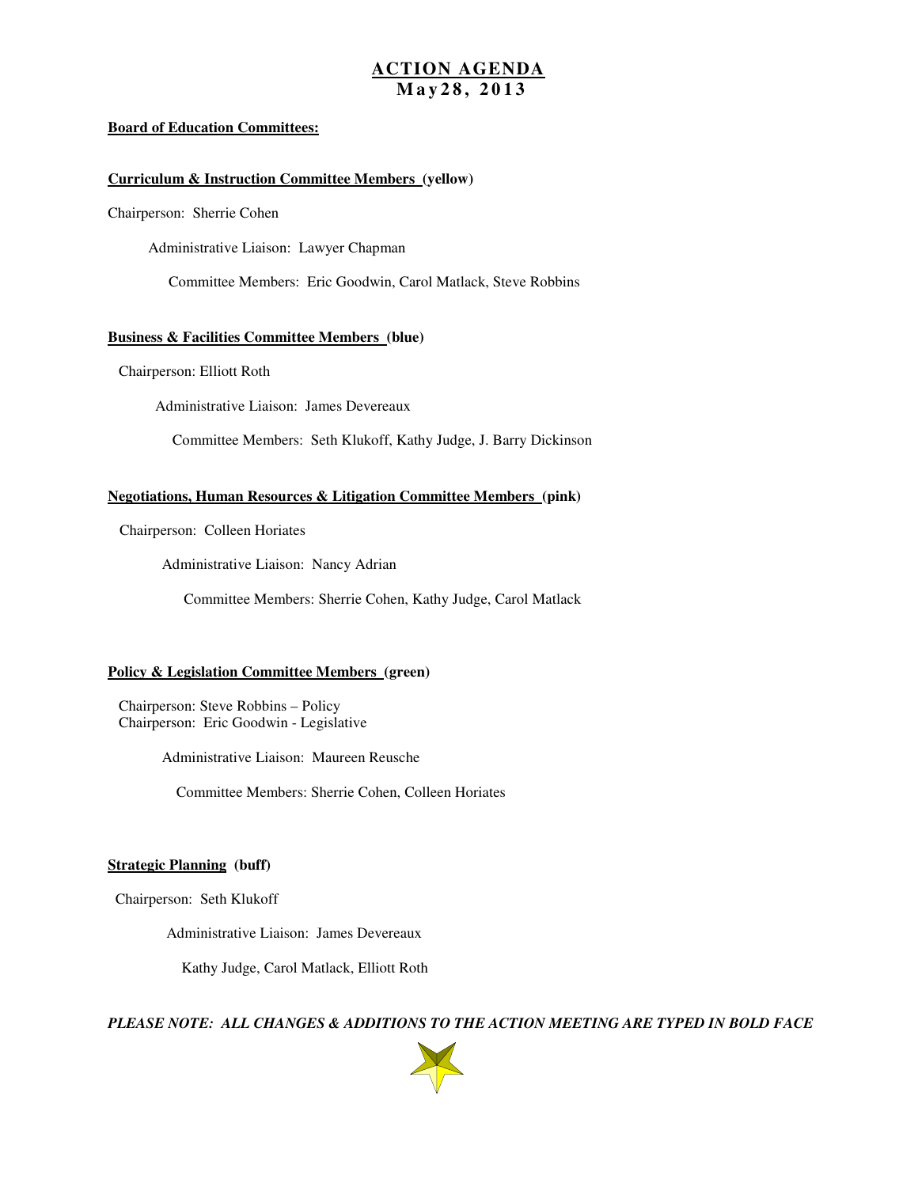# ACTION AGENDA
## May28, 2013

**Board of Education Committees:**

**Curriculum & Instruction Committee Members (yellow)**

Chairperson: Sherrie Cohen

Administrative Liaison: Lawyer Chapman

Committee Members: Eric Goodwin, Carol Matlack, Steve Robbins

**Business & Facilities Committee Members (blue)**

Chairperson: Elliott Roth

Administrative Liaison: James Devereaux

Committee Members: Seth Klukoff, Kathy Judge, J. Barry Dickinson

**Negotiations, Human Resources & Litigation Committee Members (pink)**

Chairperson: Colleen Horiates

Administrative Liaison: Nancy Adrian

Committee Members: Sherrie Cohen, Kathy Judge, Carol Matlack

**Policy & Legislation Committee Members (green)**

Chairperson: Steve Robbins – Policy
Chairperson: Eric Goodwin - Legislative

Administrative Liaison: Maureen Reusche

Committee Members: Sherrie Cohen, Colleen Horiates

**Strategic Planning (buff)**

Chairperson: Seth Klukoff

Administrative Liaison: James Devereaux

Kathy Judge, Carol Matlack, Elliott Roth

***PLEASE NOTE: ALL CHANGES & ADDITIONS TO THE ACTION MEETING ARE TYPED IN BOLD FACE***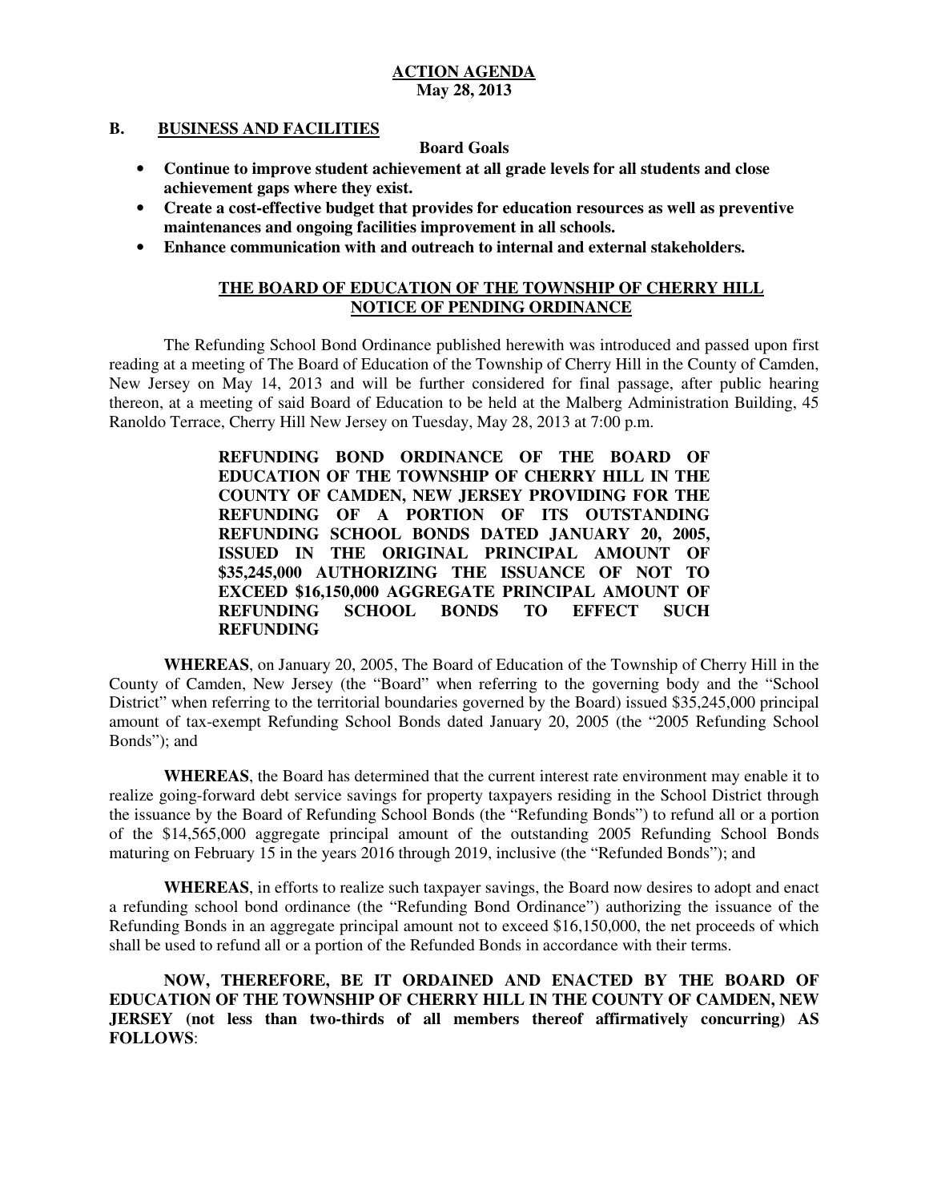**ACTION AGENDA**
**May 28, 2013**

## B. BUSINESS AND FACILITIES

**Board Goals**

- **Continue to improve student achievement at all grade levels for all students and close achievement gaps where they exist.**
- **Create a cost-effective budget that provides for education resources as well as preventive maintenances and ongoing facilities improvement in all schools.**
- **Enhance communication with and outreach to internal and external stakeholders.**

**THE BOARD OF EDUCATION OF THE TOWNSHIP OF CHERRY HILL**
**NOTICE OF PENDING ORDINANCE**

The Refunding School Bond Ordinance published herewith was introduced and passed upon first reading at a meeting of The Board of Education of the Township of Cherry Hill in the County of Camden, New Jersey on May 14, 2013 and will be further considered for final passage, after public hearing thereon, at a meeting of said Board of Education to be held at the Malberg Administration Building, 45 Ranoldo Terrace, Cherry Hill New Jersey on Tuesday, May 28, 2013 at 7:00 p.m.

**REFUNDING BOND ORDINANCE OF THE BOARD OF EDUCATION OF THE TOWNSHIP OF CHERRY HILL IN THE COUNTY OF CAMDEN, NEW JERSEY PROVIDING FOR THE REFUNDING OF A PORTION OF ITS OUTSTANDING REFUNDING SCHOOL BONDS DATED JANUARY 20, 2005, ISSUED IN THE ORIGINAL PRINCIPAL AMOUNT OF $35,245,000 AUTHORIZING THE ISSUANCE OF NOT TO EXCEED $16,150,000 AGGREGATE PRINCIPAL AMOUNT OF REFUNDING SCHOOL BONDS TO EFFECT SUCH REFUNDING**

**WHEREAS**, on January 20, 2005, The Board of Education of the Township of Cherry Hill in the County of Camden, New Jersey (the "Board" when referring to the governing body and the "School District" when referring to the territorial boundaries governed by the Board) issued $35,245,000 principal amount of tax-exempt Refunding School Bonds dated January 20, 2005 (the "2005 Refunding School Bonds"); and

**WHEREAS**, the Board has determined that the current interest rate environment may enable it to realize going-forward debt service savings for property taxpayers residing in the School District through the issuance by the Board of Refunding School Bonds (the "Refunding Bonds") to refund all or a portion of the $14,565,000 aggregate principal amount of the outstanding 2005 Refunding School Bonds maturing on February 15 in the years 2016 through 2019, inclusive (the "Refunded Bonds"); and

**WHEREAS**, in efforts to realize such taxpayer savings, the Board now desires to adopt and enact a refunding school bond ordinance (the "Refunding Bond Ordinance") authorizing the issuance of the Refunding Bonds in an aggregate principal amount not to exceed $16,150,000, the net proceeds of which shall be used to refund all or a portion of the Refunded Bonds in accordance with their terms.

**NOW, THEREFORE, BE IT ORDAINED AND ENACTED BY THE BOARD OF EDUCATION OF THE TOWNSHIP OF CHERRY HILL IN THE COUNTY OF CAMDEN, NEW JERSEY (not less than two-thirds of all members thereof affirmatively concurring) AS FOLLOWS**: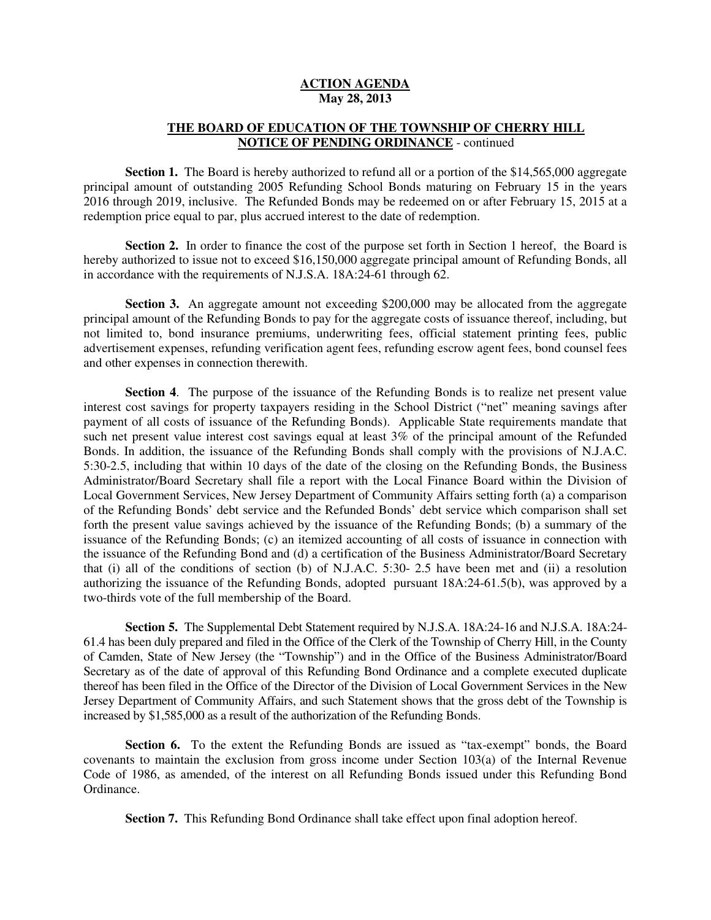**ACTION AGENDA**
**May 28, 2013**

**THE BOARD OF EDUCATION OF THE TOWNSHIP OF CHERRY HILL**
**NOTICE OF PENDING ORDINANCE** - continued

**Section 1.** The Board is hereby authorized to refund all or a portion of the $14,565,000 aggregate principal amount of outstanding 2005 Refunding School Bonds maturing on February 15 in the years 2016 through 2019, inclusive. The Refunded Bonds may be redeemed on or after February 15, 2015 at a redemption price equal to par, plus accrued interest to the date of redemption.

**Section 2.** In order to finance the cost of the purpose set forth in Section 1 hereof, the Board is hereby authorized to issue not to exceed $16,150,000 aggregate principal amount of Refunding Bonds, all in accordance with the requirements of N.J.S.A. 18A:24-61 through 62.

**Section 3.** An aggregate amount not exceeding $200,000 may be allocated from the aggregate principal amount of the Refunding Bonds to pay for the aggregate costs of issuance thereof, including, but not limited to, bond insurance premiums, underwriting fees, official statement printing fees, public advertisement expenses, refunding verification agent fees, refunding escrow agent fees, bond counsel fees and other expenses in connection therewith.

**Section 4**. The purpose of the issuance of the Refunding Bonds is to realize net present value interest cost savings for property taxpayers residing in the School District ("net" meaning savings after payment of all costs of issuance of the Refunding Bonds). Applicable State requirements mandate that such net present value interest cost savings equal at least 3% of the principal amount of the Refunded Bonds. In addition, the issuance of the Refunding Bonds shall comply with the provisions of N.J.A.C. 5:30-2.5, including that within 10 days of the date of the closing on the Refunding Bonds, the Business Administrator/Board Secretary shall file a report with the Local Finance Board within the Division of Local Government Services, New Jersey Department of Community Affairs setting forth (a) a comparison of the Refunding Bonds' debt service and the Refunded Bonds' debt service which comparison shall set forth the present value savings achieved by the issuance of the Refunding Bonds; (b) a summary of the issuance of the Refunding Bonds; (c) an itemized accounting of all costs of issuance in connection with the issuance of the Refunding Bond and (d) a certification of the Business Administrator/Board Secretary that (i) all of the conditions of section (b) of N.J.A.C. 5:30- 2.5 have been met and (ii) a resolution authorizing the issuance of the Refunding Bonds, adopted pursuant 18A:24-61.5(b), was approved by a two-thirds vote of the full membership of the Board.

**Section 5.** The Supplemental Debt Statement required by N.J.S.A. 18A:24-16 and N.J.S.A. 18A:24-61.4 has been duly prepared and filed in the Office of the Clerk of the Township of Cherry Hill, in the County of Camden, State of New Jersey (the "Township") and in the Office of the Business Administrator/Board Secretary as of the date of approval of this Refunding Bond Ordinance and a complete executed duplicate thereof has been filed in the Office of the Director of the Division of Local Government Services in the New Jersey Department of Community Affairs, and such Statement shows that the gross debt of the Township is increased by $1,585,000 as a result of the authorization of the Refunding Bonds.

**Section 6.** To the extent the Refunding Bonds are issued as "tax-exempt" bonds, the Board covenants to maintain the exclusion from gross income under Section 103(a) of the Internal Revenue Code of 1986, as amended, of the interest on all Refunding Bonds issued under this Refunding Bond Ordinance.

**Section 7.** This Refunding Bond Ordinance shall take effect upon final adoption hereof.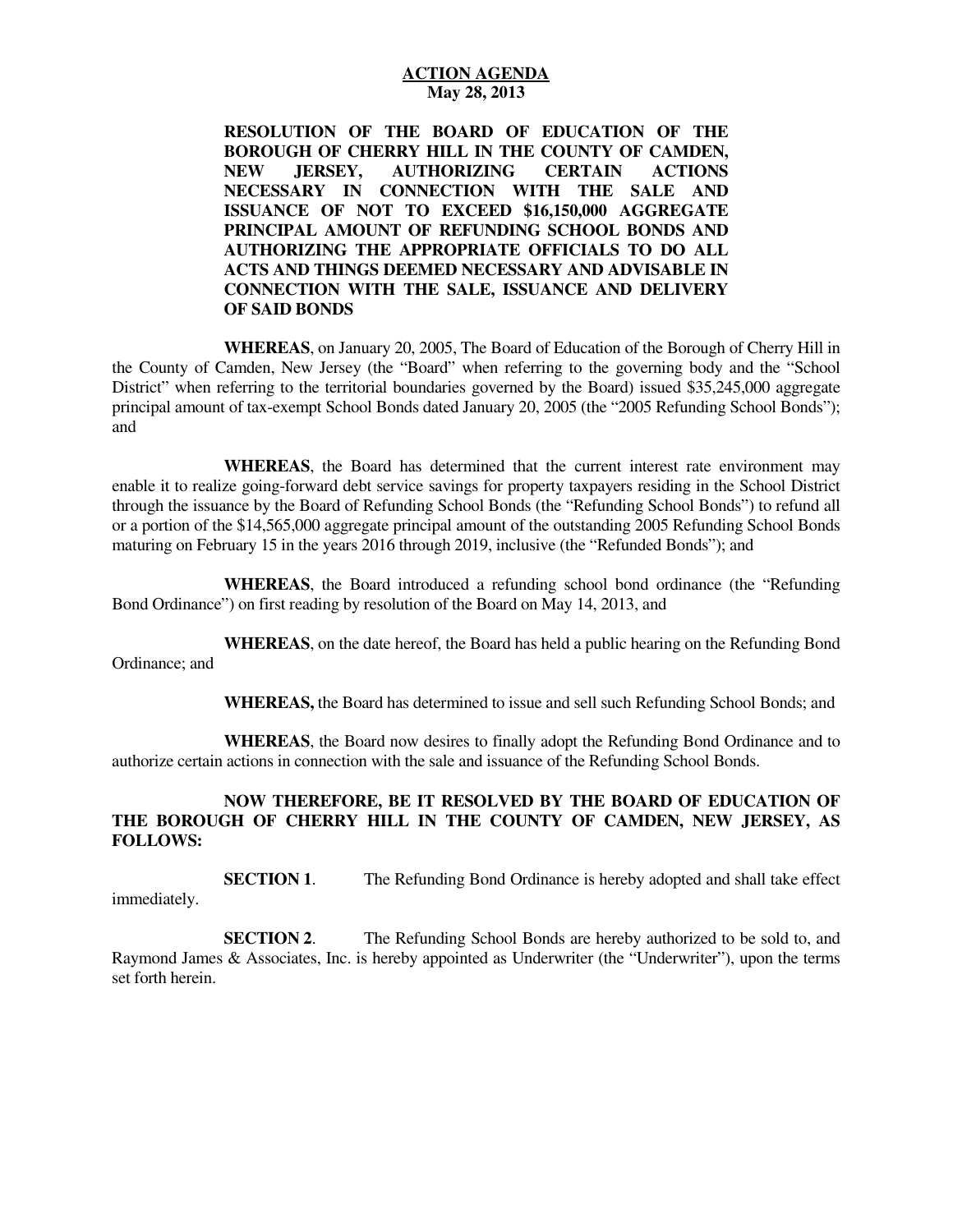**ACTION AGENDA**
**May 28, 2013**

**RESOLUTION OF THE BOARD OF EDUCATION OF THE BOROUGH OF CHERRY HILL IN THE COUNTY OF CAMDEN, NEW JERSEY, AUTHORIZING CERTAIN ACTIONS NECESSARY IN CONNECTION WITH THE SALE AND ISSUANCE OF NOT TO EXCEED $16,150,000 AGGREGATE PRINCIPAL AMOUNT OF REFUNDING SCHOOL BONDS AND AUTHORIZING THE APPROPRIATE OFFICIALS TO DO ALL ACTS AND THINGS DEEMED NECESSARY AND ADVISABLE IN CONNECTION WITH THE SALE, ISSUANCE AND DELIVERY OF SAID BONDS**

**WHEREAS**, on January 20, 2005, The Board of Education of the Borough of Cherry Hill in the County of Camden, New Jersey (the "Board" when referring to the governing body and the "School District" when referring to the territorial boundaries governed by the Board) issued $35,245,000 aggregate principal amount of tax-exempt School Bonds dated January 20, 2005 (the "2005 Refunding School Bonds"); and

**WHEREAS**, the Board has determined that the current interest rate environment may enable it to realize going-forward debt service savings for property taxpayers residing in the School District through the issuance by the Board of Refunding School Bonds (the "Refunding School Bonds") to refund all or a portion of the $14,565,000 aggregate principal amount of the outstanding 2005 Refunding School Bonds maturing on February 15 in the years 2016 through 2019, inclusive (the "Refunded Bonds"); and

**WHEREAS**, the Board introduced a refunding school bond ordinance (the "Refunding Bond Ordinance") on first reading by resolution of the Board on May 14, 2013, and

**WHEREAS**, on the date hereof, the Board has held a public hearing on the Refunding Bond Ordinance; and

**WHEREAS,** the Board has determined to issue and sell such Refunding School Bonds; and

**WHEREAS**, the Board now desires to finally adopt the Refunding Bond Ordinance and to authorize certain actions in connection with the sale and issuance of the Refunding School Bonds.

**NOW THEREFORE, BE IT RESOLVED BY THE BOARD OF EDUCATION OF THE BOROUGH OF CHERRY HILL IN THE COUNTY OF CAMDEN, NEW JERSEY, AS FOLLOWS:**

**SECTION 1**. The Refunding Bond Ordinance is hereby adopted and shall take effect immediately.

**SECTION 2**. The Refunding School Bonds are hereby authorized to be sold to, and Raymond James & Associates, Inc. is hereby appointed as Underwriter (the "Underwriter"), upon the terms set forth herein.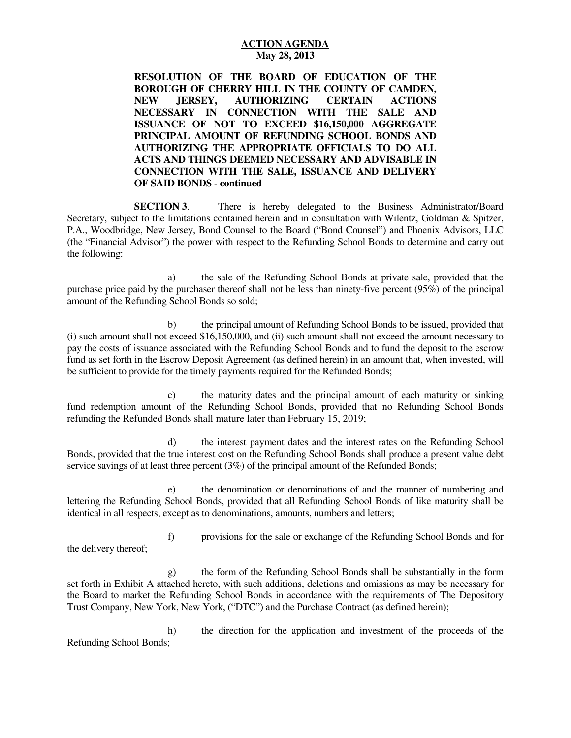**ACTION AGENDA**
**May 28, 2013**

**RESOLUTION OF THE BOARD OF EDUCATION OF THE BOROUGH OF CHERRY HILL IN THE COUNTY OF CAMDEN, NEW JERSEY, AUTHORIZING CERTAIN ACTIONS NECESSARY IN CONNECTION WITH THE SALE AND ISSUANCE OF NOT TO EXCEED $16,150,000 AGGREGATE PRINCIPAL AMOUNT OF REFUNDING SCHOOL BONDS AND AUTHORIZING THE APPROPRIATE OFFICIALS TO DO ALL ACTS AND THINGS DEEMED NECESSARY AND ADVISABLE IN CONNECTION WITH THE SALE, ISSUANCE AND DELIVERY OF SAID BONDS - continued**

**SECTION 3**. There is hereby delegated to the Business Administrator/Board Secretary, subject to the limitations contained herein and in consultation with Wilentz, Goldman & Spitzer, P.A., Woodbridge, New Jersey, Bond Counsel to the Board ("Bond Counsel") and Phoenix Advisors, LLC (the "Financial Advisor") the power with respect to the Refunding School Bonds to determine and carry out the following:

a) the sale of the Refunding School Bonds at private sale, provided that the purchase price paid by the purchaser thereof shall not be less than ninety-five percent (95%) of the principal amount of the Refunding School Bonds so sold;

b) the principal amount of Refunding School Bonds to be issued, provided that (i) such amount shall not exceed $16,150,000, and (ii) such amount shall not exceed the amount necessary to pay the costs of issuance associated with the Refunding School Bonds and to fund the deposit to the escrow fund as set forth in the Escrow Deposit Agreement (as defined herein) in an amount that, when invested, will be sufficient to provide for the timely payments required for the Refunded Bonds;

c) the maturity dates and the principal amount of each maturity or sinking fund redemption amount of the Refunding School Bonds, provided that no Refunding School Bonds refunding the Refunded Bonds shall mature later than February 15, 2019;

d) the interest payment dates and the interest rates on the Refunding School Bonds, provided that the true interest cost on the Refunding School Bonds shall produce a present value debt service savings of at least three percent (3%) of the principal amount of the Refunded Bonds;

e) the denomination or denominations of and the manner of numbering and lettering the Refunding School Bonds, provided that all Refunding School Bonds of like maturity shall be identical in all respects, except as to denominations, amounts, numbers and letters;

f) provisions for the sale or exchange of the Refunding School Bonds and for the delivery thereof;

g) the form of the Refunding School Bonds shall be substantially in the form set forth in Exhibit A attached hereto, with such additions, deletions and omissions as may be necessary for the Board to market the Refunding School Bonds in accordance with the requirements of The Depository Trust Company, New York, New York, ("DTC") and the Purchase Contract (as defined herein);

h) the direction for the application and investment of the proceeds of the Refunding School Bonds;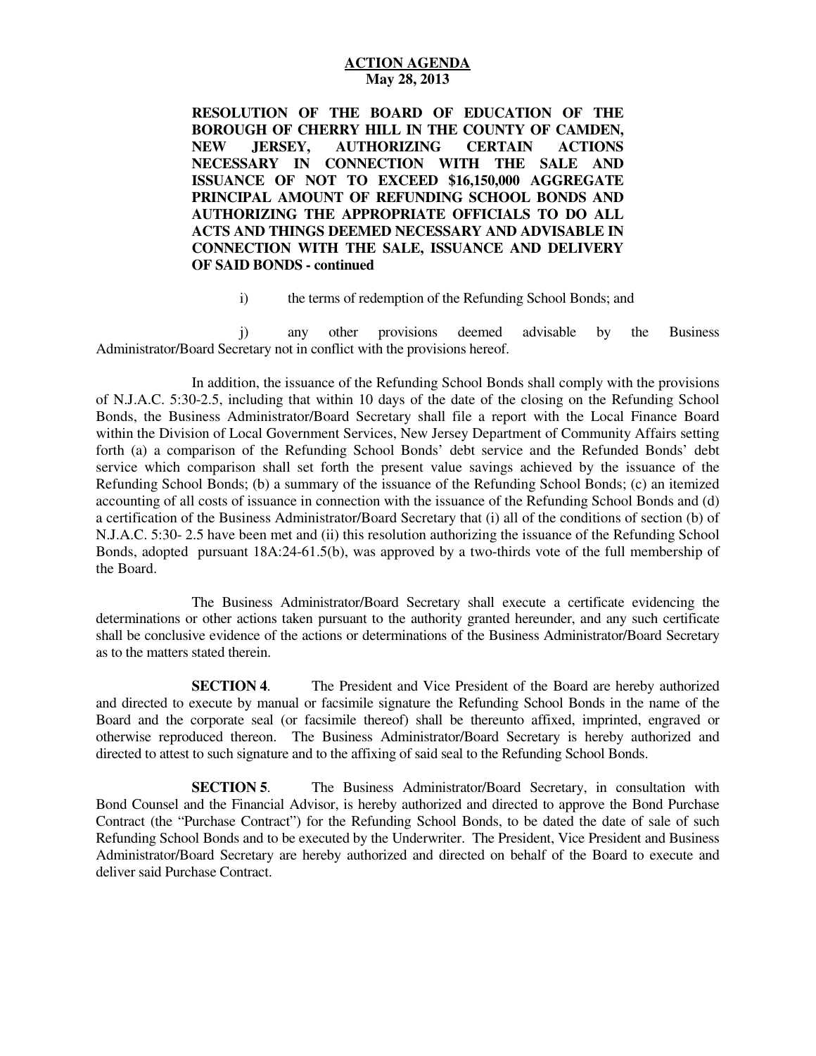**ACTION AGENDA**
**May 28, 2013**

**RESOLUTION OF THE BOARD OF EDUCATION OF THE BOROUGH OF CHERRY HILL IN THE COUNTY OF CAMDEN, NEW JERSEY, AUTHORIZING CERTAIN ACTIONS NECESSARY IN CONNECTION WITH THE SALE AND ISSUANCE OF NOT TO EXCEED $16,150,000 AGGREGATE PRINCIPAL AMOUNT OF REFUNDING SCHOOL BONDS AND AUTHORIZING THE APPROPRIATE OFFICIALS TO DO ALL ACTS AND THINGS DEEMED NECESSARY AND ADVISABLE IN CONNECTION WITH THE SALE, ISSUANCE AND DELIVERY OF SAID BONDS - continued**

i) the terms of redemption of the Refunding School Bonds; and

j) any other provisions deemed advisable by the Business Administrator/Board Secretary not in conflict with the provisions hereof.

In addition, the issuance of the Refunding School Bonds shall comply with the provisions of N.J.A.C. 5:30-2.5, including that within 10 days of the date of the closing on the Refunding School Bonds, the Business Administrator/Board Secretary shall file a report with the Local Finance Board within the Division of Local Government Services, New Jersey Department of Community Affairs setting forth (a) a comparison of the Refunding School Bonds' debt service and the Refunded Bonds' debt service which comparison shall set forth the present value savings achieved by the issuance of the Refunding School Bonds; (b) a summary of the issuance of the Refunding School Bonds; (c) an itemized accounting of all costs of issuance in connection with the issuance of the Refunding School Bonds and (d) a certification of the Business Administrator/Board Secretary that (i) all of the conditions of section (b) of N.J.A.C. 5:30- 2.5 have been met and (ii) this resolution authorizing the issuance of the Refunding School Bonds, adopted pursuant 18A:24-61.5(b), was approved by a two-thirds vote of the full membership of the Board.

The Business Administrator/Board Secretary shall execute a certificate evidencing the determinations or other actions taken pursuant to the authority granted hereunder, and any such certificate shall be conclusive evidence of the actions or determinations of the Business Administrator/Board Secretary as to the matters stated therein.

**SECTION 4**. The President and Vice President of the Board are hereby authorized and directed to execute by manual or facsimile signature the Refunding School Bonds in the name of the Board and the corporate seal (or facsimile thereof) shall be thereunto affixed, imprinted, engraved or otherwise reproduced thereon. The Business Administrator/Board Secretary is hereby authorized and directed to attest to such signature and to the affixing of said seal to the Refunding School Bonds.

**SECTION 5**. The Business Administrator/Board Secretary, in consultation with Bond Counsel and the Financial Advisor, is hereby authorized and directed to approve the Bond Purchase Contract (the "Purchase Contract") for the Refunding School Bonds, to be dated the date of sale of such Refunding School Bonds and to be executed by the Underwriter. The President, Vice President and Business Administrator/Board Secretary are hereby authorized and directed on behalf of the Board to execute and deliver said Purchase Contract.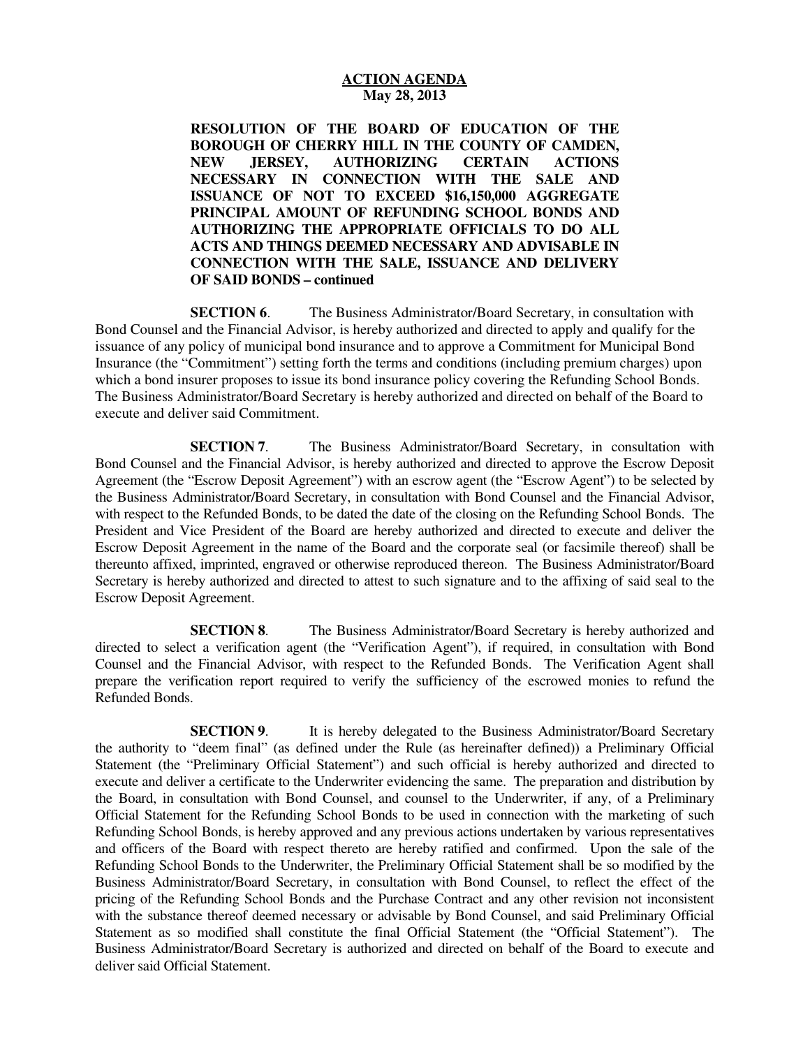**ACTION AGENDA**
**May 28, 2013**

**RESOLUTION OF THE BOARD OF EDUCATION OF THE BOROUGH OF CHERRY HILL IN THE COUNTY OF CAMDEN, NEW JERSEY, AUTHORIZING CERTAIN ACTIONS NECESSARY IN CONNECTION WITH THE SALE AND ISSUANCE OF NOT TO EXCEED $16,150,000 AGGREGATE PRINCIPAL AMOUNT OF REFUNDING SCHOOL BONDS AND AUTHORIZING THE APPROPRIATE OFFICIALS TO DO ALL ACTS AND THINGS DEEMED NECESSARY AND ADVISABLE IN CONNECTION WITH THE SALE, ISSUANCE AND DELIVERY OF SAID BONDS – continued**

**SECTION 6**. The Business Administrator/Board Secretary, in consultation with Bond Counsel and the Financial Advisor, is hereby authorized and directed to apply and qualify for the issuance of any policy of municipal bond insurance and to approve a Commitment for Municipal Bond Insurance (the "Commitment") setting forth the terms and conditions (including premium charges) upon which a bond insurer proposes to issue its bond insurance policy covering the Refunding School Bonds. The Business Administrator/Board Secretary is hereby authorized and directed on behalf of the Board to execute and deliver said Commitment.

**SECTION 7**. The Business Administrator/Board Secretary, in consultation with Bond Counsel and the Financial Advisor, is hereby authorized and directed to approve the Escrow Deposit Agreement (the "Escrow Deposit Agreement") with an escrow agent (the "Escrow Agent") to be selected by the Business Administrator/Board Secretary, in consultation with Bond Counsel and the Financial Advisor, with respect to the Refunded Bonds, to be dated the date of the closing on the Refunding School Bonds. The President and Vice President of the Board are hereby authorized and directed to execute and deliver the Escrow Deposit Agreement in the name of the Board and the corporate seal (or facsimile thereof) shall be thereunto affixed, imprinted, engraved or otherwise reproduced thereon. The Business Administrator/Board Secretary is hereby authorized and directed to attest to such signature and to the affixing of said seal to the Escrow Deposit Agreement.

**SECTION 8**. The Business Administrator/Board Secretary is hereby authorized and directed to select a verification agent (the "Verification Agent"), if required, in consultation with Bond Counsel and the Financial Advisor, with respect to the Refunded Bonds. The Verification Agent shall prepare the verification report required to verify the sufficiency of the escrowed monies to refund the Refunded Bonds.

**SECTION 9**. It is hereby delegated to the Business Administrator/Board Secretary the authority to "deem final" (as defined under the Rule (as hereinafter defined)) a Preliminary Official Statement (the "Preliminary Official Statement") and such official is hereby authorized and directed to execute and deliver a certificate to the Underwriter evidencing the same. The preparation and distribution by the Board, in consultation with Bond Counsel, and counsel to the Underwriter, if any, of a Preliminary Official Statement for the Refunding School Bonds to be used in connection with the marketing of such Refunding School Bonds, is hereby approved and any previous actions undertaken by various representatives and officers of the Board with respect thereto are hereby ratified and confirmed. Upon the sale of the Refunding School Bonds to the Underwriter, the Preliminary Official Statement shall be so modified by the Business Administrator/Board Secretary, in consultation with Bond Counsel, to reflect the effect of the pricing of the Refunding School Bonds and the Purchase Contract and any other revision not inconsistent with the substance thereof deemed necessary or advisable by Bond Counsel, and said Preliminary Official Statement as so modified shall constitute the final Official Statement (the "Official Statement"). The Business Administrator/Board Secretary is authorized and directed on behalf of the Board to execute and deliver said Official Statement.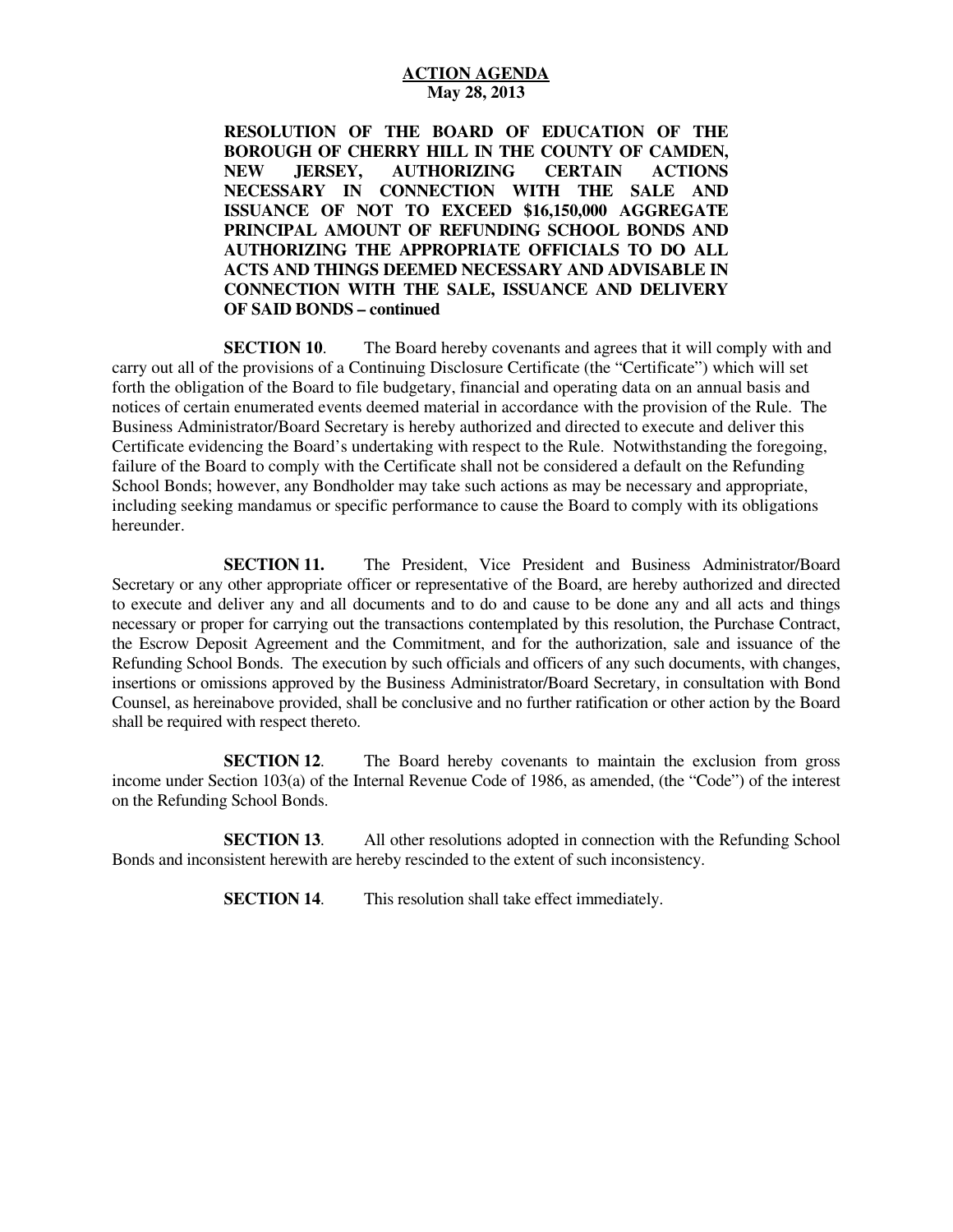**ACTION AGENDA**
**May 28, 2013**

**RESOLUTION OF THE BOARD OF EDUCATION OF THE BOROUGH OF CHERRY HILL IN THE COUNTY OF CAMDEN, NEW JERSEY, AUTHORIZING CERTAIN ACTIONS NECESSARY IN CONNECTION WITH THE SALE AND ISSUANCE OF NOT TO EXCEED $16,150,000 AGGREGATE PRINCIPAL AMOUNT OF REFUNDING SCHOOL BONDS AND AUTHORIZING THE APPROPRIATE OFFICIALS TO DO ALL ACTS AND THINGS DEEMED NECESSARY AND ADVISABLE IN CONNECTION WITH THE SALE, ISSUANCE AND DELIVERY OF SAID BONDS – continued**

**SECTION 10**. The Board hereby covenants and agrees that it will comply with and carry out all of the provisions of a Continuing Disclosure Certificate (the "Certificate") which will set forth the obligation of the Board to file budgetary, financial and operating data on an annual basis and notices of certain enumerated events deemed material in accordance with the provision of the Rule. The Business Administrator/Board Secretary is hereby authorized and directed to execute and deliver this Certificate evidencing the Board's undertaking with respect to the Rule. Notwithstanding the foregoing, failure of the Board to comply with the Certificate shall not be considered a default on the Refunding School Bonds; however, any Bondholder may take such actions as may be necessary and appropriate, including seeking mandamus or specific performance to cause the Board to comply with its obligations hereunder.

**SECTION 11.** The President, Vice President and Business Administrator/Board Secretary or any other appropriate officer or representative of the Board, are hereby authorized and directed to execute and deliver any and all documents and to do and cause to be done any and all acts and things necessary or proper for carrying out the transactions contemplated by this resolution, the Purchase Contract, the Escrow Deposit Agreement and the Commitment, and for the authorization, sale and issuance of the Refunding School Bonds. The execution by such officials and officers of any such documents, with changes, insertions or omissions approved by the Business Administrator/Board Secretary, in consultation with Bond Counsel, as hereinabove provided, shall be conclusive and no further ratification or other action by the Board shall be required with respect thereto.

**SECTION 12**. The Board hereby covenants to maintain the exclusion from gross income under Section 103(a) of the Internal Revenue Code of 1986, as amended, (the "Code") of the interest on the Refunding School Bonds.

**SECTION 13**. All other resolutions adopted in connection with the Refunding School Bonds and inconsistent herewith are hereby rescinded to the extent of such inconsistency.

**SECTION 14**. This resolution shall take effect immediately.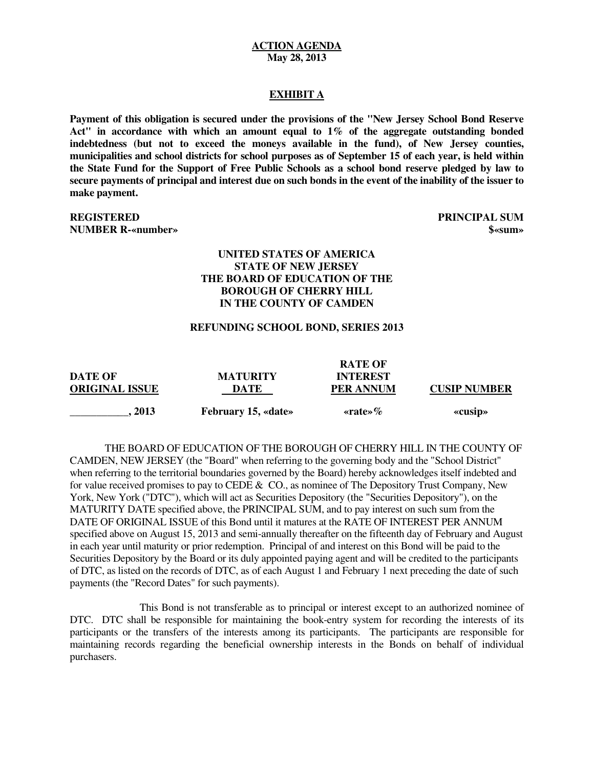**ACTION AGENDA**
**May 28, 2013**

**EXHIBIT A**

**Payment of this obligation is secured under the provisions of the "New Jersey School Bond Reserve Act" in accordance with which an amount equal to 1% of the aggregate outstanding bonded indebtedness (but not to exceed the moneys available in the fund), of New Jersey counties, municipalities and school districts for school purposes as of September 15 of each year, is held within the State Fund for the Support of Free Public Schools as a school bond reserve pledged by law to secure payments of principal and interest due on such bonds in the event of the inability of the issuer to make payment.**

**REGISTERED**
**NUMBER R-«number»**

**PRINCIPAL SUM**
**$«sum»**

**UNITED STATES OF AMERICA**
**STATE OF NEW JERSEY**
**THE BOARD OF EDUCATION OF THE**
**BOROUGH OF CHERRY HILL**
**IN THE COUNTY OF CAMDEN**

**REFUNDING SCHOOL BOND, SERIES 2013**

| DATE OF ORIGINAL ISSUE | MATURITY DATE | RATE OF INTEREST PER ANNUM | CUSIP NUMBER |
|---|---|---|---|
| ___________, 2013 | February 15, «date» | «rate»% | «cusip» |

THE BOARD OF EDUCATION OF THE BOROUGH OF CHERRY HILL IN THE COUNTY OF CAMDEN, NEW JERSEY (the "Board" when referring to the governing body and the "School District" when referring to the territorial boundaries governed by the Board) hereby acknowledges itself indebted and for value received promises to pay to CEDE & CO., as nominee of The Depository Trust Company, New York, New York ("DTC"), which will act as Securities Depository (the "Securities Depository"), on the MATURITY DATE specified above, the PRINCIPAL SUM, and to pay interest on such sum from the DATE OF ORIGINAL ISSUE of this Bond until it matures at the RATE OF INTEREST PER ANNUM specified above on August 15, 2013 and semi-annually thereafter on the fifteenth day of February and August in each year until maturity or prior redemption. Principal of and interest on this Bond will be paid to the Securities Depository by the Board or its duly appointed paying agent and will be credited to the participants of DTC, as listed on the records of DTC, as of each August 1 and February 1 next preceding the date of such payments (the "Record Dates" for such payments).

This Bond is not transferable as to principal or interest except to an authorized nominee of DTC. DTC shall be responsible for maintaining the book-entry system for recording the interests of its participants or the transfers of the interests among its participants. The participants are responsible for maintaining records regarding the beneficial ownership interests in the Bonds on behalf of individual purchasers.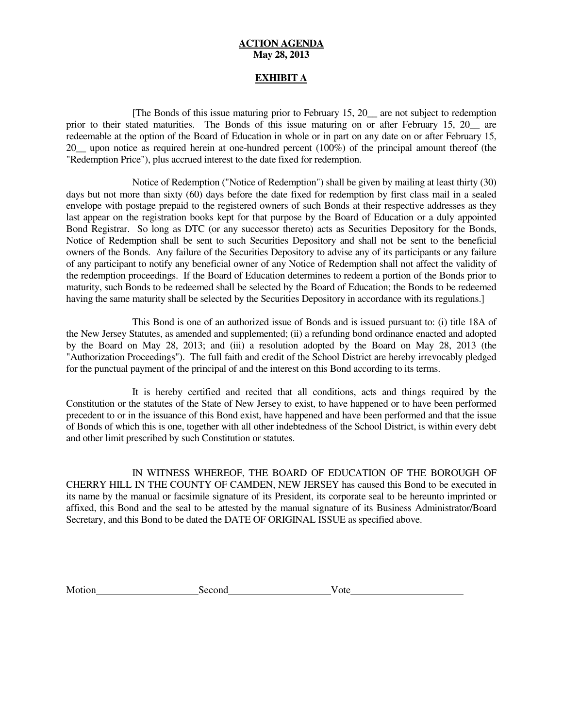**ACTION AGENDA**
**May 28, 2013**

**EXHIBIT A**

[The Bonds of this issue maturing prior to February 15, 20__ are not subject to redemption prior to their stated maturities. The Bonds of this issue maturing on or after February 15, 20__ are redeemable at the option of the Board of Education in whole or in part on any date on or after February 15, 20__ upon notice as required herein at one-hundred percent (100%) of the principal amount thereof (the "Redemption Price"), plus accrued interest to the date fixed for redemption.

Notice of Redemption ("Notice of Redemption") shall be given by mailing at least thirty (30) days but not more than sixty (60) days before the date fixed for redemption by first class mail in a sealed envelope with postage prepaid to the registered owners of such Bonds at their respective addresses as they last appear on the registration books kept for that purpose by the Board of Education or a duly appointed Bond Registrar. So long as DTC (or any successor thereto) acts as Securities Depository for the Bonds, Notice of Redemption shall be sent to such Securities Depository and shall not be sent to the beneficial owners of the Bonds. Any failure of the Securities Depository to advise any of its participants or any failure of any participant to notify any beneficial owner of any Notice of Redemption shall not affect the validity of the redemption proceedings. If the Board of Education determines to redeem a portion of the Bonds prior to maturity, such Bonds to be redeemed shall be selected by the Board of Education; the Bonds to be redeemed having the same maturity shall be selected by the Securities Depository in accordance with its regulations.]

This Bond is one of an authorized issue of Bonds and is issued pursuant to: (i) title 18A of the New Jersey Statutes, as amended and supplemented; (ii) a refunding bond ordinance enacted and adopted by the Board on May 28, 2013; and (iii) a resolution adopted by the Board on May 28, 2013 (the "Authorization Proceedings"). The full faith and credit of the School District are hereby irrevocably pledged for the punctual payment of the principal of and the interest on this Bond according to its terms.

It is hereby certified and recited that all conditions, acts and things required by the Constitution or the statutes of the State of New Jersey to exist, to have happened or to have been performed precedent to or in the issuance of this Bond exist, have happened and have been performed and that the issue of Bonds of which this is one, together with all other indebtedness of the School District, is within every debt and other limit prescribed by such Constitution or statutes.

IN WITNESS WHEREOF, THE BOARD OF EDUCATION OF THE BOROUGH OF CHERRY HILL IN THE COUNTY OF CAMDEN, NEW JERSEY has caused this Bond to be executed in its name by the manual or facsimile signature of its President, its corporate seal to be hereunto imprinted or affixed, this Bond and the seal to be attested by the manual signature of its Business Administrator/Board Secretary, and this Bond to be dated the DATE OF ORIGINAL ISSUE as specified above.

Motion____________________ Second____________________ Vote______________________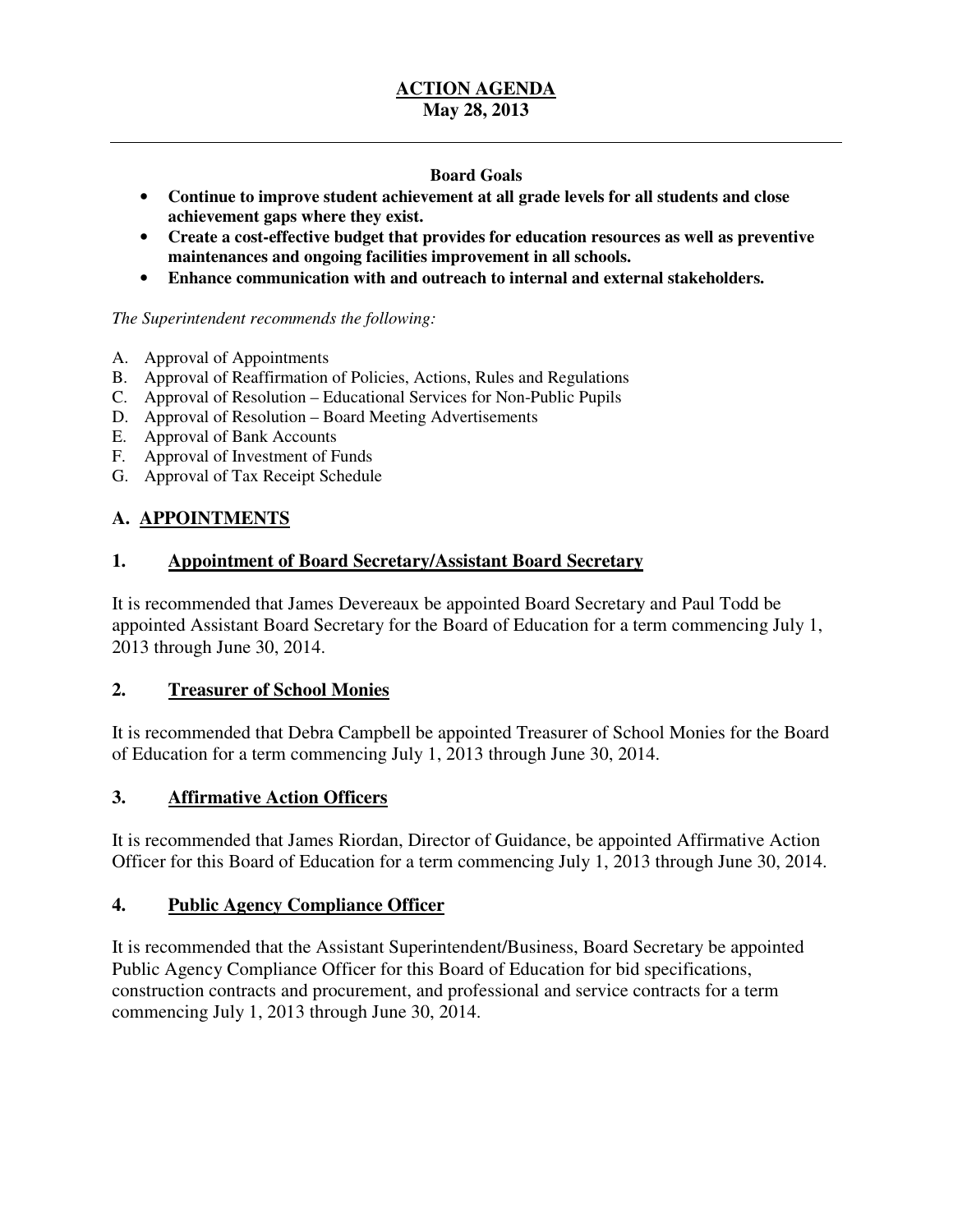# ACTION AGENDA
**May 28, 2013**

---

**Board Goals**

- **Continue to improve student achievement at all grade levels for all students and close achievement gaps where they exist.**
- **Create a cost-effective budget that provides for education resources as well as preventive maintenances and ongoing facilities improvement in all schools.**
- **Enhance communication with and outreach to internal and external stakeholders.**

*The Superintendent recommends the following:*

A. Approval of Appointments
B. Approval of Reaffirmation of Policies, Actions, Rules and Regulations
C. Approval of Resolution – Educational Services for Non-Public Pupils
D. Approval of Resolution – Board Meeting Advertisements
E. Approval of Bank Accounts
F. Approval of Investment of Funds
G. Approval of Tax Receipt Schedule

## A. APPOINTMENTS

### 1. Appointment of Board Secretary/Assistant Board Secretary

It is recommended that James Devereaux be appointed Board Secretary and Paul Todd be appointed Assistant Board Secretary for the Board of Education for a term commencing July 1, 2013 through June 30, 2014.

### 2. Treasurer of School Monies

It is recommended that Debra Campbell be appointed Treasurer of School Monies for the Board of Education for a term commencing July 1, 2013 through June 30, 2014.

### 3. Affirmative Action Officers

It is recommended that James Riordan, Director of Guidance, be appointed Affirmative Action Officer for this Board of Education for a term commencing July 1, 2013 through June 30, 2014.

### 4. Public Agency Compliance Officer

It is recommended that the Assistant Superintendent/Business, Board Secretary be appointed Public Agency Compliance Officer for this Board of Education for bid specifications, construction contracts and procurement, and professional and service contracts for a term commencing July 1, 2013 through June 30, 2014.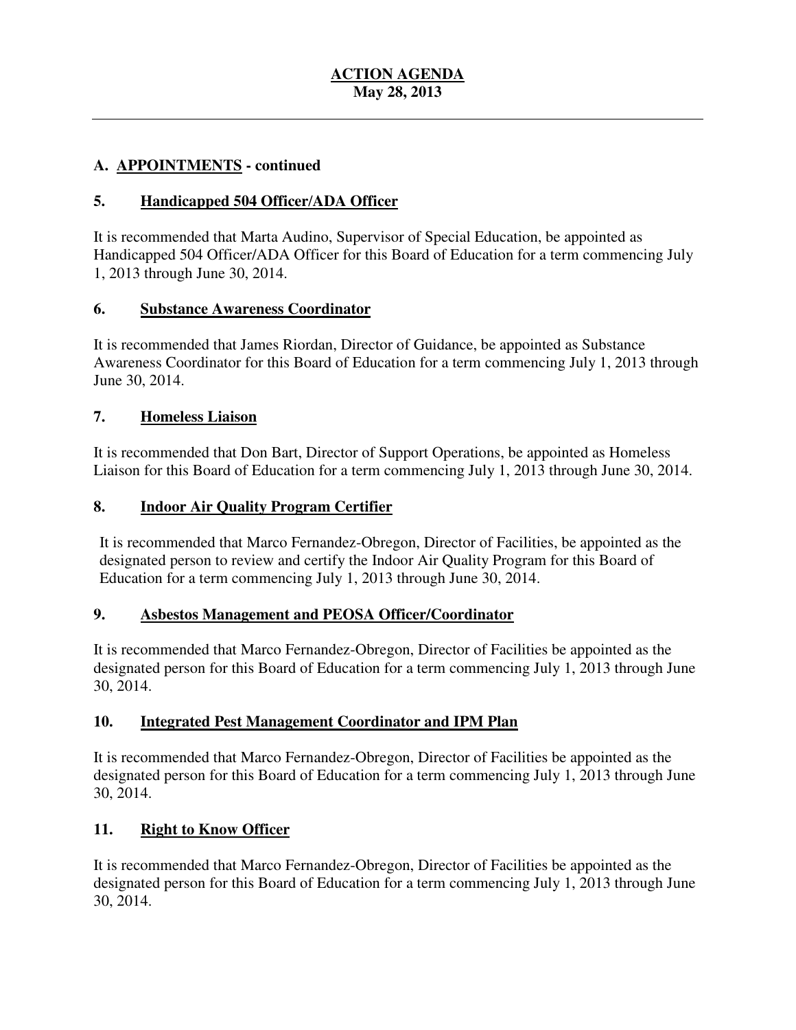# ACTION AGENDA
## May 28, 2013

---

### A. APPOINTMENTS - continued

### 5. Handicapped 504 Officer/ADA Officer

It is recommended that Marta Audino, Supervisor of Special Education, be appointed as Handicapped 504 Officer/ADA Officer for this Board of Education for a term commencing July 1, 2013 through June 30, 2014.

### 6. Substance Awareness Coordinator

It is recommended that James Riordan, Director of Guidance, be appointed as Substance Awareness Coordinator for this Board of Education for a term commencing July 1, 2013 through June 30, 2014.

### 7. Homeless Liaison

It is recommended that Don Bart, Director of Support Operations, be appointed as Homeless Liaison for this Board of Education for a term commencing July 1, 2013 through June 30, 2014.

### 8. Indoor Air Quality Program Certifier

It is recommended that Marco Fernandez-Obregon, Director of Facilities, be appointed as the designated person to review and certify the Indoor Air Quality Program for this Board of Education for a term commencing July 1, 2013 through June 30, 2014.

### 9. Asbestos Management and PEOSA Officer/Coordinator

It is recommended that Marco Fernandez-Obregon, Director of Facilities be appointed as the designated person for this Board of Education for a term commencing July 1, 2013 through June 30, 2014.

### 10. Integrated Pest Management Coordinator and IPM Plan

It is recommended that Marco Fernandez-Obregon, Director of Facilities be appointed as the designated person for this Board of Education for a term commencing July 1, 2013 through June 30, 2014.

### 11. Right to Know Officer

It is recommended that Marco Fernandez-Obregon, Director of Facilities be appointed as the designated person for this Board of Education for a term commencing July 1, 2013 through June 30, 2014.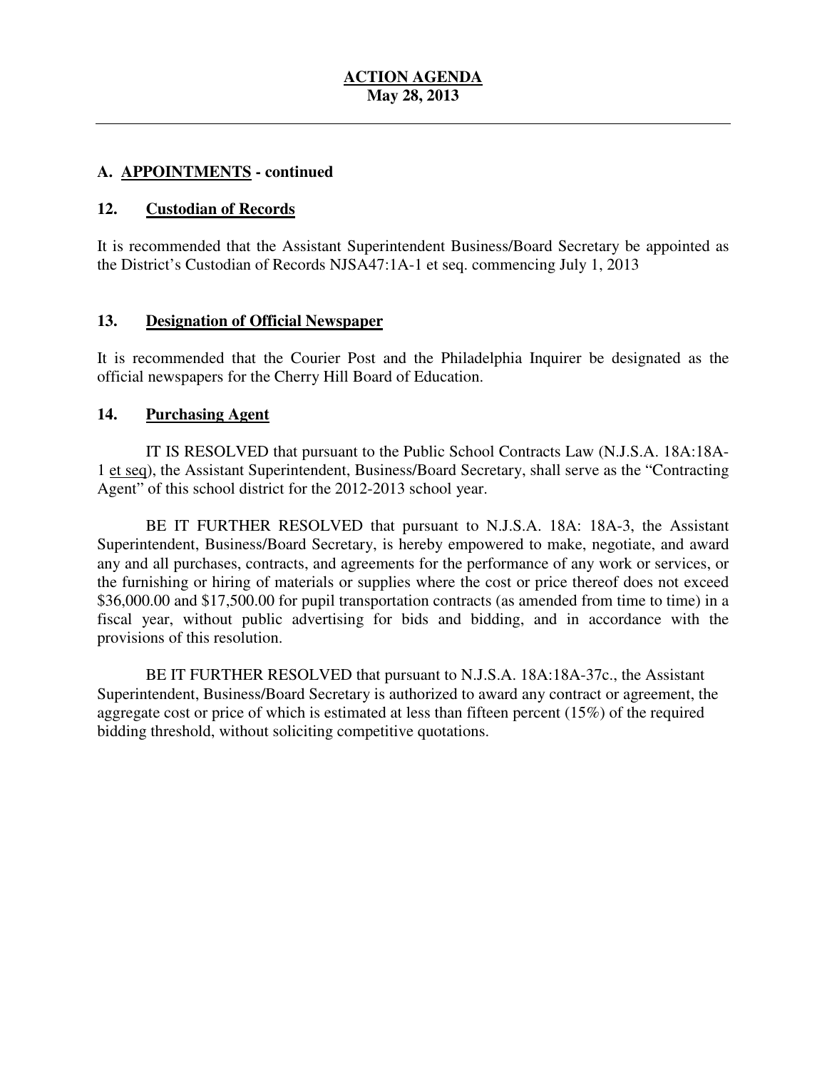**ACTION AGENDA**
**May 28, 2013**

## A. APPOINTMENTS - continued

### 12. Custodian of Records

It is recommended that the Assistant Superintendent Business/Board Secretary be appointed as the District's Custodian of Records NJSA47:1A-1 et seq. commencing July 1, 2013

### 13. Designation of Official Newspaper

It is recommended that the Courier Post and the Philadelphia Inquirer be designated as the official newspapers for the Cherry Hill Board of Education.

### 14. Purchasing Agent

IT IS RESOLVED that pursuant to the Public School Contracts Law (N.J.S.A. 18A:18A-1 et seq), the Assistant Superintendent, Business/Board Secretary, shall serve as the "Contracting Agent" of this school district for the 2012-2013 school year.

BE IT FURTHER RESOLVED that pursuant to N.J.S.A. 18A: 18A-3, the Assistant Superintendent, Business/Board Secretary, is hereby empowered to make, negotiate, and award any and all purchases, contracts, and agreements for the performance of any work or services, or the furnishing or hiring of materials or supplies where the cost or price thereof does not exceed $36,000.00 and $17,500.00 for pupil transportation contracts (as amended from time to time) in a fiscal year, without public advertising for bids and bidding, and in accordance with the provisions of this resolution.

BE IT FURTHER RESOLVED that pursuant to N.J.S.A. 18A:18A-37c., the Assistant Superintendent, Business/Board Secretary is authorized to award any contract or agreement, the aggregate cost or price of which is estimated at less than fifteen percent (15%) of the required bidding threshold, without soliciting competitive quotations.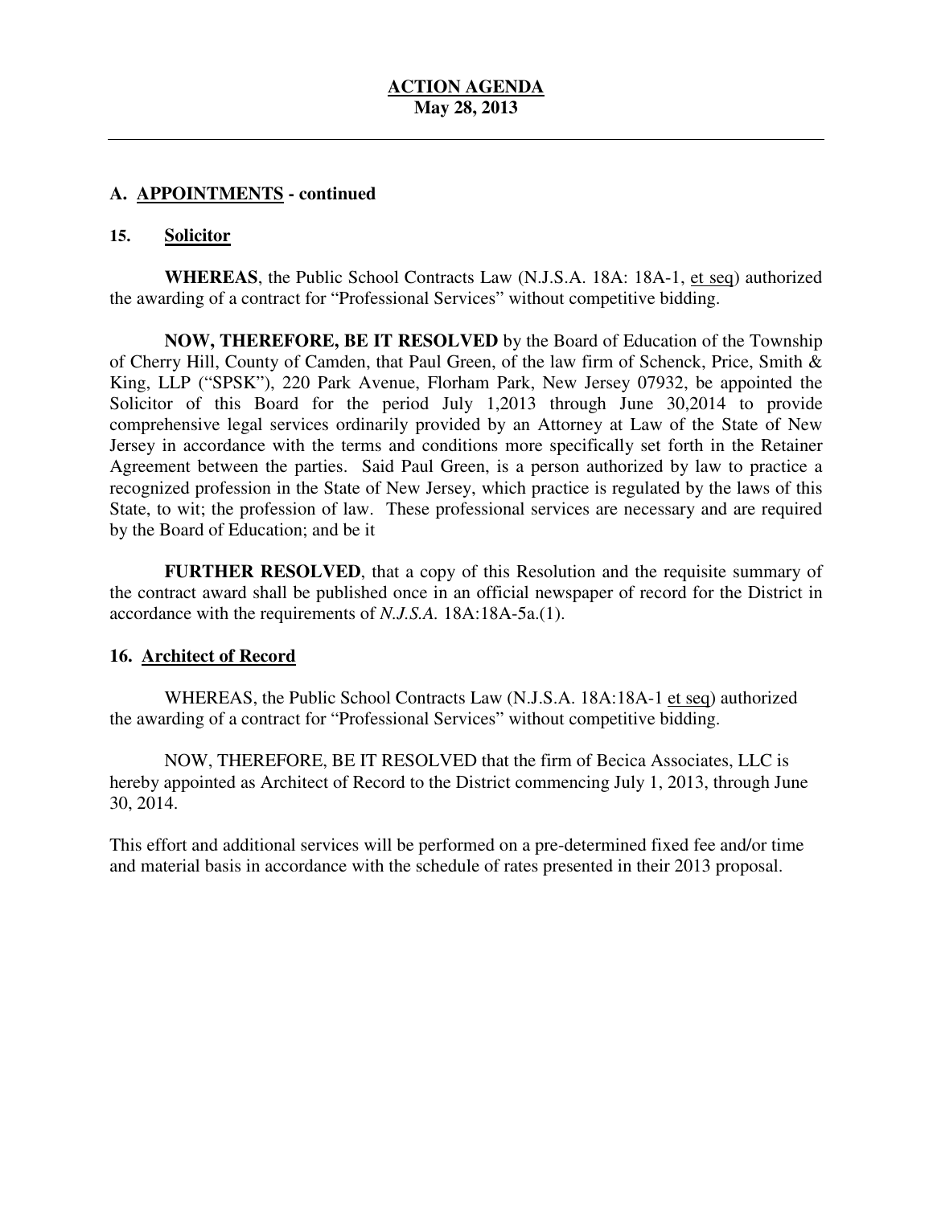**ACTION AGENDA**
**May 28, 2013**

---

## A. APPOINTMENTS - continued

### 15. Solicitor

**WHEREAS**, the Public School Contracts Law (N.J.S.A. 18A: 18A-1, et seq) authorized the awarding of a contract for "Professional Services" without competitive bidding.

**NOW, THEREFORE, BE IT RESOLVED** by the Board of Education of the Township of Cherry Hill, County of Camden, that Paul Green, of the law firm of Schenck, Price, Smith & King, LLP ("SPSK"), 220 Park Avenue, Florham Park, New Jersey 07932, be appointed the Solicitor of this Board for the period July 1,2013 through June 30,2014 to provide comprehensive legal services ordinarily provided by an Attorney at Law of the State of New Jersey in accordance with the terms and conditions more specifically set forth in the Retainer Agreement between the parties. Said Paul Green, is a person authorized by law to practice a recognized profession in the State of New Jersey, which practice is regulated by the laws of this State, to wit; the profession of law. These professional services are necessary and are required by the Board of Education; and be it

**FURTHER RESOLVED**, that a copy of this Resolution and the requisite summary of the contract award shall be published once in an official newspaper of record for the District in accordance with the requirements of *N.J.S.A.* 18A:18A-5a.(1).

### 16. Architect of Record

WHEREAS, the Public School Contracts Law (N.J.S.A. 18A:18A-1 et seq) authorized the awarding of a contract for "Professional Services" without competitive bidding.

NOW, THEREFORE, BE IT RESOLVED that the firm of Becica Associates, LLC is hereby appointed as Architect of Record to the District commencing July 1, 2013, through June 30, 2014.

This effort and additional services will be performed on a pre-determined fixed fee and/or time and material basis in accordance with the schedule of rates presented in their 2013 proposal.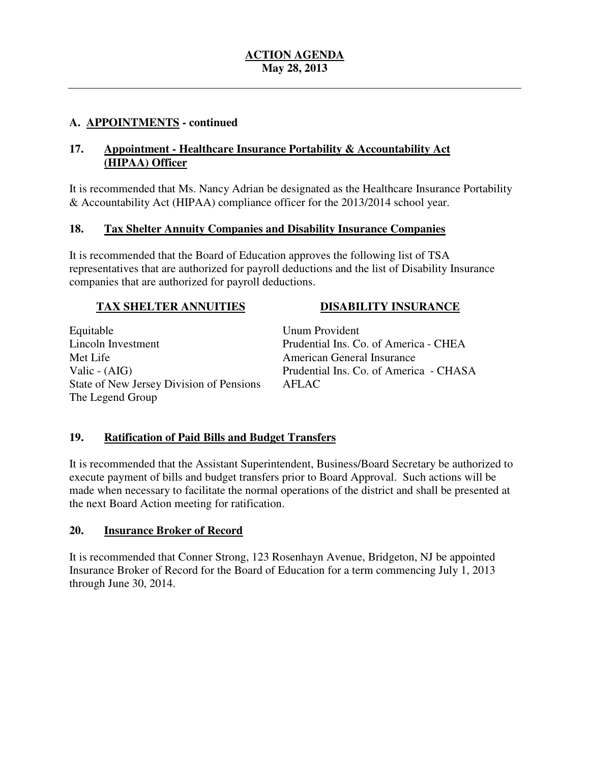**ACTION AGENDA**
**May 28, 2013**

---

## A. APPOINTMENTS - continued

### 17. Appointment - Healthcare Insurance Portability & Accountability Act (HIPAA) Officer

It is recommended that Ms. Nancy Adrian be designated as the Healthcare Insurance Portability & Accountability Act (HIPAA) compliance officer for the 2013/2014 school year.

### 18. Tax Shelter Annuity Companies and Disability Insurance Companies

It is recommended that the Board of Education approves the following list of TSA representatives that are authorized for payroll deductions and the list of Disability Insurance companies that are authorized for payroll deductions.

| TAX SHELTER ANNUITIES | DISABILITY INSURANCE |
| --- | --- |
| Equitable | Unum Provident |
| Lincoln Investment | Prudential Ins. Co. of America - CHEA |
| Met Life | American General Insurance |
| Valic - (AIG) | Prudential Ins. Co. of America - CHASA |
| State of New Jersey Division of Pensions | AFLAC |
| The Legend Group | |

### 19. Ratification of Paid Bills and Budget Transfers

It is recommended that the Assistant Superintendent, Business/Board Secretary be authorized to execute payment of bills and budget transfers prior to Board Approval. Such actions will be made when necessary to facilitate the normal operations of the district and shall be presented at the next Board Action meeting for ratification.

### 20. Insurance Broker of Record

It is recommended that Conner Strong, 123 Rosenhayn Avenue, Bridgeton, NJ be appointed Insurance Broker of Record for the Board of Education for a term commencing July 1, 2013 through June 30, 2014.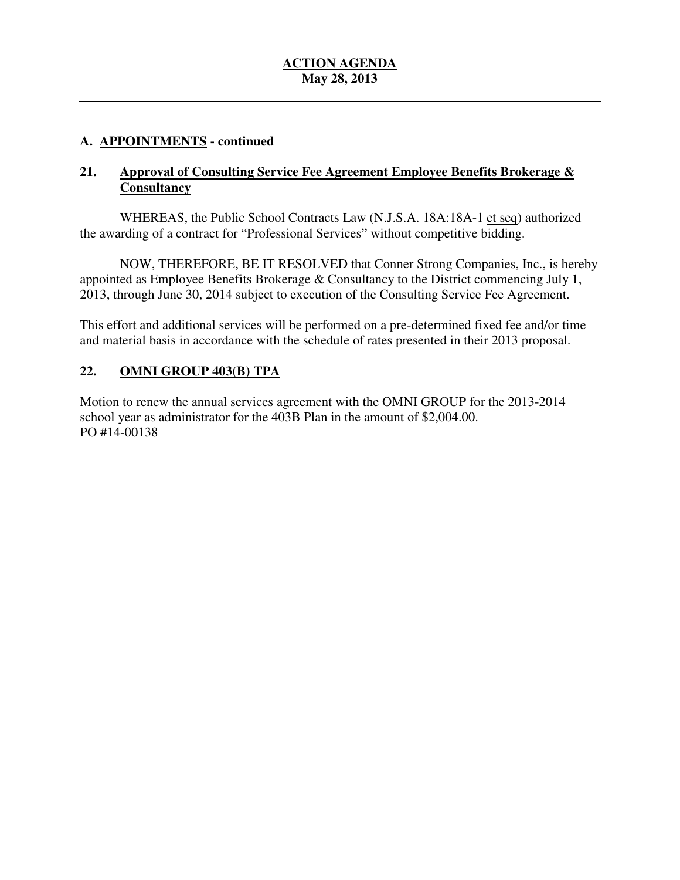**ACTION AGENDA**
**May 28, 2013**

## A. APPOINTMENTS - continued

### 21. Approval of Consulting Service Fee Agreement Employee Benefits Brokerage & Consultancy

WHEREAS, the Public School Contracts Law (N.J.S.A. 18A:18A-1 et seq) authorized the awarding of a contract for "Professional Services" without competitive bidding.

NOW, THEREFORE, BE IT RESOLVED that Conner Strong Companies, Inc., is hereby appointed as Employee Benefits Brokerage & Consultancy to the District commencing July 1, 2013, through June 30, 2014 subject to execution of the Consulting Service Fee Agreement.

This effort and additional services will be performed on a pre-determined fixed fee and/or time and material basis in accordance with the schedule of rates presented in their 2013 proposal.

### 22. OMNI GROUP 403(B) TPA

Motion to renew the annual services agreement with the OMNI GROUP for the 2013-2014 school year as administrator for the 403B Plan in the amount of $2,004.00.
PO #14-00138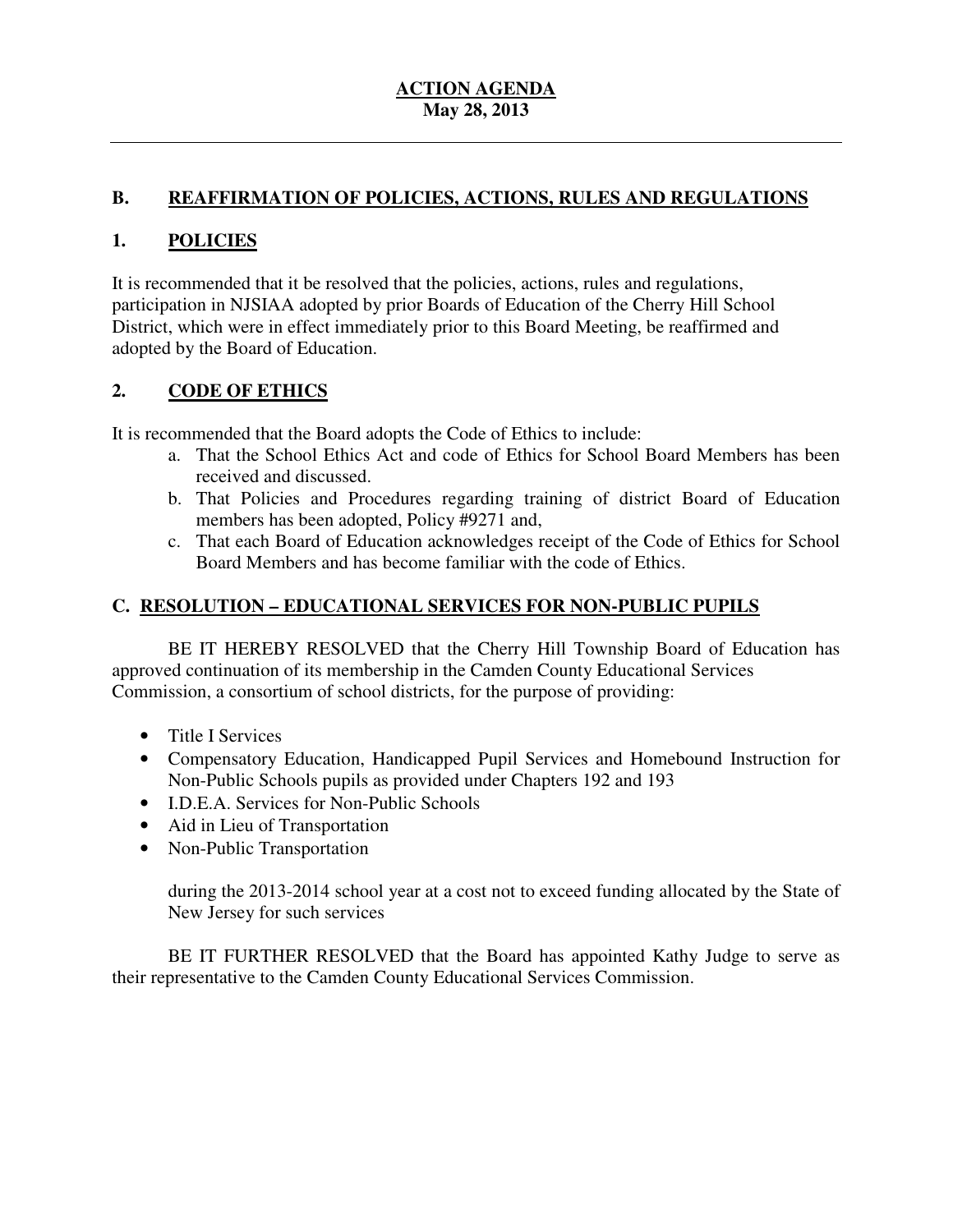**ACTION AGENDA**
**May 28, 2013**

## B. REAFFIRMATION OF POLICIES, ACTIONS, RULES AND REGULATIONS

### 1. POLICIES

It is recommended that it be resolved that the policies, actions, rules and regulations, participation in NJSIAA adopted by prior Boards of Education of the Cherry Hill School District, which were in effect immediately prior to this Board Meeting, be reaffirmed and adopted by the Board of Education.

### 2. CODE OF ETHICS

It is recommended that the Board adopts the Code of Ethics to include:

a. That the School Ethics Act and code of Ethics for School Board Members has been received and discussed.
b. That Policies and Procedures regarding training of district Board of Education members has been adopted, Policy #9271 and,
c. That each Board of Education acknowledges receipt of the Code of Ethics for School Board Members and has become familiar with the code of Ethics.

## C. RESOLUTION – EDUCATIONAL SERVICES FOR NON-PUBLIC PUPILS

BE IT HEREBY RESOLVED that the Cherry Hill Township Board of Education has approved continuation of its membership in the Camden County Educational Services Commission, a consortium of school districts, for the purpose of providing:

- Title I Services
- Compensatory Education, Handicapped Pupil Services and Homebound Instruction for Non-Public Schools pupils as provided under Chapters 192 and 193
- I.D.E.A. Services for Non-Public Schools
- Aid in Lieu of Transportation
- Non-Public Transportation

during the 2013-2014 school year at a cost not to exceed funding allocated by the State of New Jersey for such services

BE IT FURTHER RESOLVED that the Board has appointed Kathy Judge to serve as their representative to the Camden County Educational Services Commission.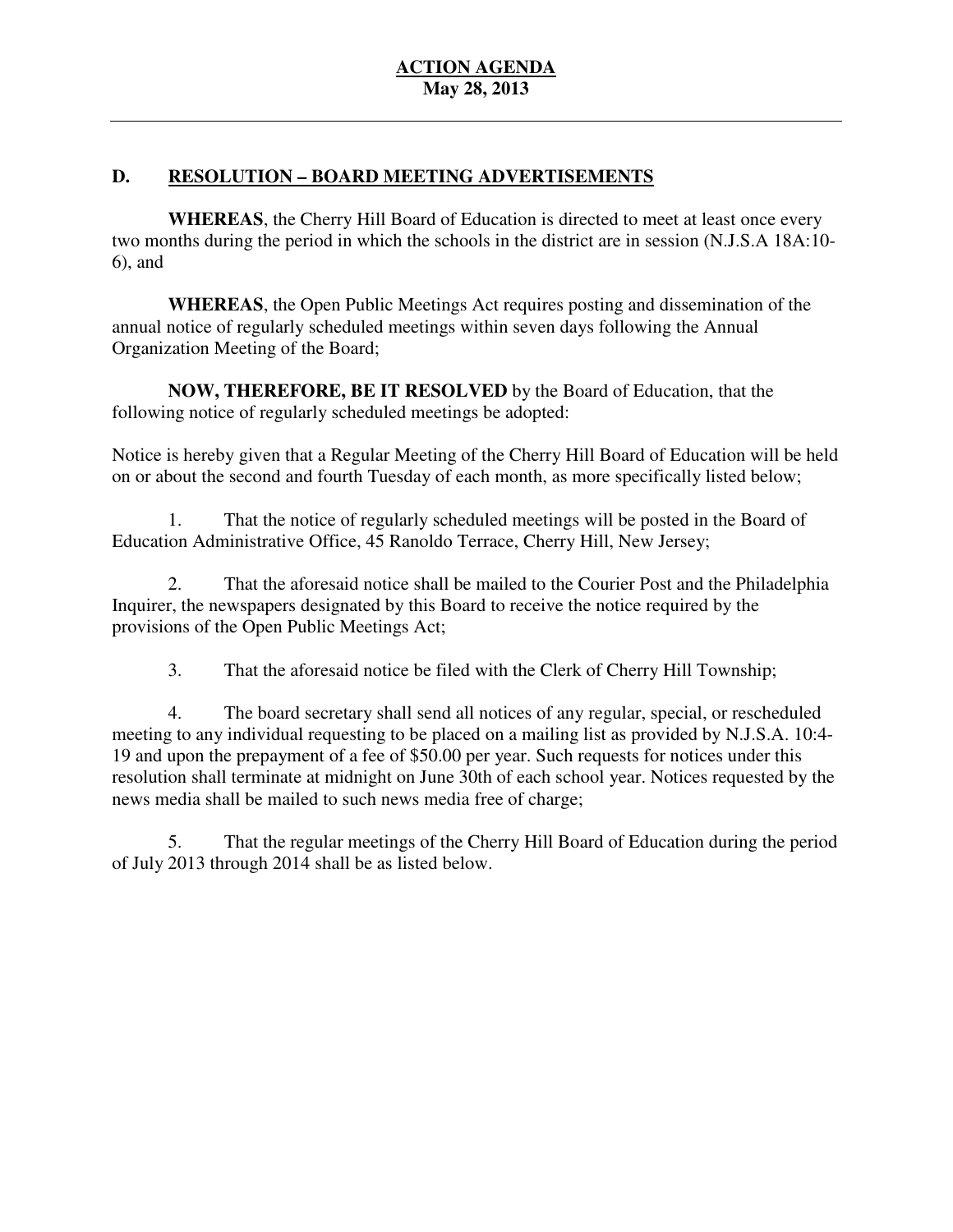**ACTION AGENDA**
**May 28, 2013**

## D. RESOLUTION – BOARD MEETING ADVERTISEMENTS

**WHEREAS**, the Cherry Hill Board of Education is directed to meet at least once every two months during the period in which the schools in the district are in session (N.J.S.A 18A:10-6), and

**WHEREAS**, the Open Public Meetings Act requires posting and dissemination of the annual notice of regularly scheduled meetings within seven days following the Annual Organization Meeting of the Board;

**NOW, THEREFORE, BE IT RESOLVED** by the Board of Education, that the following notice of regularly scheduled meetings be adopted:

Notice is hereby given that a Regular Meeting of the Cherry Hill Board of Education will be held on or about the second and fourth Tuesday of each month, as more specifically listed below;

1. That the notice of regularly scheduled meetings will be posted in the Board of Education Administrative Office, 45 Ranoldo Terrace, Cherry Hill, New Jersey;

2. That the aforesaid notice shall be mailed to the Courier Post and the Philadelphia Inquirer, the newspapers designated by this Board to receive the notice required by the provisions of the Open Public Meetings Act;

3. That the aforesaid notice be filed with the Clerk of Cherry Hill Township;

4. The board secretary shall send all notices of any regular, special, or rescheduled meeting to any individual requesting to be placed on a mailing list as provided by N.J.S.A. 10:4-19 and upon the prepayment of a fee of $50.00 per year. Such requests for notices under this resolution shall terminate at midnight on June 30th of each school year. Notices requested by the news media shall be mailed to such news media free of charge;

5. That the regular meetings of the Cherry Hill Board of Education during the period of July 2013 through 2014 shall be as listed below.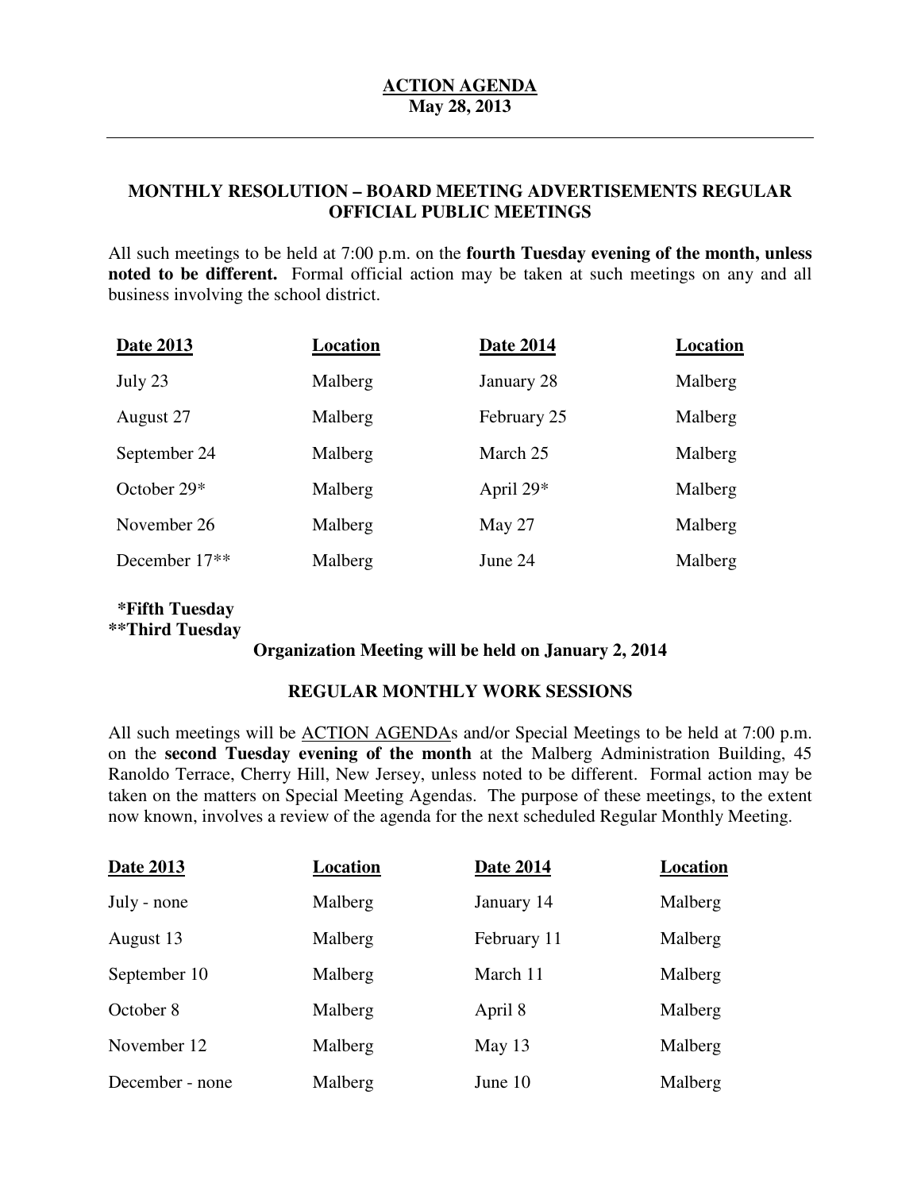**ACTION AGENDA**
**May 28, 2013**

---

### MONTHLY RESOLUTION – BOARD MEETING ADVERTISEMENTS REGULAR OFFICIAL PUBLIC MEETINGS

All such meetings to be held at 7:00 p.m. on the **fourth Tuesday evening of the month, unless noted to be different.** Formal official action may be taken at such meetings on any and all business involving the school district.

| Date 2013 | Location | Date 2014 | Location |
|---|---|---|---|
| July 23 | Malberg | January 28 | Malberg |
| August 27 | Malberg | February 25 | Malberg |
| September 24 | Malberg | March 25 | Malberg |
| October 29* | Malberg | April 29* | Malberg |
| November 26 | Malberg | May 27 | Malberg |
| December 17** | Malberg | June 24 | Malberg |

**\*Fifth Tuesday**
**\*\*Third Tuesday**

**Organization Meeting will be held on January 2, 2014**

### REGULAR MONTHLY WORK SESSIONS

All such meetings will be ACTION AGENDAs and/or Special Meetings to be held at 7:00 p.m. on the **second Tuesday evening of the month** at the Malberg Administration Building, 45 Ranoldo Terrace, Cherry Hill, New Jersey, unless noted to be different. Formal action may be taken on the matters on Special Meeting Agendas. The purpose of these meetings, to the extent now known, involves a review of the agenda for the next scheduled Regular Monthly Meeting.

| Date 2013 | Location | Date 2014 | Location |
|---|---|---|---|
| July - none | Malberg | January 14 | Malberg |
| August 13 | Malberg | February 11 | Malberg |
| September 10 | Malberg | March 11 | Malberg |
| October 8 | Malberg | April 8 | Malberg |
| November 12 | Malberg | May 13 | Malberg |
| December - none | Malberg | June 10 | Malberg |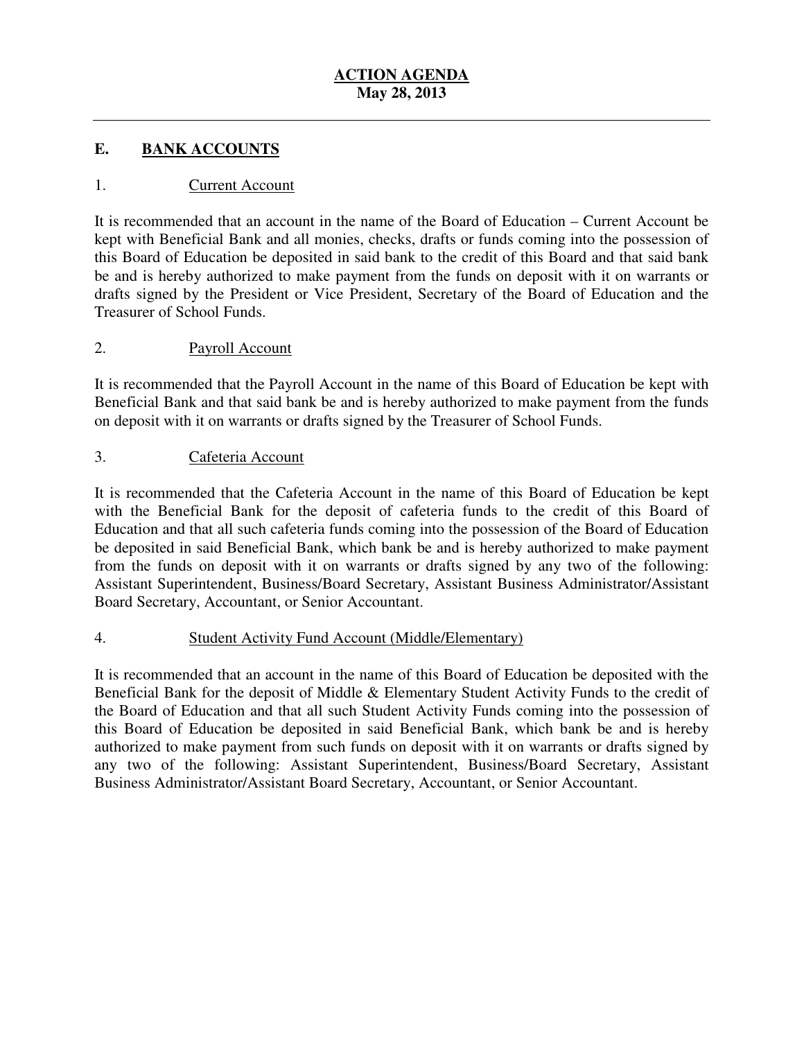## E. BANK ACCOUNTS

### 1. Current Account

It is recommended that an account in the name of the Board of Education – Current Account be kept with Beneficial Bank and all monies, checks, drafts or funds coming into the possession of this Board of Education be deposited in said bank to the credit of this Board and that said bank be and is hereby authorized to make payment from the funds on deposit with it on warrants or drafts signed by the President or Vice President, Secretary of the Board of Education and the Treasurer of School Funds.

### 2. Payroll Account

It is recommended that the Payroll Account in the name of this Board of Education be kept with Beneficial Bank and that said bank be and is hereby authorized to make payment from the funds on deposit with it on warrants or drafts signed by the Treasurer of School Funds.

### 3. Cafeteria Account

It is recommended that the Cafeteria Account in the name of this Board of Education be kept with the Beneficial Bank for the deposit of cafeteria funds to the credit of this Board of Education and that all such cafeteria funds coming into the possession of the Board of Education be deposited in said Beneficial Bank, which bank be and is hereby authorized to make payment from the funds on deposit with it on warrants or drafts signed by any two of the following: Assistant Superintendent, Business/Board Secretary, Assistant Business Administrator/Assistant Board Secretary, Accountant, or Senior Accountant.

### 4. Student Activity Fund Account (Middle/Elementary)

It is recommended that an account in the name of this Board of Education be deposited with the Beneficial Bank for the deposit of Middle & Elementary Student Activity Funds to the credit of the Board of Education and that all such Student Activity Funds coming into the possession of this Board of Education be deposited in said Beneficial Bank, which bank be and is hereby authorized to make payment from such funds on deposit with it on warrants or drafts signed by any two of the following: Assistant Superintendent, Business/Board Secretary, Assistant Business Administrator/Assistant Board Secretary, Accountant, or Senior Accountant.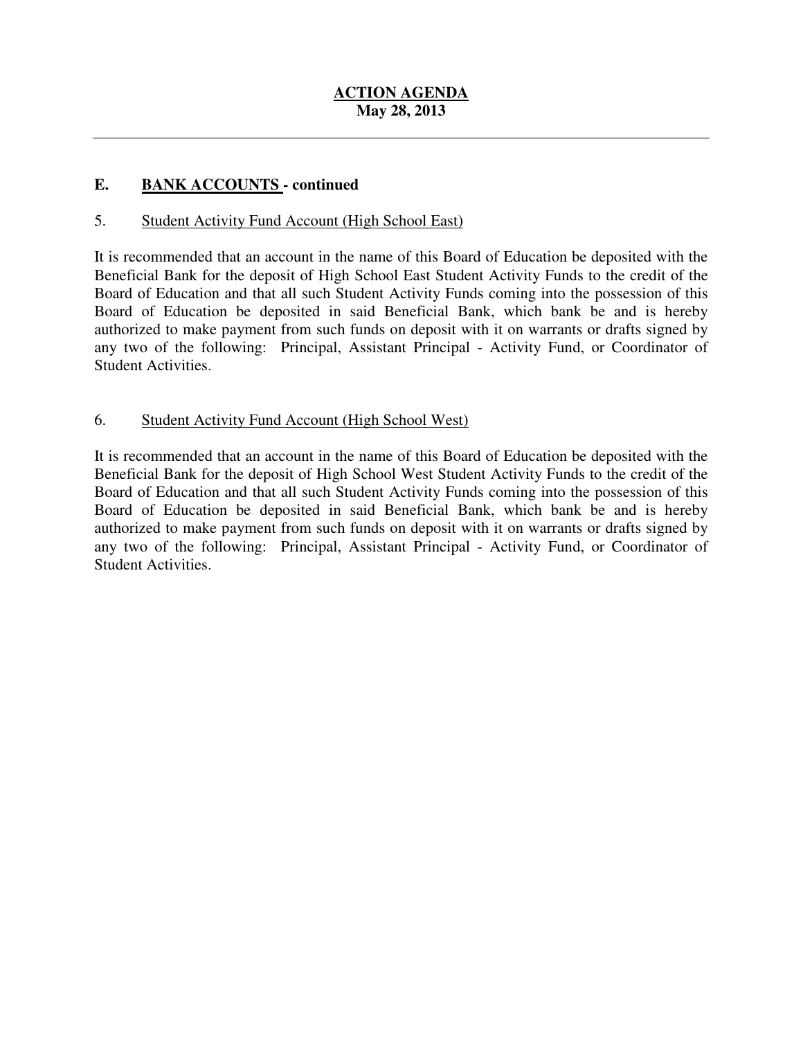## E. BANK ACCOUNTS - continued

5. Student Activity Fund Account (High School East)

It is recommended that an account in the name of this Board of Education be deposited with the Beneficial Bank for the deposit of High School East Student Activity Funds to the credit of the Board of Education and that all such Student Activity Funds coming into the possession of this Board of Education be deposited in said Beneficial Bank, which bank be and is hereby authorized to make payment from such funds on deposit with it on warrants or drafts signed by any two of the following: Principal, Assistant Principal - Activity Fund, or Coordinator of Student Activities.

6. Student Activity Fund Account (High School West)

It is recommended that an account in the name of this Board of Education be deposited with the Beneficial Bank for the deposit of High School West Student Activity Funds to the credit of the Board of Education and that all such Student Activity Funds coming into the possession of this Board of Education be deposited in said Beneficial Bank, which bank be and is hereby authorized to make payment from such funds on deposit with it on warrants or drafts signed by any two of the following: Principal, Assistant Principal - Activity Fund, or Coordinator of Student Activities.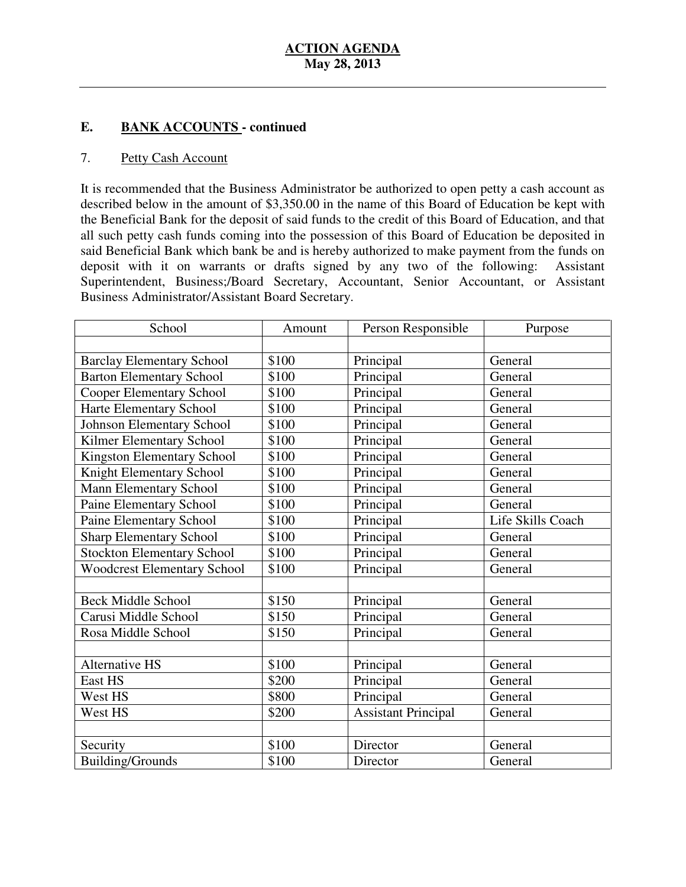# ACTION AGENDA

**May 28, 2013**

## E. BANK ACCOUNTS - continued

### 7. Petty Cash Account

It is recommended that the Business Administrator be authorized to open petty a cash account as described below in the amount of $3,350.00 in the name of this Board of Education be kept with the Beneficial Bank for the deposit of said funds to the credit of this Board of Education, and that all such petty cash funds coming into the possession of this Board of Education be deposited in said Beneficial Bank which bank be and is hereby authorized to make payment from the funds on deposit with it on warrants or drafts signed by any two of the following: Assistant Superintendent, Business;/Board Secretary, Accountant, Senior Accountant, or Assistant Business Administrator/Assistant Board Secretary.

| School | Amount | Person Responsible | Purpose |
|---|---|---|---|
| | | | |
| Barclay Elementary School | $100 | Principal | General |
| Barton Elementary School | $100 | Principal | General |
| Cooper Elementary School | $100 | Principal | General |
| Harte Elementary School | $100 | Principal | General |
| Johnson Elementary School | $100 | Principal | General |
| Kilmer Elementary School | $100 | Principal | General |
| Kingston Elementary School | $100 | Principal | General |
| Knight Elementary School | $100 | Principal | General |
| Mann Elementary School | $100 | Principal | General |
| Paine Elementary School | $100 | Principal | General |
| Paine Elementary School | $100 | Principal | Life Skills Coach |
| Sharp Elementary School | $100 | Principal | General |
| Stockton Elementary School | $100 | Principal | General |
| Woodcrest Elementary School | $100 | Principal | General |
| | | | |
| Beck Middle School | $150 | Principal | General |
| Carusi Middle School | $150 | Principal | General |
| Rosa Middle School | $150 | Principal | General |
| | | | |
| Alternative HS | $100 | Principal | General |
| East HS | $200 | Principal | General |
| West HS | $800 | Principal | General |
| West HS | $200 | Assistant Principal | General |
| | | | |
| Security | $100 | Director | General |
| Building/Grounds | $100 | Director | General |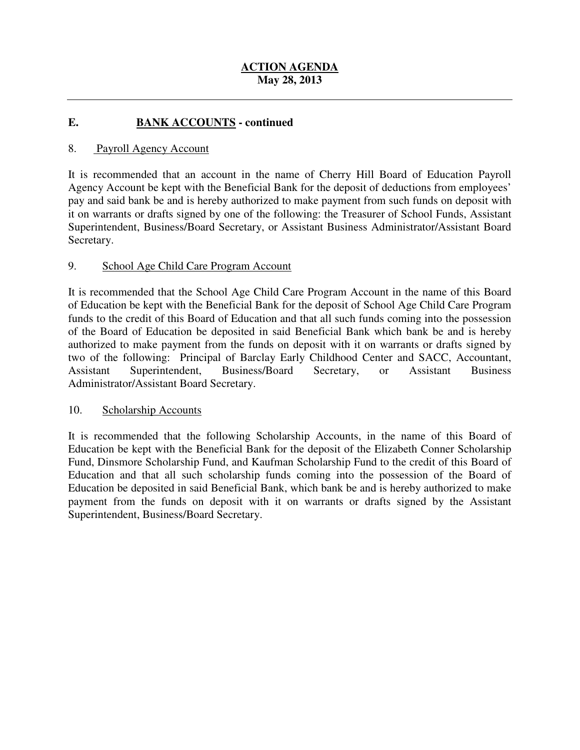**ACTION AGENDA**
**May 28, 2013**

---

## E. BANK ACCOUNTS - continued

8. Payroll Agency Account

It is recommended that an account in the name of Cherry Hill Board of Education Payroll Agency Account be kept with the Beneficial Bank for the deposit of deductions from employees' pay and said bank be and is hereby authorized to make payment from such funds on deposit with it on warrants or drafts signed by one of the following: the Treasurer of School Funds, Assistant Superintendent, Business/Board Secretary, or Assistant Business Administrator/Assistant Board Secretary.

9. School Age Child Care Program Account

It is recommended that the School Age Child Care Program Account in the name of this Board of Education be kept with the Beneficial Bank for the deposit of School Age Child Care Program funds to the credit of this Board of Education and that all such funds coming into the possession of the Board of Education be deposited in said Beneficial Bank which bank be and is hereby authorized to make payment from the funds on deposit with it on warrants or drafts signed by two of the following: Principal of Barclay Early Childhood Center and SACC, Accountant, Assistant Superintendent, Business/Board Secretary, or Assistant Business Administrator/Assistant Board Secretary.

10. Scholarship Accounts

It is recommended that the following Scholarship Accounts, in the name of this Board of Education be kept with the Beneficial Bank for the deposit of the Elizabeth Conner Scholarship Fund, Dinsmore Scholarship Fund, and Kaufman Scholarship Fund to the credit of this Board of Education and that all such scholarship funds coming into the possession of the Board of Education be deposited in said Beneficial Bank, which bank be and is hereby authorized to make payment from the funds on deposit with it on warrants or drafts signed by the Assistant Superintendent, Business/Board Secretary.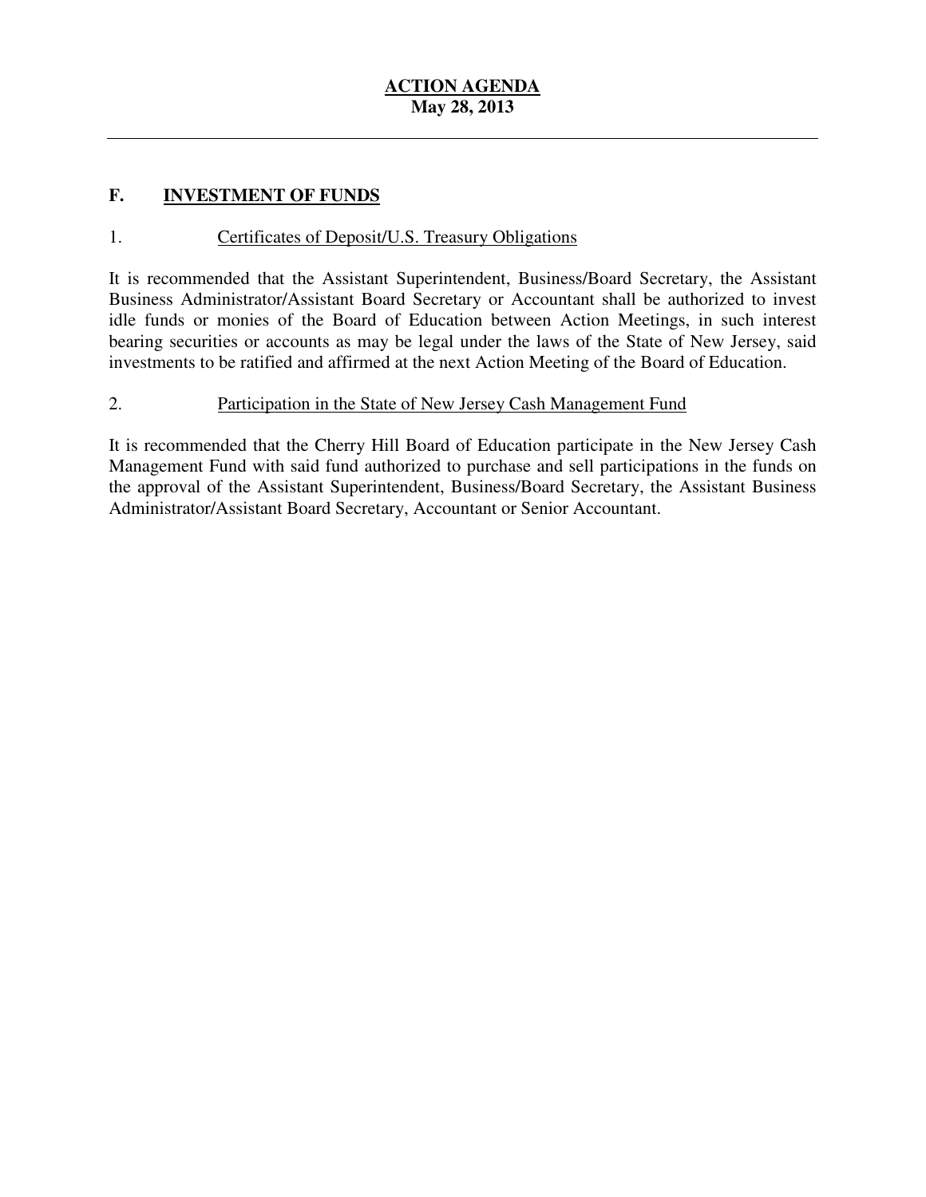## F. INVESTMENT OF FUNDS

1. Certificates of Deposit/U.S. Treasury Obligations

It is recommended that the Assistant Superintendent, Business/Board Secretary, the Assistant Business Administrator/Assistant Board Secretary or Accountant shall be authorized to invest idle funds or monies of the Board of Education between Action Meetings, in such interest bearing securities or accounts as may be legal under the laws of the State of New Jersey, said investments to be ratified and affirmed at the next Action Meeting of the Board of Education.

2. Participation in the State of New Jersey Cash Management Fund

It is recommended that the Cherry Hill Board of Education participate in the New Jersey Cash Management Fund with said fund authorized to purchase and sell participations in the funds on the approval of the Assistant Superintendent, Business/Board Secretary, the Assistant Business Administrator/Assistant Board Secretary, Accountant or Senior Accountant.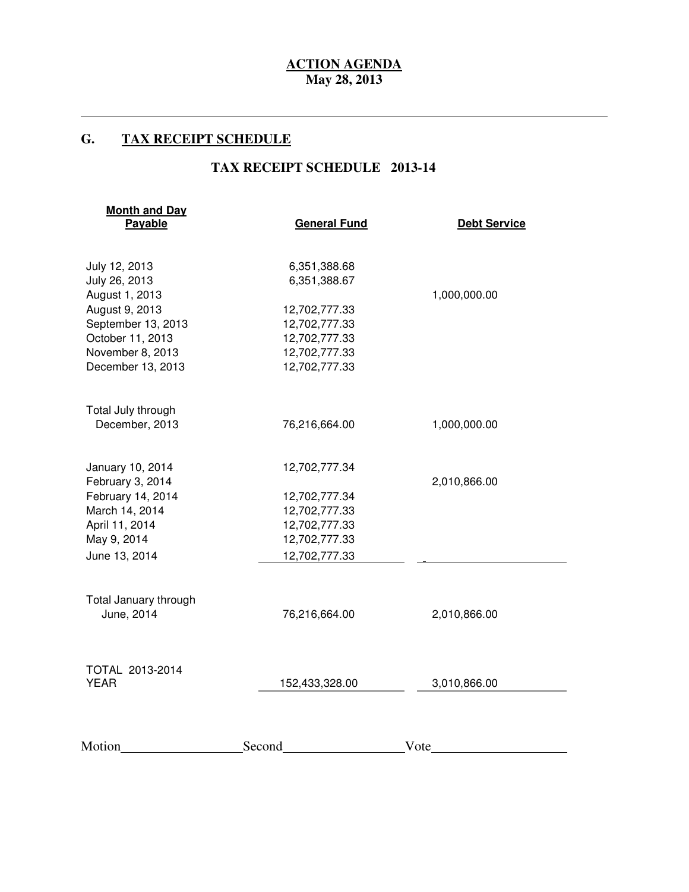**ACTION AGENDA**
**May 28, 2013**

## G. TAX RECEIPT SCHEDULE

### TAX RECEIPT SCHEDULE 2013-14

| Month and Day Payable | General Fund | Debt Service |
|---|---|---|
| July 12, 2013 | 6,351,388.68 | |
| July 26, 2013 | 6,351,388.67 | |
| August 1, 2013 | | 1,000,000.00 |
| August 9, 2013 | 12,702,777.33 | |
| September 13, 2013 | 12,702,777.33 | |
| October 11, 2013 | 12,702,777.33 | |
| November 8, 2013 | 12,702,777.33 | |
| December 13, 2013 | 12,702,777.33 | |
| Total July through December, 2013 | 76,216,664.00 | 1,000,000.00 |
| January 10, 2014 | 12,702,777.34 | |
| February 3, 2014 | | 2,010,866.00 |
| February 14, 2014 | 12,702,777.34 | |
| March 14, 2014 | 12,702,777.33 | |
| April 11, 2014 | 12,702,777.33 | |
| May 9, 2014 | 12,702,777.33 | |
| June 13, 2014 | 12,702,777.33 | |
| Total January through June, 2014 | 76,216,664.00 | 2,010,866.00 |
| TOTAL 2013-2014 YEAR | 152,433,328.00 | 3,010,866.00 |

Motion__________________Second__________________Vote____________________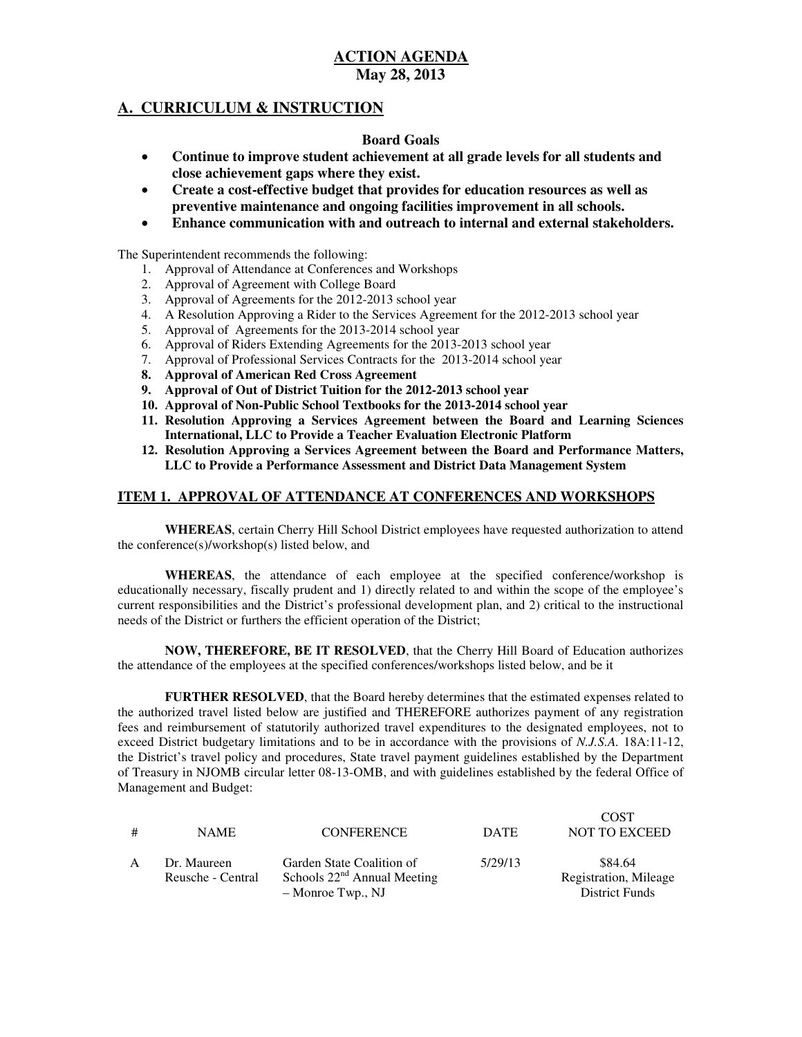# ACTION AGENDA
## May 28, 2013

## A. CURRICULUM & INSTRUCTION

**Board Goals**

- **Continue to improve student achievement at all grade levels for all students and close achievement gaps where they exist.**
- **Create a cost-effective budget that provides for education resources as well as preventive maintenance and ongoing facilities improvement in all schools.**
- **Enhance communication with and outreach to internal and external stakeholders.**

The Superintendent recommends the following:

1. Approval of Attendance at Conferences and Workshops
2. Approval of Agreement with College Board
3. Approval of Agreements for the 2012-2013 school year
4. A Resolution Approving a Rider to the Services Agreement for the 2012-2013 school year
5. Approval of Agreements for the 2013-2014 school year
6. Approval of Riders Extending Agreements for the 2013-2013 school year
7. Approval of Professional Services Contracts for the 2013-2014 school year
8. **Approval of American Red Cross Agreement**
9. **Approval of Out of District Tuition for the 2012-2013 school year**
10. **Approval of Non-Public School Textbooks for the 2013-2014 school year**
11. **Resolution Approving a Services Agreement between the Board and Learning Sciences International, LLC to Provide a Teacher Evaluation Electronic Platform**
12. **Resolution Approving a Services Agreement between the Board and Performance Matters, LLC to Provide a Performance Assessment and District Data Management System**

## ITEM 1. APPROVAL OF ATTENDANCE AT CONFERENCES AND WORKSHOPS

**WHEREAS**, certain Cherry Hill School District employees have requested authorization to attend the conference(s)/workshop(s) listed below, and

**WHEREAS**, the attendance of each employee at the specified conference/workshop is educationally necessary, fiscally prudent and 1) directly related to and within the scope of the employee's current responsibilities and the District's professional development plan, and 2) critical to the instructional needs of the District or furthers the efficient operation of the District;

**NOW, THEREFORE, BE IT RESOLVED**, that the Cherry Hill Board of Education authorizes the attendance of the employees at the specified conferences/workshops listed below, and be it

**FURTHER RESOLVED**, that the Board hereby determines that the estimated expenses related to the authorized travel listed below are justified and THEREFORE authorizes payment of any registration fees and reimbursement of statutorily authorized travel expenditures to the designated employees, not to exceed District budgetary limitations and to be in accordance with the provisions of *N.J.S.A.* 18A:11-12, the District's travel policy and procedures, State travel payment guidelines established by the Department of Treasury in NJOMB circular letter 08-13-OMB, and with guidelines established by the federal Office of Management and Budget:

| # | NAME | CONFERENCE | DATE | COST NOT TO EXCEED |
|---|---|---|---|---|
| A | Dr. Maureen Reusche - Central | Garden State Coalition of Schools 22nd Annual Meeting – Monroe Twp., NJ | 5/29/13 | $84.64 Registration, Mileage District Funds |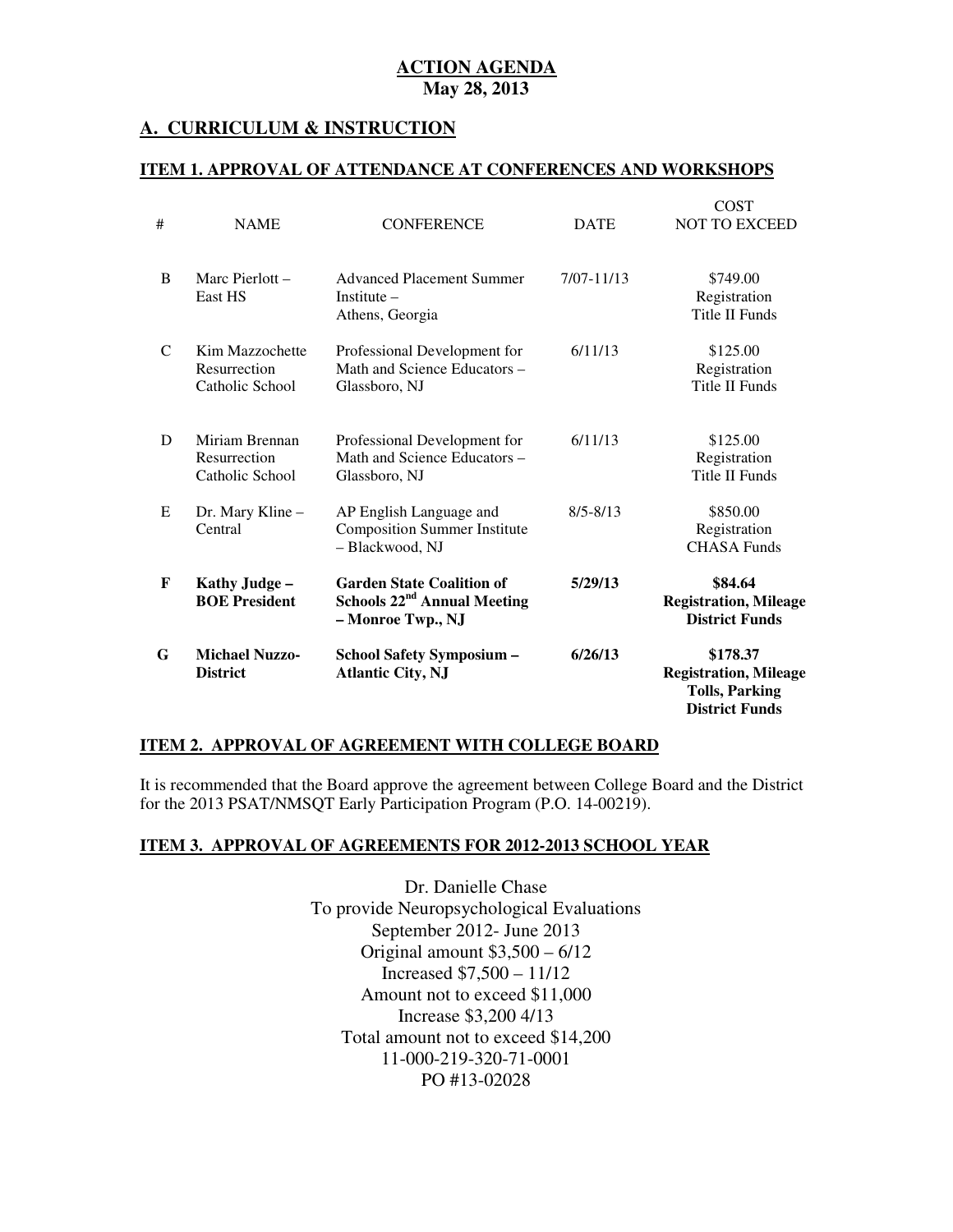**ACTION AGENDA**
**May 28, 2013**

## A. CURRICULUM & INSTRUCTION

### ITEM 1. APPROVAL OF ATTENDANCE AT CONFERENCES AND WORKSHOPS

| # | NAME | CONFERENCE | DATE | COST NOT TO EXCEED |
|---|---|---|---|---|
| B | Marc Pierlott – East HS | Advanced Placement Summer Institute – Athens, Georgia | 7/07-11/13 | $749.00 Registration Title II Funds |
| C | Kim Mazzochette Resurrection Catholic School | Professional Development for Math and Science Educators – Glassboro, NJ | 6/11/13 | $125.00 Registration Title II Funds |
| D | Miriam Brennan Resurrection Catholic School | Professional Development for Math and Science Educators – Glassboro, NJ | 6/11/13 | $125.00 Registration Title II Funds |
| E | Dr. Mary Kline – Central | AP English Language and Composition Summer Institute – Blackwood, NJ | 8/5-8/13 | $850.00 Registration CHASA Funds |
| **F** | **Kathy Judge – BOE President** | **Garden State Coalition of Schools 22nd Annual Meeting – Monroe Twp., NJ** | **5/29/13** | **$84.64 Registration, Mileage District Funds** |
| **G** | **Michael Nuzzo- District** | **School Safety Symposium – Atlantic City, NJ** | **6/26/13** | **$178.37 Registration, Mileage Tolls, Parking District Funds** |

### ITEM 2. APPROVAL OF AGREEMENT WITH COLLEGE BOARD

It is recommended that the Board approve the agreement between College Board and the District for the 2013 PSAT/NMSQT Early Participation Program (P.O. 14-00219).

### ITEM 3. APPROVAL OF AGREEMENTS FOR 2012-2013 SCHOOL YEAR

Dr. Danielle Chase
To provide Neuropsychological Evaluations
September 2012- June 2013
Original amount $3,500 – 6/12
Increased $7,500 – 11/12
Amount not to exceed $11,000
Increase $3,200 4/13
Total amount not to exceed $14,200
11-000-219-320-71-0001
PO #13-02028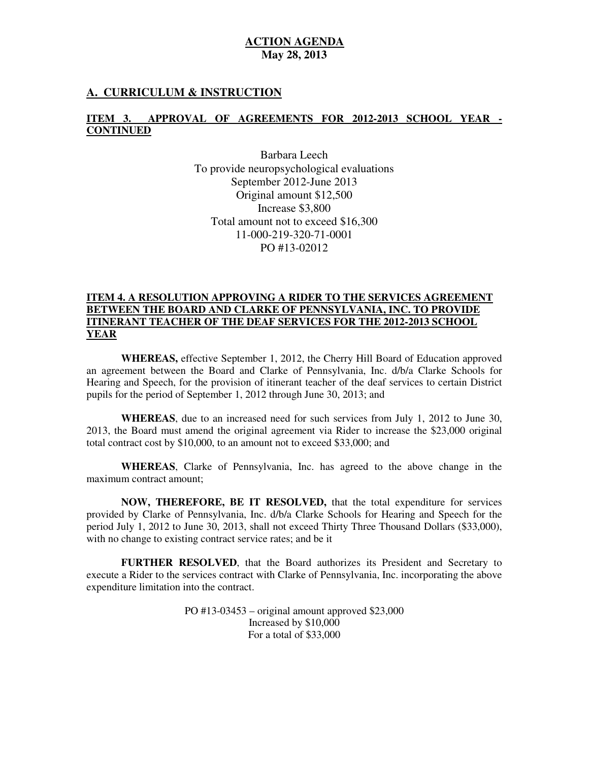**ACTION AGENDA**
**May 28, 2013**

## A. CURRICULUM & INSTRUCTION

### ITEM 3. APPROVAL OF AGREEMENTS FOR 2012-2013 SCHOOL YEAR - CONTINUED

Barbara Leech
To provide neuropsychological evaluations
September 2012-June 2013
Original amount $12,500
Increase $3,800
Total amount not to exceed $16,300
11-000-219-320-71-0001
PO #13-02012

### ITEM 4. A RESOLUTION APPROVING A RIDER TO THE SERVICES AGREEMENT BETWEEN THE BOARD AND CLARKE OF PENNSYLVANIA, INC. TO PROVIDE ITINERANT TEACHER OF THE DEAF SERVICES FOR THE 2012-2013 SCHOOL YEAR

**WHEREAS,** effective September 1, 2012, the Cherry Hill Board of Education approved an agreement between the Board and Clarke of Pennsylvania, Inc. d/b/a Clarke Schools for Hearing and Speech, for the provision of itinerant teacher of the deaf services to certain District pupils for the period of September 1, 2012 through June 30, 2013; and

**WHEREAS**, due to an increased need for such services from July 1, 2012 to June 30, 2013, the Board must amend the original agreement via Rider to increase the $23,000 original total contract cost by $10,000, to an amount not to exceed $33,000; and

**WHEREAS**, Clarke of Pennsylvania, Inc. has agreed to the above change in the maximum contract amount;

**NOW, THEREFORE, BE IT RESOLVED,** that the total expenditure for services provided by Clarke of Pennsylvania, Inc. d/b/a Clarke Schools for Hearing and Speech for the period July 1, 2012 to June 30, 2013, shall not exceed Thirty Three Thousand Dollars ($33,000), with no change to existing contract service rates; and be it

**FURTHER RESOLVED**, that the Board authorizes its President and Secretary to execute a Rider to the services contract with Clarke of Pennsylvania, Inc. incorporating the above expenditure limitation into the contract.

PO #13-03453 – original amount approved $23,000
Increased by $10,000
For a total of $33,000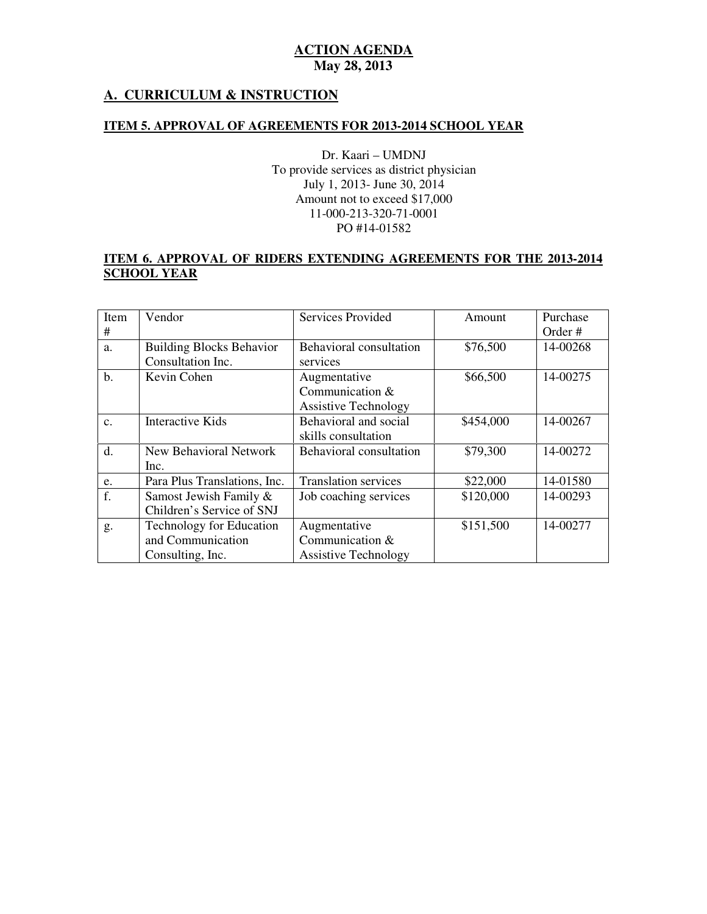**ACTION AGENDA**
**May 28, 2013**

## A. CURRICULUM & INSTRUCTION

### ITEM 5. APPROVAL OF AGREEMENTS FOR 2013-2014 SCHOOL YEAR

Dr. Kaari – UMDNJ
To provide services as district physician
July 1, 2013- June 30, 2014
Amount not to exceed $17,000
11-000-213-320-71-0001
PO #14-01582

### ITEM 6. APPROVAL OF RIDERS EXTENDING AGREEMENTS FOR THE 2013-2014 SCHOOL YEAR

| Item # | Vendor | Services Provided | Amount | Purchase Order # |
|---|---|---|---|---|
| a. | Building Blocks Behavior Consultation Inc. | Behavioral consultation services | $76,500 | 14-00268 |
| b. | Kevin Cohen | Augmentative Communication & Assistive Technology | $66,500 | 14-00275 |
| c. | Interactive Kids | Behavioral and social skills consultation | $454,000 | 14-00267 |
| d. | New Behavioral Network Inc. | Behavioral consultation | $79,300 | 14-00272 |
| e. | Para Plus Translations, Inc. | Translation services | $22,000 | 14-01580 |
| f. | Samost Jewish Family & Children's Service of SNJ | Job coaching services | $120,000 | 14-00293 |
| g. | Technology for Education and Communication Consulting, Inc. | Augmentative Communication & Assistive Technology | $151,500 | 14-00277 |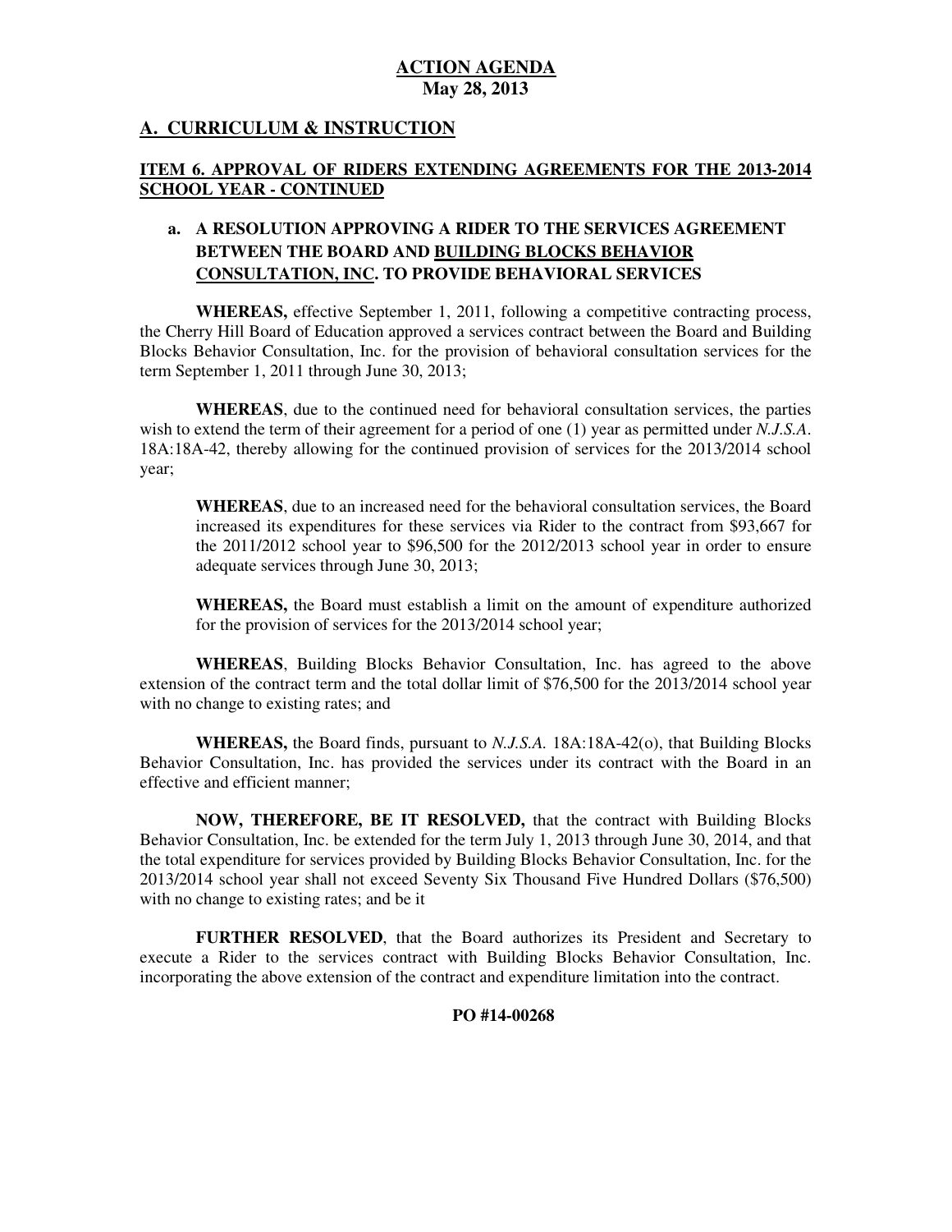**ACTION AGENDA**
**May 28, 2013**

## A. CURRICULUM & INSTRUCTION

### ITEM 6. APPROVAL OF RIDERS EXTENDING AGREEMENTS FOR THE 2013-2014 SCHOOL YEAR - CONTINUED

**a. A RESOLUTION APPROVING A RIDER TO THE SERVICES AGREEMENT BETWEEN THE BOARD AND BUILDING BLOCKS BEHAVIOR CONSULTATION, INC. TO PROVIDE BEHAVIORAL SERVICES**

**WHEREAS,** effective September 1, 2011, following a competitive contracting process, the Cherry Hill Board of Education approved a services contract between the Board and Building Blocks Behavior Consultation, Inc. for the provision of behavioral consultation services for the term September 1, 2011 through June 30, 2013;

**WHEREAS**, due to the continued need for behavioral consultation services, the parties wish to extend the term of their agreement for a period of one (1) year as permitted under *N.J.S.A*. 18A:18A-42, thereby allowing for the continued provision of services for the 2013/2014 school year;

**WHEREAS**, due to an increased need for the behavioral consultation services, the Board increased its expenditures for these services via Rider to the contract from $93,667 for the 2011/2012 school year to $96,500 for the 2012/2013 school year in order to ensure adequate services through June 30, 2013;

**WHEREAS,** the Board must establish a limit on the amount of expenditure authorized for the provision of services for the 2013/2014 school year;

**WHEREAS**, Building Blocks Behavior Consultation, Inc. has agreed to the above extension of the contract term and the total dollar limit of $76,500 for the 2013/2014 school year with no change to existing rates; and

**WHEREAS,** the Board finds, pursuant to *N.J.S.A.* 18A:18A-42(o), that Building Blocks Behavior Consultation, Inc. has provided the services under its contract with the Board in an effective and efficient manner;

**NOW, THEREFORE, BE IT RESOLVED,** that the contract with Building Blocks Behavior Consultation, Inc. be extended for the term July 1, 2013 through June 30, 2014, and that the total expenditure for services provided by Building Blocks Behavior Consultation, Inc. for the 2013/2014 school year shall not exceed Seventy Six Thousand Five Hundred Dollars ($76,500) with no change to existing rates; and be it

**FURTHER RESOLVED**, that the Board authorizes its President and Secretary to execute a Rider to the services contract with Building Blocks Behavior Consultation, Inc. incorporating the above extension of the contract and expenditure limitation into the contract.

**PO #14-00268**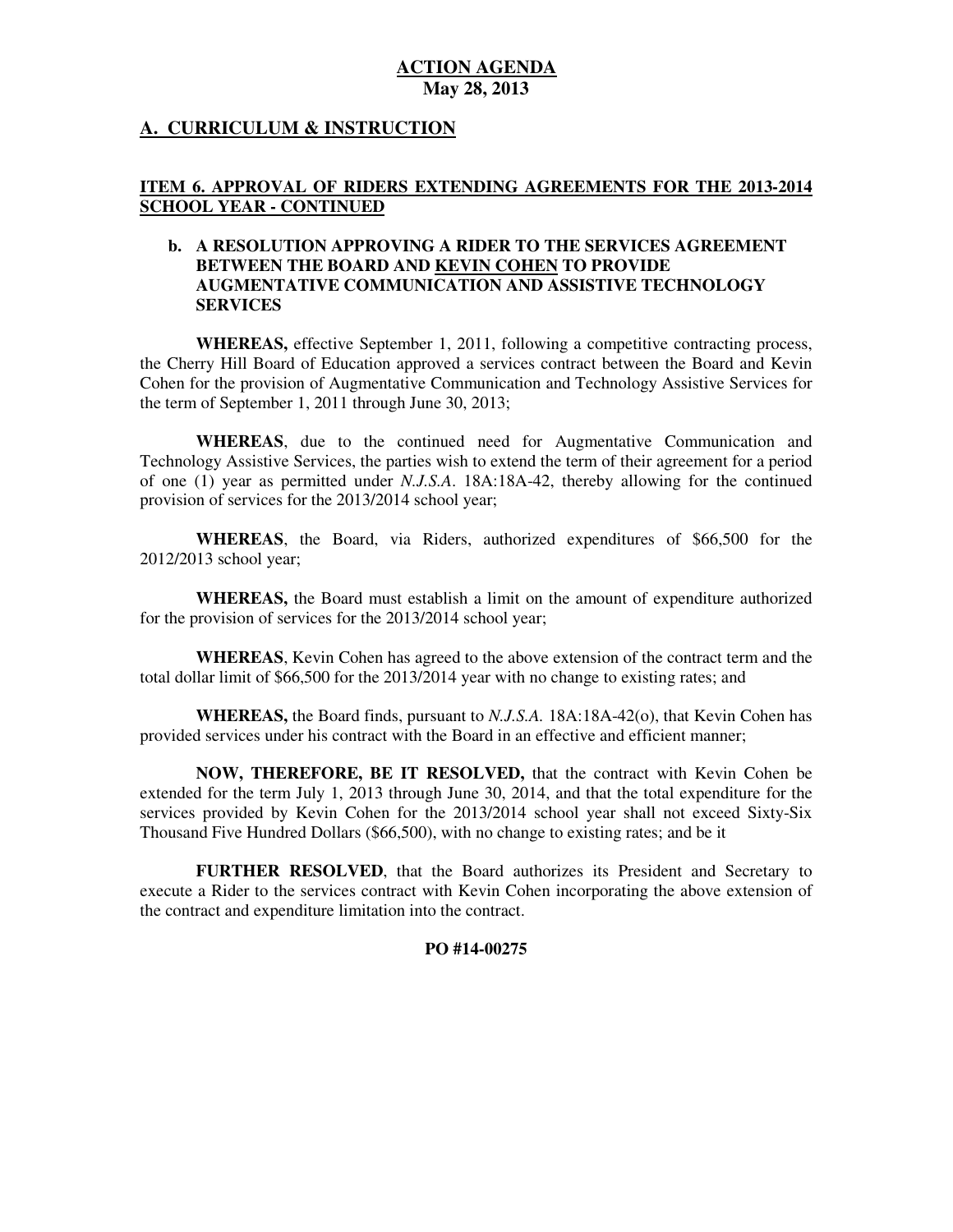# ACTION AGENDA
**May 28, 2013**

## A. CURRICULUM & INSTRUCTION

### ITEM 6. APPROVAL OF RIDERS EXTENDING AGREEMENTS FOR THE 2013-2014 SCHOOL YEAR - CONTINUED

**b. A RESOLUTION APPROVING A RIDER TO THE SERVICES AGREEMENT BETWEEN THE BOARD AND KEVIN COHEN TO PROVIDE AUGMENTATIVE COMMUNICATION AND ASSISTIVE TECHNOLOGY SERVICES**

**WHEREAS,** effective September 1, 2011, following a competitive contracting process, the Cherry Hill Board of Education approved a services contract between the Board and Kevin Cohen for the provision of Augmentative Communication and Technology Assistive Services for the term of September 1, 2011 through June 30, 2013;

**WHEREAS**, due to the continued need for Augmentative Communication and Technology Assistive Services, the parties wish to extend the term of their agreement for a period of one (1) year as permitted under *N.J.S.A*. 18A:18A-42, thereby allowing for the continued provision of services for the 2013/2014 school year;

**WHEREAS**, the Board, via Riders, authorized expenditures of $66,500 for the 2012/2013 school year;

**WHEREAS,** the Board must establish a limit on the amount of expenditure authorized for the provision of services for the 2013/2014 school year;

**WHEREAS**, Kevin Cohen has agreed to the above extension of the contract term and the total dollar limit of $66,500 for the 2013/2014 year with no change to existing rates; and

**WHEREAS,** the Board finds, pursuant to *N.J.S.A.* 18A:18A-42(o), that Kevin Cohen has provided services under his contract with the Board in an effective and efficient manner;

**NOW, THEREFORE, BE IT RESOLVED,** that the contract with Kevin Cohen be extended for the term July 1, 2013 through June 30, 2014, and that the total expenditure for the services provided by Kevin Cohen for the 2013/2014 school year shall not exceed Sixty-Six Thousand Five Hundred Dollars ($66,500), with no change to existing rates; and be it

**FURTHER RESOLVED**, that the Board authorizes its President and Secretary to execute a Rider to the services contract with Kevin Cohen incorporating the above extension of the contract and expenditure limitation into the contract.

**PO #14-00275**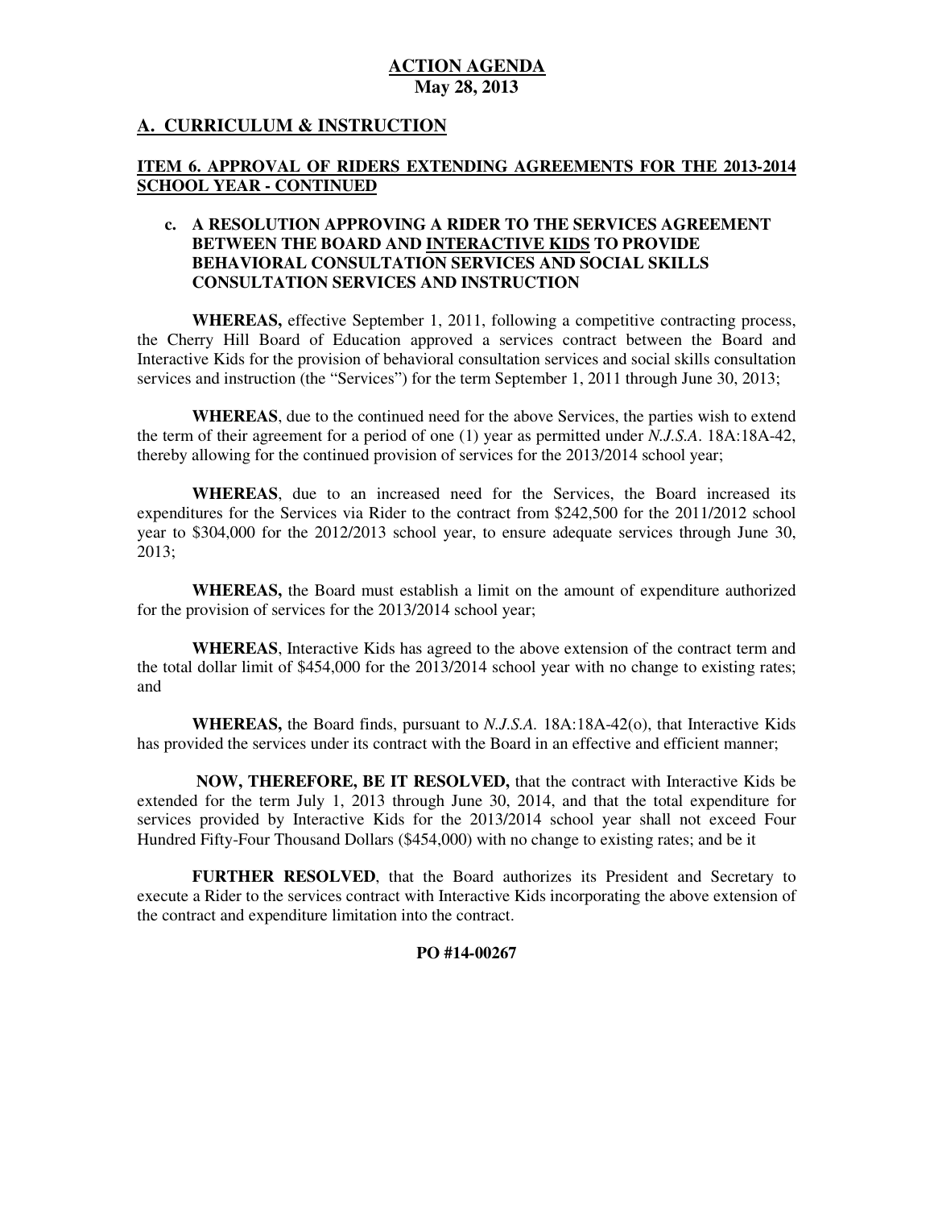**ACTION AGENDA**
**May 28, 2013**

## A. CURRICULUM & INSTRUCTION

### ITEM 6. APPROVAL OF RIDERS EXTENDING AGREEMENTS FOR THE 2013-2014 SCHOOL YEAR - CONTINUED

**c. A RESOLUTION APPROVING A RIDER TO THE SERVICES AGREEMENT BETWEEN THE BOARD AND INTERACTIVE KIDS TO PROVIDE BEHAVIORAL CONSULTATION SERVICES AND SOCIAL SKILLS CONSULTATION SERVICES AND INSTRUCTION**

**WHEREAS,** effective September 1, 2011, following a competitive contracting process, the Cherry Hill Board of Education approved a services contract between the Board and Interactive Kids for the provision of behavioral consultation services and social skills consultation services and instruction (the "Services") for the term September 1, 2011 through June 30, 2013;

**WHEREAS**, due to the continued need for the above Services, the parties wish to extend the term of their agreement for a period of one (1) year as permitted under *N.J.S.A*. 18A:18A-42, thereby allowing for the continued provision of services for the 2013/2014 school year;

**WHEREAS**, due to an increased need for the Services, the Board increased its expenditures for the Services via Rider to the contract from $242,500 for the 2011/2012 school year to $304,000 for the 2012/2013 school year, to ensure adequate services through June 30, 2013;

**WHEREAS,** the Board must establish a limit on the amount of expenditure authorized for the provision of services for the 2013/2014 school year;

**WHEREAS**, Interactive Kids has agreed to the above extension of the contract term and the total dollar limit of $454,000 for the 2013/2014 school year with no change to existing rates; and

**WHEREAS,** the Board finds, pursuant to *N.J.S.A.* 18A:18A-42(o), that Interactive Kids has provided the services under its contract with the Board in an effective and efficient manner;

**NOW, THEREFORE, BE IT RESOLVED,** that the contract with Interactive Kids be extended for the term July 1, 2013 through June 30, 2014, and that the total expenditure for services provided by Interactive Kids for the 2013/2014 school year shall not exceed Four Hundred Fifty-Four Thousand Dollars ($454,000) with no change to existing rates; and be it

**FURTHER RESOLVED**, that the Board authorizes its President and Secretary to execute a Rider to the services contract with Interactive Kids incorporating the above extension of the contract and expenditure limitation into the contract.

**PO #14-00267**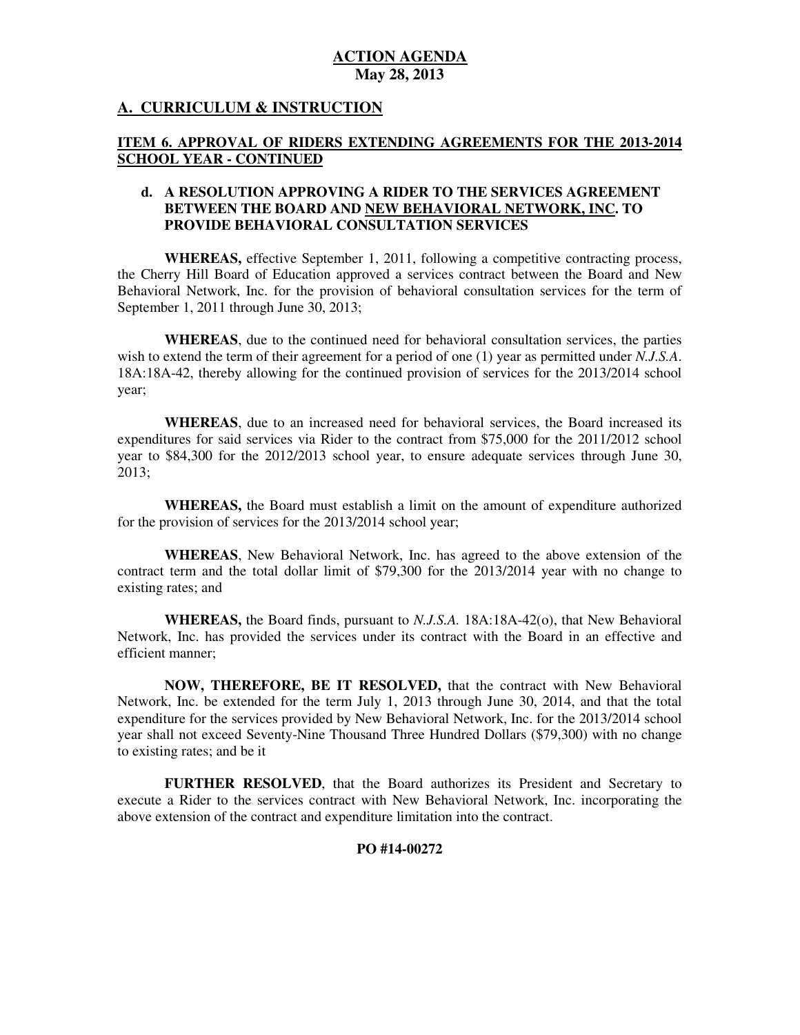# ACTION AGENDA
## May 28, 2013

## A. CURRICULUM & INSTRUCTION

### ITEM 6. APPROVAL OF RIDERS EXTENDING AGREEMENTS FOR THE 2013-2014 SCHOOL YEAR - CONTINUED

**d. A RESOLUTION APPROVING A RIDER TO THE SERVICES AGREEMENT BETWEEN THE BOARD AND NEW BEHAVIORAL NETWORK, INC. TO PROVIDE BEHAVIORAL CONSULTATION SERVICES**

**WHEREAS,** effective September 1, 2011, following a competitive contracting process, the Cherry Hill Board of Education approved a services contract between the Board and New Behavioral Network, Inc. for the provision of behavioral consultation services for the term of September 1, 2011 through June 30, 2013;

**WHEREAS**, due to the continued need for behavioral consultation services, the parties wish to extend the term of their agreement for a period of one (1) year as permitted under *N.J.S.A*. 18A:18A-42, thereby allowing for the continued provision of services for the 2013/2014 school year;

**WHEREAS**, due to an increased need for behavioral services, the Board increased its expenditures for said services via Rider to the contract from $75,000 for the 2011/2012 school year to $84,300 for the 2012/2013 school year, to ensure adequate services through June 30, 2013;

**WHEREAS,** the Board must establish a limit on the amount of expenditure authorized for the provision of services for the 2013/2014 school year;

**WHEREAS**, New Behavioral Network, Inc. has agreed to the above extension of the contract term and the total dollar limit of $79,300 for the 2013/2014 year with no change to existing rates; and

**WHEREAS,** the Board finds, pursuant to *N.J.S.A.* 18A:18A-42(o), that New Behavioral Network, Inc. has provided the services under its contract with the Board in an effective and efficient manner;

**NOW, THEREFORE, BE IT RESOLVED,** that the contract with New Behavioral Network, Inc. be extended for the term July 1, 2013 through June 30, 2014, and that the total expenditure for the services provided by New Behavioral Network, Inc. for the 2013/2014 school year shall not exceed Seventy-Nine Thousand Three Hundred Dollars ($79,300) with no change to existing rates; and be it

**FURTHER RESOLVED**, that the Board authorizes its President and Secretary to execute a Rider to the services contract with New Behavioral Network, Inc. incorporating the above extension of the contract and expenditure limitation into the contract.

**PO #14-00272**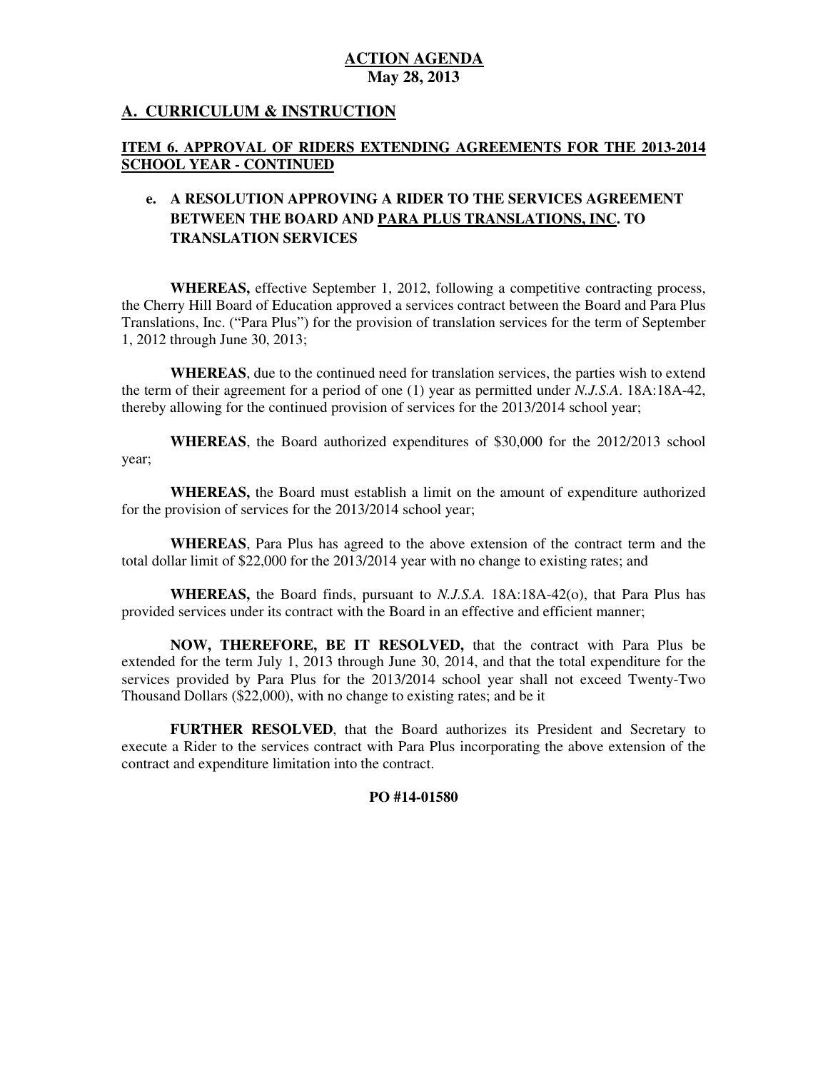**ACTION AGENDA**
**May 28, 2013**

## A. CURRICULUM & INSTRUCTION

### ITEM 6. APPROVAL OF RIDERS EXTENDING AGREEMENTS FOR THE 2013-2014 SCHOOL YEAR - CONTINUED

**e. A RESOLUTION APPROVING A RIDER TO THE SERVICES AGREEMENT BETWEEN THE BOARD AND PARA PLUS TRANSLATIONS, INC. TO TRANSLATION SERVICES**

**WHEREAS,** effective September 1, 2012, following a competitive contracting process, the Cherry Hill Board of Education approved a services contract between the Board and Para Plus Translations, Inc. ("Para Plus") for the provision of translation services for the term of September 1, 2012 through June 30, 2013;

**WHEREAS**, due to the continued need for translation services, the parties wish to extend the term of their agreement for a period of one (1) year as permitted under *N.J.S.A*. 18A:18A-42, thereby allowing for the continued provision of services for the 2013/2014 school year;

**WHEREAS**, the Board authorized expenditures of $30,000 for the 2012/2013 school year;

**WHEREAS,** the Board must establish a limit on the amount of expenditure authorized for the provision of services for the 2013/2014 school year;

**WHEREAS**, Para Plus has agreed to the above extension of the contract term and the total dollar limit of $22,000 for the 2013/2014 year with no change to existing rates; and

**WHEREAS,** the Board finds, pursuant to *N.J.S.A.* 18A:18A-42(o), that Para Plus has provided services under its contract with the Board in an effective and efficient manner;

**NOW, THEREFORE, BE IT RESOLVED,** that the contract with Para Plus be extended for the term July 1, 2013 through June 30, 2014, and that the total expenditure for the services provided by Para Plus for the 2013/2014 school year shall not exceed Twenty-Two Thousand Dollars ($22,000), with no change to existing rates; and be it

**FURTHER RESOLVED**, that the Board authorizes its President and Secretary to execute a Rider to the services contract with Para Plus incorporating the above extension of the contract and expenditure limitation into the contract.

**PO #14-01580**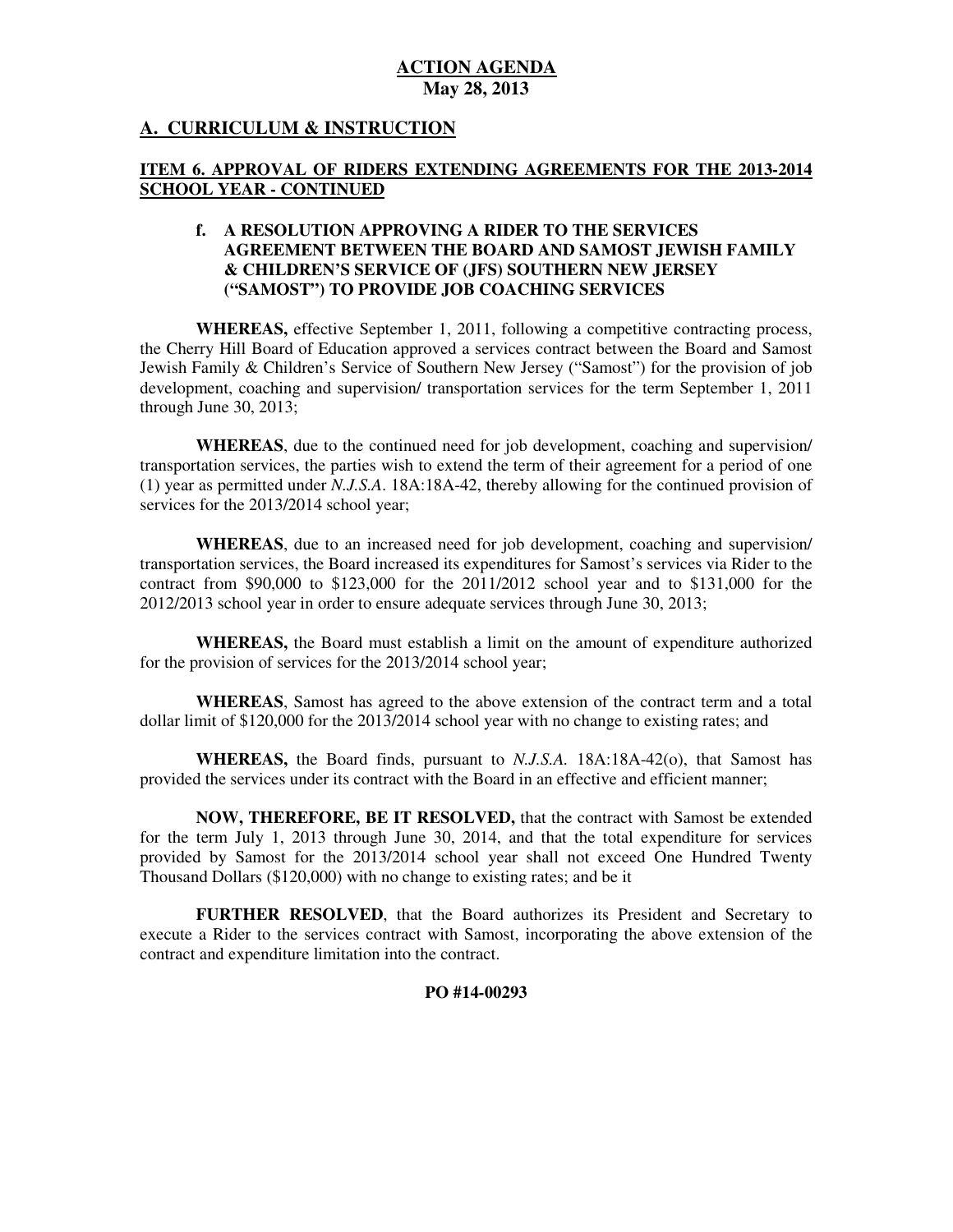**ACTION AGENDA**
**May 28, 2013**

## A. CURRICULUM & INSTRUCTION

### ITEM 6. APPROVAL OF RIDERS EXTENDING AGREEMENTS FOR THE 2013-2014 SCHOOL YEAR - CONTINUED

**f. A RESOLUTION APPROVING A RIDER TO THE SERVICES AGREEMENT BETWEEN THE BOARD AND SAMOST JEWISH FAMILY & CHILDREN'S SERVICE OF (JFS) SOUTHERN NEW JERSEY ("SAMOST") TO PROVIDE JOB COACHING SERVICES**

**WHEREAS,** effective September 1, 2011, following a competitive contracting process, the Cherry Hill Board of Education approved a services contract between the Board and Samost Jewish Family & Children's Service of Southern New Jersey ("Samost") for the provision of job development, coaching and supervision/ transportation services for the term September 1, 2011 through June 30, 2013;

**WHEREAS**, due to the continued need for job development, coaching and supervision/ transportation services, the parties wish to extend the term of their agreement for a period of one (1) year as permitted under *N.J.S.A*. 18A:18A-42, thereby allowing for the continued provision of services for the 2013/2014 school year;

**WHEREAS**, due to an increased need for job development, coaching and supervision/ transportation services, the Board increased its expenditures for Samost's services via Rider to the contract from $90,000 to $123,000 for the 2011/2012 school year and to $131,000 for the 2012/2013 school year in order to ensure adequate services through June 30, 2013;

**WHEREAS,** the Board must establish a limit on the amount of expenditure authorized for the provision of services for the 2013/2014 school year;

**WHEREAS**, Samost has agreed to the above extension of the contract term and a total dollar limit of $120,000 for the 2013/2014 school year with no change to existing rates; and

**WHEREAS,** the Board finds, pursuant to *N.J.S.A.* 18A:18A-42(o), that Samost has provided the services under its contract with the Board in an effective and efficient manner;

**NOW, THEREFORE, BE IT RESOLVED,** that the contract with Samost be extended for the term July 1, 2013 through June 30, 2014, and that the total expenditure for services provided by Samost for the 2013/2014 school year shall not exceed One Hundred Twenty Thousand Dollars ($120,000) with no change to existing rates; and be it

**FURTHER RESOLVED**, that the Board authorizes its President and Secretary to execute a Rider to the services contract with Samost, incorporating the above extension of the contract and expenditure limitation into the contract.

**PO #14-00293**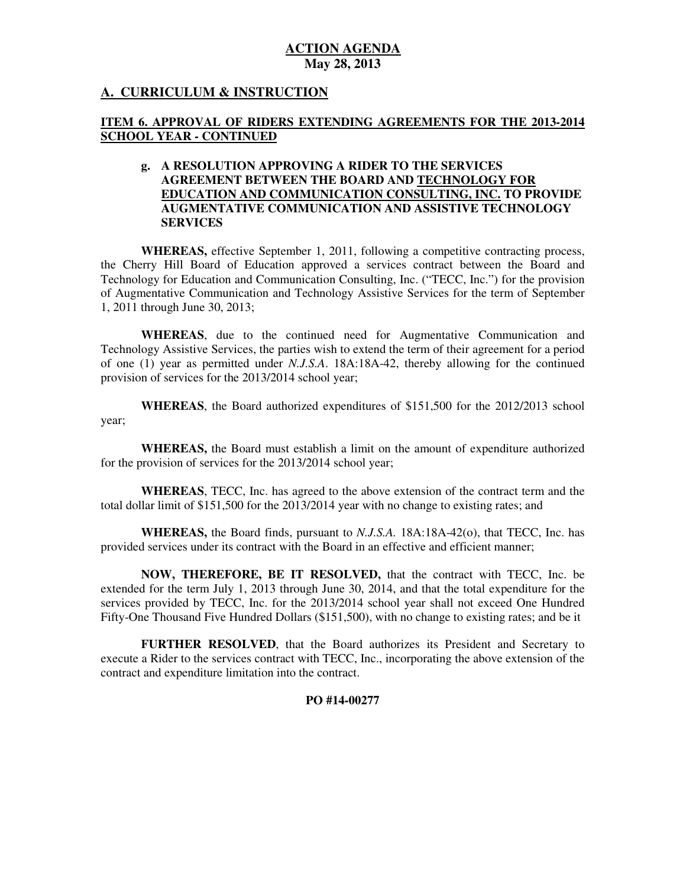**ACTION AGENDA**
**May 28, 2013**

## A. CURRICULUM & INSTRUCTION

### ITEM 6. APPROVAL OF RIDERS EXTENDING AGREEMENTS FOR THE 2013-2014 SCHOOL YEAR - CONTINUED

**g. A RESOLUTION APPROVING A RIDER TO THE SERVICES AGREEMENT BETWEEN THE BOARD AND TECHNOLOGY FOR EDUCATION AND COMMUNICATION CONSULTING, INC. TO PROVIDE AUGMENTATIVE COMMUNICATION AND ASSISTIVE TECHNOLOGY SERVICES**

**WHEREAS,** effective September 1, 2011, following a competitive contracting process, the Cherry Hill Board of Education approved a services contract between the Board and Technology for Education and Communication Consulting, Inc. ("TECC, Inc.") for the provision of Augmentative Communication and Technology Assistive Services for the term of September 1, 2011 through June 30, 2013;

**WHEREAS**, due to the continued need for Augmentative Communication and Technology Assistive Services, the parties wish to extend the term of their agreement for a period of one (1) year as permitted under *N.J.S.A*. 18A:18A-42, thereby allowing for the continued provision of services for the 2013/2014 school year;

**WHEREAS**, the Board authorized expenditures of $151,500 for the 2012/2013 school year;

**WHEREAS,** the Board must establish a limit on the amount of expenditure authorized for the provision of services for the 2013/2014 school year;

**WHEREAS**, TECC, Inc. has agreed to the above extension of the contract term and the total dollar limit of $151,500 for the 2013/2014 year with no change to existing rates; and

**WHEREAS,** the Board finds, pursuant to *N.J.S.A.* 18A:18A-42(o), that TECC, Inc. has provided services under its contract with the Board in an effective and efficient manner;

**NOW, THEREFORE, BE IT RESOLVED,** that the contract with TECC, Inc. be extended for the term July 1, 2013 through June 30, 2014, and that the total expenditure for the services provided by TECC, Inc. for the 2013/2014 school year shall not exceed One Hundred Fifty-One Thousand Five Hundred Dollars ($151,500), with no change to existing rates; and be it

**FURTHER RESOLVED**, that the Board authorizes its President and Secretary to execute a Rider to the services contract with TECC, Inc., incorporating the above extension of the contract and expenditure limitation into the contract.

**PO #14-00277**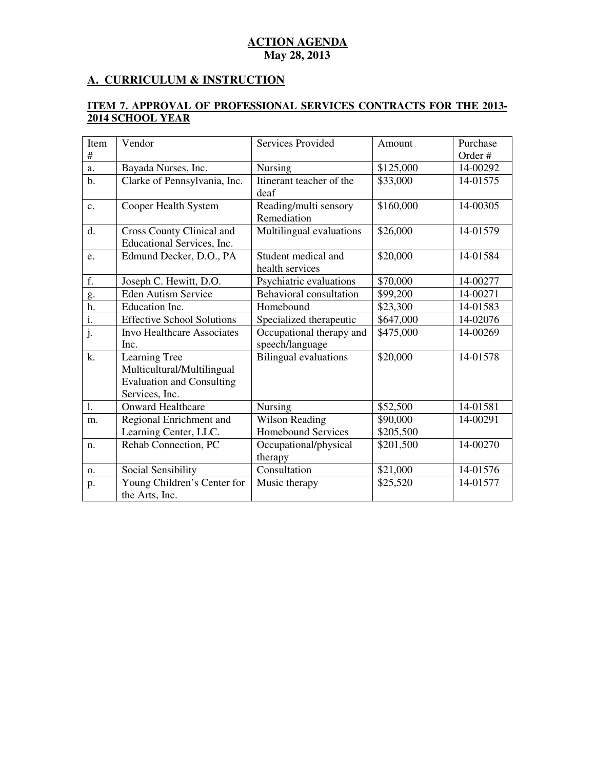**ACTION AGENDA**
**May 28, 2013**

## A. CURRICULUM & INSTRUCTION

### ITEM 7. APPROVAL OF PROFESSIONAL SERVICES CONTRACTS FOR THE 2013-2014 SCHOOL YEAR

| Item # | Vendor | Services Provided | Amount | Purchase Order # |
|---|---|---|---|---|
| a. | Bayada Nurses, Inc. | Nursing | $125,000 | 14-00292 |
| b. | Clarke of Pennsylvania, Inc. | Itinerant teacher of the deaf | $33,000 | 14-01575 |
| c. | Cooper Health System | Reading/multi sensory Remediation | $160,000 | 14-00305 |
| d. | Cross County Clinical and Educational Services, Inc. | Multilingual evaluations | $26,000 | 14-01579 |
| e. | Edmund Decker, D.O., PA | Student medical and health services | $20,000 | 14-01584 |
| f. | Joseph C. Hewitt, D.O. | Psychiatric evaluations | $70,000 | 14-00277 |
| g. | Eden Autism Service | Behavioral consultation | $99,200 | 14-00271 |
| h. | Education Inc. | Homebound | $23,300 | 14-01583 |
| i. | Effective School Solutions | Specialized therapeutic | $647,000 | 14-02076 |
| j. | Invo Healthcare Associates Inc. | Occupational therapy and speech/language | $475,000 | 14-00269 |
| k. | Learning Tree Multicultural/Multilingual Evaluation and Consulting Services, Inc. | Bilingual evaluations | $20,000 | 14-01578 |
| l. | Onward Healthcare | Nursing | $52,500 | 14-01581 |
| m. | Regional Enrichment and Learning Center, LLC. | Wilson Reading<br>Homebound Services | $90,000<br>$205,500 | 14-00291 |
| n. | Rehab Connection, PC | Occupational/physical therapy | $201,500 | 14-00270 |
| o. | Social Sensibility | Consultation | $21,000 | 14-01576 |
| p. | Young Children's Center for the Arts, Inc. | Music therapy | $25,520 | 14-01577 |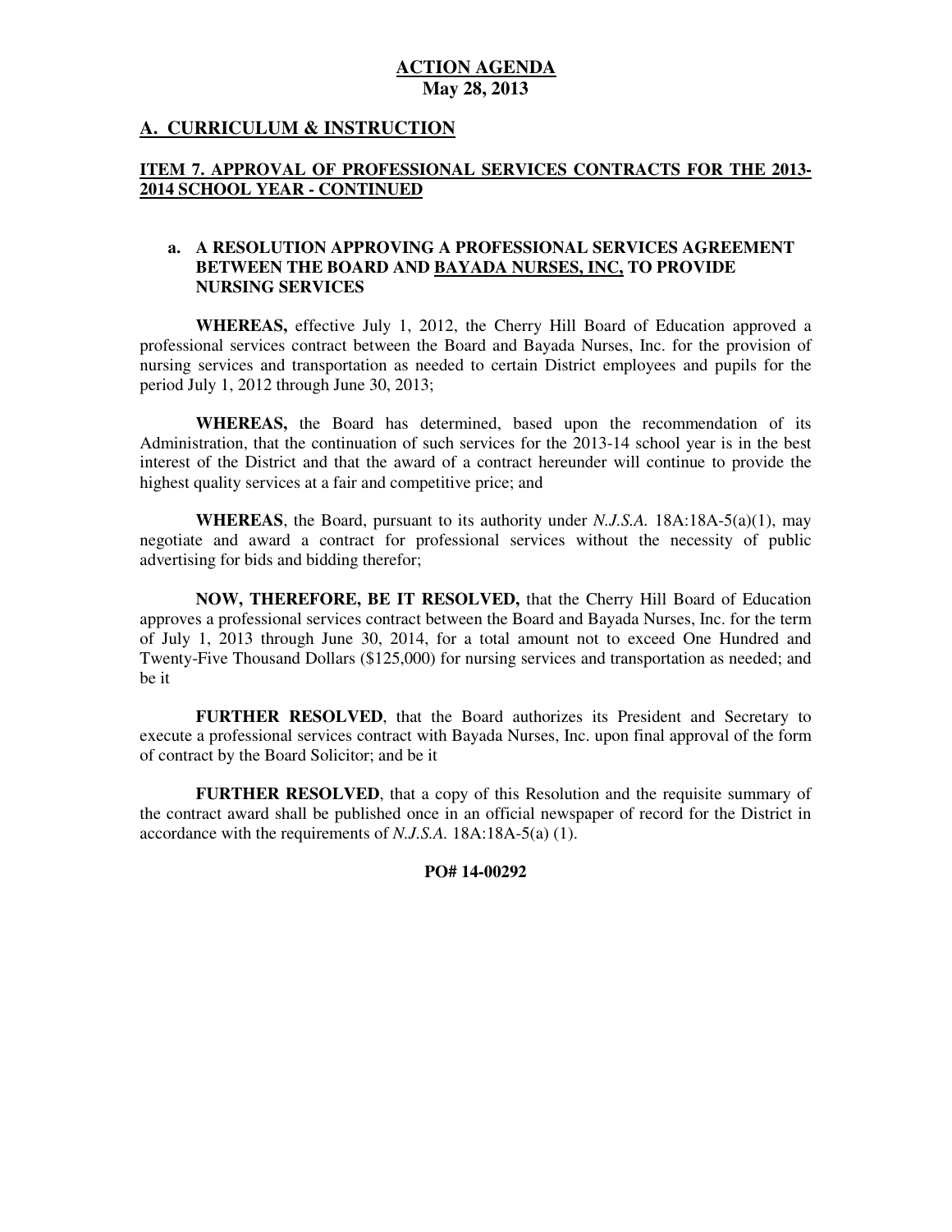**ACTION AGENDA**
**May 28, 2013**

## A. CURRICULUM & INSTRUCTION

### ITEM 7. APPROVAL OF PROFESSIONAL SERVICES CONTRACTS FOR THE 2013-2014 SCHOOL YEAR - CONTINUED

**a. A RESOLUTION APPROVING A PROFESSIONAL SERVICES AGREEMENT BETWEEN THE BOARD AND BAYADA NURSES, INC, TO PROVIDE NURSING SERVICES**

**WHEREAS,** effective July 1, 2012, the Cherry Hill Board of Education approved a professional services contract between the Board and Bayada Nurses, Inc. for the provision of nursing services and transportation as needed to certain District employees and pupils for the period July 1, 2012 through June 30, 2013;

**WHEREAS,** the Board has determined, based upon the recommendation of its Administration, that the continuation of such services for the 2013-14 school year is in the best interest of the District and that the award of a contract hereunder will continue to provide the highest quality services at a fair and competitive price; and

**WHEREAS**, the Board, pursuant to its authority under *N.J.S.A.* 18A:18A-5(a)(1), may negotiate and award a contract for professional services without the necessity of public advertising for bids and bidding therefor;

**NOW, THEREFORE, BE IT RESOLVED,** that the Cherry Hill Board of Education approves a professional services contract between the Board and Bayada Nurses, Inc. for the term of July 1, 2013 through June 30, 2014, for a total amount not to exceed One Hundred and Twenty-Five Thousand Dollars ($125,000) for nursing services and transportation as needed; and be it

**FURTHER RESOLVED**, that the Board authorizes its President and Secretary to execute a professional services contract with Bayada Nurses, Inc. upon final approval of the form of contract by the Board Solicitor; and be it

**FURTHER RESOLVED**, that a copy of this Resolution and the requisite summary of the contract award shall be published once in an official newspaper of record for the District in accordance with the requirements of *N.J.S.A.* 18A:18A-5(a) (1).

**PO# 14-00292**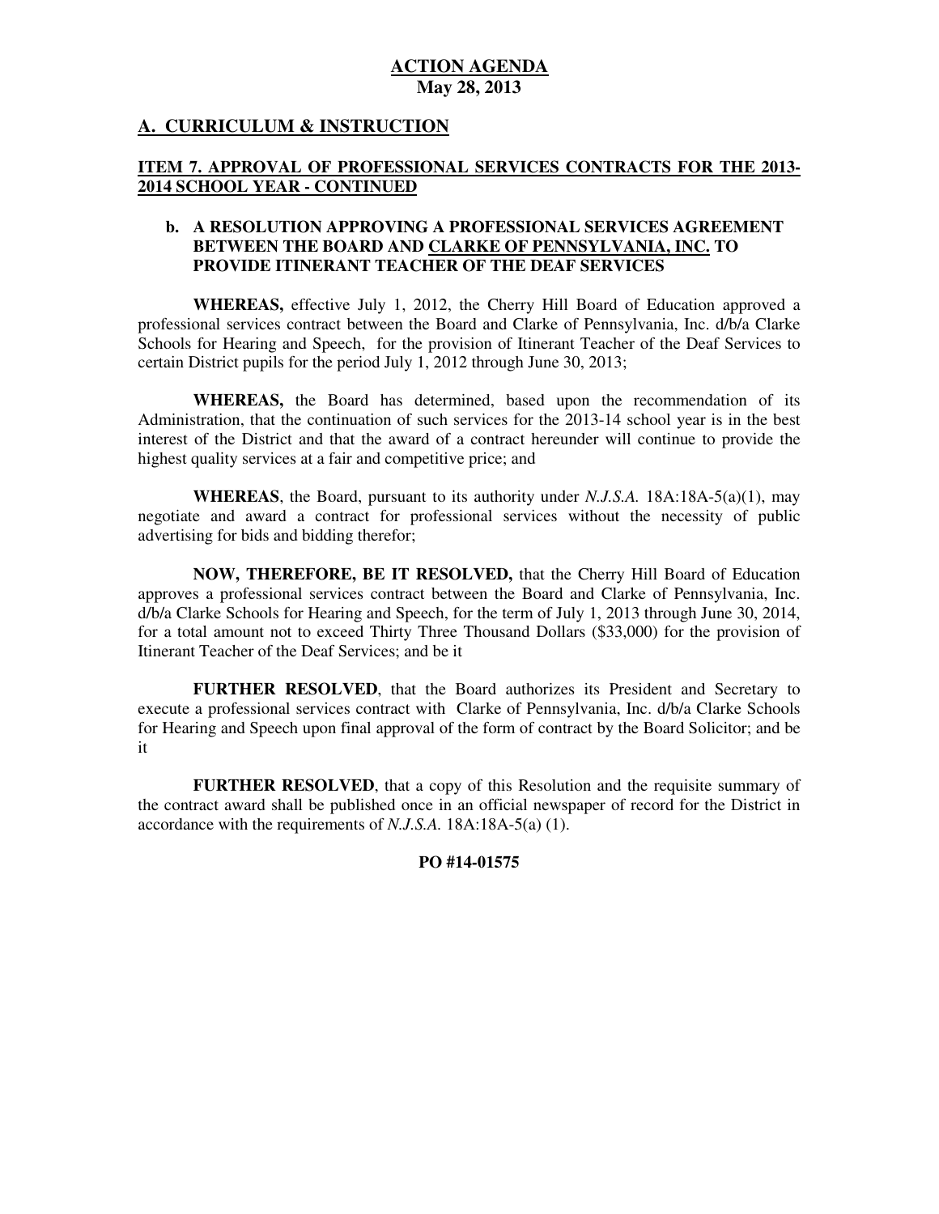**ACTION AGENDA**
**May 28, 2013**

## A. CURRICULUM & INSTRUCTION

### ITEM 7. APPROVAL OF PROFESSIONAL SERVICES CONTRACTS FOR THE 2013-2014 SCHOOL YEAR - CONTINUED

**b. A RESOLUTION APPROVING A PROFESSIONAL SERVICES AGREEMENT BETWEEN THE BOARD AND CLARKE OF PENNSYLVANIA, INC. TO PROVIDE ITINERANT TEACHER OF THE DEAF SERVICES**

**WHEREAS,** effective July 1, 2012, the Cherry Hill Board of Education approved a professional services contract between the Board and Clarke of Pennsylvania, Inc. d/b/a Clarke Schools for Hearing and Speech, for the provision of Itinerant Teacher of the Deaf Services to certain District pupils for the period July 1, 2012 through June 30, 2013;

**WHEREAS,** the Board has determined, based upon the recommendation of its Administration, that the continuation of such services for the 2013-14 school year is in the best interest of the District and that the award of a contract hereunder will continue to provide the highest quality services at a fair and competitive price; and

**WHEREAS**, the Board, pursuant to its authority under *N.J.S.A.* 18A:18A-5(a)(1), may negotiate and award a contract for professional services without the necessity of public advertising for bids and bidding therefor;

**NOW, THEREFORE, BE IT RESOLVED,** that the Cherry Hill Board of Education approves a professional services contract between the Board and Clarke of Pennsylvania, Inc. d/b/a Clarke Schools for Hearing and Speech, for the term of July 1, 2013 through June 30, 2014, for a total amount not to exceed Thirty Three Thousand Dollars ($33,000) for the provision of Itinerant Teacher of the Deaf Services; and be it

**FURTHER RESOLVED**, that the Board authorizes its President and Secretary to execute a professional services contract with Clarke of Pennsylvania, Inc. d/b/a Clarke Schools for Hearing and Speech upon final approval of the form of contract by the Board Solicitor; and be it

**FURTHER RESOLVED**, that a copy of this Resolution and the requisite summary of the contract award shall be published once in an official newspaper of record for the District in accordance with the requirements of *N.J.S.A.* 18A:18A-5(a) (1).

**PO #14-01575**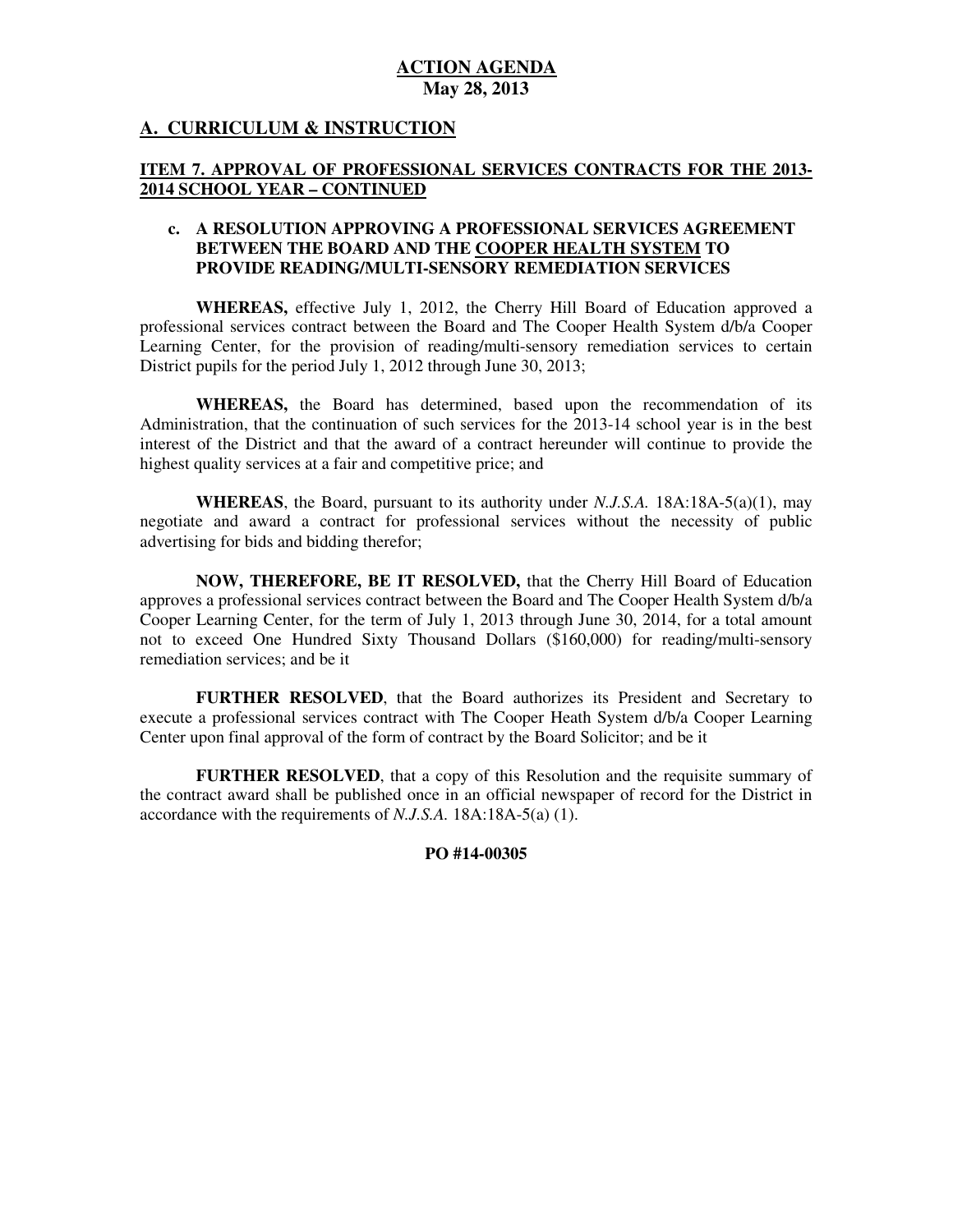**ACTION AGENDA**
**May 28, 2013**

## A. CURRICULUM & INSTRUCTION

### ITEM 7. APPROVAL OF PROFESSIONAL SERVICES CONTRACTS FOR THE 2013-2014 SCHOOL YEAR – CONTINUED

**c. A RESOLUTION APPROVING A PROFESSIONAL SERVICES AGREEMENT BETWEEN THE BOARD AND THE COOPER HEALTH SYSTEM TO PROVIDE READING/MULTI-SENSORY REMEDIATION SERVICES**

**WHEREAS,** effective July 1, 2012, the Cherry Hill Board of Education approved a professional services contract between the Board and The Cooper Health System d/b/a Cooper Learning Center, for the provision of reading/multi-sensory remediation services to certain District pupils for the period July 1, 2012 through June 30, 2013;

**WHEREAS,** the Board has determined, based upon the recommendation of its Administration, that the continuation of such services for the 2013-14 school year is in the best interest of the District and that the award of a contract hereunder will continue to provide the highest quality services at a fair and competitive price; and

**WHEREAS**, the Board, pursuant to its authority under *N.J.S.A.* 18A:18A-5(a)(1), may negotiate and award a contract for professional services without the necessity of public advertising for bids and bidding therefor;

**NOW, THEREFORE, BE IT RESOLVED,** that the Cherry Hill Board of Education approves a professional services contract between the Board and The Cooper Health System d/b/a Cooper Learning Center, for the term of July 1, 2013 through June 30, 2014, for a total amount not to exceed One Hundred Sixty Thousand Dollars ($160,000) for reading/multi-sensory remediation services; and be it

**FURTHER RESOLVED**, that the Board authorizes its President and Secretary to execute a professional services contract with The Cooper Heath System d/b/a Cooper Learning Center upon final approval of the form of contract by the Board Solicitor; and be it

**FURTHER RESOLVED**, that a copy of this Resolution and the requisite summary of the contract award shall be published once in an official newspaper of record for the District in accordance with the requirements of *N.J.S.A.* 18A:18A-5(a) (1).

**PO #14-00305**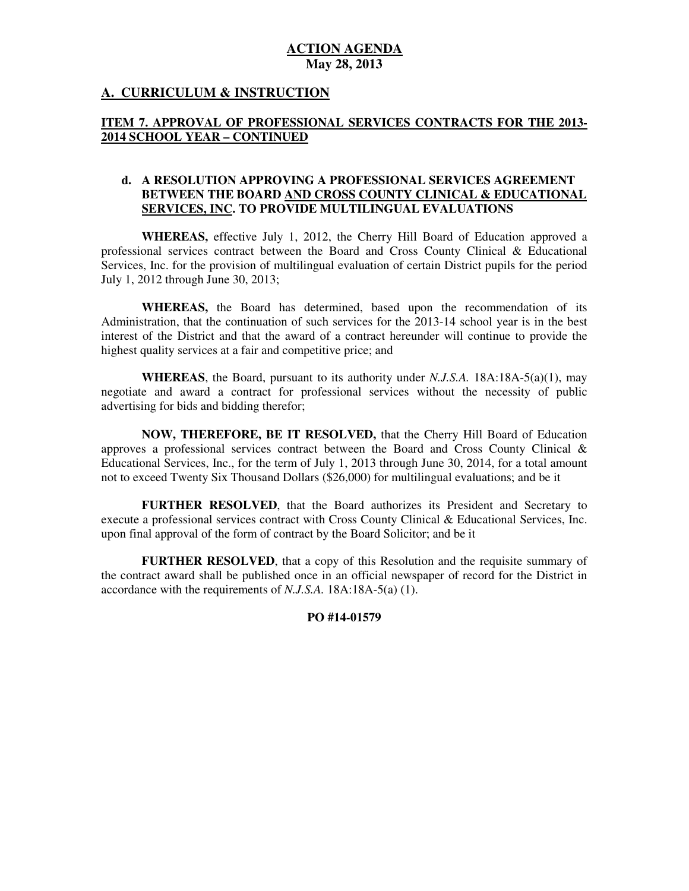**ACTION AGENDA**
**May 28, 2013**

## A. CURRICULUM & INSTRUCTION

### ITEM 7. APPROVAL OF PROFESSIONAL SERVICES CONTRACTS FOR THE 2013-2014 SCHOOL YEAR – CONTINUED

**d. A RESOLUTION APPROVING A PROFESSIONAL SERVICES AGREEMENT BETWEEN THE BOARD AND CROSS COUNTY CLINICAL & EDUCATIONAL SERVICES, INC. TO PROVIDE MULTILINGUAL EVALUATIONS**

**WHEREAS,** effective July 1, 2012, the Cherry Hill Board of Education approved a professional services contract between the Board and Cross County Clinical & Educational Services, Inc. for the provision of multilingual evaluation of certain District pupils for the period July 1, 2012 through June 30, 2013;

**WHEREAS,** the Board has determined, based upon the recommendation of its Administration, that the continuation of such services for the 2013-14 school year is in the best interest of the District and that the award of a contract hereunder will continue to provide the highest quality services at a fair and competitive price; and

**WHEREAS**, the Board, pursuant to its authority under *N.J.S.A.* 18A:18A-5(a)(1), may negotiate and award a contract for professional services without the necessity of public advertising for bids and bidding therefor;

**NOW, THEREFORE, BE IT RESOLVED,** that the Cherry Hill Board of Education approves a professional services contract between the Board and Cross County Clinical & Educational Services, Inc., for the term of July 1, 2013 through June 30, 2014, for a total amount not to exceed Twenty Six Thousand Dollars ($26,000) for multilingual evaluations; and be it

**FURTHER RESOLVED**, that the Board authorizes its President and Secretary to execute a professional services contract with Cross County Clinical & Educational Services, Inc. upon final approval of the form of contract by the Board Solicitor; and be it

**FURTHER RESOLVED**, that a copy of this Resolution and the requisite summary of the contract award shall be published once in an official newspaper of record for the District in accordance with the requirements of *N.J.S.A.* 18A:18A-5(a) (1).

**PO #14-01579**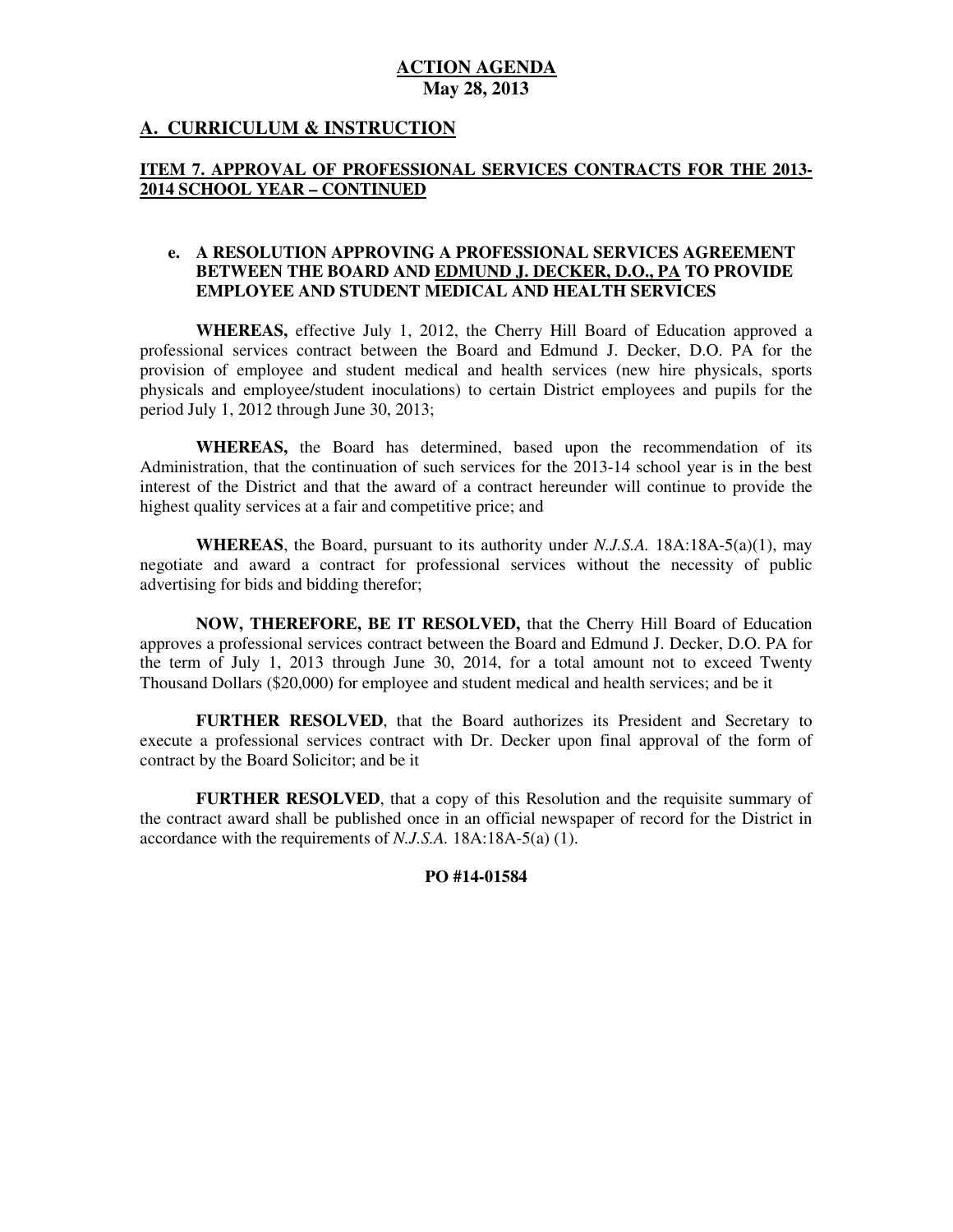**ACTION AGENDA**
**May 28, 2013**

## A. CURRICULUM & INSTRUCTION

### ITEM 7. APPROVAL OF PROFESSIONAL SERVICES CONTRACTS FOR THE 2013-2014 SCHOOL YEAR – CONTINUED

**e. A RESOLUTION APPROVING A PROFESSIONAL SERVICES AGREEMENT BETWEEN THE BOARD AND EDMUND J. DECKER, D.O., PA TO PROVIDE EMPLOYEE AND STUDENT MEDICAL AND HEALTH SERVICES**

**WHEREAS,** effective July 1, 2012, the Cherry Hill Board of Education approved a professional services contract between the Board and Edmund J. Decker, D.O. PA for the provision of employee and student medical and health services (new hire physicals, sports physicals and employee/student inoculations) to certain District employees and pupils for the period July 1, 2012 through June 30, 2013;

**WHEREAS,** the Board has determined, based upon the recommendation of its Administration, that the continuation of such services for the 2013-14 school year is in the best interest of the District and that the award of a contract hereunder will continue to provide the highest quality services at a fair and competitive price; and

**WHEREAS**, the Board, pursuant to its authority under *N.J.S.A.* 18A:18A-5(a)(1), may negotiate and award a contract for professional services without the necessity of public advertising for bids and bidding therefor;

**NOW, THEREFORE, BE IT RESOLVED,** that the Cherry Hill Board of Education approves a professional services contract between the Board and Edmund J. Decker, D.O. PA for the term of July 1, 2013 through June 30, 2014, for a total amount not to exceed Twenty Thousand Dollars ($20,000) for employee and student medical and health services; and be it

**FURTHER RESOLVED**, that the Board authorizes its President and Secretary to execute a professional services contract with Dr. Decker upon final approval of the form of contract by the Board Solicitor; and be it

**FURTHER RESOLVED**, that a copy of this Resolution and the requisite summary of the contract award shall be published once in an official newspaper of record for the District in accordance with the requirements of *N.J.S.A.* 18A:18A-5(a) (1).

**PO #14-01584**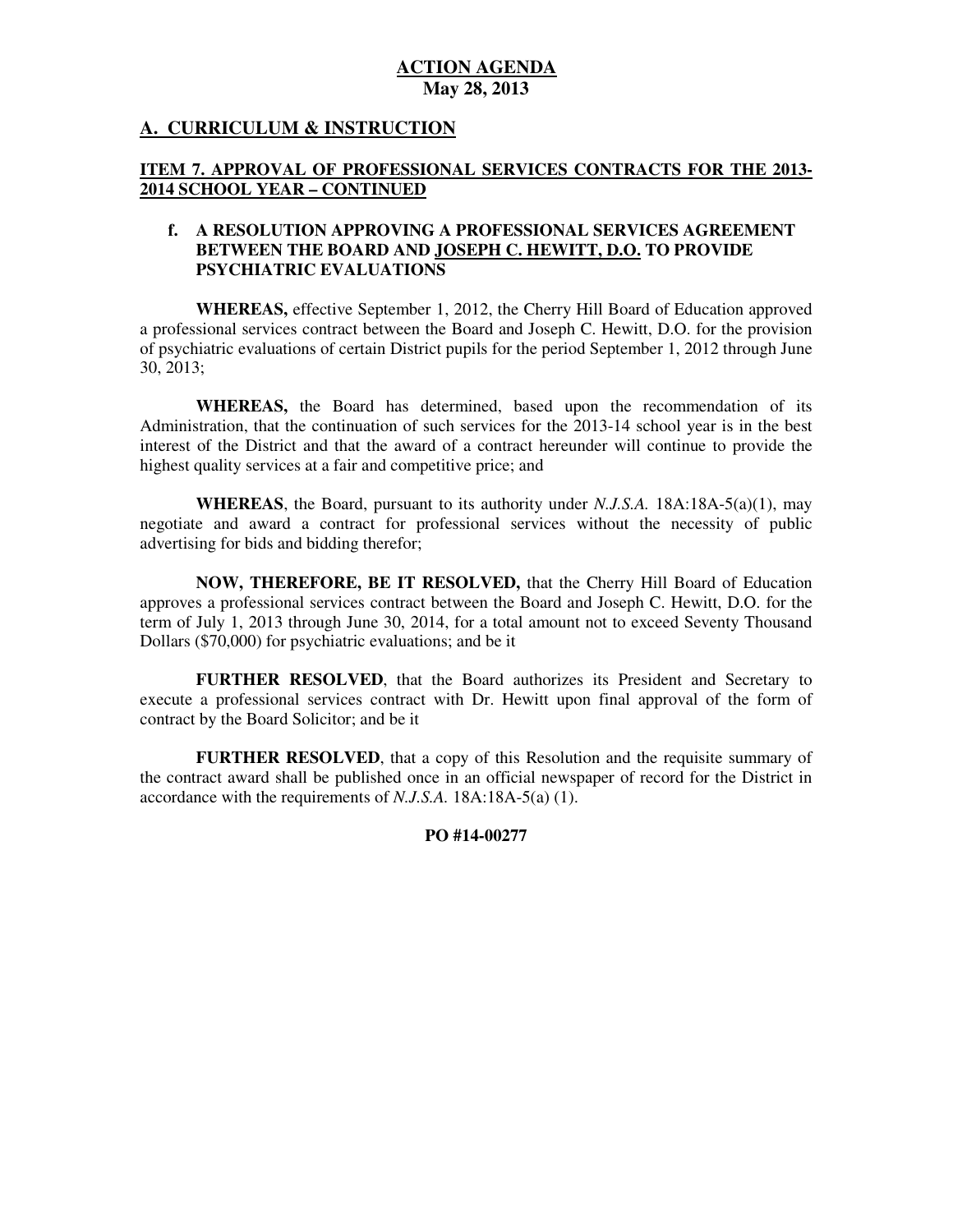**ACTION AGENDA**
**May 28, 2013**

## A. CURRICULUM & INSTRUCTION

### ITEM 7. APPROVAL OF PROFESSIONAL SERVICES CONTRACTS FOR THE 2013-2014 SCHOOL YEAR – CONTINUED

**f. A RESOLUTION APPROVING A PROFESSIONAL SERVICES AGREEMENT BETWEEN THE BOARD AND JOSEPH C. HEWITT, D.O. TO PROVIDE PSYCHIATRIC EVALUATIONS**

**WHEREAS,** effective September 1, 2012, the Cherry Hill Board of Education approved a professional services contract between the Board and Joseph C. Hewitt, D.O. for the provision of psychiatric evaluations of certain District pupils for the period September 1, 2012 through June 30, 2013;

**WHEREAS,** the Board has determined, based upon the recommendation of its Administration, that the continuation of such services for the 2013-14 school year is in the best interest of the District and that the award of a contract hereunder will continue to provide the highest quality services at a fair and competitive price; and

**WHEREAS**, the Board, pursuant to its authority under *N.J.S.A.* 18A:18A-5(a)(1), may negotiate and award a contract for professional services without the necessity of public advertising for bids and bidding therefor;

**NOW, THEREFORE, BE IT RESOLVED,** that the Cherry Hill Board of Education approves a professional services contract between the Board and Joseph C. Hewitt, D.O. for the term of July 1, 2013 through June 30, 2014, for a total amount not to exceed Seventy Thousand Dollars ($70,000) for psychiatric evaluations; and be it

**FURTHER RESOLVED**, that the Board authorizes its President and Secretary to execute a professional services contract with Dr. Hewitt upon final approval of the form of contract by the Board Solicitor; and be it

**FURTHER RESOLVED**, that a copy of this Resolution and the requisite summary of the contract award shall be published once in an official newspaper of record for the District in accordance with the requirements of *N.J.S.A.* 18A:18A-5(a) (1).

**PO #14-00277**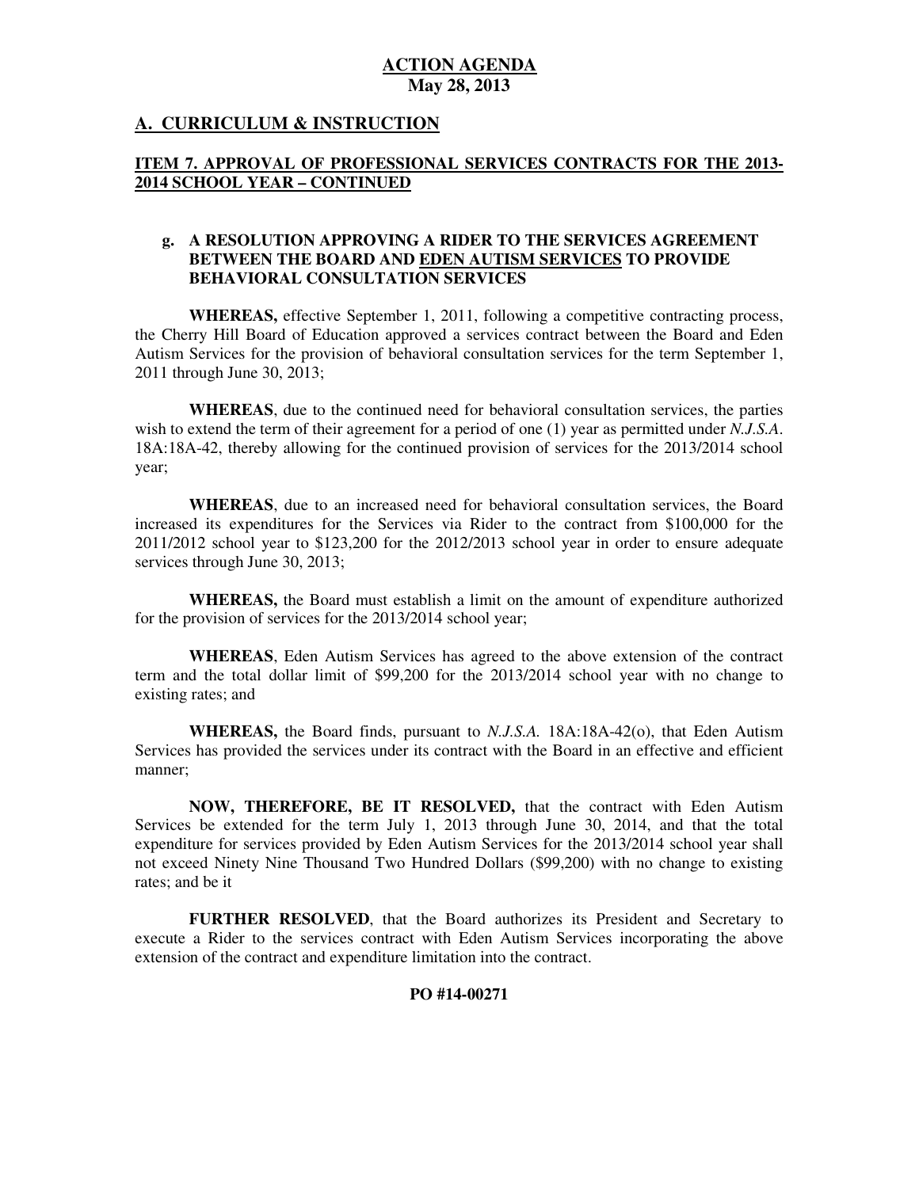**ACTION AGENDA**
**May 28, 2013**

## A. CURRICULUM & INSTRUCTION

### ITEM 7. APPROVAL OF PROFESSIONAL SERVICES CONTRACTS FOR THE 2013-2014 SCHOOL YEAR – CONTINUED

**g. A RESOLUTION APPROVING A RIDER TO THE SERVICES AGREEMENT BETWEEN THE BOARD AND EDEN AUTISM SERVICES TO PROVIDE BEHAVIORAL CONSULTATION SERVICES**

**WHEREAS,** effective September 1, 2011, following a competitive contracting process, the Cherry Hill Board of Education approved a services contract between the Board and Eden Autism Services for the provision of behavioral consultation services for the term September 1, 2011 through June 30, 2013;

**WHEREAS**, due to the continued need for behavioral consultation services, the parties wish to extend the term of their agreement for a period of one (1) year as permitted under *N.J.S.A*. 18A:18A-42, thereby allowing for the continued provision of services for the 2013/2014 school year;

**WHEREAS**, due to an increased need for behavioral consultation services, the Board increased its expenditures for the Services via Rider to the contract from $100,000 for the 2011/2012 school year to $123,200 for the 2012/2013 school year in order to ensure adequate services through June 30, 2013;

**WHEREAS,** the Board must establish a limit on the amount of expenditure authorized for the provision of services for the 2013/2014 school year;

**WHEREAS**, Eden Autism Services has agreed to the above extension of the contract term and the total dollar limit of $99,200 for the 2013/2014 school year with no change to existing rates; and

**WHEREAS,** the Board finds, pursuant to *N.J.S.A.* 18A:18A-42(o), that Eden Autism Services has provided the services under its contract with the Board in an effective and efficient manner;

**NOW, THEREFORE, BE IT RESOLVED,** that the contract with Eden Autism Services be extended for the term July 1, 2013 through June 30, 2014, and that the total expenditure for services provided by Eden Autism Services for the 2013/2014 school year shall not exceed Ninety Nine Thousand Two Hundred Dollars ($99,200) with no change to existing rates; and be it

**FURTHER RESOLVED**, that the Board authorizes its President and Secretary to execute a Rider to the services contract with Eden Autism Services incorporating the above extension of the contract and expenditure limitation into the contract.

**PO #14-00271**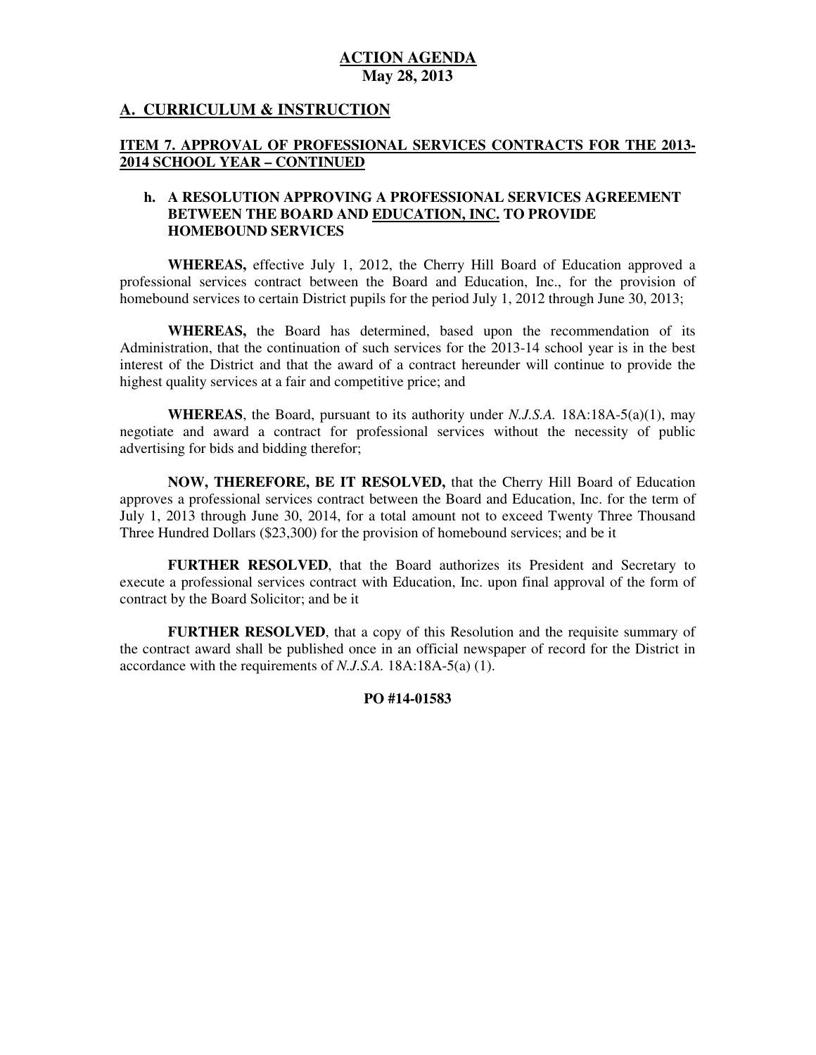**ACTION AGENDA**
**May 28, 2013**

## A. CURRICULUM & INSTRUCTION

### ITEM 7. APPROVAL OF PROFESSIONAL SERVICES CONTRACTS FOR THE 2013-2014 SCHOOL YEAR – CONTINUED

**h. A RESOLUTION APPROVING A PROFESSIONAL SERVICES AGREEMENT BETWEEN THE BOARD AND EDUCATION, INC. TO PROVIDE HOMEBOUND SERVICES**

**WHEREAS,** effective July 1, 2012, the Cherry Hill Board of Education approved a professional services contract between the Board and Education, Inc., for the provision of homebound services to certain District pupils for the period July 1, 2012 through June 30, 2013;

**WHEREAS,** the Board has determined, based upon the recommendation of its Administration, that the continuation of such services for the 2013-14 school year is in the best interest of the District and that the award of a contract hereunder will continue to provide the highest quality services at a fair and competitive price; and

**WHEREAS**, the Board, pursuant to its authority under *N.J.S.A.* 18A:18A-5(a)(1), may negotiate and award a contract for professional services without the necessity of public advertising for bids and bidding therefor;

**NOW, THEREFORE, BE IT RESOLVED,** that the Cherry Hill Board of Education approves a professional services contract between the Board and Education, Inc. for the term of July 1, 2013 through June 30, 2014, for a total amount not to exceed Twenty Three Thousand Three Hundred Dollars ($23,300) for the provision of homebound services; and be it

**FURTHER RESOLVED**, that the Board authorizes its President and Secretary to execute a professional services contract with Education, Inc. upon final approval of the form of contract by the Board Solicitor; and be it

**FURTHER RESOLVED**, that a copy of this Resolution and the requisite summary of the contract award shall be published once in an official newspaper of record for the District in accordance with the requirements of *N.J.S.A.* 18A:18A-5(a) (1).

**PO #14-01583**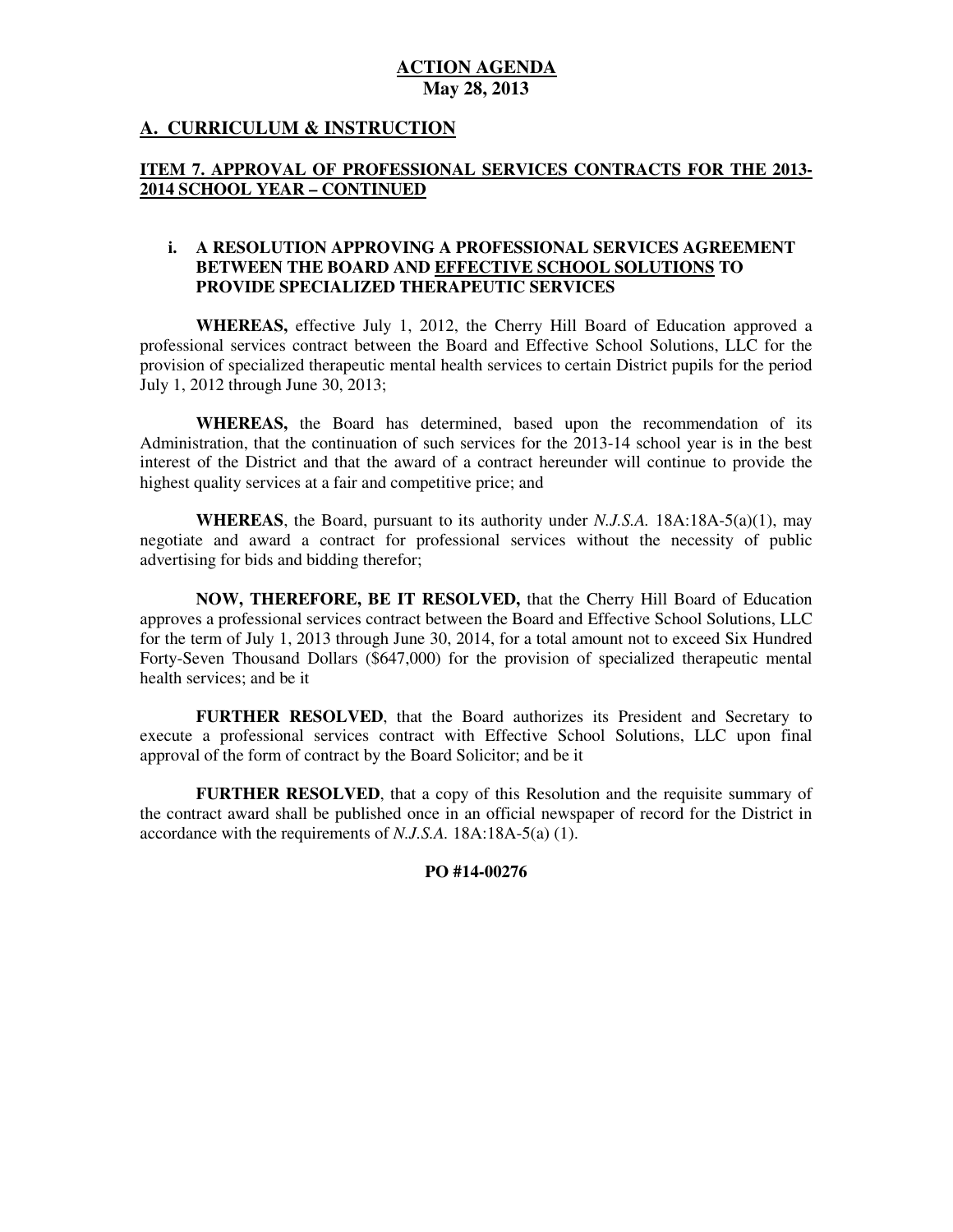**ACTION AGENDA**
**May 28, 2013**

## A. CURRICULUM & INSTRUCTION

### ITEM 7. APPROVAL OF PROFESSIONAL SERVICES CONTRACTS FOR THE 2013-2014 SCHOOL YEAR – CONTINUED

**i. A RESOLUTION APPROVING A PROFESSIONAL SERVICES AGREEMENT BETWEEN THE BOARD AND EFFECTIVE SCHOOL SOLUTIONS TO PROVIDE SPECIALIZED THERAPEUTIC SERVICES**

**WHEREAS,** effective July 1, 2012, the Cherry Hill Board of Education approved a professional services contract between the Board and Effective School Solutions, LLC for the provision of specialized therapeutic mental health services to certain District pupils for the period July 1, 2012 through June 30, 2013;

**WHEREAS,** the Board has determined, based upon the recommendation of its Administration, that the continuation of such services for the 2013-14 school year is in the best interest of the District and that the award of a contract hereunder will continue to provide the highest quality services at a fair and competitive price; and

**WHEREAS**, the Board, pursuant to its authority under *N.J.S.A.* 18A:18A-5(a)(1), may negotiate and award a contract for professional services without the necessity of public advertising for bids and bidding therefor;

**NOW, THEREFORE, BE IT RESOLVED,** that the Cherry Hill Board of Education approves a professional services contract between the Board and Effective School Solutions, LLC for the term of July 1, 2013 through June 30, 2014, for a total amount not to exceed Six Hundred Forty-Seven Thousand Dollars ($647,000) for the provision of specialized therapeutic mental health services; and be it

**FURTHER RESOLVED**, that the Board authorizes its President and Secretary to execute a professional services contract with Effective School Solutions, LLC upon final approval of the form of contract by the Board Solicitor; and be it

**FURTHER RESOLVED**, that a copy of this Resolution and the requisite summary of the contract award shall be published once in an official newspaper of record for the District in accordance with the requirements of *N.J.S.A.* 18A:18A-5(a) (1).

**PO #14-00276**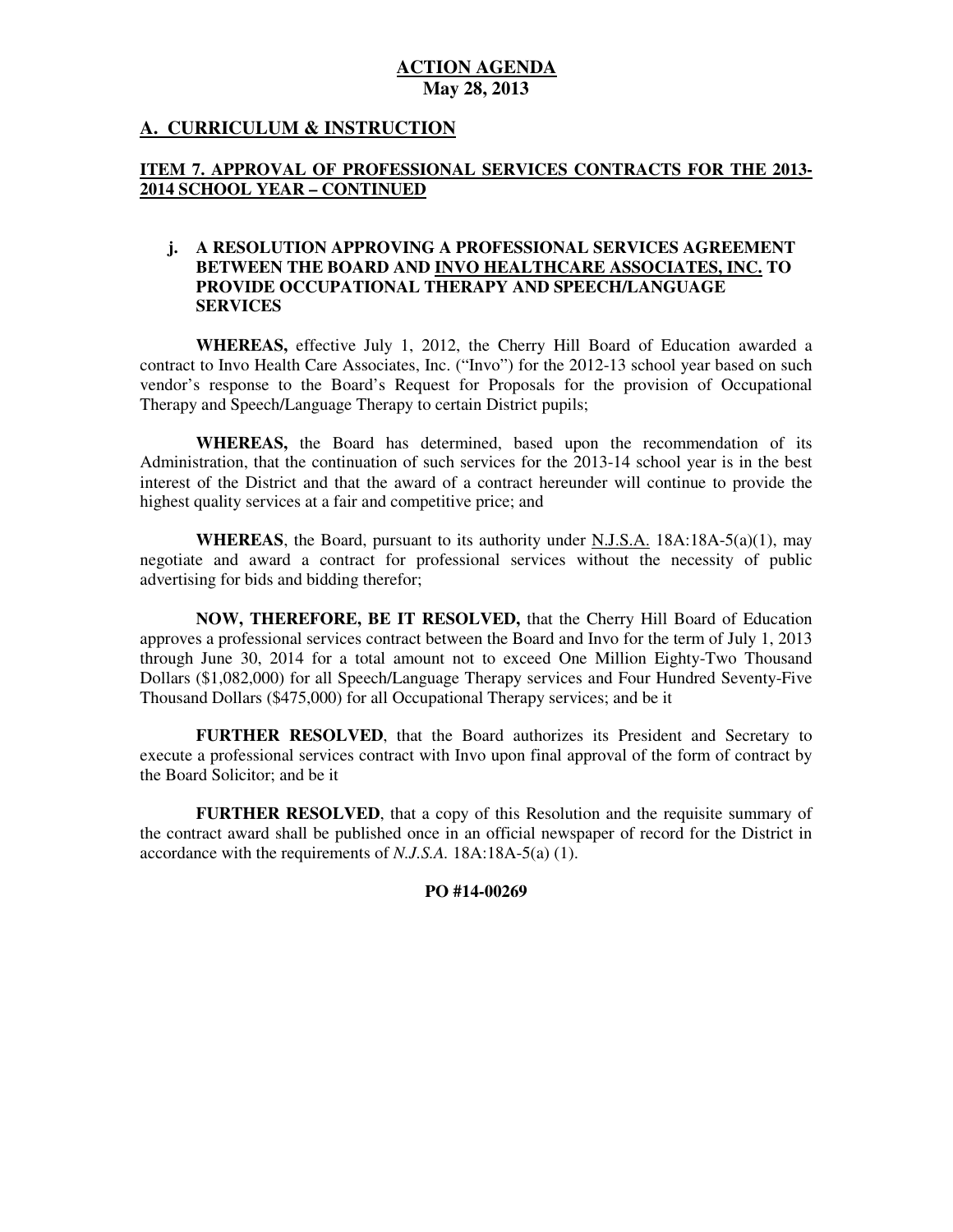**ACTION AGENDA**
**May 28, 2013**

## A. CURRICULUM & INSTRUCTION

### ITEM 7. APPROVAL OF PROFESSIONAL SERVICES CONTRACTS FOR THE 2013-2014 SCHOOL YEAR – CONTINUED

**j. A RESOLUTION APPROVING A PROFESSIONAL SERVICES AGREEMENT BETWEEN THE BOARD AND INVO HEALTHCARE ASSOCIATES, INC. TO PROVIDE OCCUPATIONAL THERAPY AND SPEECH/LANGUAGE SERVICES**

**WHEREAS,** effective July 1, 2012, the Cherry Hill Board of Education awarded a contract to Invo Health Care Associates, Inc. ("Invo") for the 2012-13 school year based on such vendor's response to the Board's Request for Proposals for the provision of Occupational Therapy and Speech/Language Therapy to certain District pupils;

**WHEREAS,** the Board has determined, based upon the recommendation of its Administration, that the continuation of such services for the 2013-14 school year is in the best interest of the District and that the award of a contract hereunder will continue to provide the highest quality services at a fair and competitive price; and

**WHEREAS**, the Board, pursuant to its authority under N.J.S.A. 18A:18A-5(a)(1), may negotiate and award a contract for professional services without the necessity of public advertising for bids and bidding therefor;

**NOW, THEREFORE, BE IT RESOLVED,** that the Cherry Hill Board of Education approves a professional services contract between the Board and Invo for the term of July 1, 2013 through June 30, 2014 for a total amount not to exceed One Million Eighty-Two Thousand Dollars ($1,082,000) for all Speech/Language Therapy services and Four Hundred Seventy-Five Thousand Dollars ($475,000) for all Occupational Therapy services; and be it

**FURTHER RESOLVED**, that the Board authorizes its President and Secretary to execute a professional services contract with Invo upon final approval of the form of contract by the Board Solicitor; and be it

**FURTHER RESOLVED**, that a copy of this Resolution and the requisite summary of the contract award shall be published once in an official newspaper of record for the District in accordance with the requirements of *N.J.S.A.* 18A:18A-5(a) (1).

**PO #14-00269**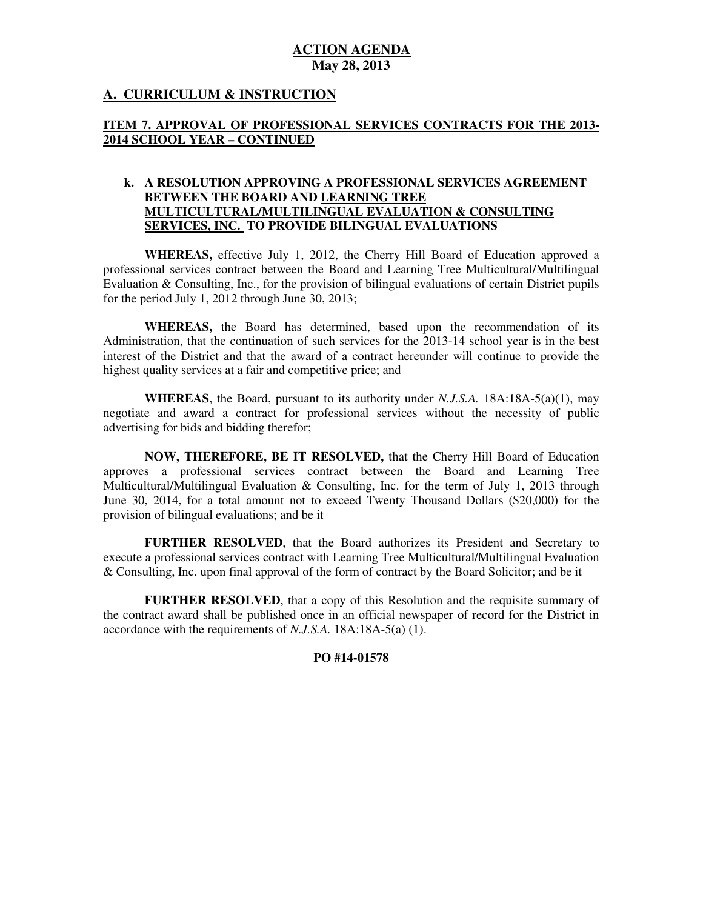**ACTION AGENDA**
**May 28, 2013**

## A. CURRICULUM & INSTRUCTION

### ITEM 7. APPROVAL OF PROFESSIONAL SERVICES CONTRACTS FOR THE 2013-2014 SCHOOL YEAR – CONTINUED

**k. A RESOLUTION APPROVING A PROFESSIONAL SERVICES AGREEMENT BETWEEN THE BOARD AND LEARNING TREE MULTICULTURAL/MULTILINGUAL EVALUATION & CONSULTING SERVICES, INC. TO PROVIDE BILINGUAL EVALUATIONS**

**WHEREAS,** effective July 1, 2012, the Cherry Hill Board of Education approved a professional services contract between the Board and Learning Tree Multicultural/Multilingual Evaluation & Consulting, Inc., for the provision of bilingual evaluations of certain District pupils for the period July 1, 2012 through June 30, 2013;

**WHEREAS,** the Board has determined, based upon the recommendation of its Administration, that the continuation of such services for the 2013-14 school year is in the best interest of the District and that the award of a contract hereunder will continue to provide the highest quality services at a fair and competitive price; and

**WHEREAS**, the Board, pursuant to its authority under *N.J.S.A.* 18A:18A-5(a)(1), may negotiate and award a contract for professional services without the necessity of public advertising for bids and bidding therefor;

**NOW, THEREFORE, BE IT RESOLVED,** that the Cherry Hill Board of Education approves a professional services contract between the Board and Learning Tree Multicultural/Multilingual Evaluation & Consulting, Inc. for the term of July 1, 2013 through June 30, 2014, for a total amount not to exceed Twenty Thousand Dollars ($20,000) for the provision of bilingual evaluations; and be it

**FURTHER RESOLVED**, that the Board authorizes its President and Secretary to execute a professional services contract with Learning Tree Multicultural/Multilingual Evaluation & Consulting, Inc. upon final approval of the form of contract by the Board Solicitor; and be it

**FURTHER RESOLVED**, that a copy of this Resolution and the requisite summary of the contract award shall be published once in an official newspaper of record for the District in accordance with the requirements of *N.J.S.A.* 18A:18A-5(a) (1).

**PO #14-01578**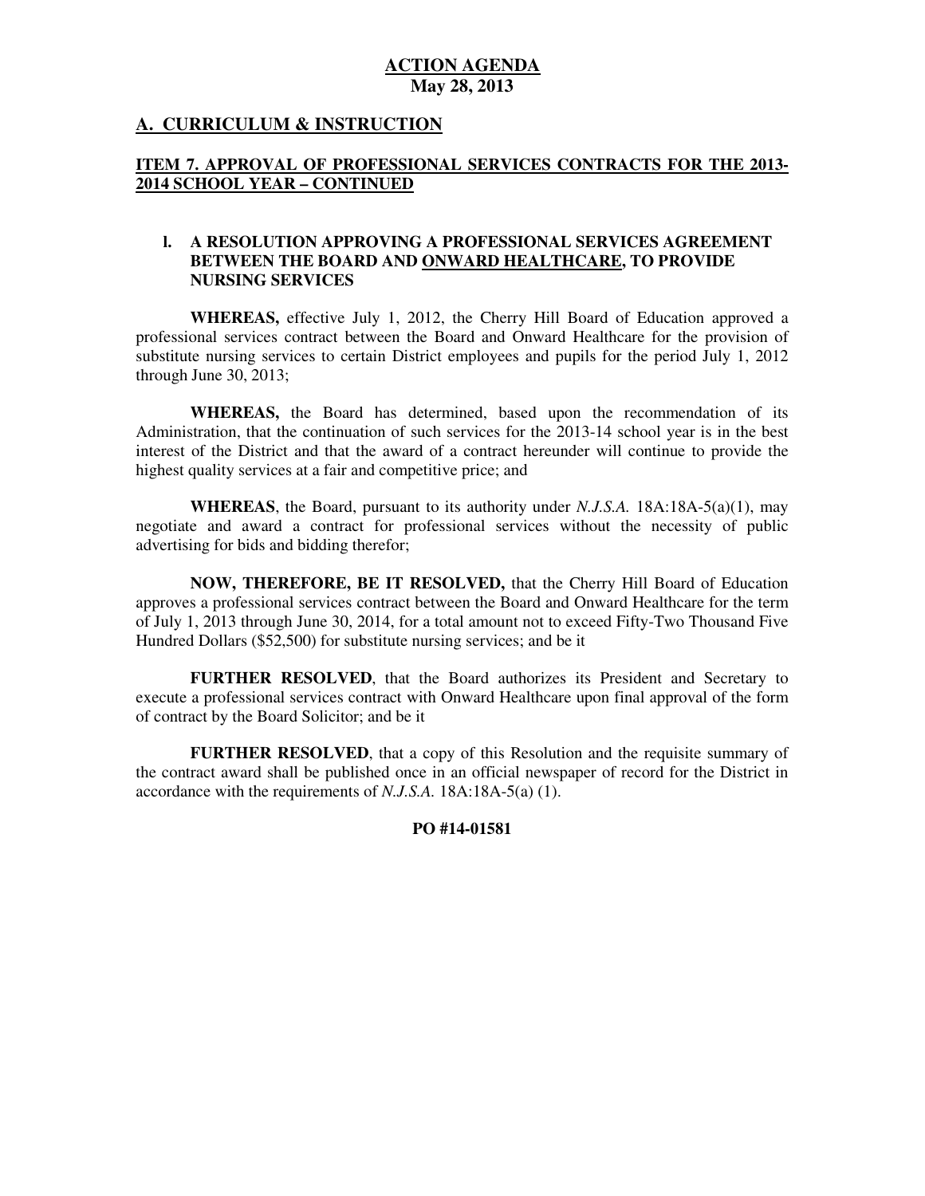**ACTION AGENDA**
**May 28, 2013**

## A. CURRICULUM & INSTRUCTION

### ITEM 7. APPROVAL OF PROFESSIONAL SERVICES CONTRACTS FOR THE 2013-2014 SCHOOL YEAR – CONTINUED

**l. A RESOLUTION APPROVING A PROFESSIONAL SERVICES AGREEMENT BETWEEN THE BOARD AND ONWARD HEALTHCARE, TO PROVIDE NURSING SERVICES**

**WHEREAS,** effective July 1, 2012, the Cherry Hill Board of Education approved a professional services contract between the Board and Onward Healthcare for the provision of substitute nursing services to certain District employees and pupils for the period July 1, 2012 through June 30, 2013;

**WHEREAS,** the Board has determined, based upon the recommendation of its Administration, that the continuation of such services for the 2013-14 school year is in the best interest of the District and that the award of a contract hereunder will continue to provide the highest quality services at a fair and competitive price; and

**WHEREAS**, the Board, pursuant to its authority under *N.J.S.A.* 18A:18A-5(a)(1), may negotiate and award a contract for professional services without the necessity of public advertising for bids and bidding therefor;

**NOW, THEREFORE, BE IT RESOLVED,** that the Cherry Hill Board of Education approves a professional services contract between the Board and Onward Healthcare for the term of July 1, 2013 through June 30, 2014, for a total amount not to exceed Fifty-Two Thousand Five Hundred Dollars ($52,500) for substitute nursing services; and be it

**FURTHER RESOLVED**, that the Board authorizes its President and Secretary to execute a professional services contract with Onward Healthcare upon final approval of the form of contract by the Board Solicitor; and be it

**FURTHER RESOLVED**, that a copy of this Resolution and the requisite summary of the contract award shall be published once in an official newspaper of record for the District in accordance with the requirements of *N.J.S.A.* 18A:18A-5(a) (1).

**PO #14-01581**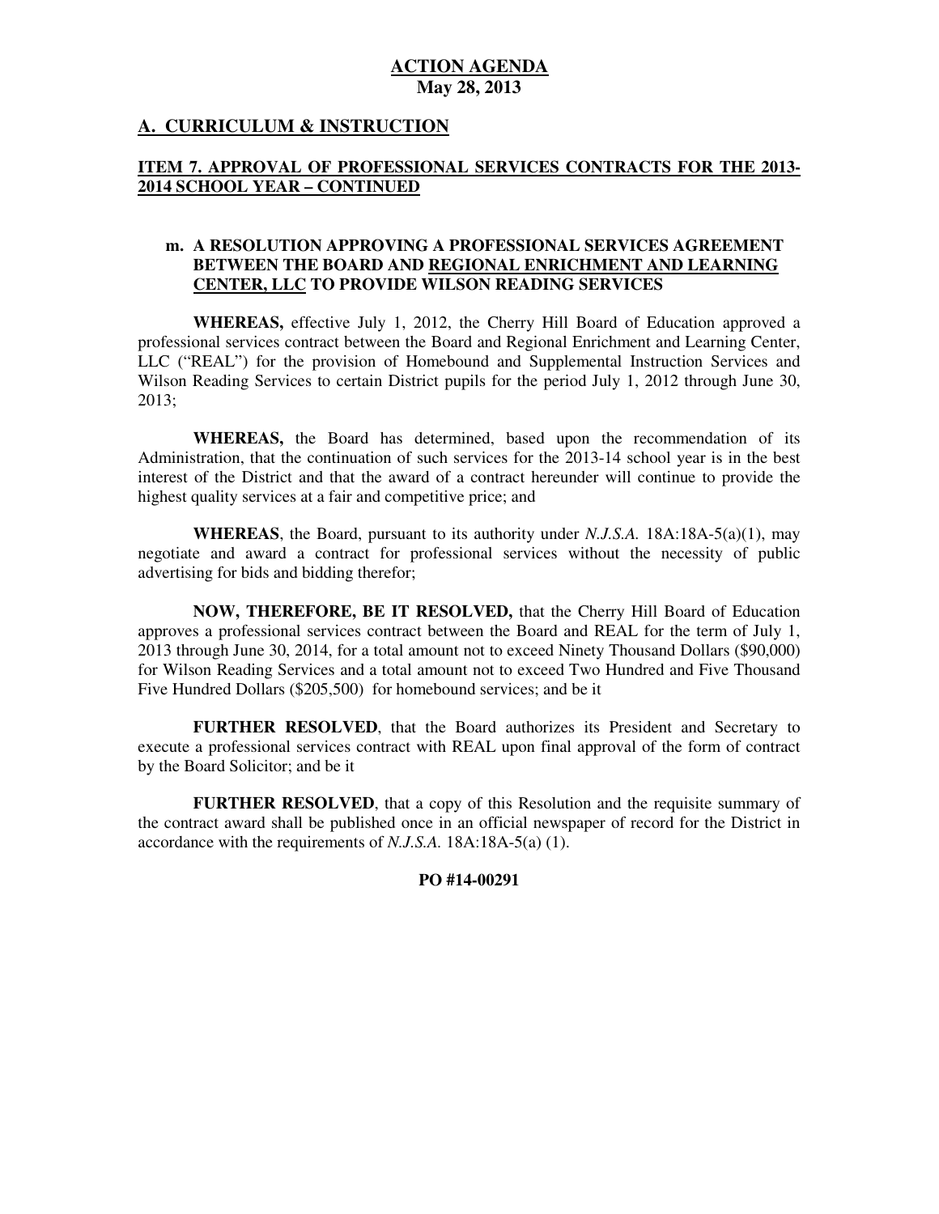**ACTION AGENDA**
**May 28, 2013**

## A. CURRICULUM & INSTRUCTION

### ITEM 7. APPROVAL OF PROFESSIONAL SERVICES CONTRACTS FOR THE 2013-2014 SCHOOL YEAR – CONTINUED

**m. A RESOLUTION APPROVING A PROFESSIONAL SERVICES AGREEMENT BETWEEN THE BOARD AND REGIONAL ENRICHMENT AND LEARNING CENTER, LLC TO PROVIDE WILSON READING SERVICES**

**WHEREAS,** effective July 1, 2012, the Cherry Hill Board of Education approved a professional services contract between the Board and Regional Enrichment and Learning Center, LLC ("REAL") for the provision of Homebound and Supplemental Instruction Services and Wilson Reading Services to certain District pupils for the period July 1, 2012 through June 30, 2013;

**WHEREAS,** the Board has determined, based upon the recommendation of its Administration, that the continuation of such services for the 2013-14 school year is in the best interest of the District and that the award of a contract hereunder will continue to provide the highest quality services at a fair and competitive price; and

**WHEREAS**, the Board, pursuant to its authority under *N.J.S.A.* 18A:18A-5(a)(1), may negotiate and award a contract for professional services without the necessity of public advertising for bids and bidding therefor;

**NOW, THEREFORE, BE IT RESOLVED,** that the Cherry Hill Board of Education approves a professional services contract between the Board and REAL for the term of July 1, 2013 through June 30, 2014, for a total amount not to exceed Ninety Thousand Dollars ($90,000) for Wilson Reading Services and a total amount not to exceed Two Hundred and Five Thousand Five Hundred Dollars ($205,500) for homebound services; and be it

**FURTHER RESOLVED**, that the Board authorizes its President and Secretary to execute a professional services contract with REAL upon final approval of the form of contract by the Board Solicitor; and be it

**FURTHER RESOLVED**, that a copy of this Resolution and the requisite summary of the contract award shall be published once in an official newspaper of record for the District in accordance with the requirements of *N.J.S.A.* 18A:18A-5(a) (1).

**PO #14-00291**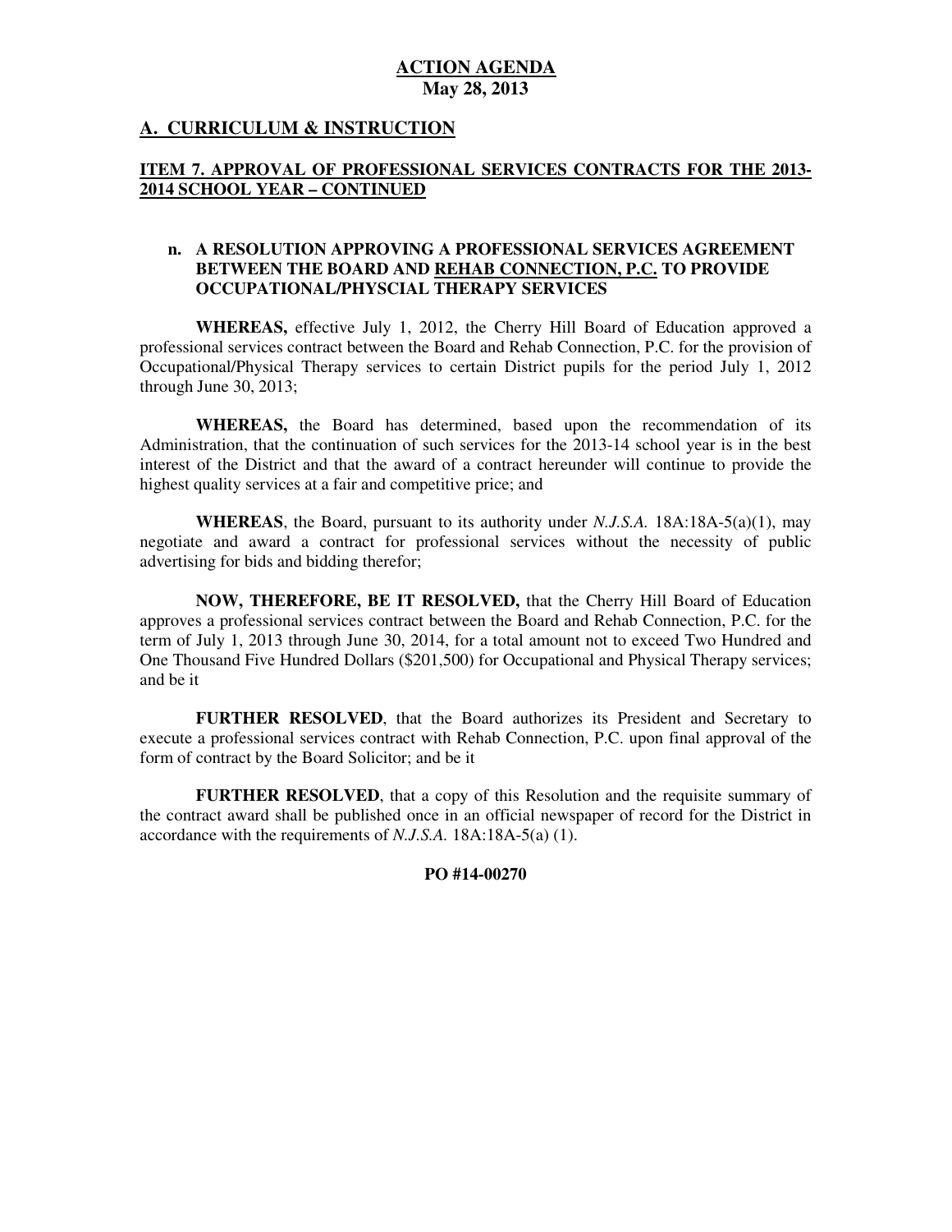**ACTION AGENDA**
**May 28, 2013**

## A. CURRICULUM & INSTRUCTION

### ITEM 7. APPROVAL OF PROFESSIONAL SERVICES CONTRACTS FOR THE 2013-2014 SCHOOL YEAR – CONTINUED

**n. A RESOLUTION APPROVING A PROFESSIONAL SERVICES AGREEMENT BETWEEN THE BOARD AND REHAB CONNECTION, P.C. TO PROVIDE OCCUPATIONAL/PHYSCIAL THERAPY SERVICES**

**WHEREAS,** effective July 1, 2012, the Cherry Hill Board of Education approved a professional services contract between the Board and Rehab Connection, P.C. for the provision of Occupational/Physical Therapy services to certain District pupils for the period July 1, 2012 through June 30, 2013;

**WHEREAS,** the Board has determined, based upon the recommendation of its Administration, that the continuation of such services for the 2013-14 school year is in the best interest of the District and that the award of a contract hereunder will continue to provide the highest quality services at a fair and competitive price; and

**WHEREAS**, the Board, pursuant to its authority under *N.J.S.A.* 18A:18A-5(a)(1), may negotiate and award a contract for professional services without the necessity of public advertising for bids and bidding therefor;

**NOW, THEREFORE, BE IT RESOLVED,** that the Cherry Hill Board of Education approves a professional services contract between the Board and Rehab Connection, P.C. for the term of July 1, 2013 through June 30, 2014, for a total amount not to exceed Two Hundred and One Thousand Five Hundred Dollars ($201,500) for Occupational and Physical Therapy services; and be it

**FURTHER RESOLVED**, that the Board authorizes its President and Secretary to execute a professional services contract with Rehab Connection, P.C. upon final approval of the form of contract by the Board Solicitor; and be it

**FURTHER RESOLVED**, that a copy of this Resolution and the requisite summary of the contract award shall be published once in an official newspaper of record for the District in accordance with the requirements of *N.J.S.A.* 18A:18A-5(a) (1).

**PO #14-00270**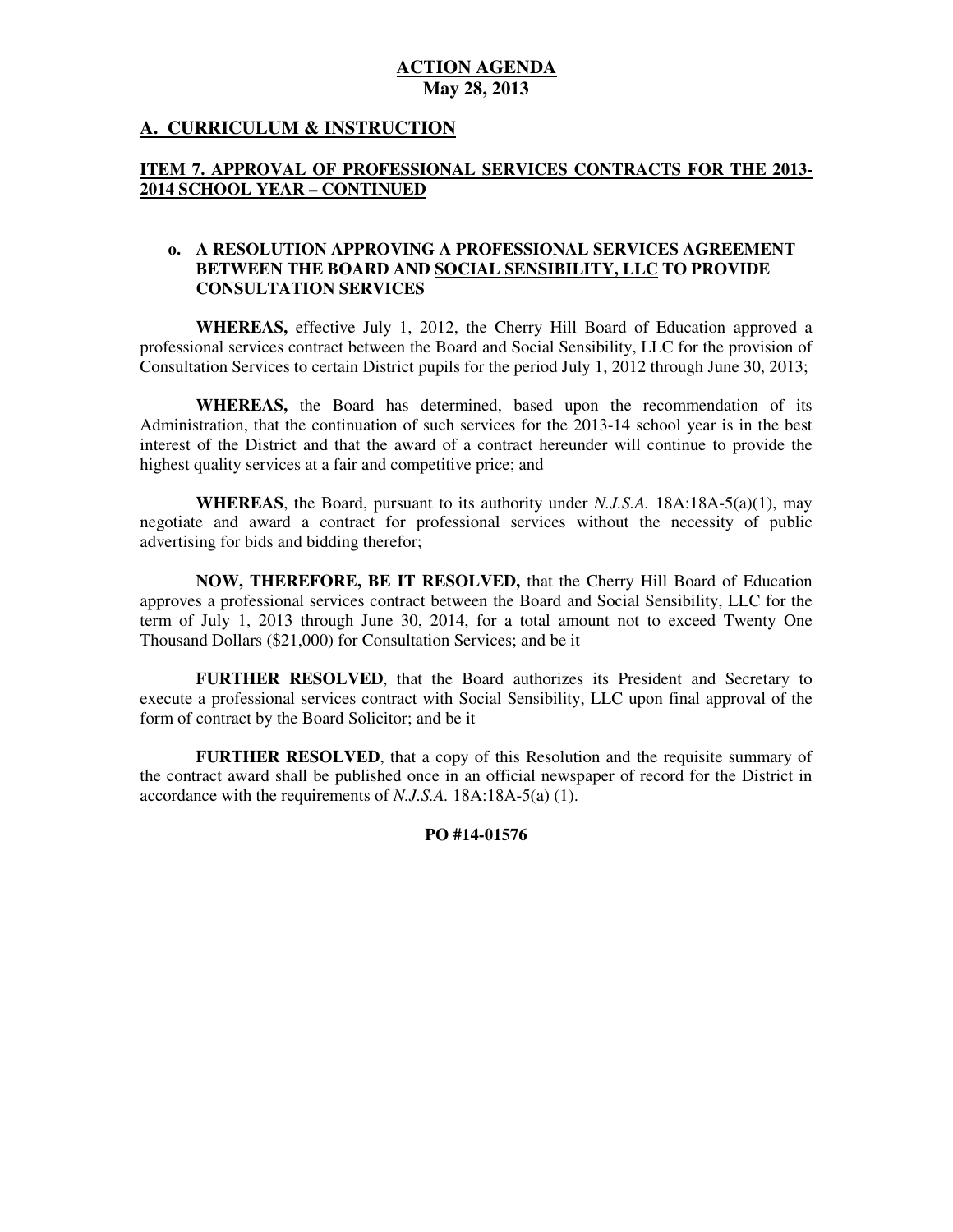**ACTION AGENDA**
**May 28, 2013**

## A. CURRICULUM & INSTRUCTION

### ITEM 7. APPROVAL OF PROFESSIONAL SERVICES CONTRACTS FOR THE 2013-2014 SCHOOL YEAR – CONTINUED

**o. A RESOLUTION APPROVING A PROFESSIONAL SERVICES AGREEMENT BETWEEN THE BOARD AND SOCIAL SENSIBILITY, LLC TO PROVIDE CONSULTATION SERVICES**

**WHEREAS,** effective July 1, 2012, the Cherry Hill Board of Education approved a professional services contract between the Board and Social Sensibility, LLC for the provision of Consultation Services to certain District pupils for the period July 1, 2012 through June 30, 2013;

**WHEREAS,** the Board has determined, based upon the recommendation of its Administration, that the continuation of such services for the 2013-14 school year is in the best interest of the District and that the award of a contract hereunder will continue to provide the highest quality services at a fair and competitive price; and

**WHEREAS**, the Board, pursuant to its authority under *N.J.S.A.* 18A:18A-5(a)(1), may negotiate and award a contract for professional services without the necessity of public advertising for bids and bidding therefor;

**NOW, THEREFORE, BE IT RESOLVED,** that the Cherry Hill Board of Education approves a professional services contract between the Board and Social Sensibility, LLC for the term of July 1, 2013 through June 30, 2014, for a total amount not to exceed Twenty One Thousand Dollars ($21,000) for Consultation Services; and be it

**FURTHER RESOLVED**, that the Board authorizes its President and Secretary to execute a professional services contract with Social Sensibility, LLC upon final approval of the form of contract by the Board Solicitor; and be it

**FURTHER RESOLVED**, that a copy of this Resolution and the requisite summary of the contract award shall be published once in an official newspaper of record for the District in accordance with the requirements of *N.J.S.A.* 18A:18A-5(a) (1).

**PO #14-01576**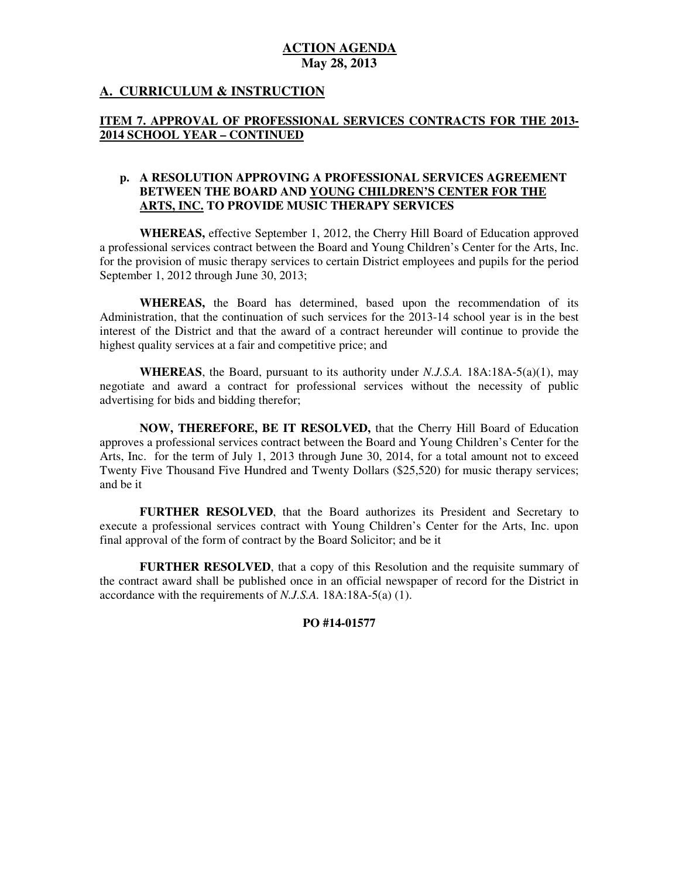**ACTION AGENDA**
**May 28, 2013**

## A. CURRICULUM & INSTRUCTION

### ITEM 7. APPROVAL OF PROFESSIONAL SERVICES CONTRACTS FOR THE 2013-2014 SCHOOL YEAR – CONTINUED

**p. A RESOLUTION APPROVING A PROFESSIONAL SERVICES AGREEMENT BETWEEN THE BOARD AND YOUNG CHILDREN'S CENTER FOR THE ARTS, INC. TO PROVIDE MUSIC THERAPY SERVICES**

**WHEREAS,** effective September 1, 2012, the Cherry Hill Board of Education approved a professional services contract between the Board and Young Children's Center for the Arts, Inc. for the provision of music therapy services to certain District employees and pupils for the period September 1, 2012 through June 30, 2013;

**WHEREAS,** the Board has determined, based upon the recommendation of its Administration, that the continuation of such services for the 2013-14 school year is in the best interest of the District and that the award of a contract hereunder will continue to provide the highest quality services at a fair and competitive price; and

**WHEREAS**, the Board, pursuant to its authority under *N.J.S.A.* 18A:18A-5(a)(1), may negotiate and award a contract for professional services without the necessity of public advertising for bids and bidding therefor;

**NOW, THEREFORE, BE IT RESOLVED,** that the Cherry Hill Board of Education approves a professional services contract between the Board and Young Children's Center for the Arts, Inc. for the term of July 1, 2013 through June 30, 2014, for a total amount not to exceed Twenty Five Thousand Five Hundred and Twenty Dollars ($25,520) for music therapy services; and be it

**FURTHER RESOLVED**, that the Board authorizes its President and Secretary to execute a professional services contract with Young Children's Center for the Arts, Inc. upon final approval of the form of contract by the Board Solicitor; and be it

**FURTHER RESOLVED**, that a copy of this Resolution and the requisite summary of the contract award shall be published once in an official newspaper of record for the District in accordance with the requirements of *N.J.S.A.* 18A:18A-5(a) (1).

**PO #14-01577**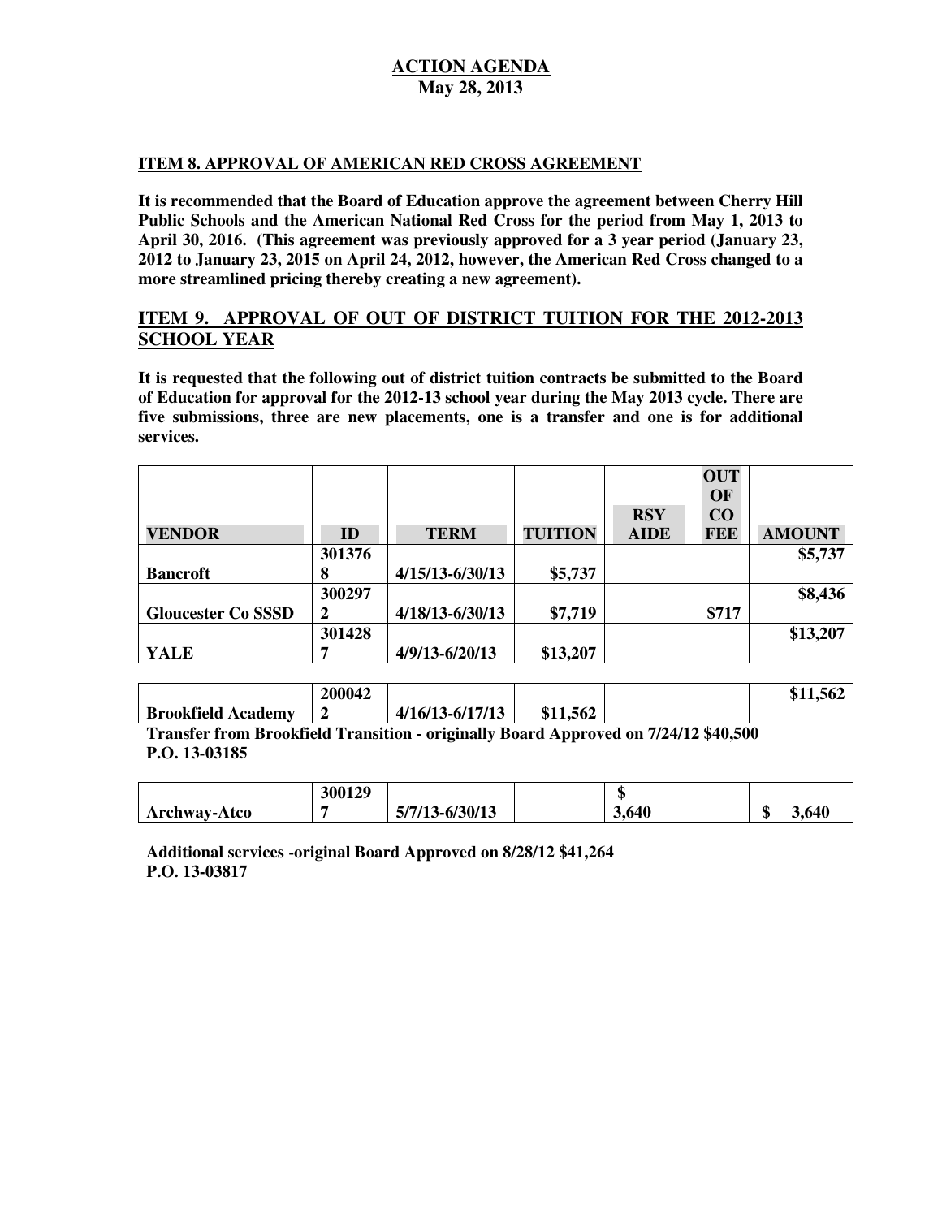**ACTION AGENDA**
**May 28, 2013**

**ITEM 8. APPROVAL OF AMERICAN RED CROSS AGREEMENT**

**It is recommended that the Board of Education approve the agreement between Cherry Hill Public Schools and the American National Red Cross for the period from May 1, 2013 to April 30, 2016. (This agreement was previously approved for a 3 year period (January 23, 2012 to January 23, 2015 on April 24, 2012, however, the American Red Cross changed to a more streamlined pricing thereby creating a new agreement).**

## ITEM 9. APPROVAL OF OUT OF DISTRICT TUITION FOR THE 2012-2013 SCHOOL YEAR

**It is requested that the following out of district tuition contracts be submitted to the Board of Education for approval for the 2012-13 school year during the May 2013 cycle. There are five submissions, three are new placements, one is a transfer and one is for additional services.**

| VENDOR | ID | TERM | TUITION | RSY AIDE | OUT OF CO FEE | AMOUNT |
|---|---|---|---|---|---|---|
| Bancroft | 3013768 | 4/15/13-6/30/13 | $5,737 | | | $5,737 |
| Gloucester Co SSSD | 3002972 | 4/18/13-6/30/13 | $7,719 | | $717 | $8,436 |
| YALE | 3014287 | 4/9/13-6/20/13 | $13,207 | | | $13,207 |

| | | | | | | |
|---|---|---|---|---|---|---|
| Brookfield Academy | 2000422 | 4/16/13-6/17/13 | $11,562 | | | $11,562 |

**Transfer from Brookfield Transition - originally Board Approved on 7/24/12 $40,500**
**P.O. 13-03185**

| | | | | | | |
|---|---|---|---|---|---|---|
| Archway-Atco | 3001297 | 5/7/13-6/30/13 | | $ 3,640 | | $ 3,640 |

**Additional services -original Board Approved on 8/28/12 $41,264**
**P.O. 13-03817**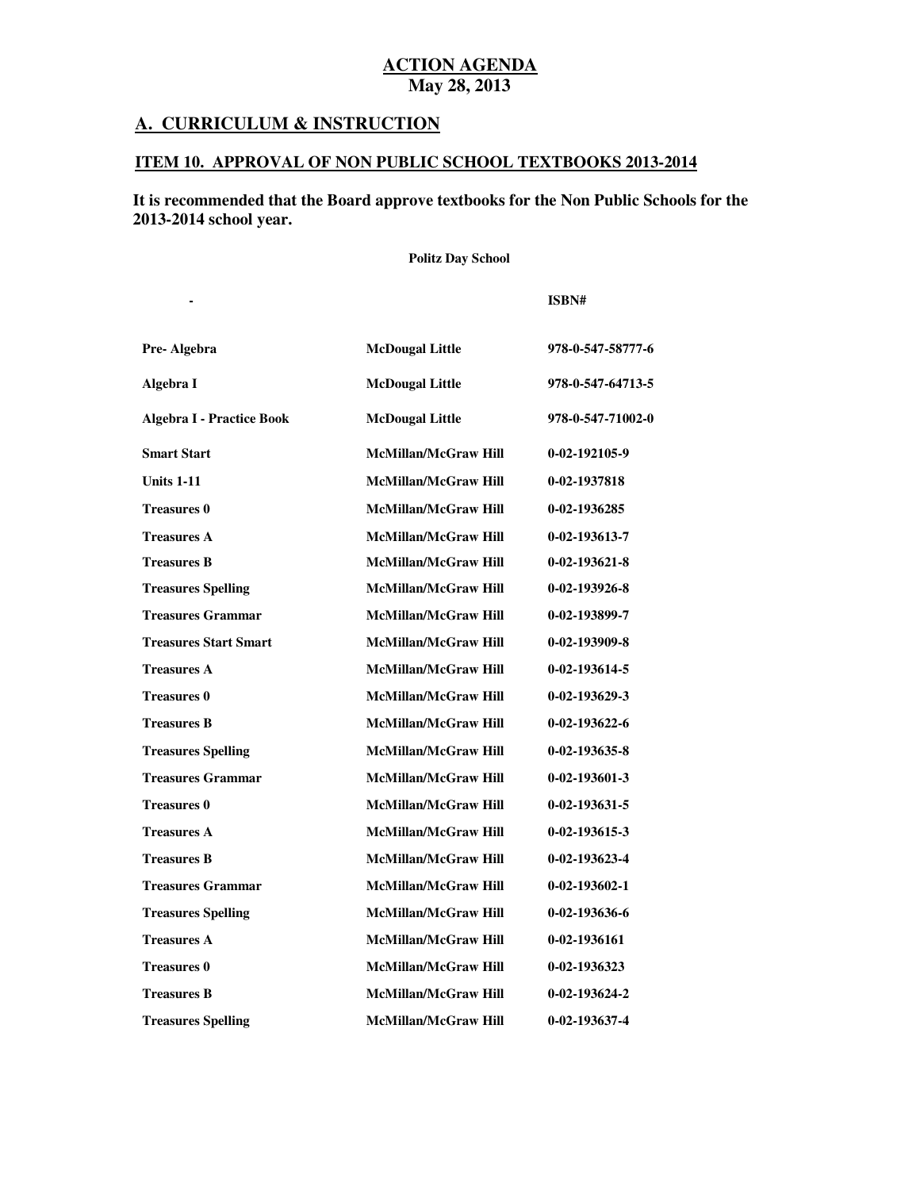**ACTION AGENDA**
**May 28, 2013**

## A. CURRICULUM & INSTRUCTION

### ITEM 10. APPROVAL OF NON PUBLIC SCHOOL TEXTBOOKS 2013-2014

**It is recommended that the Board approve textbooks for the Non Public Schools for the 2013-2014 school year.**

**Politz Day School**

| - | | ISBN# |
|---|---|---|
| Pre- Algebra | McDougal Little | 978-0-547-58777-6 |
| Algebra I | McDougal Little | 978-0-547-64713-5 |
| Algebra I - Practice Book | McDougal Little | 978-0-547-71002-0 |
| Smart Start | McMillan/McGraw Hill | 0-02-192105-9 |
| Units 1-11 | McMillan/McGraw Hill | 0-02-1937818 |
| Treasures 0 | McMillan/McGraw Hill | 0-02-1936285 |
| Treasures A | McMillan/McGraw Hill | 0-02-193613-7 |
| Treasures B | McMillan/McGraw Hill | 0-02-193621-8 |
| Treasures Spelling | McMillan/McGraw Hill | 0-02-193926-8 |
| Treasures Grammar | McMillan/McGraw Hill | 0-02-193899-7 |
| Treasures Start Smart | McMillan/McGraw Hill | 0-02-193909-8 |
| Treasures A | McMillan/McGraw Hill | 0-02-193614-5 |
| Treasures 0 | McMillan/McGraw Hill | 0-02-193629-3 |
| Treasures B | McMillan/McGraw Hill | 0-02-193622-6 |
| Treasures Spelling | McMillan/McGraw Hill | 0-02-193635-8 |
| Treasures Grammar | McMillan/McGraw Hill | 0-02-193601-3 |
| Treasures 0 | McMillan/McGraw Hill | 0-02-193631-5 |
| Treasures A | McMillan/McGraw Hill | 0-02-193615-3 |
| Treasures B | McMillan/McGraw Hill | 0-02-193623-4 |
| Treasures Grammar | McMillan/McGraw Hill | 0-02-193602-1 |
| Treasures Spelling | McMillan/McGraw Hill | 0-02-193636-6 |
| Treasures A | McMillan/McGraw Hill | 0-02-1936161 |
| Treasures 0 | McMillan/McGraw Hill | 0-02-1936323 |
| Treasures B | McMillan/McGraw Hill | 0-02-193624-2 |
| Treasures Spelling | McMillan/McGraw Hill | 0-02-193637-4 |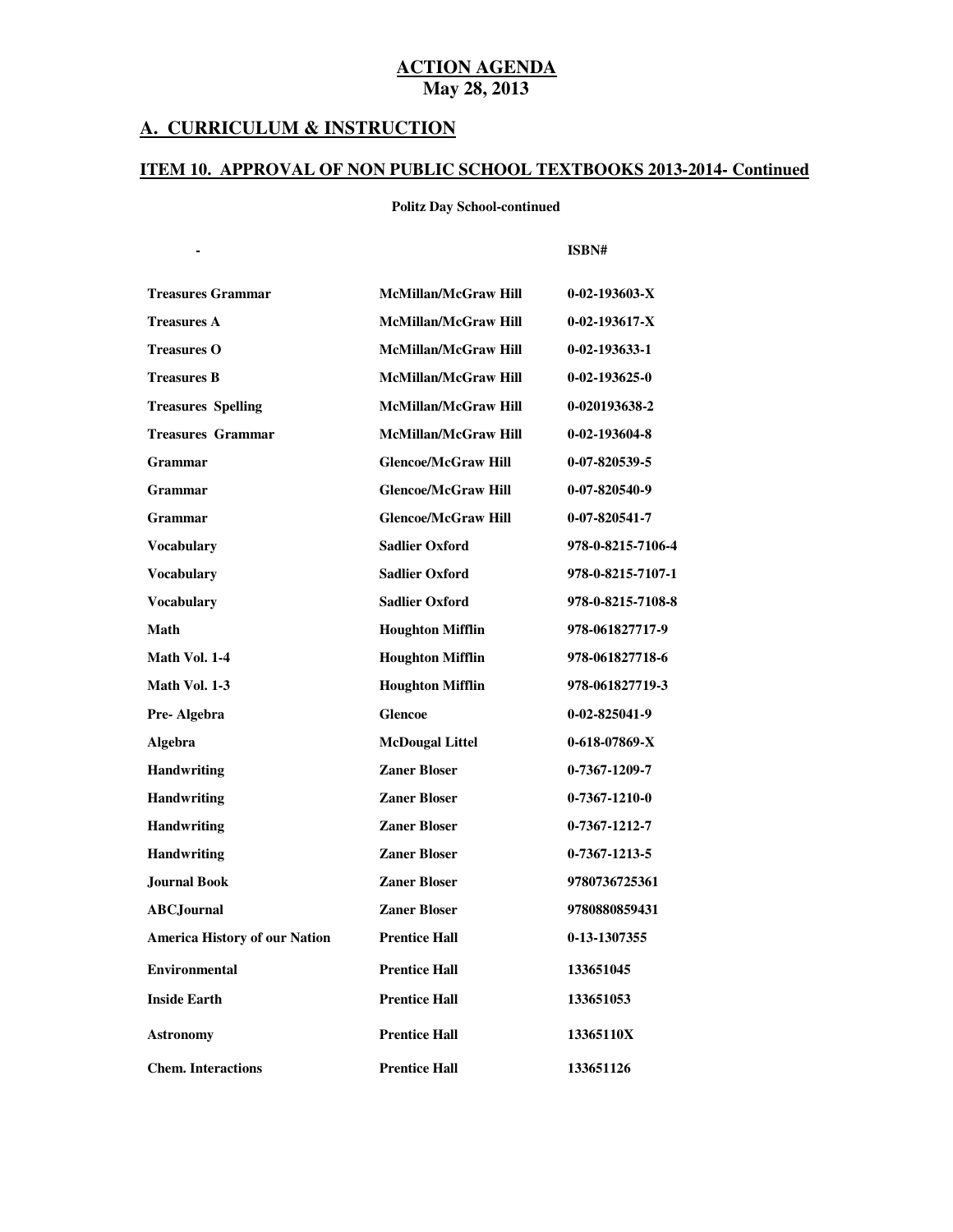# ACTION AGENDA
**May 28, 2013**

## A. CURRICULUM & INSTRUCTION

### ITEM 10. APPROVAL OF NON PUBLIC SCHOOL TEXTBOOKS 2013-2014- Continued

**Politz Day School-continued**

| - | | ISBN# |
|---|---|---|
| Treasures Grammar | McMillan/McGraw Hill | 0-02-193603-X |
| Treasures A | McMillan/McGraw Hill | 0-02-193617-X |
| Treasures O | McMillan/McGraw Hill | 0-02-193633-1 |
| Treasures B | McMillan/McGraw Hill | 0-02-193625-0 |
| Treasures Spelling | McMillan/McGraw Hill | 0-020193638-2 |
| Treasures Grammar | McMillan/McGraw Hill | 0-02-193604-8 |
| Grammar | Glencoe/McGraw Hill | 0-07-820539-5 |
| Grammar | Glencoe/McGraw Hill | 0-07-820540-9 |
| Grammar | Glencoe/McGraw Hill | 0-07-820541-7 |
| Vocabulary | Sadlier Oxford | 978-0-8215-7106-4 |
| Vocabulary | Sadlier Oxford | 978-0-8215-7107-1 |
| Vocabulary | Sadlier Oxford | 978-0-8215-7108-8 |
| Math | Houghton Mifflin | 978-061827717-9 |
| Math Vol. 1-4 | Houghton Mifflin | 978-061827718-6 |
| Math Vol. 1-3 | Houghton Mifflin | 978-061827719-3 |
| Pre- Algebra | Glencoe | 0-02-825041-9 |
| Algebra | McDougal Littel | 0-618-07869-X |
| Handwriting | Zaner Bloser | 0-7367-1209-7 |
| Handwriting | Zaner Bloser | 0-7367-1210-0 |
| Handwriting | Zaner Bloser | 0-7367-1212-7 |
| Handwriting | Zaner Bloser | 0-7367-1213-5 |
| Journal Book | Zaner Bloser | 9780736725361 |
| ABCJournal | Zaner Bloser | 9780880859431 |
| America History of our Nation | Prentice Hall | 0-13-1307355 |
| Environmental | Prentice Hall | 133651045 |
| Inside Earth | Prentice Hall | 133651053 |
| Astronomy | Prentice Hall | 13365110X |
| Chem. Interactions | Prentice Hall | 133651126 |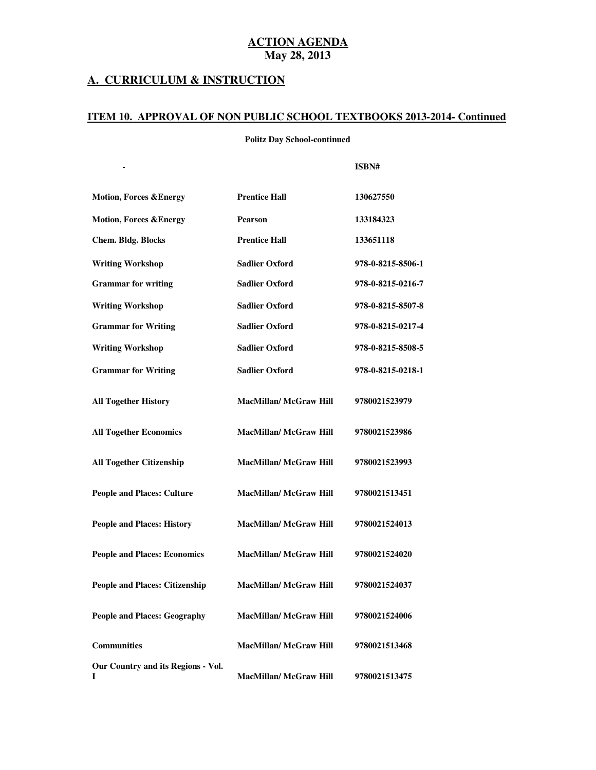**ACTION AGENDA**
**May 28, 2013**

## A. CURRICULUM & INSTRUCTION

### ITEM 10. APPROVAL OF NON PUBLIC SCHOOL TEXTBOOKS 2013-2014- Continued

**Politz Day School-continued**

| - | | ISBN# |
|---|---|---|
| Motion, Forces &Energy | Prentice Hall | 130627550 |
| Motion, Forces &Energy | Pearson | 133184323 |
| Chem. Bldg. Blocks | Prentice Hall | 133651118 |
| Writing Workshop | Sadlier Oxford | 978-0-8215-8506-1 |
| Grammar for writing | Sadlier Oxford | 978-0-8215-0216-7 |
| Writing Workshop | Sadlier Oxford | 978-0-8215-8507-8 |
| Grammar for Writing | Sadlier Oxford | 978-0-8215-0217-4 |
| Writing Workshop | Sadlier Oxford | 978-0-8215-8508-5 |
| Grammar for Writing | Sadlier Oxford | 978-0-8215-0218-1 |
| All Together History | MacMillan/ McGraw Hill | 9780021523979 |
| All Together Economics | MacMillan/ McGraw Hill | 9780021523986 |
| All Together Citizenship | MacMillan/ McGraw Hill | 9780021523993 |
| People and Places: Culture | MacMillan/ McGraw Hill | 9780021513451 |
| People and Places: History | MacMillan/ McGraw Hill | 9780021524013 |
| People and Places: Economics | MacMillan/ McGraw Hill | 9780021524020 |
| People and Places: Citizenship | MacMillan/ McGraw Hill | 9780021524037 |
| People and Places: Geography | MacMillan/ McGraw Hill | 9780021524006 |
| Communities | MacMillan/ McGraw Hill | 9780021513468 |
| Our Country and its Regions - Vol. I | MacMillan/ McGraw Hill | 9780021513475 |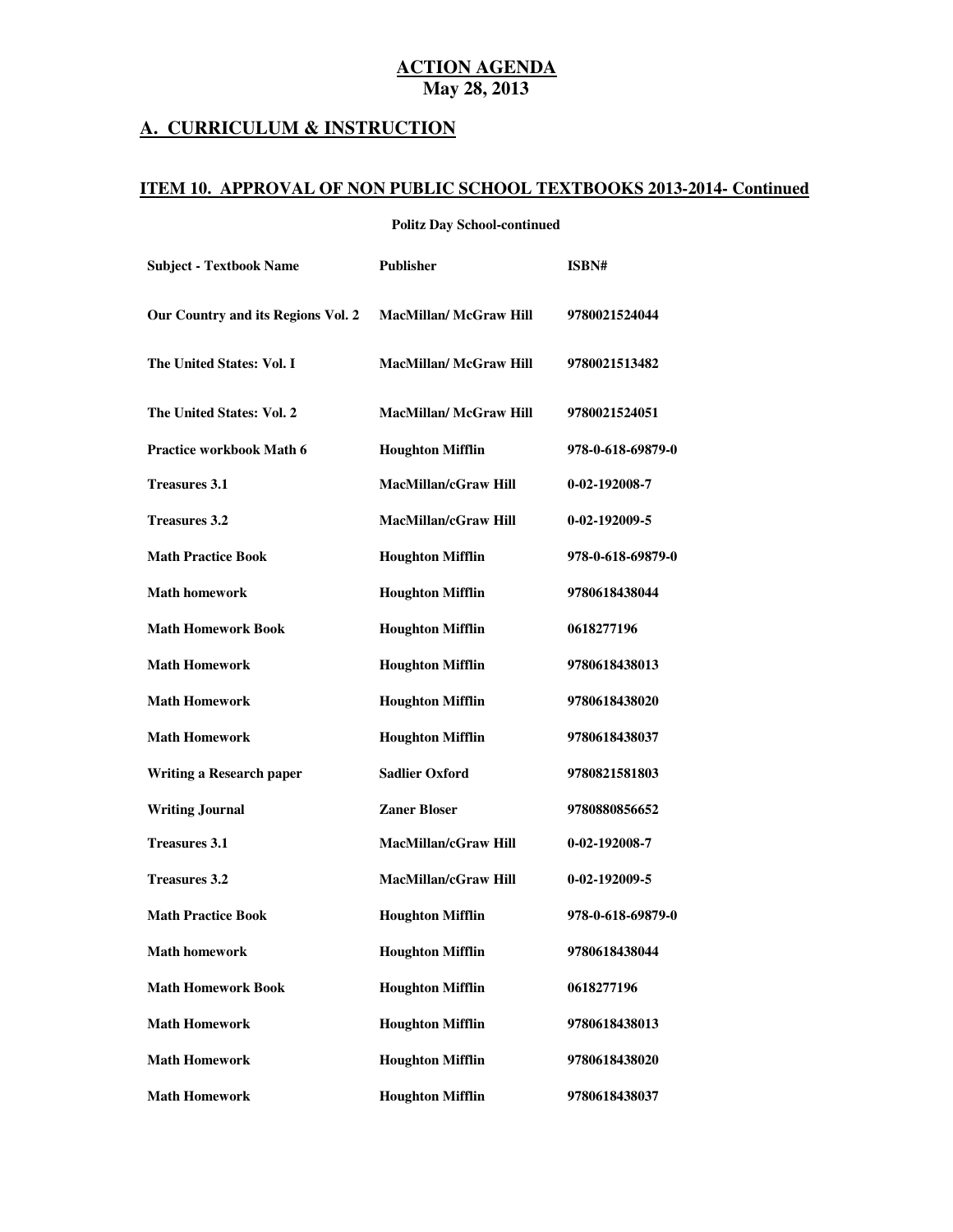# ACTION AGENDA
## May 28, 2013

## A. CURRICULUM & INSTRUCTION

### ITEM 10. APPROVAL OF NON PUBLIC SCHOOL TEXTBOOKS 2013-2014- Continued

**Politz Day School-continued**

| Subject - Textbook Name | Publisher | ISBN# |
|---|---|---|
| Our Country and its Regions Vol. 2 | MacMillan/ McGraw Hill | 9780021524044 |
| The United States: Vol. I | MacMillan/ McGraw Hill | 9780021513482 |
| The United States: Vol. 2 | MacMillan/ McGraw Hill | 9780021524051 |
| Practice workbook Math 6 | Houghton Mifflin | 978-0-618-69879-0 |
| Treasures 3.1 | MacMillan/cGraw Hill | 0-02-192008-7 |
| Treasures 3.2 | MacMillan/cGraw Hill | 0-02-192009-5 |
| Math Practice Book | Houghton Mifflin | 978-0-618-69879-0 |
| Math homework | Houghton Mifflin | 9780618438044 |
| Math Homework Book | Houghton Mifflin | 0618277196 |
| Math Homework | Houghton Mifflin | 9780618438013 |
| Math Homework | Houghton Mifflin | 9780618438020 |
| Math Homework | Houghton Mifflin | 9780618438037 |
| Writing a Research paper | Sadlier Oxford | 9780821581803 |
| Writing Journal | Zaner Bloser | 9780880856652 |
| Treasures 3.1 | MacMillan/cGraw Hill | 0-02-192008-7 |
| Treasures 3.2 | MacMillan/cGraw Hill | 0-02-192009-5 |
| Math Practice Book | Houghton Mifflin | 978-0-618-69879-0 |
| Math homework | Houghton Mifflin | 9780618438044 |
| Math Homework Book | Houghton Mifflin | 0618277196 |
| Math Homework | Houghton Mifflin | 9780618438013 |
| Math Homework | Houghton Mifflin | 9780618438020 |
| Math Homework | Houghton Mifflin | 9780618438037 |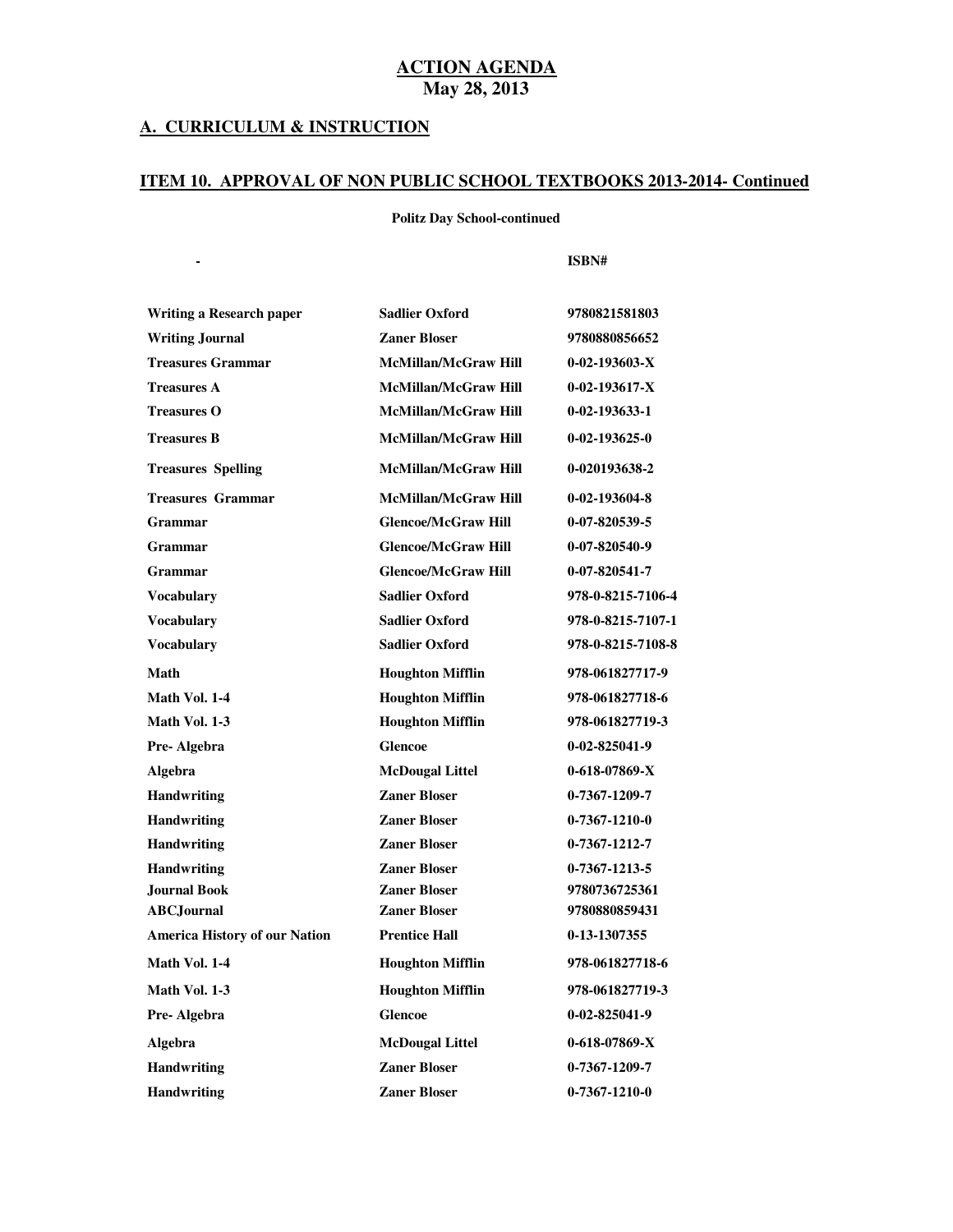# ACTION AGENDA
**May 28, 2013**

## A. CURRICULUM & INSTRUCTION

### ITEM 10. APPROVAL OF NON PUBLIC SCHOOL TEXTBOOKS 2013-2014- Continued

**Politz Day School-continued**

| - | | ISBN# |
|---|---|---|
| Writing a Research paper | Sadlier Oxford | 9780821581803 |
| Writing Journal | Zaner Bloser | 9780880856652 |
| Treasures Grammar | McMillan/McGraw Hill | 0-02-193603-X |
| Treasures A | McMillan/McGraw Hill | 0-02-193617-X |
| Treasures O | McMillan/McGraw Hill | 0-02-193633-1 |
| Treasures B | McMillan/McGraw Hill | 0-02-193625-0 |
| Treasures Spelling | McMillan/McGraw Hill | 0-020193638-2 |
| Treasures Grammar | McMillan/McGraw Hill | 0-02-193604-8 |
| Grammar | Glencoe/McGraw Hill | 0-07-820539-5 |
| Grammar | Glencoe/McGraw Hill | 0-07-820540-9 |
| Grammar | Glencoe/McGraw Hill | 0-07-820541-7 |
| Vocabulary | Sadlier Oxford | 978-0-8215-7106-4 |
| Vocabulary | Sadlier Oxford | 978-0-8215-7107-1 |
| Vocabulary | Sadlier Oxford | 978-0-8215-7108-8 |
| Math | Houghton Mifflin | 978-061827717-9 |
| Math Vol. 1-4 | Houghton Mifflin | 978-061827718-6 |
| Math Vol. 1-3 | Houghton Mifflin | 978-061827719-3 |
| Pre- Algebra | Glencoe | 0-02-825041-9 |
| Algebra | McDougal Littel | 0-618-07869-X |
| Handwriting | Zaner Bloser | 0-7367-1209-7 |
| Handwriting | Zaner Bloser | 0-7367-1210-0 |
| Handwriting | Zaner Bloser | 0-7367-1212-7 |
| Handwriting | Zaner Bloser | 0-7367-1213-5 |
| Journal Book | Zaner Bloser | 9780736725361 |
| ABCJournal | Zaner Bloser | 9780880859431 |
| America History of our Nation | Prentice Hall | 0-13-1307355 |
| Math Vol. 1-4 | Houghton Mifflin | 978-061827718-6 |
| Math Vol. 1-3 | Houghton Mifflin | 978-061827719-3 |
| Pre- Algebra | Glencoe | 0-02-825041-9 |
| Algebra | McDougal Littel | 0-618-07869-X |
| Handwriting | Zaner Bloser | 0-7367-1209-7 |
| Handwriting | Zaner Bloser | 0-7367-1210-0 |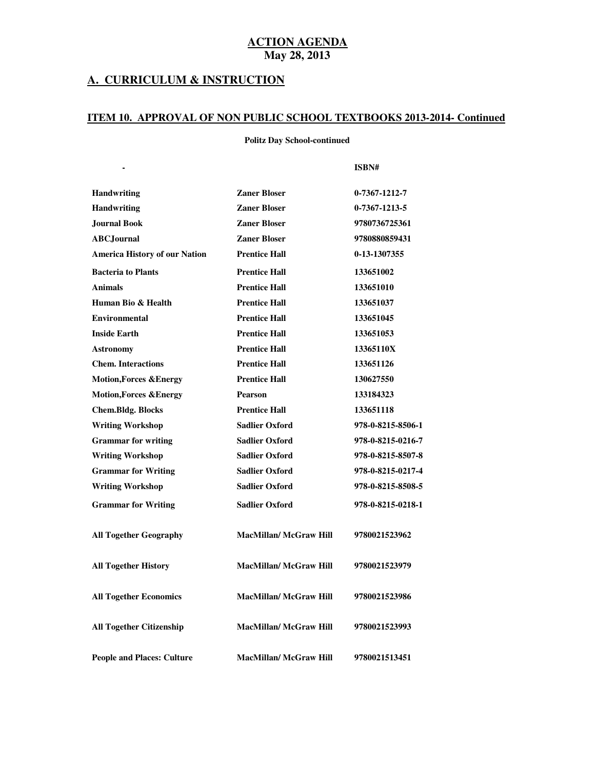**ACTION AGENDA**
**May 28, 2013**

## A. CURRICULUM & INSTRUCTION

### ITEM 10. APPROVAL OF NON PUBLIC SCHOOL TEXTBOOKS 2013-2014- Continued

**Politz Day School-continued**

| - | | ISBN# |
|---|---|---|
| Handwriting | Zaner Bloser | 0-7367-1212-7 |
| Handwriting | Zaner Bloser | 0-7367-1213-5 |
| Journal Book | Zaner Bloser | 9780736725361 |
| ABCJournal | Zaner Bloser | 9780880859431 |
| America History of our Nation | Prentice Hall | 0-13-1307355 |
| Bacteria to Plants | Prentice Hall | 133651002 |
| Animals | Prentice Hall | 133651010 |
| Human Bio & Health | Prentice Hall | 133651037 |
| Environmental | Prentice Hall | 133651045 |
| Inside Earth | Prentice Hall | 133651053 |
| Astronomy | Prentice Hall | 13365110X |
| Chem. Interactions | Prentice Hall | 133651126 |
| Motion,Forces &Energy | Prentice Hall | 130627550 |
| Motion,Forces &Energy | Pearson | 133184323 |
| Chem.Bldg. Blocks | Prentice Hall | 133651118 |
| Writing Workshop | Sadlier Oxford | 978-0-8215-8506-1 |
| Grammar for writing | Sadlier Oxford | 978-0-8215-0216-7 |
| Writing Workshop | Sadlier Oxford | 978-0-8215-8507-8 |
| Grammar for Writing | Sadlier Oxford | 978-0-8215-0217-4 |
| Writing Workshop | Sadlier Oxford | 978-0-8215-8508-5 |
| Grammar for Writing | Sadlier Oxford | 978-0-8215-0218-1 |
| All Together Geography | MacMillan/ McGraw Hill | 9780021523962 |
| All Together History | MacMillan/ McGraw Hill | 9780021523979 |
| All Together Economics | MacMillan/ McGraw Hill | 9780021523986 |
| All Together Citizenship | MacMillan/ McGraw Hill | 9780021523993 |
| People and Places: Culture | MacMillan/ McGraw Hill | 9780021513451 |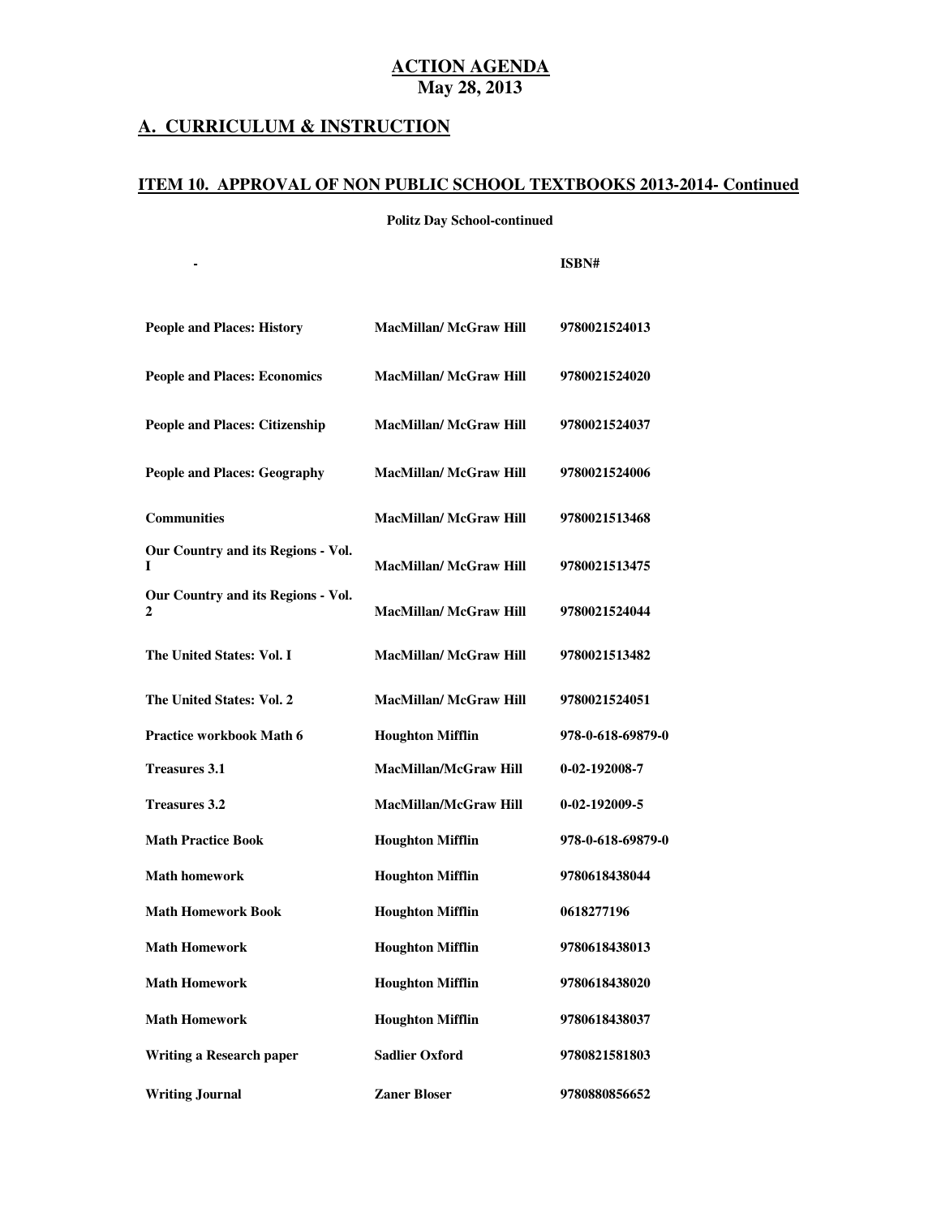**ACTION AGENDA**
**May 28, 2013**

## A. CURRICULUM & INSTRUCTION

### ITEM 10. APPROVAL OF NON PUBLIC SCHOOL TEXTBOOKS 2013-2014- Continued

**Politz Day School-continued**

| - | | ISBN# |
|---|---|---|
| People and Places: History | MacMillan/ McGraw Hill | 9780021524013 |
| People and Places: Economics | MacMillan/ McGraw Hill | 9780021524020 |
| People and Places: Citizenship | MacMillan/ McGraw Hill | 9780021524037 |
| People and Places: Geography | MacMillan/ McGraw Hill | 9780021524006 |
| Communities | MacMillan/ McGraw Hill | 9780021513468 |
| Our Country and its Regions - Vol. I | MacMillan/ McGraw Hill | 9780021513475 |
| Our Country and its Regions - Vol. 2 | MacMillan/ McGraw Hill | 9780021524044 |
| The United States: Vol. I | MacMillan/ McGraw Hill | 9780021513482 |
| The United States: Vol. 2 | MacMillan/ McGraw Hill | 9780021524051 |
| Practice workbook Math 6 | Houghton Mifflin | 978-0-618-69879-0 |
| Treasures 3.1 | MacMillan/McGraw Hill | 0-02-192008-7 |
| Treasures 3.2 | MacMillan/McGraw Hill | 0-02-192009-5 |
| Math Practice Book | Houghton Mifflin | 978-0-618-69879-0 |
| Math homework | Houghton Mifflin | 9780618438044 |
| Math Homework Book | Houghton Mifflin | 0618277196 |
| Math Homework | Houghton Mifflin | 9780618438013 |
| Math Homework | Houghton Mifflin | 9780618438020 |
| Math Homework | Houghton Mifflin | 9780618438037 |
| Writing a Research paper | Sadlier Oxford | 9780821581803 |
| Writing Journal | Zaner Bloser | 9780880856652 |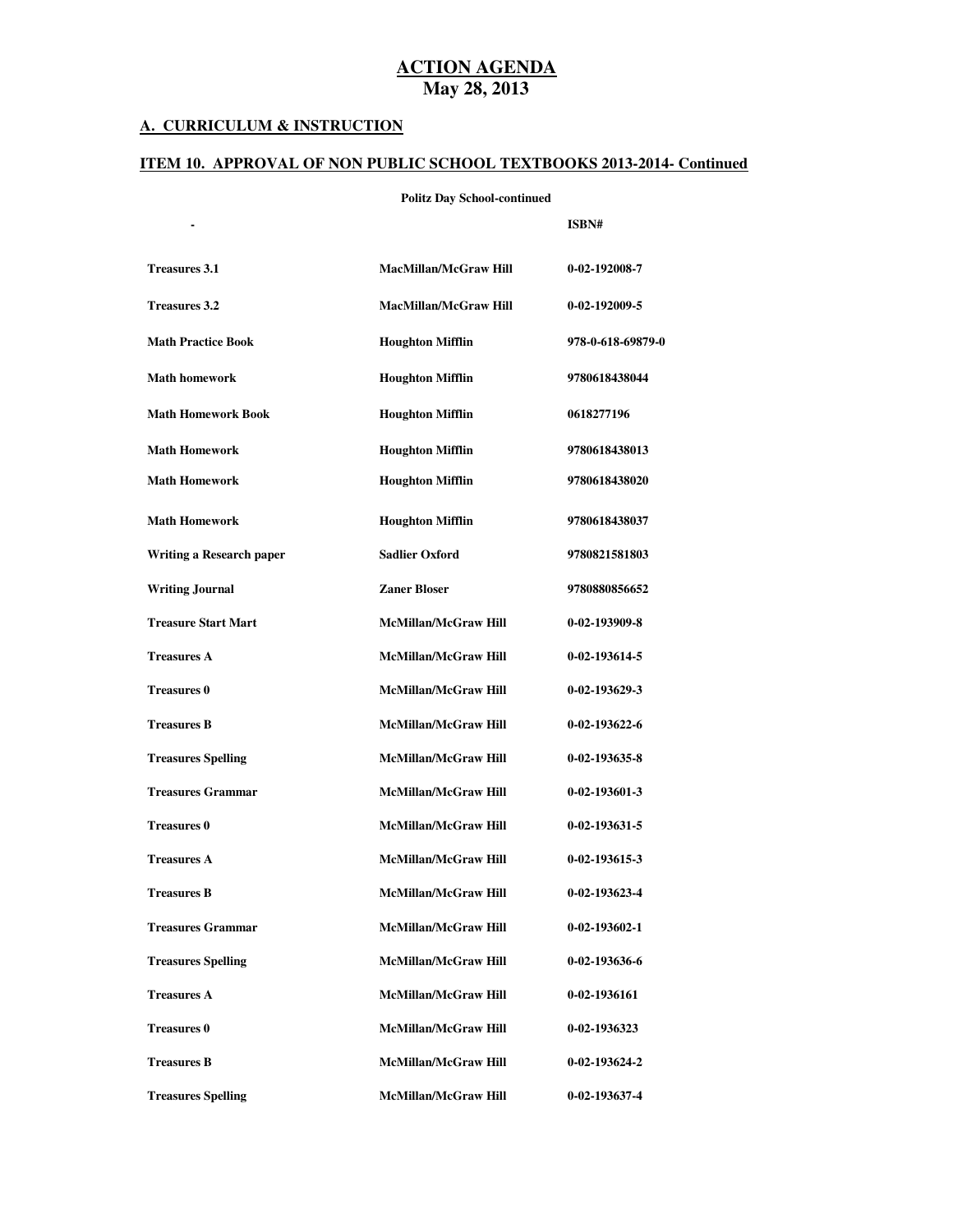# ACTION AGENDA
## May 28, 2013

### A. CURRICULUM & INSTRUCTION

### ITEM 10. APPROVAL OF NON PUBLIC SCHOOL TEXTBOOKS 2013-2014- Continued

**Politz Day School-continued**

| - | | ISBN# |
|---|---|---|
| **Treasures 3.1** | **MacMillan/McGraw Hill** | **0-02-192008-7** |
| **Treasures 3.2** | **MacMillan/McGraw Hill** | **0-02-192009-5** |
| **Math Practice Book** | **Houghton Mifflin** | **978-0-618-69879-0** |
| **Math homework** | **Houghton Mifflin** | **9780618438044** |
| **Math Homework Book** | **Houghton Mifflin** | **0618277196** |
| **Math Homework** | **Houghton Mifflin** | **9780618438013** |
| **Math Homework** | **Houghton Mifflin** | **9780618438020** |
| **Math Homework** | **Houghton Mifflin** | **9780618438037** |
| **Writing a Research paper** | **Sadlier Oxford** | **9780821581803** |
| **Writing Journal** | **Zaner Bloser** | **9780880856652** |
| **Treasure Start Mart** | **McMillan/McGraw Hill** | **0-02-193909-8** |
| **Treasures A** | **McMillan/McGraw Hill** | **0-02-193614-5** |
| **Treasures 0** | **McMillan/McGraw Hill** | **0-02-193629-3** |
| **Treasures B** | **McMillan/McGraw Hill** | **0-02-193622-6** |
| **Treasures Spelling** | **McMillan/McGraw Hill** | **0-02-193635-8** |
| **Treasures Grammar** | **McMillan/McGraw Hill** | **0-02-193601-3** |
| **Treasures 0** | **McMillan/McGraw Hill** | **0-02-193631-5** |
| **Treasures A** | **McMillan/McGraw Hill** | **0-02-193615-3** |
| **Treasures B** | **McMillan/McGraw Hill** | **0-02-193623-4** |
| **Treasures Grammar** | **McMillan/McGraw Hill** | **0-02-193602-1** |
| **Treasures Spelling** | **McMillan/McGraw Hill** | **0-02-193636-6** |
| **Treasures A** | **McMillan/McGraw Hill** | **0-02-1936161** |
| **Treasures 0** | **McMillan/McGraw Hill** | **0-02-1936323** |
| **Treasures B** | **McMillan/McGraw Hill** | **0-02-193624-2** |
| **Treasures Spelling** | **McMillan/McGraw Hill** | **0-02-193637-4** |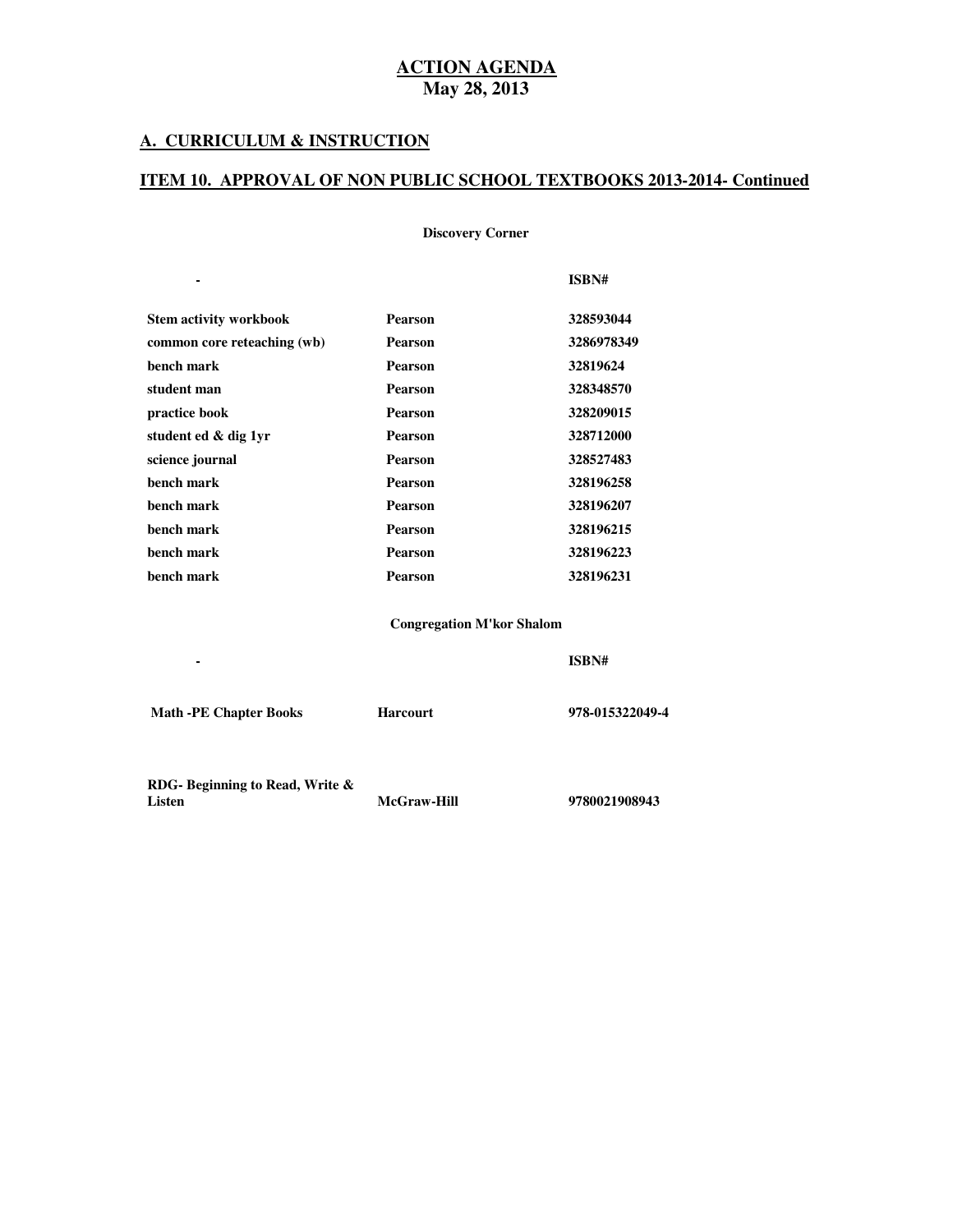# ACTION AGENDA
## May 28, 2013

## A. CURRICULUM & INSTRUCTION

## ITEM 10. APPROVAL OF NON PUBLIC SCHOOL TEXTBOOKS 2013-2014- Continued

**Discovery Corner**

| - | | ISBN# |
|---|---|---|
| Stem activity workbook | Pearson | 328593044 |
| common core reteaching (wb) | Pearson | 3286978349 |
| bench mark | Pearson | 32819624 |
| student man | Pearson | 328348570 |
| practice book | Pearson | 328209015 |
| student ed & dig 1yr | Pearson | 328712000 |
| science journal | Pearson | 328527483 |
| bench mark | Pearson | 328196258 |
| bench mark | Pearson | 328196207 |
| bench mark | Pearson | 328196215 |
| bench mark | Pearson | 328196223 |
| bench mark | Pearson | 328196231 |

**Congregation M'kor Shalom**

| - | | ISBN# |
|---|---|---|
| Math -PE Chapter Books | Harcourt | 978-015322049-4 |
| RDG- Beginning to Read, Write & Listen | McGraw-Hill | 9780021908943 |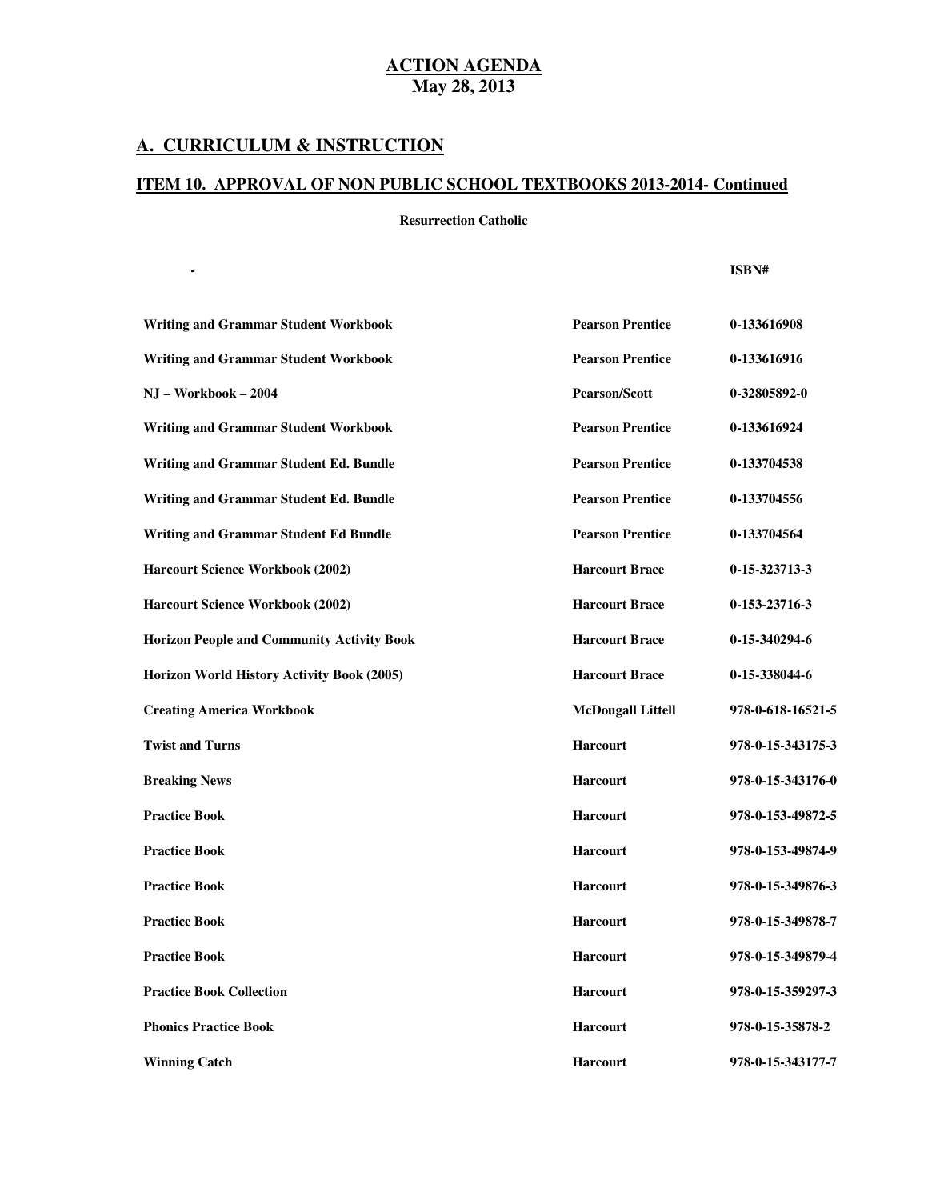**ACTION AGENDA**
**May 28, 2013**

## A. CURRICULUM & INSTRUCTION

### ITEM 10. APPROVAL OF NON PUBLIC SCHOOL TEXTBOOKS 2013-2014- Continued

**Resurrection Catholic**

| - | | ISBN# |
|---|---|---|
| Writing and Grammar Student Workbook | Pearson Prentice | 0-133616908 |
| Writing and Grammar Student Workbook | Pearson Prentice | 0-133616916 |
| NJ – Workbook – 2004 | Pearson/Scott | 0-32805892-0 |
| Writing and Grammar Student Workbook | Pearson Prentice | 0-133616924 |
| Writing and Grammar Student Ed. Bundle | Pearson Prentice | 0-133704538 |
| Writing and Grammar Student Ed. Bundle | Pearson Prentice | 0-133704556 |
| Writing and Grammar Student Ed Bundle | Pearson Prentice | 0-133704564 |
| Harcourt Science Workbook (2002) | Harcourt Brace | 0-15-323713-3 |
| Harcourt Science Workbook (2002) | Harcourt Brace | 0-153-23716-3 |
| Horizon People and Community Activity Book | Harcourt Brace | 0-15-340294-6 |
| Horizon World History Activity Book (2005) | Harcourt Brace | 0-15-338044-6 |
| Creating America Workbook | McDougall Littell | 978-0-618-16521-5 |
| Twist and Turns | Harcourt | 978-0-15-343175-3 |
| Breaking News | Harcourt | 978-0-15-343176-0 |
| Practice Book | Harcourt | 978-0-153-49872-5 |
| Practice Book | Harcourt | 978-0-153-49874-9 |
| Practice Book | Harcourt | 978-0-15-349876-3 |
| Practice Book | Harcourt | 978-0-15-349878-7 |
| Practice Book | Harcourt | 978-0-15-349879-4 |
| Practice Book Collection | Harcourt | 978-0-15-359297-3 |
| Phonics Practice Book | Harcourt | 978-0-15-35878-2 |
| Winning Catch | Harcourt | 978-0-15-343177-7 |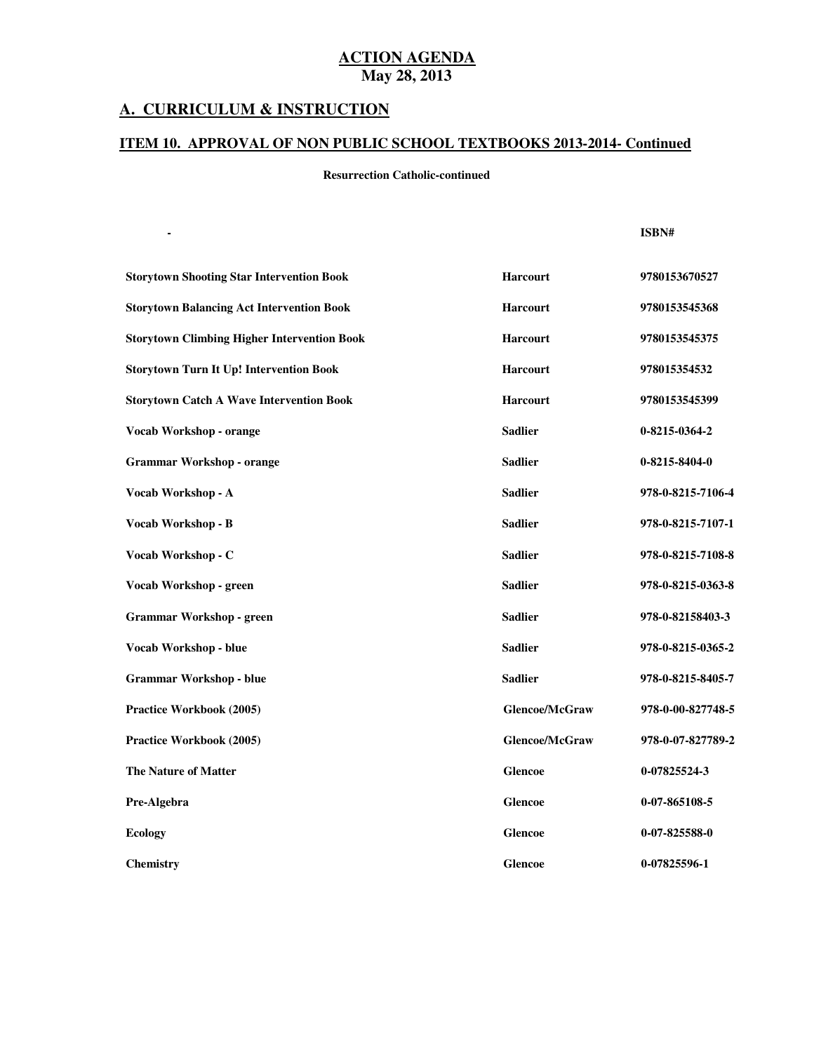## ACTION AGENDA
**May 28, 2013**

## A. CURRICULUM & INSTRUCTION

### ITEM 10. APPROVAL OF NON PUBLIC SCHOOL TEXTBOOKS 2013-2014- Continued

**Resurrection Catholic-continued**

| - | | ISBN# |
|---|---|---|
| Storytown Shooting Star Intervention Book | Harcourt | 9780153670527 |
| Storytown Balancing Act Intervention Book | Harcourt | 9780153545368 |
| Storytown Climbing Higher Intervention Book | Harcourt | 9780153545375 |
| Storytown Turn It Up! Intervention Book | Harcourt | 978015354532 |
| Storytown Catch A Wave Intervention Book | Harcourt | 9780153545399 |
| Vocab Workshop - orange | Sadlier | 0-8215-0364-2 |
| Grammar Workshop - orange | Sadlier | 0-8215-8404-0 |
| Vocab Workshop - A | Sadlier | 978-0-8215-7106-4 |
| Vocab Workshop - B | Sadlier | 978-0-8215-7107-1 |
| Vocab Workshop - C | Sadlier | 978-0-8215-7108-8 |
| Vocab Workshop - green | Sadlier | 978-0-8215-0363-8 |
| Grammar Workshop - green | Sadlier | 978-0-82158403-3 |
| Vocab Workshop - blue | Sadlier | 978-0-8215-0365-2 |
| Grammar Workshop - blue | Sadlier | 978-0-8215-8405-7 |
| Practice Workbook (2005) | Glencoe/McGraw | 978-0-00-827748-5 |
| Practice Workbook (2005) | Glencoe/McGraw | 978-0-07-827789-2 |
| The Nature of Matter | Glencoe | 0-07825524-3 |
| Pre-Algebra | Glencoe | 0-07-865108-5 |
| Ecology | Glencoe | 0-07-825588-0 |
| Chemistry | Glencoe | 0-07825596-1 |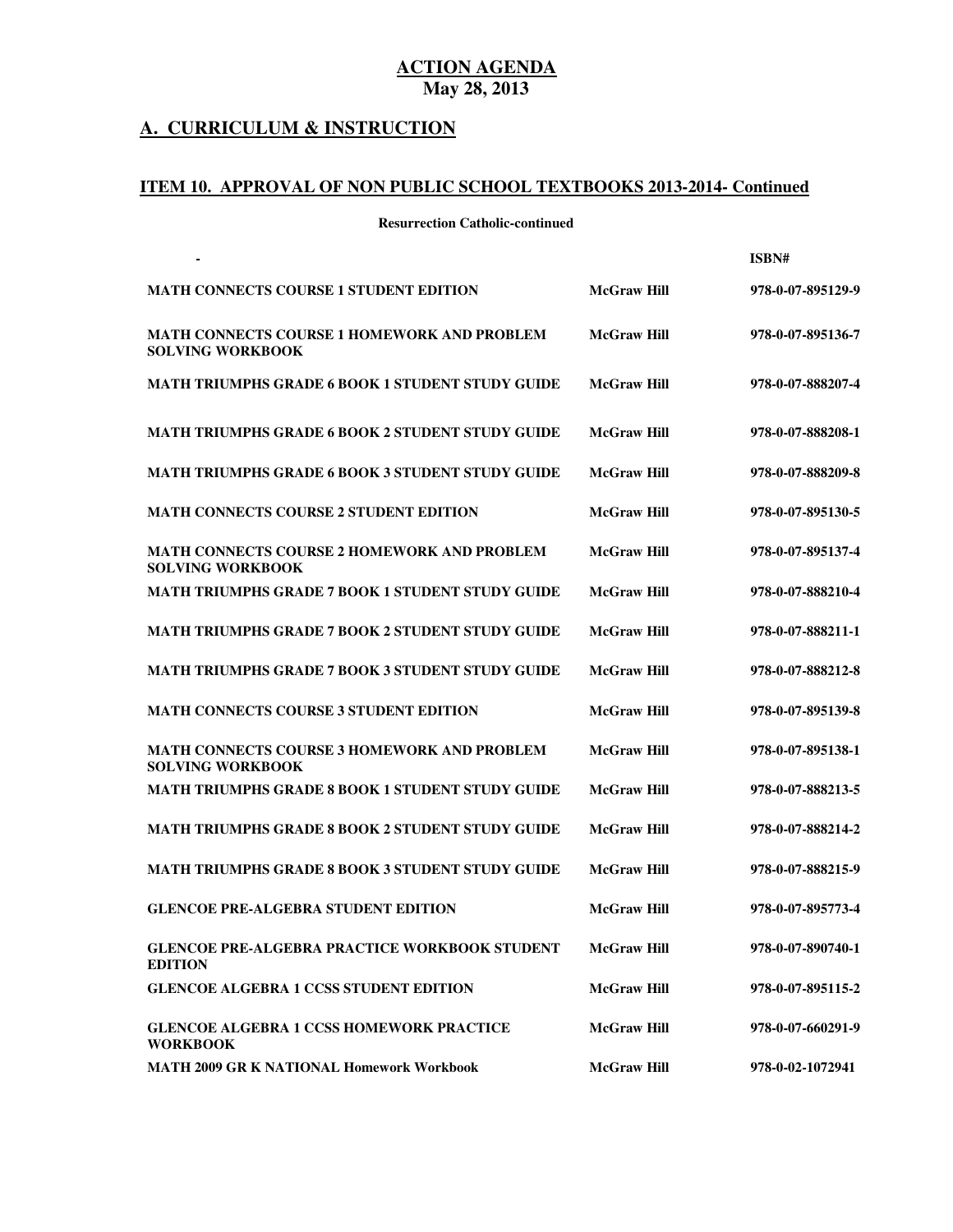**ACTION AGENDA**
**May 28, 2013**

## A. CURRICULUM & INSTRUCTION

### ITEM 10. APPROVAL OF NON PUBLIC SCHOOL TEXTBOOKS 2013-2014- Continued

**Resurrection Catholic-continued**

| - | | ISBN# |
|---|---|---|
| MATH CONNECTS COURSE 1 STUDENT EDITION | McGraw Hill | 978-0-07-895129-9 |
| MATH CONNECTS COURSE 1 HOMEWORK AND PROBLEM SOLVING WORKBOOK | McGraw Hill | 978-0-07-895136-7 |
| MATH TRIUMPHS GRADE 6 BOOK 1 STUDENT STUDY GUIDE | McGraw Hill | 978-0-07-888207-4 |
| MATH TRIUMPHS GRADE 6 BOOK 2 STUDENT STUDY GUIDE | McGraw Hill | 978-0-07-888208-1 |
| MATH TRIUMPHS GRADE 6 BOOK 3 STUDENT STUDY GUIDE | McGraw Hill | 978-0-07-888209-8 |
| MATH CONNECTS COURSE 2 STUDENT EDITION | McGraw Hill | 978-0-07-895130-5 |
| MATH CONNECTS COURSE 2 HOMEWORK AND PROBLEM SOLVING WORKBOOK | McGraw Hill | 978-0-07-895137-4 |
| MATH TRIUMPHS GRADE 7 BOOK 1 STUDENT STUDY GUIDE | McGraw Hill | 978-0-07-888210-4 |
| MATH TRIUMPHS GRADE 7 BOOK 2 STUDENT STUDY GUIDE | McGraw Hill | 978-0-07-888211-1 |
| MATH TRIUMPHS GRADE 7 BOOK 3 STUDENT STUDY GUIDE | McGraw Hill | 978-0-07-888212-8 |
| MATH CONNECTS COURSE 3 STUDENT EDITION | McGraw Hill | 978-0-07-895139-8 |
| MATH CONNECTS COURSE 3 HOMEWORK AND PROBLEM SOLVING WORKBOOK | McGraw Hill | 978-0-07-895138-1 |
| MATH TRIUMPHS GRADE 8 BOOK 1 STUDENT STUDY GUIDE | McGraw Hill | 978-0-07-888213-5 |
| MATH TRIUMPHS GRADE 8 BOOK 2 STUDENT STUDY GUIDE | McGraw Hill | 978-0-07-888214-2 |
| MATH TRIUMPHS GRADE 8 BOOK 3 STUDENT STUDY GUIDE | McGraw Hill | 978-0-07-888215-9 |
| GLENCOE PRE-ALGEBRA STUDENT EDITION | McGraw Hill | 978-0-07-895773-4 |
| GLENCOE PRE-ALGEBRA PRACTICE WORKBOOK STUDENT EDITION | McGraw Hill | 978-0-07-890740-1 |
| GLENCOE ALGEBRA 1 CCSS STUDENT EDITION | McGraw Hill | 978-0-07-895115-2 |
| GLENCOE ALGEBRA 1 CCSS HOMEWORK PRACTICE WORKBOOK | McGraw Hill | 978-0-07-660291-9 |
| MATH 2009 GR K NATIONAL Homework Workbook | McGraw Hill | 978-0-02-1072941 |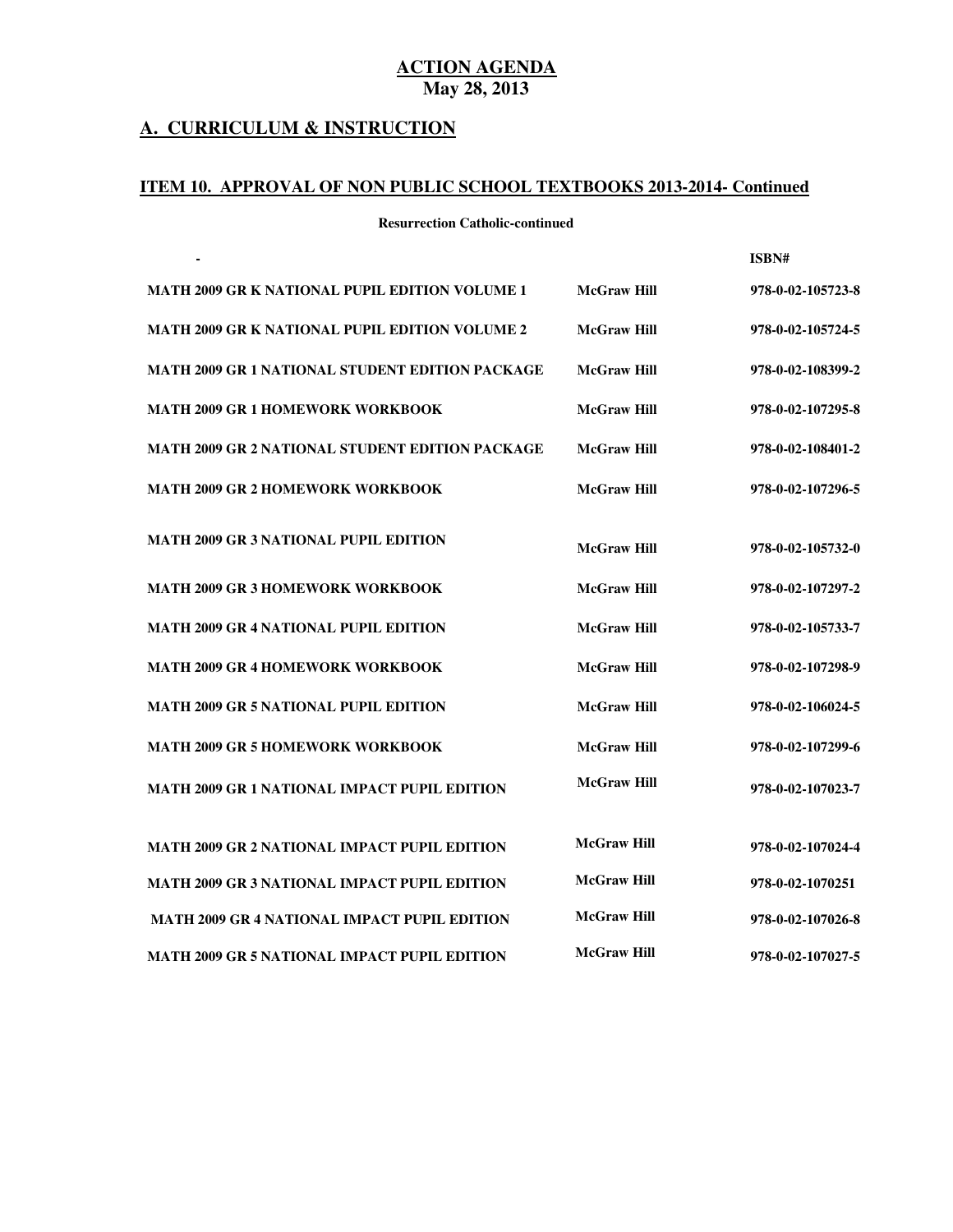**ACTION AGENDA**
**May 28, 2013**

## A. CURRICULUM & INSTRUCTION

### ITEM 10. APPROVAL OF NON PUBLIC SCHOOL TEXTBOOKS 2013-2014- Continued

**Resurrection Catholic-continued**

| - | | ISBN# |
|---|---|---|
| MATH 2009 GR K NATIONAL PUPIL EDITION VOLUME 1 | McGraw Hill | 978-0-02-105723-8 |
| MATH 2009 GR K NATIONAL PUPIL EDITION VOLUME 2 | McGraw Hill | 978-0-02-105724-5 |
| MATH 2009 GR 1 NATIONAL STUDENT EDITION PACKAGE | McGraw Hill | 978-0-02-108399-2 |
| MATH 2009 GR 1 HOMEWORK WORKBOOK | McGraw Hill | 978-0-02-107295-8 |
| MATH 2009 GR 2 NATIONAL STUDENT EDITION PACKAGE | McGraw Hill | 978-0-02-108401-2 |
| MATH 2009 GR 2 HOMEWORK WORKBOOK | McGraw Hill | 978-0-02-107296-5 |
| MATH 2009 GR 3 NATIONAL PUPIL EDITION | McGraw Hill | 978-0-02-105732-0 |
| MATH 2009 GR 3 HOMEWORK WORKBOOK | McGraw Hill | 978-0-02-107297-2 |
| MATH 2009 GR 4 NATIONAL PUPIL EDITION | McGraw Hill | 978-0-02-105733-7 |
| MATH 2009 GR 4 HOMEWORK WORKBOOK | McGraw Hill | 978-0-02-107298-9 |
| MATH 2009 GR 5 NATIONAL PUPIL EDITION | McGraw Hill | 978-0-02-106024-5 |
| MATH 2009 GR 5 HOMEWORK WORKBOOK | McGraw Hill | 978-0-02-107299-6 |
| MATH 2009 GR 1 NATIONAL IMPACT PUPIL EDITION | McGraw Hill | 978-0-02-107023-7 |
| MATH 2009 GR 2 NATIONAL IMPACT PUPIL EDITION | McGraw Hill | 978-0-02-107024-4 |
| MATH 2009 GR 3 NATIONAL IMPACT PUPIL EDITION | McGraw Hill | 978-0-02-1070251 |
| MATH 2009 GR 4 NATIONAL IMPACT PUPIL EDITION | McGraw Hill | 978-0-02-107026-8 |
| MATH 2009 GR 5 NATIONAL IMPACT PUPIL EDITION | McGraw Hill | 978-0-02-107027-5 |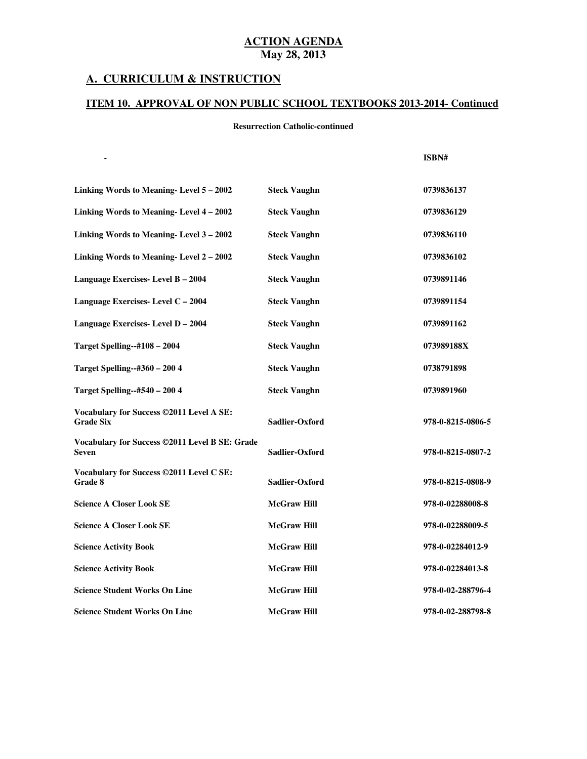**ACTION AGENDA**
**May 28, 2013**

## A. CURRICULUM & INSTRUCTION

### ITEM 10. APPROVAL OF NON PUBLIC SCHOOL TEXTBOOKS 2013-2014- Continued

**Resurrection Catholic-continued**

| - | | ISBN# |
|---|---|---|
| Linking Words to Meaning- Level 5 – 2002 | Steck Vaughn | 0739836137 |
| Linking Words to Meaning- Level 4 – 2002 | Steck Vaughn | 0739836129 |
| Linking Words to Meaning- Level 3 – 2002 | Steck Vaughn | 0739836110 |
| Linking Words to Meaning- Level 2 – 2002 | Steck Vaughn | 0739836102 |
| Language Exercises- Level B – 2004 | Steck Vaughn | 0739891146 |
| Language Exercises- Level C – 2004 | Steck Vaughn | 0739891154 |
| Language Exercises- Level D – 2004 | Steck Vaughn | 0739891162 |
| Target Spelling--#108 – 2004 | Steck Vaughn | 073989188X |
| Target Spelling--#360 – 200 4 | Steck Vaughn | 0738791898 |
| Target Spelling--#540 – 200 4 | Steck Vaughn | 0739891960 |
| Vocabulary for Success ©2011 Level A SE: Grade Six | Sadlier-Oxford | 978-0-8215-0806-5 |
| Vocabulary for Success ©2011 Level B SE: Grade Seven | Sadlier-Oxford | 978-0-8215-0807-2 |
| Vocabulary for Success ©2011 Level C SE: Grade 8 | Sadlier-Oxford | 978-0-8215-0808-9 |
| Science A Closer Look SE | McGraw Hill | 978-0-02288008-8 |
| Science A Closer Look SE | McGraw Hill | 978-0-02288009-5 |
| Science Activity Book | McGraw Hill | 978-0-02284012-9 |
| Science Activity Book | McGraw Hill | 978-0-02284013-8 |
| Science Student Works On Line | McGraw Hill | 978-0-02-288796-4 |
| Science Student Works On Line | McGraw Hill | 978-0-02-288798-8 |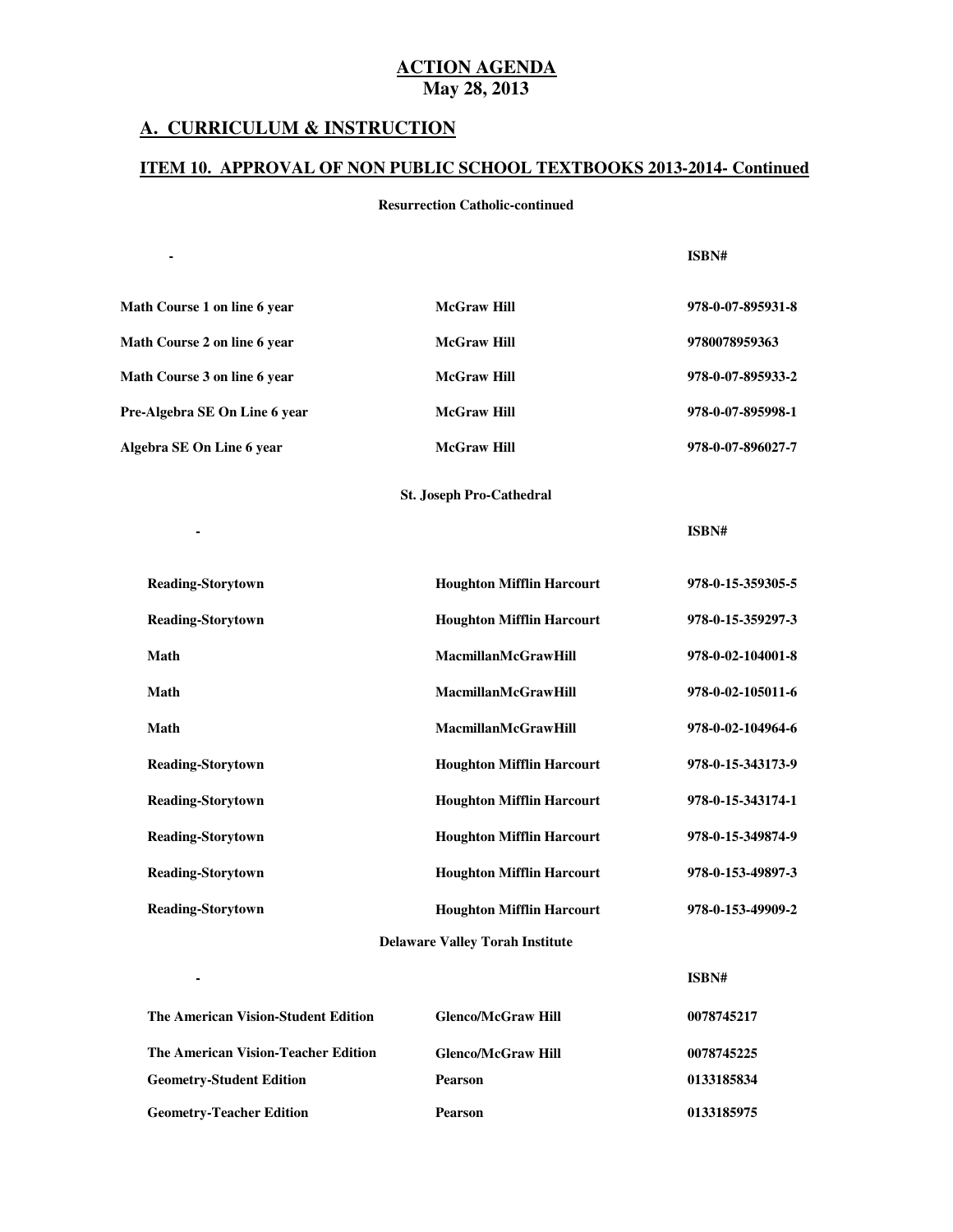**ACTION AGENDA**
**May 28, 2013**

## A. CURRICULUM & INSTRUCTION

### ITEM 10. APPROVAL OF NON PUBLIC SCHOOL TEXTBOOKS 2013-2014- Continued

**Resurrection Catholic-continued**

| - | | ISBN# |
|---|---|---|
| Math Course 1 on line 6 year | McGraw Hill | 978-0-07-895931-8 |
| Math Course 2 on line 6 year | McGraw Hill | 9780078959363 |
| Math Course 3 on line 6 year | McGraw Hill | 978-0-07-895933-2 |
| Pre-Algebra SE On Line 6 year | McGraw Hill | 978-0-07-895998-1 |
| Algebra SE On Line 6 year | McGraw Hill | 978-0-07-896027-7 |

**St. Joseph Pro-Cathedral**

| - | | ISBN# |
|---|---|---|
| Reading-Storytown | Houghton Mifflin Harcourt | 978-0-15-359305-5 |
| Reading-Storytown | Houghton Mifflin Harcourt | 978-0-15-359297-3 |
| Math | MacmillanMcGrawHill | 978-0-02-104001-8 |
| Math | MacmillanMcGrawHill | 978-0-02-105011-6 |
| Math | MacmillanMcGrawHill | 978-0-02-104964-6 |
| Reading-Storytown | Houghton Mifflin Harcourt | 978-0-15-343173-9 |
| Reading-Storytown | Houghton Mifflin Harcourt | 978-0-15-343174-1 |
| Reading-Storytown | Houghton Mifflin Harcourt | 978-0-15-349874-9 |
| Reading-Storytown | Houghton Mifflin Harcourt | 978-0-153-49897-3 |
| Reading-Storytown | Houghton Mifflin Harcourt | 978-0-153-49909-2 |

**Delaware Valley Torah Institute**

| - | | ISBN# |
|---|---|---|
| The American Vision-Student Edition | Glenco/McGraw Hill | 0078745217 |
| The American Vision-Teacher Edition | Glenco/McGraw Hill | 0078745225 |
| Geometry-Student Edition | Pearson | 0133185834 |
| Geometry-Teacher Edition | Pearson | 0133185975 |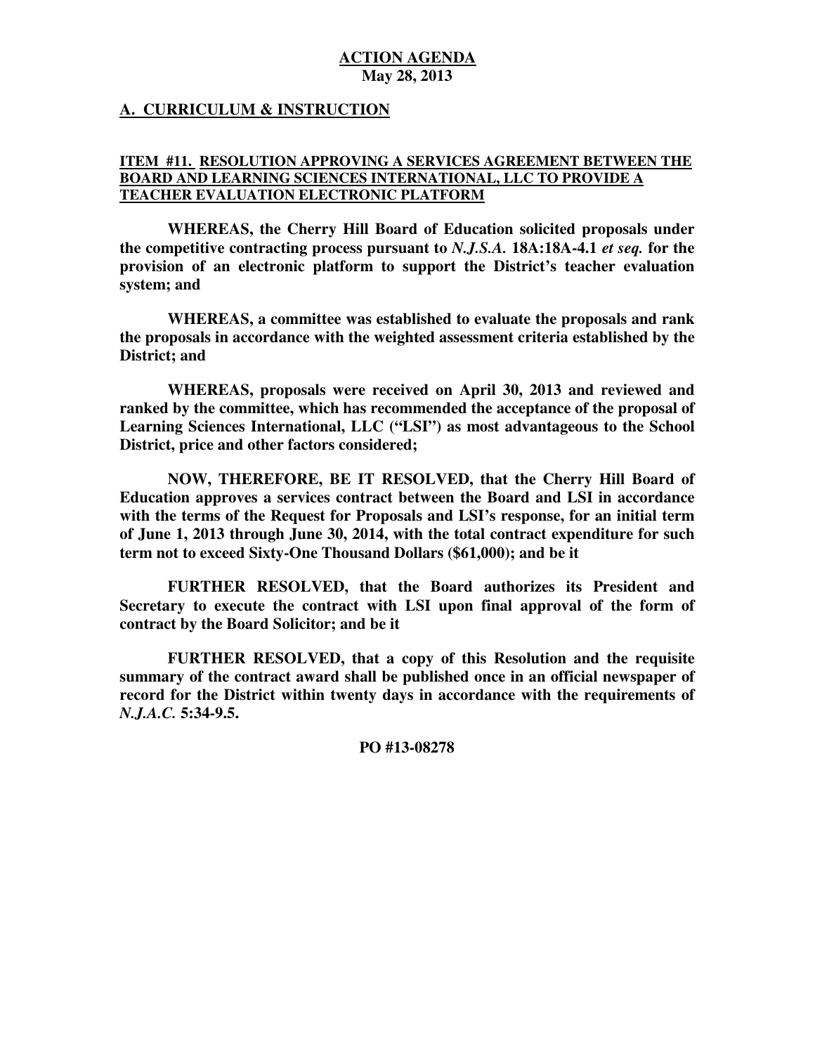**ACTION AGENDA**
**May 28, 2013**

## A. CURRICULUM & INSTRUCTION

### ITEM #11. RESOLUTION APPROVING A SERVICES AGREEMENT BETWEEN THE BOARD AND LEARNING SCIENCES INTERNATIONAL, LLC TO PROVIDE A TEACHER EVALUATION ELECTRONIC PLATFORM

**WHEREAS, the Cherry Hill Board of Education solicited proposals under the competitive contracting process pursuant to *N.J.S.A.* 18A:18A-4.1 *et seq.* for the provision of an electronic platform to support the District's teacher evaluation system; and**

**WHEREAS, a committee was established to evaluate the proposals and rank the proposals in accordance with the weighted assessment criteria established by the District; and**

**WHEREAS, proposals were received on April 30, 2013 and reviewed and ranked by the committee, which has recommended the acceptance of the proposal of Learning Sciences International, LLC ("LSI") as most advantageous to the School District, price and other factors considered;**

**NOW, THEREFORE, BE IT RESOLVED, that the Cherry Hill Board of Education approves a services contract between the Board and LSI in accordance with the terms of the Request for Proposals and LSI's response, for an initial term of June 1, 2013 through June 30, 2014, with the total contract expenditure for such term not to exceed Sixty-One Thousand Dollars ($61,000); and be it**

**FURTHER RESOLVED, that the Board authorizes its President and Secretary to execute the contract with LSI upon final approval of the form of contract by the Board Solicitor; and be it**

**FURTHER RESOLVED, that a copy of this Resolution and the requisite summary of the contract award shall be published once in an official newspaper of record for the District within twenty days in accordance with the requirements of *N.J.A.C.* 5:34-9.5.**

**PO #13-08278**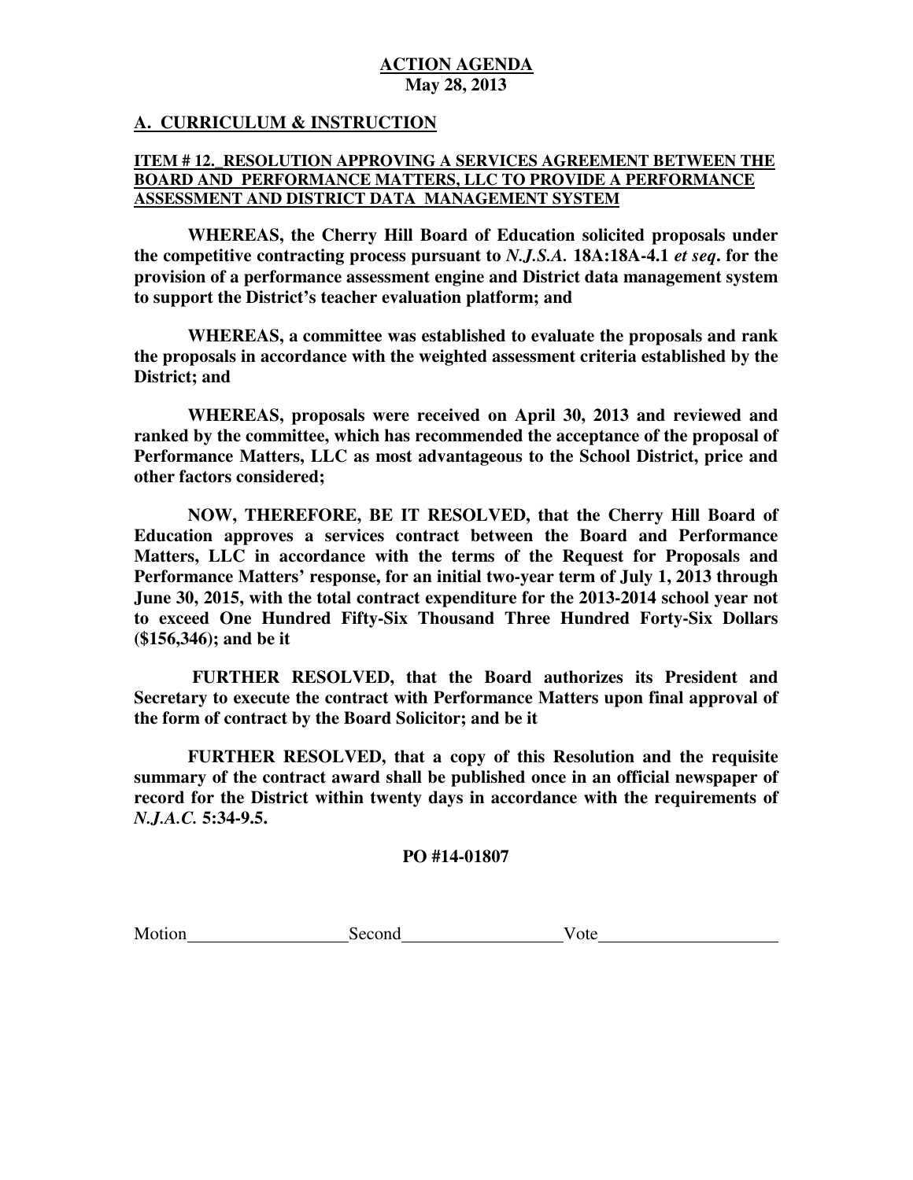**ACTION AGENDA**
**May 28, 2013**

## A. CURRICULUM & INSTRUCTION

### ITEM # 12._RESOLUTION APPROVING A SERVICES AGREEMENT BETWEEN THE BOARD AND PERFORMANCE MATTERS, LLC TO PROVIDE A PERFORMANCE ASSESSMENT AND DISTRICT DATA MANAGEMENT SYSTEM

**WHEREAS, the Cherry Hill Board of Education solicited proposals under the competitive contracting process pursuant to *N.J.S.A.* 18A:18A-4.1 *et seq*. for the provision of a performance assessment engine and District data management system to support the District's teacher evaluation platform; and**

**WHEREAS, a committee was established to evaluate the proposals and rank the proposals in accordance with the weighted assessment criteria established by the District; and**

**WHEREAS, proposals were received on April 30, 2013 and reviewed and ranked by the committee, which has recommended the acceptance of the proposal of Performance Matters, LLC as most advantageous to the School District, price and other factors considered;**

**NOW, THEREFORE, BE IT RESOLVED, that the Cherry Hill Board of Education approves a services contract between the Board and Performance Matters, LLC in accordance with the terms of the Request for Proposals and Performance Matters' response, for an initial two-year term of July 1, 2013 through June 30, 2015, with the total contract expenditure for the 2013-2014 school year not to exceed One Hundred Fifty-Six Thousand Three Hundred Forty-Six Dollars ($156,346); and be it**

**FURTHER RESOLVED, that the Board authorizes its President and Secretary to execute the contract with Performance Matters upon final approval of the form of contract by the Board Solicitor; and be it**

**FURTHER RESOLVED, that a copy of this Resolution and the requisite summary of the contract award shall be published once in an official newspaper of record for the District within twenty days in accordance with the requirements of *N.J.A.C.* 5:34-9.5.**

**PO #14-01807**

Motion\_\_\_\_\_\_\_\_\_\_\_\_\_\_\_\_\_\_ Second\_\_\_\_\_\_\_\_\_\_\_\_\_\_\_\_\_\_ Vote\_\_\_\_\_\_\_\_\_\_\_\_\_\_\_\_\_\_\_\_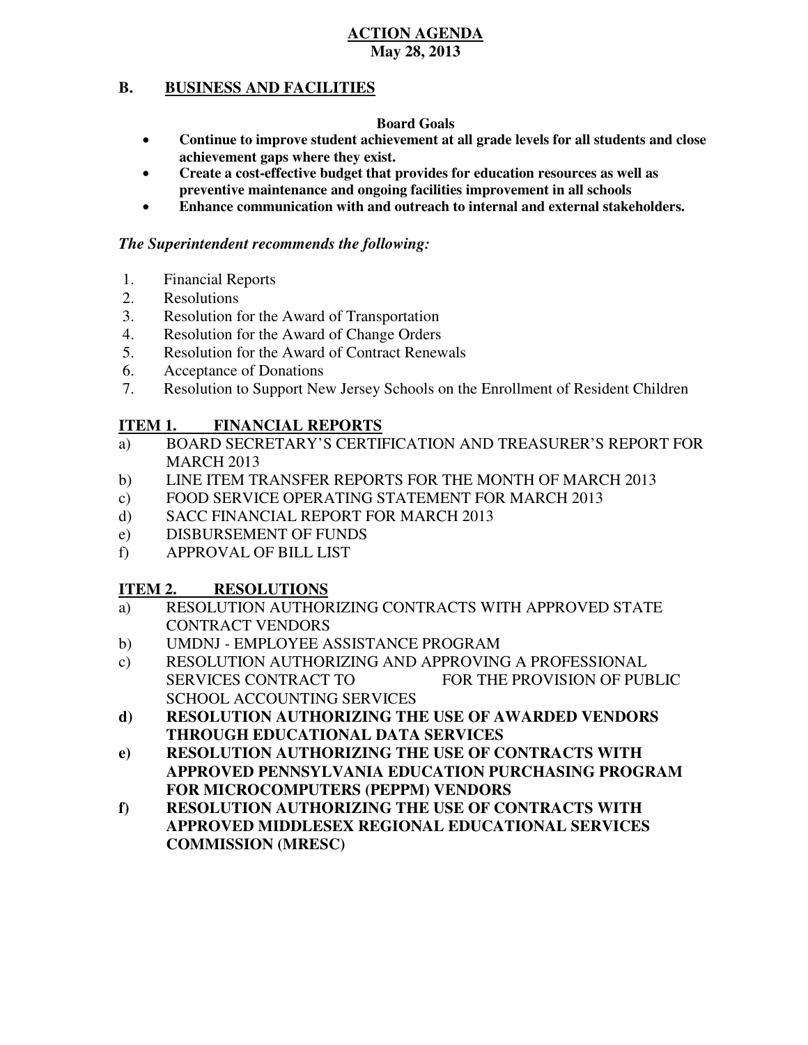**ACTION AGENDA**
**May 28, 2013**

## B. BUSINESS AND FACILITIES

**Board Goals**

- **Continue to improve student achievement at all grade levels for all students and close achievement gaps where they exist.**
- **Create a cost-effective budget that provides for education resources as well as preventive maintenance and ongoing facilities improvement in all schools**
- **Enhance communication with and outreach to internal and external stakeholders.**

***The Superintendent recommends the following:***

1. Financial Reports
2. Resolutions
3. Resolution for the Award of Transportation
4. Resolution for the Award of Change Orders
5. Resolution for the Award of Contract Renewals
6. Acceptance of Donations
7. Resolution to Support New Jersey Schools on the Enrollment of Resident Children

### ITEM 1. FINANCIAL REPORTS

a) BOARD SECRETARY'S CERTIFICATION AND TREASURER'S REPORT FOR MARCH 2013
b) LINE ITEM TRANSFER REPORTS FOR THE MONTH OF MARCH 2013
c) FOOD SERVICE OPERATING STATEMENT FOR MARCH 2013
d) SACC FINANCIAL REPORT FOR MARCH 2013
e) DISBURSEMENT OF FUNDS
f) APPROVAL OF BILL LIST

### ITEM 2. RESOLUTIONS

a) RESOLUTION AUTHORIZING CONTRACTS WITH APPROVED STATE CONTRACT VENDORS
b) UMDNJ - EMPLOYEE ASSISTANCE PROGRAM
c) RESOLUTION AUTHORIZING AND APPROVING A PROFESSIONAL SERVICES CONTRACT TO FOR THE PROVISION OF PUBLIC SCHOOL ACCOUNTING SERVICES
**d) RESOLUTION AUTHORIZING THE USE OF AWARDED VENDORS THROUGH EDUCATIONAL DATA SERVICES**
**e) RESOLUTION AUTHORIZING THE USE OF CONTRACTS WITH APPROVED PENNSYLVANIA EDUCATION PURCHASING PROGRAM FOR MICROCOMPUTERS (PEPPM) VENDORS**
**f) RESOLUTION AUTHORIZING THE USE OF CONTRACTS WITH APPROVED MIDDLESEX REGIONAL EDUCATIONAL SERVICES COMMISSION (MRESC)**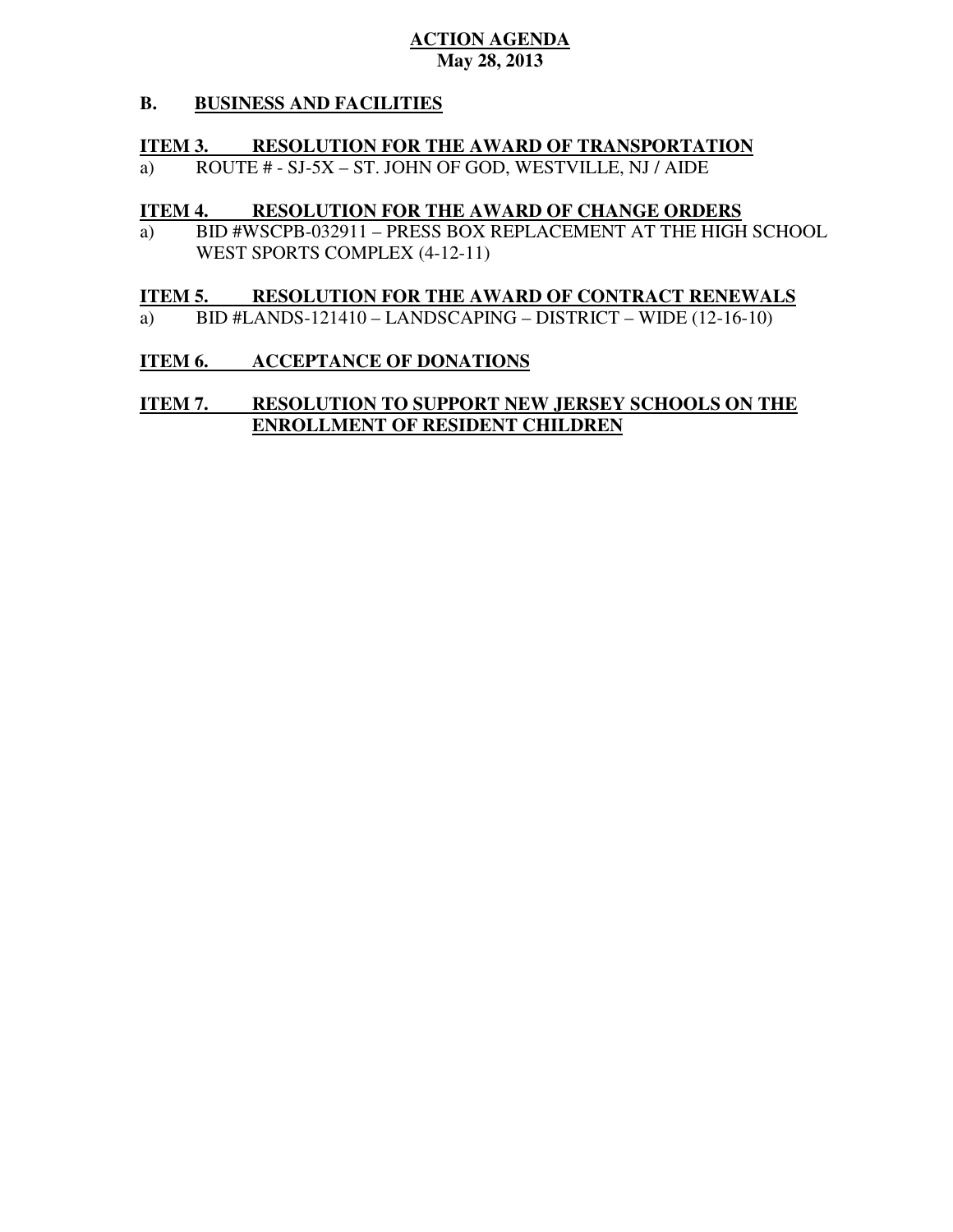**ACTION AGENDA**
**May 28, 2013**

**B. BUSINESS AND FACILITIES**

**ITEM 3. RESOLUTION FOR THE AWARD OF TRANSPORTATION**

a) ROUTE # - SJ-5X – ST. JOHN OF GOD, WESTVILLE, NJ / AIDE

**ITEM 4. RESOLUTION FOR THE AWARD OF CHANGE ORDERS**

a) BID #WSCPB-032911 – PRESS BOX REPLACEMENT AT THE HIGH SCHOOL WEST SPORTS COMPLEX (4-12-11)

**ITEM 5. RESOLUTION FOR THE AWARD OF CONTRACT RENEWALS**

a) BID #LANDS-121410 – LANDSCAPING – DISTRICT – WIDE (12-16-10)

**ITEM 6. ACCEPTANCE OF DONATIONS**

**ITEM 7. RESOLUTION TO SUPPORT NEW JERSEY SCHOOLS ON THE ENROLLMENT OF RESIDENT CHILDREN**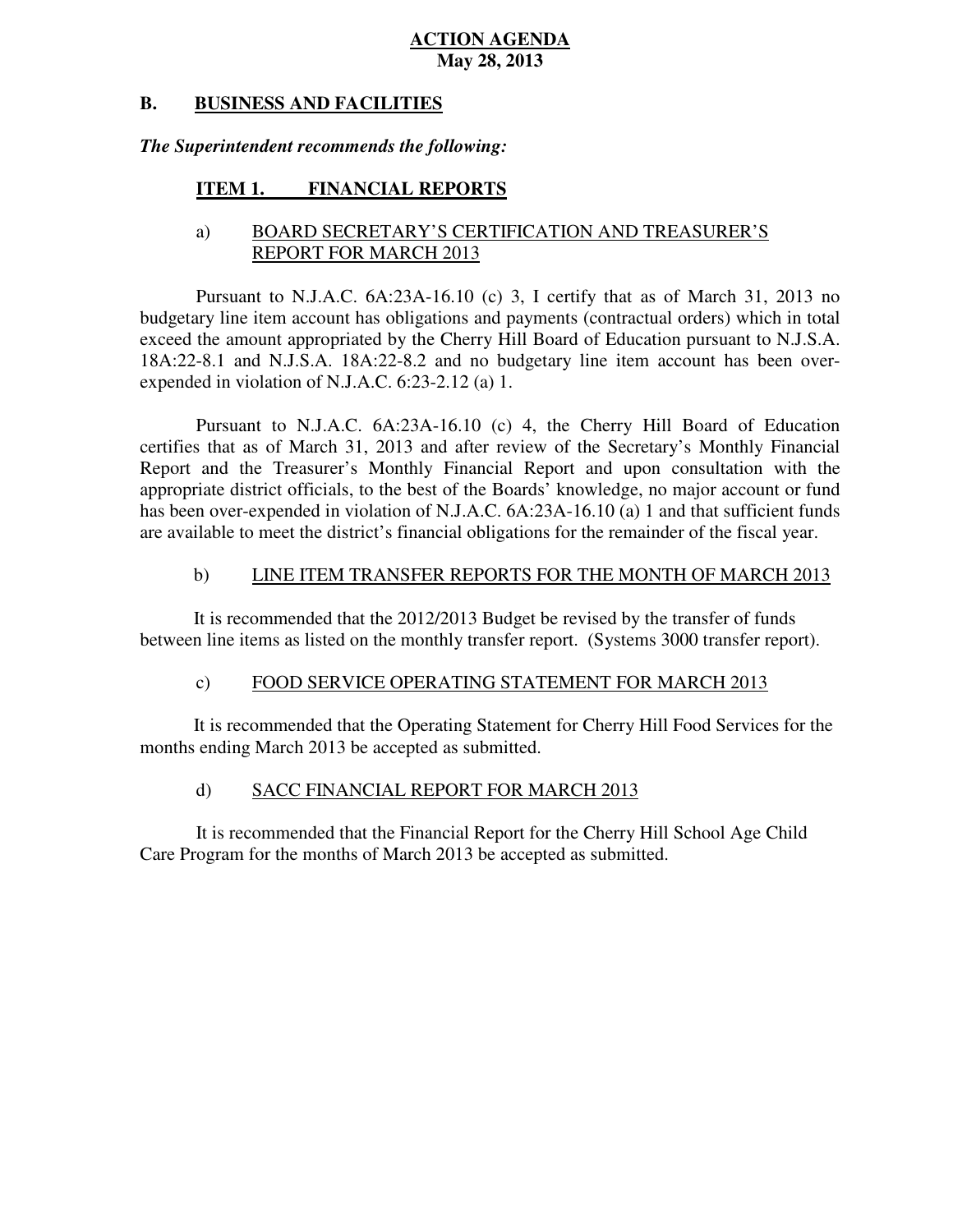**ACTION AGENDA**
**May 28, 2013**

## B. BUSINESS AND FACILITIES

***The Superintendent recommends the following:***

### ITEM 1. FINANCIAL REPORTS

a) BOARD SECRETARY'S CERTIFICATION AND TREASURER'S REPORT FOR MARCH 2013

Pursuant to N.J.A.C. 6A:23A-16.10 (c) 3, I certify that as of March 31, 2013 no budgetary line item account has obligations and payments (contractual orders) which in total exceed the amount appropriated by the Cherry Hill Board of Education pursuant to N.J.S.A. 18A:22-8.1 and N.J.S.A. 18A:22-8.2 and no budgetary line item account has been over-expended in violation of N.J.A.C. 6:23-2.12 (a) 1.

Pursuant to N.J.A.C. 6A:23A-16.10 (c) 4, the Cherry Hill Board of Education certifies that as of March 31, 2013 and after review of the Secretary's Monthly Financial Report and the Treasurer's Monthly Financial Report and upon consultation with the appropriate district officials, to the best of the Boards' knowledge, no major account or fund has been over-expended in violation of N.J.A.C. 6A:23A-16.10 (a) 1 and that sufficient funds are available to meet the district's financial obligations for the remainder of the fiscal year.

b) LINE ITEM TRANSFER REPORTS FOR THE MONTH OF MARCH 2013

It is recommended that the 2012/2013 Budget be revised by the transfer of funds between line items as listed on the monthly transfer report. (Systems 3000 transfer report).

c) FOOD SERVICE OPERATING STATEMENT FOR MARCH 2013

It is recommended that the Operating Statement for Cherry Hill Food Services for the months ending March 2013 be accepted as submitted.

d) SACC FINANCIAL REPORT FOR MARCH 2013

It is recommended that the Financial Report for the Cherry Hill School Age Child Care Program for the months of March 2013 be accepted as submitted.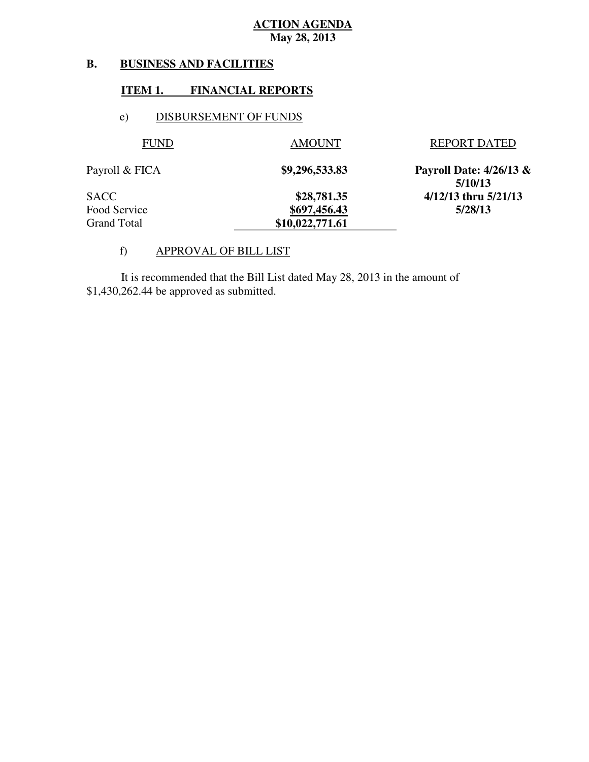**ACTION AGENDA**
**May 28, 2013**

## B. BUSINESS AND FACILITIES

### ITEM 1. FINANCIAL REPORTS

e) DISBURSEMENT OF FUNDS

| FUND | AMOUNT | REPORT DATED |
|---|---|---|
| Payroll & FICA | **$9,296,533.83** | **Payroll Date: 4/26/13 & 5/10/13** |
| SACC | **$28,781.35** | **4/12/13 thru 5/21/13** |
| Food Service | **$697,456.43** | **5/28/13** |
| Grand Total | **$10,022,771.61** | |

f) APPROVAL OF BILL LIST

It is recommended that the Bill List dated May 28, 2013 in the amount of $1,430,262.44 be approved as submitted.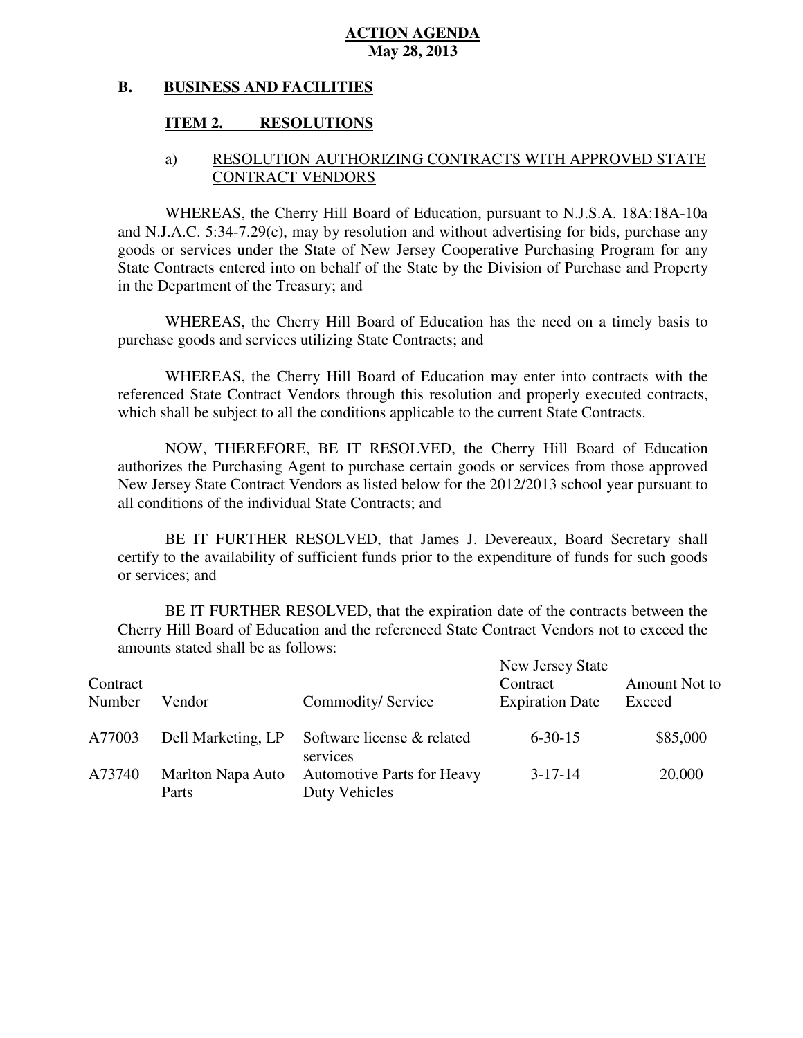**ACTION AGENDA**
**May 28, 2013**

## B. BUSINESS AND FACILITIES

### ITEM 2. RESOLUTIONS

a) RESOLUTION AUTHORIZING CONTRACTS WITH APPROVED STATE CONTRACT VENDORS

WHEREAS, the Cherry Hill Board of Education, pursuant to N.J.S.A. 18A:18A-10a and N.J.A.C. 5:34-7.29(c), may by resolution and without advertising for bids, purchase any goods or services under the State of New Jersey Cooperative Purchasing Program for any State Contracts entered into on behalf of the State by the Division of Purchase and Property in the Department of the Treasury; and

WHEREAS, the Cherry Hill Board of Education has the need on a timely basis to purchase goods and services utilizing State Contracts; and

WHEREAS, the Cherry Hill Board of Education may enter into contracts with the referenced State Contract Vendors through this resolution and properly executed contracts, which shall be subject to all the conditions applicable to the current State Contracts.

NOW, THEREFORE, BE IT RESOLVED, the Cherry Hill Board of Education authorizes the Purchasing Agent to purchase certain goods or services from those approved New Jersey State Contract Vendors as listed below for the 2012/2013 school year pursuant to all conditions of the individual State Contracts; and

BE IT FURTHER RESOLVED, that James J. Devereaux, Board Secretary shall certify to the availability of sufficient funds prior to the expenditure of funds for such goods or services; and

BE IT FURTHER RESOLVED, that the expiration date of the contracts between the Cherry Hill Board of Education and the referenced State Contract Vendors not to exceed the amounts stated shall be as follows:

| Contract Number | Vendor | Commodity/ Service | New Jersey State Contract Expiration Date | Amount Not to Exceed |
|---|---|---|---|---|
| A77003 | Dell Marketing, LP | Software license & related services | 6-30-15 | $85,000 |
| A73740 | Marlton Napa Auto Parts | Automotive Parts for Heavy Duty Vehicles | 3-17-14 | 20,000 |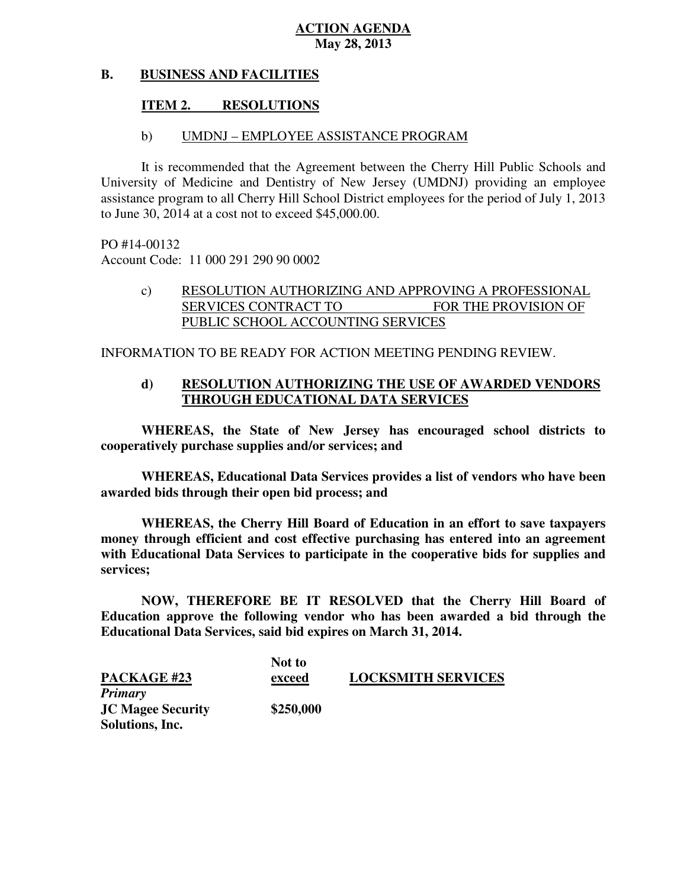**ACTION AGENDA**
**May 28, 2013**

**B. BUSINESS AND FACILITIES**

**ITEM 2. RESOLUTIONS**

b) UMDNJ – EMPLOYEE ASSISTANCE PROGRAM

It is recommended that the Agreement between the Cherry Hill Public Schools and University of Medicine and Dentistry of New Jersey (UMDNJ) providing an employee assistance program to all Cherry Hill School District employees for the period of July 1, 2013 to June 30, 2014 at a cost not to exceed $45,000.00.

PO #14-00132
Account Code: 11 000 291 290 90 0002

c) RESOLUTION AUTHORIZING AND APPROVING A PROFESSIONAL SERVICES CONTRACT TO \_\_\_\_\_\_\_\_\_\_\_\_ FOR THE PROVISION OF PUBLIC SCHOOL ACCOUNTING SERVICES

INFORMATION TO BE READY FOR ACTION MEETING PENDING REVIEW.

**d) RESOLUTION AUTHORIZING THE USE OF AWARDED VENDORS THROUGH EDUCATIONAL DATA SERVICES**

**WHEREAS, the State of New Jersey has encouraged school districts to cooperatively purchase supplies and/or services; and**

**WHEREAS, Educational Data Services provides a list of vendors who have been awarded bids through their open bid process; and**

**WHEREAS, the Cherry Hill Board of Education in an effort to save taxpayers money through efficient and cost effective purchasing has entered into an agreement with Educational Data Services to participate in the cooperative bids for supplies and services;**

**NOW, THEREFORE BE IT RESOLVED that the Cherry Hill Board of Education approve the following vendor who has been awarded a bid through the Educational Data Services, said bid expires on March 31, 2014.**

| PACKAGE #23 | Not to exceed | LOCKSMITH SERVICES |
|---|---|---|
| ***Primary*** | | |
| **JC Magee Security Solutions, Inc.** | **$250,000** | |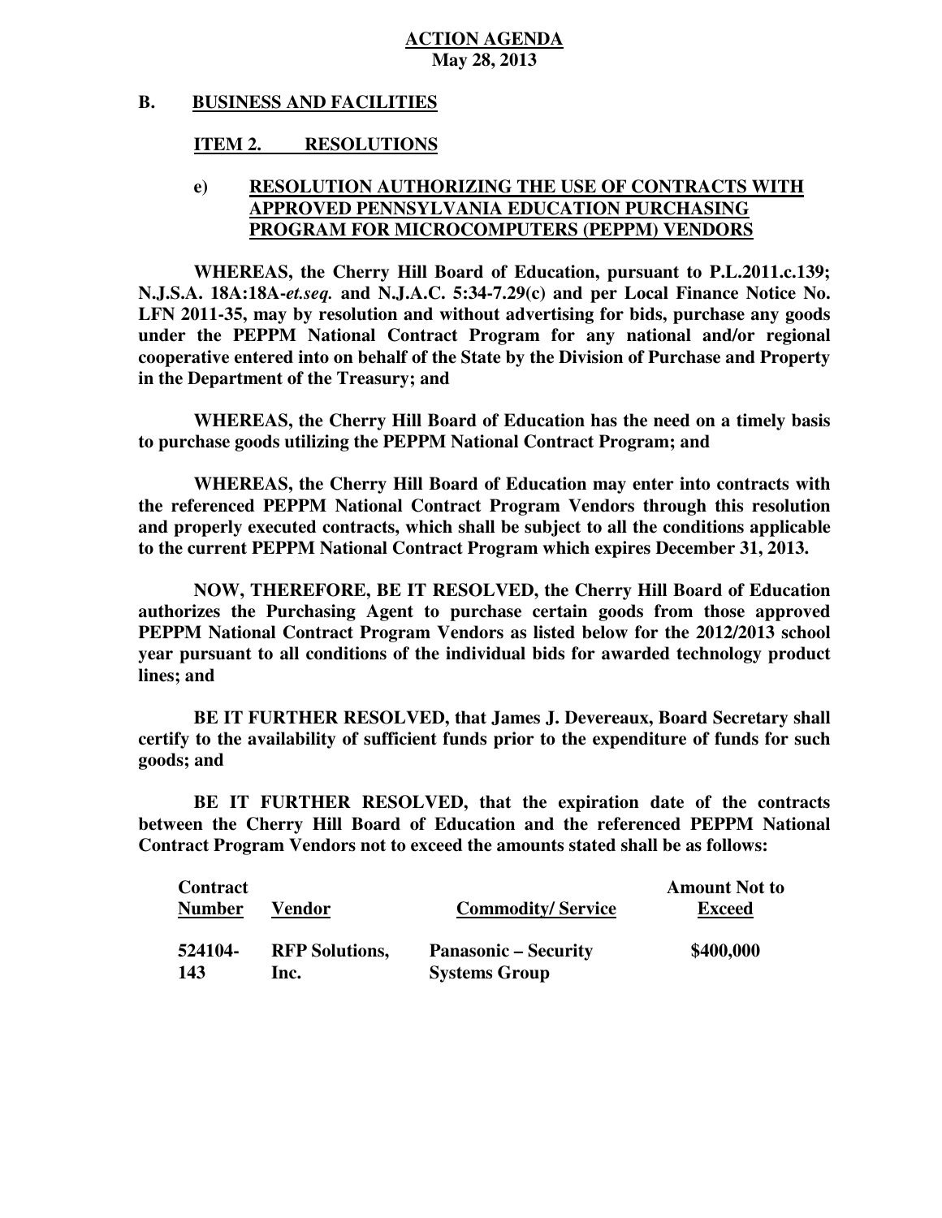**ACTION AGENDA**
**May 28, 2013**

**B. BUSINESS AND FACILITIES**

**ITEM 2. RESOLUTIONS**

**e) RESOLUTION AUTHORIZING THE USE OF CONTRACTS WITH APPROVED PENNSYLVANIA EDUCATION PURCHASING PROGRAM FOR MICROCOMPUTERS (PEPPM) VENDORS**

**WHEREAS, the Cherry Hill Board of Education, pursuant to P.L.2011.c.139; N.J.S.A. 18A:18A-*et.seq.* and N.J.A.C. 5:34-7.29(c) and per Local Finance Notice No. LFN 2011-35, may by resolution and without advertising for bids, purchase any goods under the PEPPM National Contract Program for any national and/or regional cooperative entered into on behalf of the State by the Division of Purchase and Property in the Department of the Treasury; and**

**WHEREAS, the Cherry Hill Board of Education has the need on a timely basis to purchase goods utilizing the PEPPM National Contract Program; and**

**WHEREAS, the Cherry Hill Board of Education may enter into contracts with the referenced PEPPM National Contract Program Vendors through this resolution and properly executed contracts, which shall be subject to all the conditions applicable to the current PEPPM National Contract Program which expires December 31, 2013.**

**NOW, THEREFORE, BE IT RESOLVED, the Cherry Hill Board of Education authorizes the Purchasing Agent to purchase certain goods from those approved PEPPM National Contract Program Vendors as listed below for the 2012/2013 school year pursuant to all conditions of the individual bids for awarded technology product lines; and**

**BE IT FURTHER RESOLVED, that James J. Devereaux, Board Secretary shall certify to the availability of sufficient funds prior to the expenditure of funds for such goods; and**

**BE IT FURTHER RESOLVED, that the expiration date of the contracts between the Cherry Hill Board of Education and the referenced PEPPM National Contract Program Vendors not to exceed the amounts stated shall be as follows:**

| Contract Number | Vendor | Commodity/ Service | Amount Not to Exceed |
|---|---|---|---|
| 524104-143 | RFP Solutions, Inc. | Panasonic – Security Systems Group | $400,000 |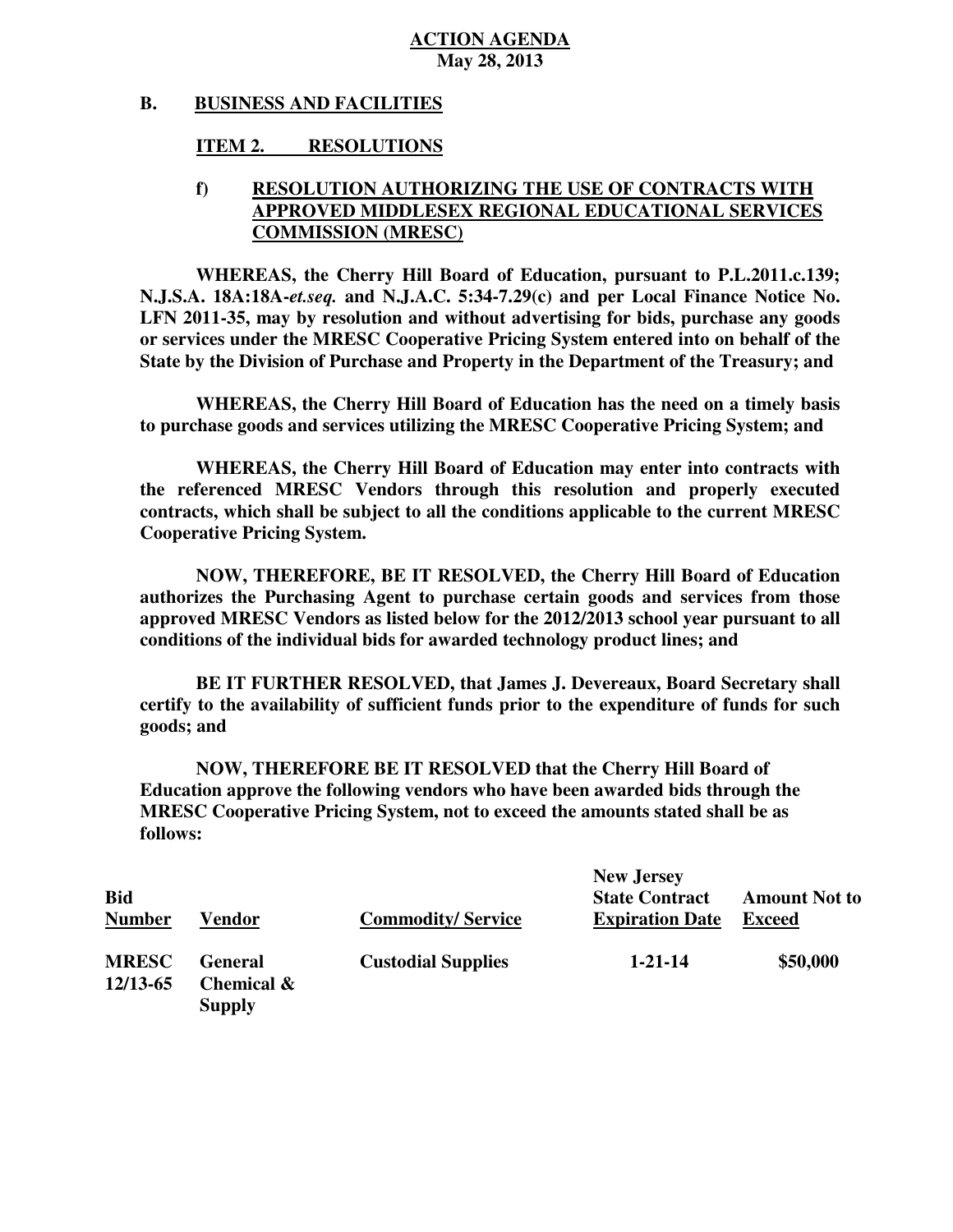**ACTION AGENDA**
**May 28, 2013**

## B. BUSINESS AND FACILITIES

### ITEM 2. RESOLUTIONS

#### f) RESOLUTION AUTHORIZING THE USE OF CONTRACTS WITH APPROVED MIDDLESEX REGIONAL EDUCATIONAL SERVICES COMMISSION (MRESC)

**WHEREAS, the Cherry Hill Board of Education, pursuant to P.L.2011.c.139; N.J.S.A. 18A:18A-*et.seq.* and N.J.A.C. 5:34-7.29(c) and per Local Finance Notice No. LFN 2011-35, may by resolution and without advertising for bids, purchase any goods or services under the MRESC Cooperative Pricing System entered into on behalf of the State by the Division of Purchase and Property in the Department of the Treasury; and**

**WHEREAS, the Cherry Hill Board of Education has the need on a timely basis to purchase goods and services utilizing the MRESC Cooperative Pricing System; and**

**WHEREAS, the Cherry Hill Board of Education may enter into contracts with the referenced MRESC Vendors through this resolution and properly executed contracts, which shall be subject to all the conditions applicable to the current MRESC Cooperative Pricing System.**

**NOW, THEREFORE, BE IT RESOLVED, the Cherry Hill Board of Education authorizes the Purchasing Agent to purchase certain goods and services from those approved MRESC Vendors as listed below for the 2012/2013 school year pursuant to all conditions of the individual bids for awarded technology product lines; and**

**BE IT FURTHER RESOLVED, that James J. Devereaux, Board Secretary shall certify to the availability of sufficient funds prior to the expenditure of funds for such goods; and**

**NOW, THEREFORE BE IT RESOLVED that the Cherry Hill Board of Education approve the following vendors who have been awarded bids through the MRESC Cooperative Pricing System, not to exceed the amounts stated shall be as follows:**

| Bid Number | Vendor | Commodity/ Service | New Jersey State Contract Expiration Date | Amount Not to Exceed |
|---|---|---|---|---|
| MRESC 12/13-65 | General Chemical & Supply | Custodial Supplies | 1-21-14 | $50,000 |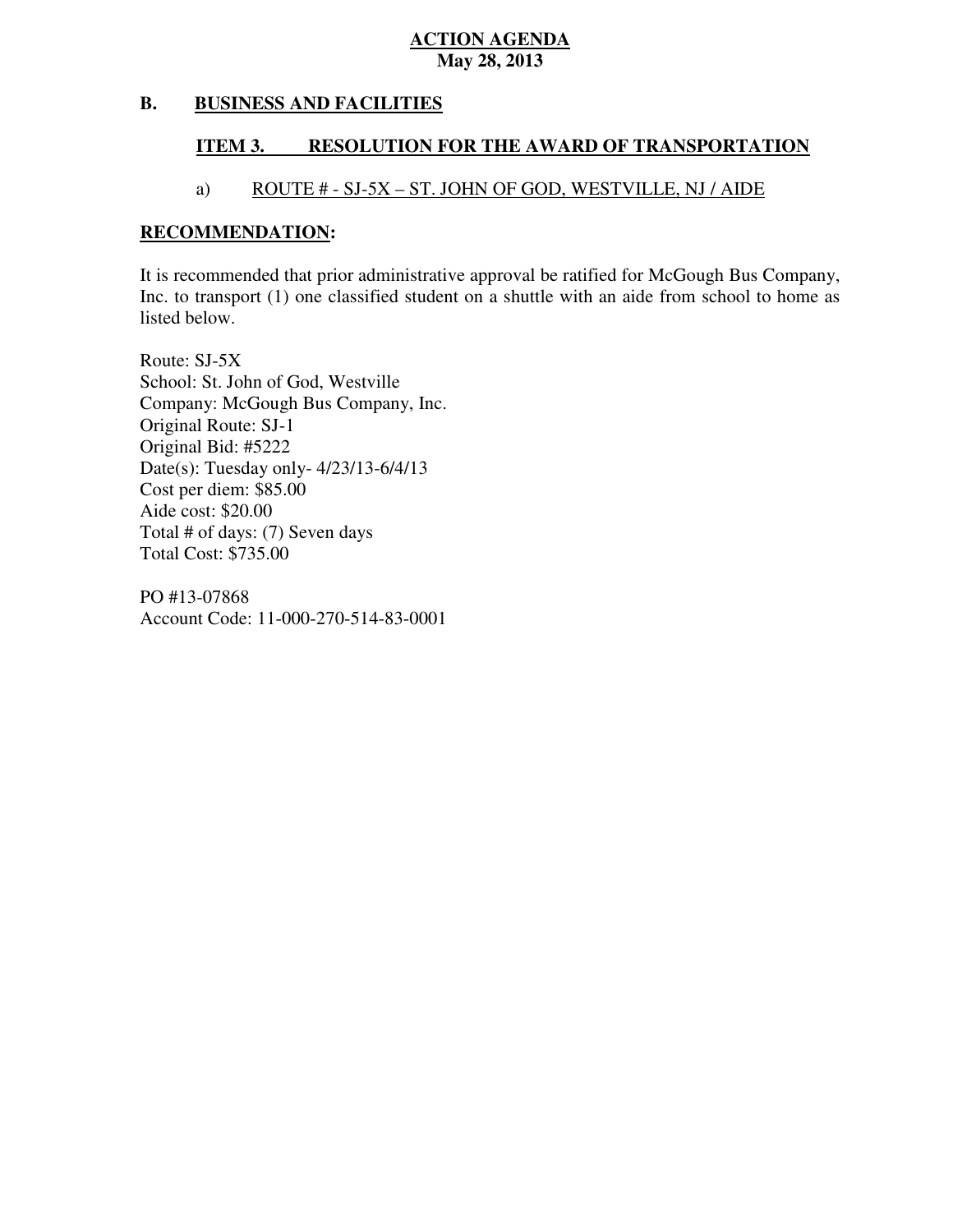**ACTION AGENDA**
**May 28, 2013**

## B. BUSINESS AND FACILITIES

### ITEM 3. RESOLUTION FOR THE AWARD OF TRANSPORTATION

a) ROUTE # - SJ-5X – ST. JOHN OF GOD, WESTVILLE, NJ / AIDE

**RECOMMENDATION:**

It is recommended that prior administrative approval be ratified for McGough Bus Company, Inc. to transport (1) one classified student on a shuttle with an aide from school to home as listed below.

Route: SJ-5X
School: St. John of God, Westville
Company: McGough Bus Company, Inc.
Original Route: SJ-1
Original Bid: #5222
Date(s): Tuesday only- 4/23/13-6/4/13
Cost per diem: $85.00
Aide cost: $20.00
Total # of days: (7) Seven days
Total Cost: $735.00

PO #13-07868
Account Code: 11-000-270-514-83-0001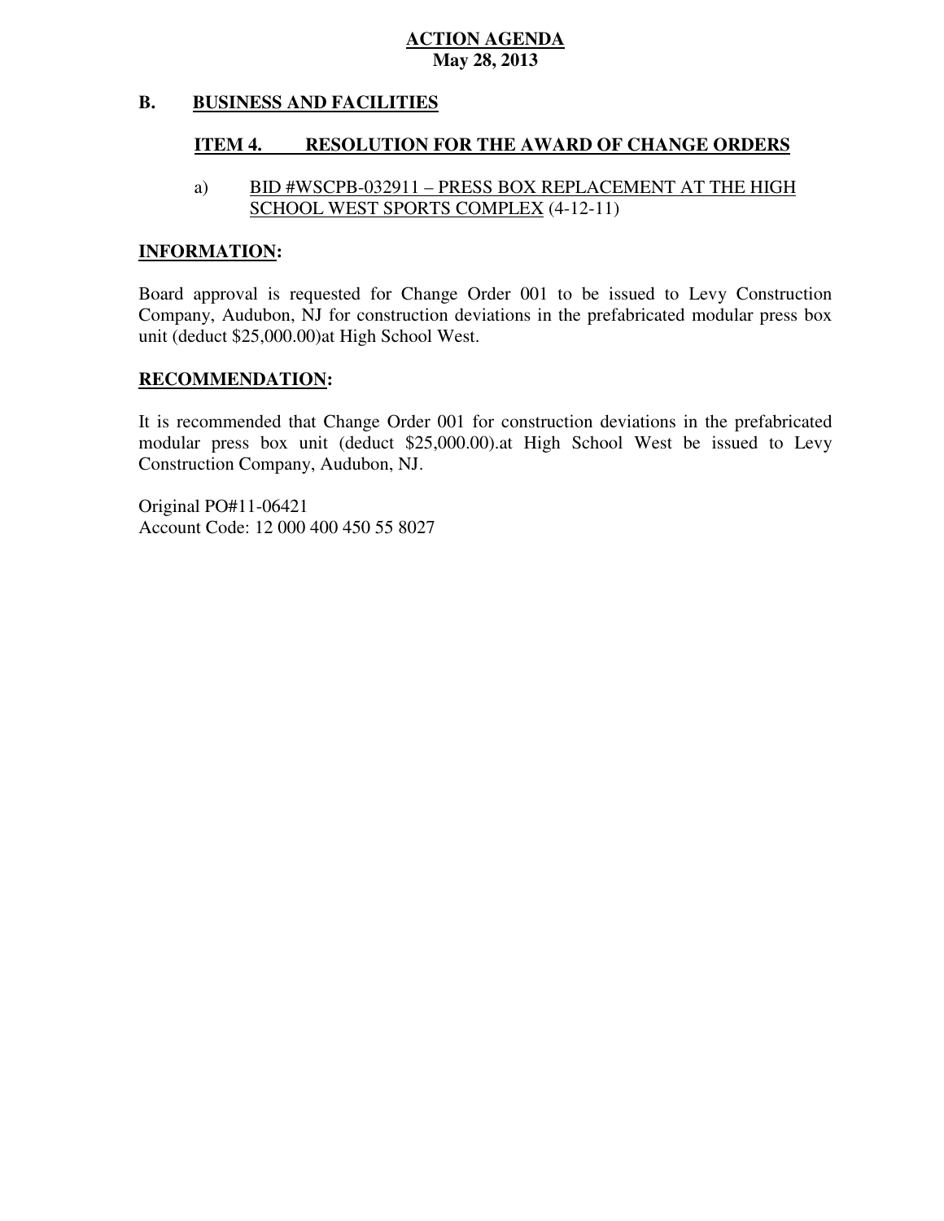**ACTION AGENDA**
**May 28, 2013**

## B. BUSINESS AND FACILITIES

### ITEM 4. RESOLUTION FOR THE AWARD OF CHANGE ORDERS

a) BID #WSCPB-032911 – PRESS BOX REPLACEMENT AT THE HIGH SCHOOL WEST SPORTS COMPLEX (4-12-11)

**INFORMATION:**

Board approval is requested for Change Order 001 to be issued to Levy Construction Company, Audubon, NJ for construction deviations in the prefabricated modular press box unit (deduct $25,000.00)at High School West.

**RECOMMENDATION:**

It is recommended that Change Order 001 for construction deviations in the prefabricated modular press box unit (deduct $25,000.00).at High School West be issued to Levy Construction Company, Audubon, NJ.

Original PO#11-06421
Account Code: 12 000 400 450 55 8027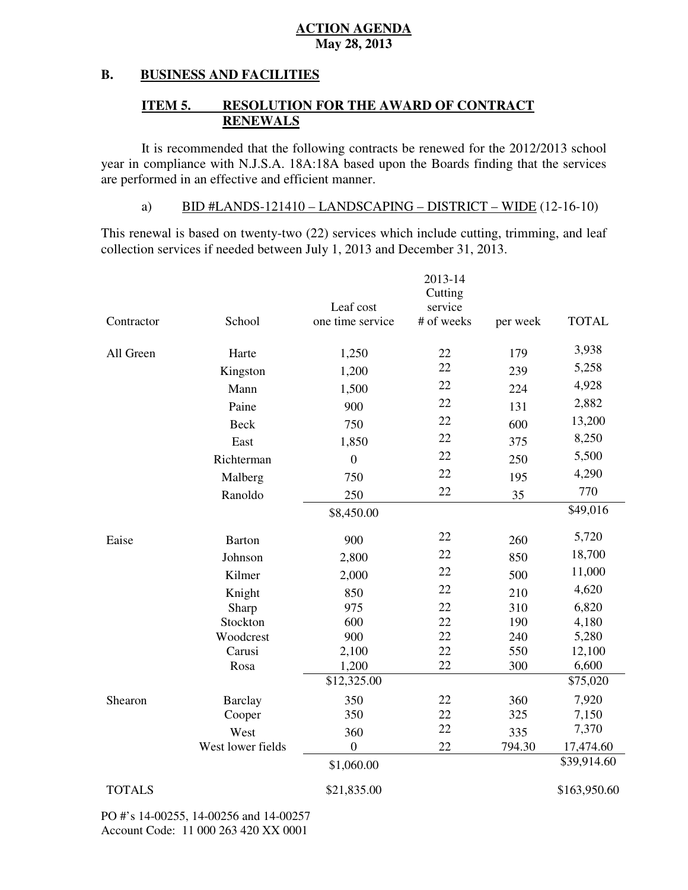**ACTION AGENDA**
**May 28, 2013**

## B. BUSINESS AND FACILITIES

### ITEM 5. RESOLUTION FOR THE AWARD OF CONTRACT RENEWALS

It is recommended that the following contracts be renewed for the 2012/2013 school year in compliance with N.J.S.A. 18A:18A based upon the Boards finding that the services are performed in an effective and efficient manner.

a) BID #LANDS-121410 – LANDSCAPING – DISTRICT – WIDE (12-16-10)

This renewal is based on twenty-two (22) services which include cutting, trimming, and leaf collection services if needed between July 1, 2013 and December 31, 2013.

| Contractor | School | Leaf cost one time service | 2013-14 Cutting service # of weeks | per week | TOTAL |
|---|---|---|---|---|---|
| All Green | Harte | 1,250 | 22 | 179 | 3,938 |
| | Kingston | 1,200 | 22 | 239 | 5,258 |
| | Mann | 1,500 | 22 | 224 | 4,928 |
| | Paine | 900 | 22 | 131 | 2,882 |
| | Beck | 750 | 22 | 600 | 13,200 |
| | East | 1,850 | 22 | 375 | 8,250 |
| | Richterman | 0 | 22 | 250 | 5,500 |
| | Malberg | 750 | 22 | 195 | 4,290 |
| | Ranoldo | 250 | 22 | 35 | 770 |
| | | $8,450.00 | | | $49,016 |
| Eaise | Barton | 900 | 22 | 260 | 5,720 |
| | Johnson | 2,800 | 22 | 850 | 18,700 |
| | Kilmer | 2,000 | 22 | 500 | 11,000 |
| | Knight | 850 | 22 | 210 | 4,620 |
| | Sharp | 975 | 22 | 310 | 6,820 |
| | Stockton | 600 | 22 | 190 | 4,180 |
| | Woodcrest | 900 | 22 | 240 | 5,280 |
| | Carusi | 2,100 | 22 | 550 | 12,100 |
| | Rosa | 1,200 | 22 | 300 | 6,600 |
| | | $12,325.00 | | | $75,020 |
| Shearon | Barclay | 350 | 22 | 360 | 7,920 |
| | Cooper | 350 | 22 | 325 | 7,150 |
| | West | 360 | 22 | 335 | 7,370 |
| | West lower fields | 0 | 22 | 794.30 | 17,474.60 |
| | | $1,060.00 | | | $39,914.60 |
| TOTALS | | $21,835.00 | | | $163,950.60 |

PO #'s 14-00255, 14-00256 and 14-00257
Account Code: 11 000 263 420 XX 0001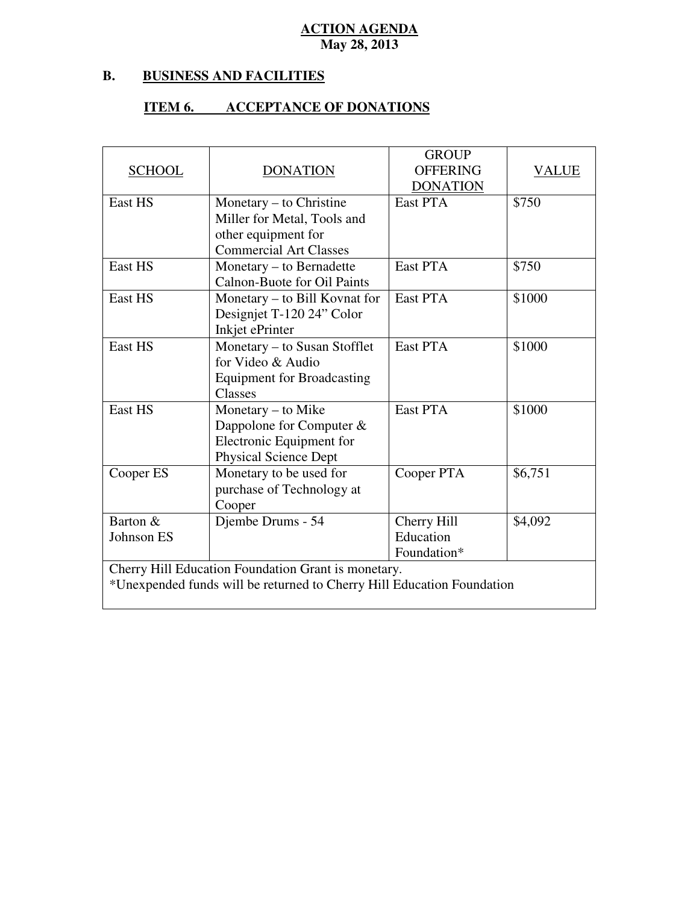**ACTION AGENDA**
**May 28, 2013**

## B. BUSINESS AND FACILITIES

### ITEM 6. ACCEPTANCE OF DONATIONS

| SCHOOL | DONATION | GROUP OFFERING DONATION | VALUE |
|---|---|---|---|
| East HS | Monetary – to Christine Miller for Metal, Tools and other equipment for Commercial Art Classes | East PTA | $750 |
| East HS | Monetary – to Bernadette Calnon-Buote for Oil Paints | East PTA | $750 |
| East HS | Monetary – to Bill Kovnat for Designjet T-120 24" Color Inkjet ePrinter | East PTA | $1000 |
| East HS | Monetary – to Susan Stofflet for Video & Audio Equipment for Broadcasting Classes | East PTA | $1000 |
| East HS | Monetary – to Mike Dappolone for Computer & Electronic Equipment for Physical Science Dept | East PTA | $1000 |
| Cooper ES | Monetary to be used for purchase of Technology at Cooper | Cooper PTA | $6,751 |
| Barton & Johnson ES | Djembe Drums - 54 | Cherry Hill Education Foundation* | $4,092 |
| Cherry Hill Education Foundation Grant is monetary. *Unexpended funds will be returned to Cherry Hill Education Foundation | | | |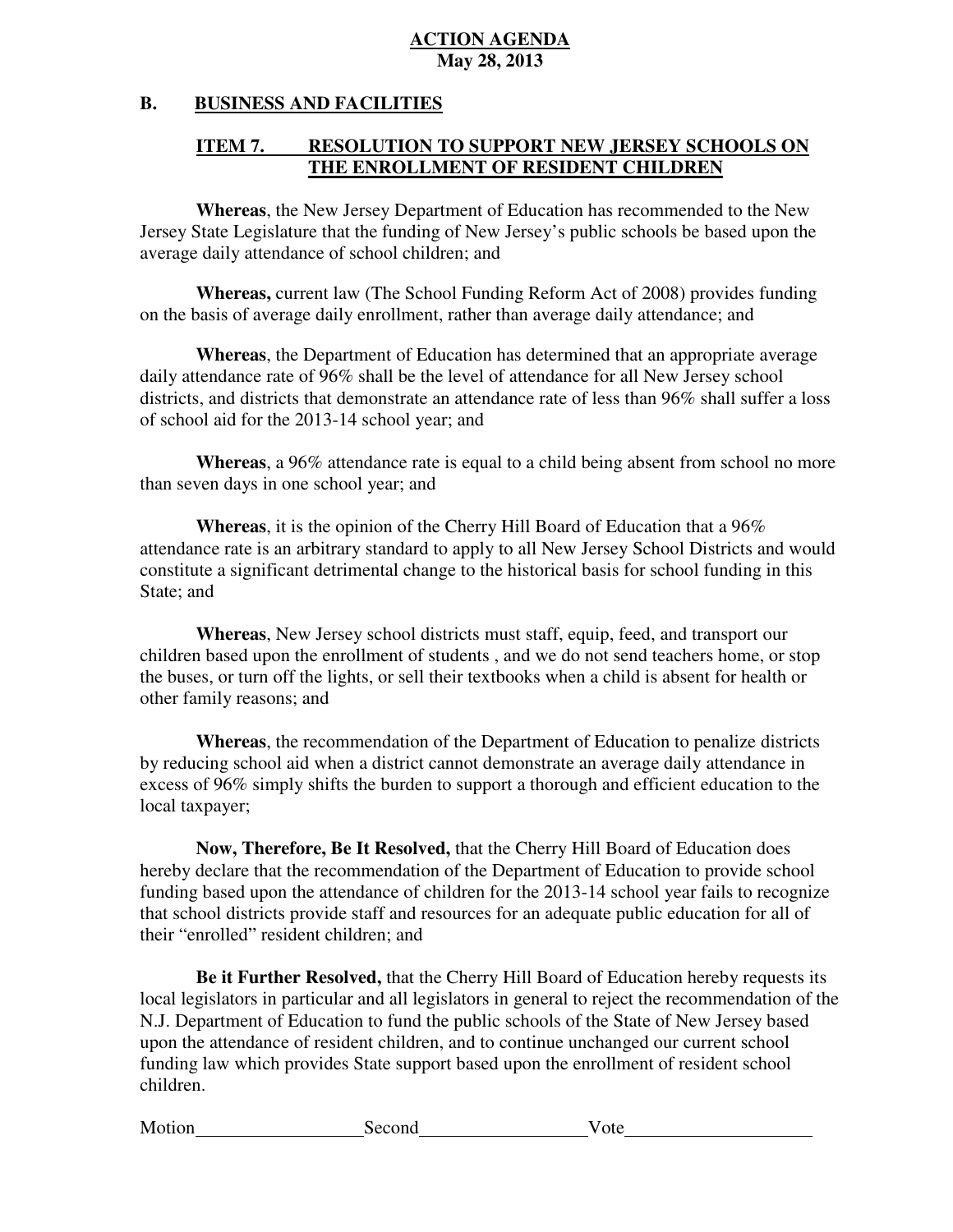**ACTION AGENDA**
**May 28, 2013**

## B. BUSINESS AND FACILITIES

### ITEM 7. RESOLUTION TO SUPPORT NEW JERSEY SCHOOLS ON THE ENROLLMENT OF RESIDENT CHILDREN

**Whereas**, the New Jersey Department of Education has recommended to the New Jersey State Legislature that the funding of New Jersey's public schools be based upon the average daily attendance of school children; and

**Whereas,** current law (The School Funding Reform Act of 2008) provides funding on the basis of average daily enrollment, rather than average daily attendance; and

**Whereas**, the Department of Education has determined that an appropriate average daily attendance rate of 96% shall be the level of attendance for all New Jersey school districts, and districts that demonstrate an attendance rate of less than 96% shall suffer a loss of school aid for the 2013-14 school year; and

**Whereas**, a 96% attendance rate is equal to a child being absent from school no more than seven days in one school year; and

**Whereas**, it is the opinion of the Cherry Hill Board of Education that a 96% attendance rate is an arbitrary standard to apply to all New Jersey School Districts and would constitute a significant detrimental change to the historical basis for school funding in this State; and

**Whereas**, New Jersey school districts must staff, equip, feed, and transport our children based upon the enrollment of students , and we do not send teachers home, or stop the buses, or turn off the lights, or sell their textbooks when a child is absent for health or other family reasons; and

**Whereas**, the recommendation of the Department of Education to penalize districts by reducing school aid when a district cannot demonstrate an average daily attendance in excess of 96% simply shifts the burden to support a thorough and efficient education to the local taxpayer;

**Now, Therefore, Be It Resolved,** that the Cherry Hill Board of Education does hereby declare that the recommendation of the Department of Education to provide school funding based upon the attendance of children for the 2013-14 school year fails to recognize that school districts provide staff and resources for an adequate public education for all of their "enrolled" resident children; and

**Be it Further Resolved,** that the Cherry Hill Board of Education hereby requests its local legislators in particular and all legislators in general to reject the recommendation of the N.J. Department of Education to fund the public schools of the State of New Jersey based upon the attendance of resident children, and to continue unchanged our current school funding law which provides State support based upon the enrollment of resident school children.

Motion\_\_\_\_\_\_\_\_\_\_\_\_\_\_\_\_\_\_ Second\_\_\_\_\_\_\_\_\_\_\_\_\_\_\_\_\_\_ Vote\_\_\_\_\_\_\_\_\_\_\_\_\_\_\_\_\_\_\_\_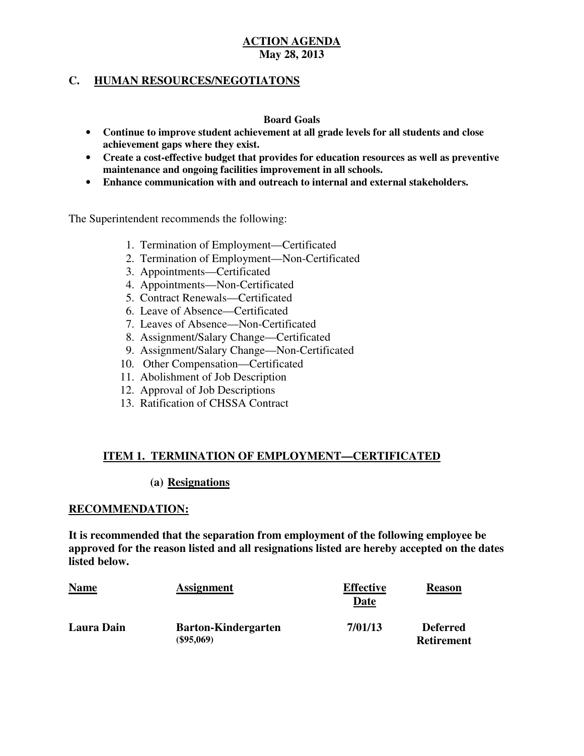**ACTION AGENDA**
**May 28, 2013**

## C. HUMAN RESOURCES/NEGOTIATONS

**Board Goals**

- **Continue to improve student achievement at all grade levels for all students and close achievement gaps where they exist.**
- **Create a cost-effective budget that provides for education resources as well as preventive maintenance and ongoing facilities improvement in all schools.**
- **Enhance communication with and outreach to internal and external stakeholders.**

The Superintendent recommends the following:

1. Termination of Employment—Certificated
2. Termination of Employment—Non-Certificated
3. Appointments—Certificated
4. Appointments—Non-Certificated
5. Contract Renewals—Certificated
6. Leave of Absence—Certificated
7. Leaves of Absence—Non-Certificated
8. Assignment/Salary Change—Certificated
9. Assignment/Salary Change—Non-Certificated
10. Other Compensation—Certificated
11. Abolishment of Job Description
12. Approval of Job Descriptions
13. Ratification of CHSSA Contract

### ITEM 1. TERMINATION OF EMPLOYMENT—CERTIFICATED

**(a) Resignations**

**RECOMMENDATION:**

**It is recommended that the separation from employment of the following employee be approved for the reason listed and all resignations listed are hereby accepted on the dates listed below.**

| Name | Assignment | Effective Date | Reason |
|---|---|---|---|
| **Laura Dain** | **Barton-Kindergarten ($95,069)** | **7/01/13** | **Deferred Retirement** |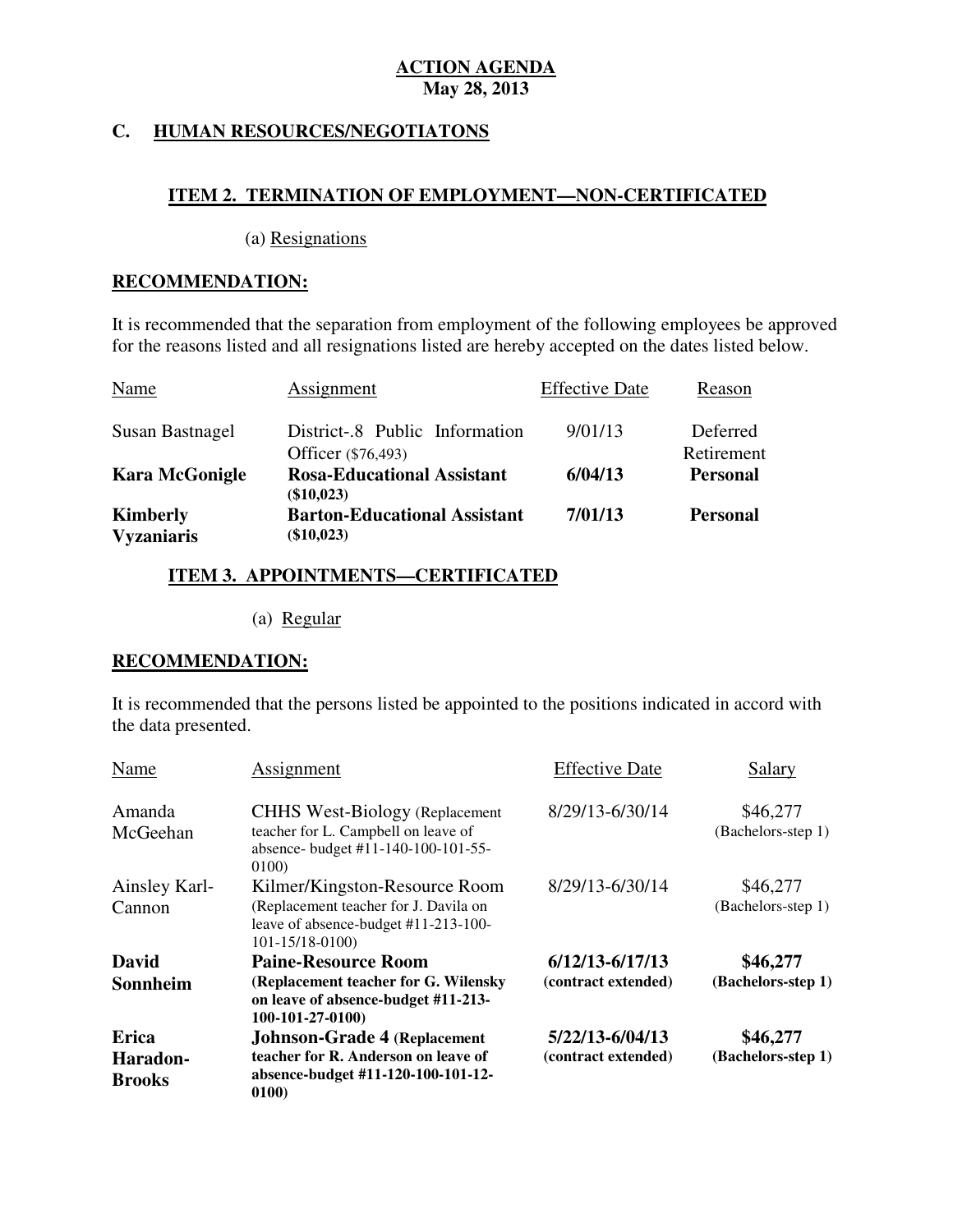**ACTION AGENDA**
**May 28, 2013**

## C. HUMAN RESOURCES/NEGOTIATONS

### ITEM 2. TERMINATION OF EMPLOYMENT—NON-CERTIFICATED

(a) Resignations

**RECOMMENDATION:**

It is recommended that the separation from employment of the following employees be approved for the reasons listed and all resignations listed are hereby accepted on the dates listed below.

| Name | Assignment | Effective Date | Reason |
|---|---|---|---|
| Susan Bastnagel | District-.8 Public Information Officer ($76,493) | 9/01/13 | Deferred Retirement |
| **Kara McGonigle** | **Rosa-Educational Assistant ($10,023)** | **6/04/13** | **Personal** |
| **Kimberly Vyzaniaris** | **Barton-Educational Assistant ($10,023)** | **7/01/13** | **Personal** |

### ITEM 3. APPOINTMENTS—CERTIFICATED

(a) Regular

**RECOMMENDATION:**

It is recommended that the persons listed be appointed to the positions indicated in accord with the data presented.

| Name | Assignment | Effective Date | Salary |
|---|---|---|---|
| Amanda McGeehan | CHHS West-Biology (Replacement teacher for L. Campbell on leave of absence- budget #11-140-100-101-55-0100) | 8/29/13-6/30/14 | $46,277 (Bachelors-step 1) |
| Ainsley Karl-Cannon | Kilmer/Kingston-Resource Room (Replacement teacher for J. Davila on leave of absence-budget #11-213-100-101-15/18-0100) | 8/29/13-6/30/14 | $46,277 (Bachelors-step 1) |
| **David Sonnheim** | **Paine-Resource Room (Replacement teacher for G. Wilensky on leave of absence-budget #11-213-100-101-27-0100)** | **6/12/13-6/17/13 (contract extended)** | **$46,277 (Bachelors-step 1)** |
| **Erica Haradon-Brooks** | **Johnson-Grade 4 (Replacement teacher for R. Anderson on leave of absence-budget #11-120-100-101-12-0100)** | **5/22/13-6/04/13 (contract extended)** | **$46,277 (Bachelors-step 1)** |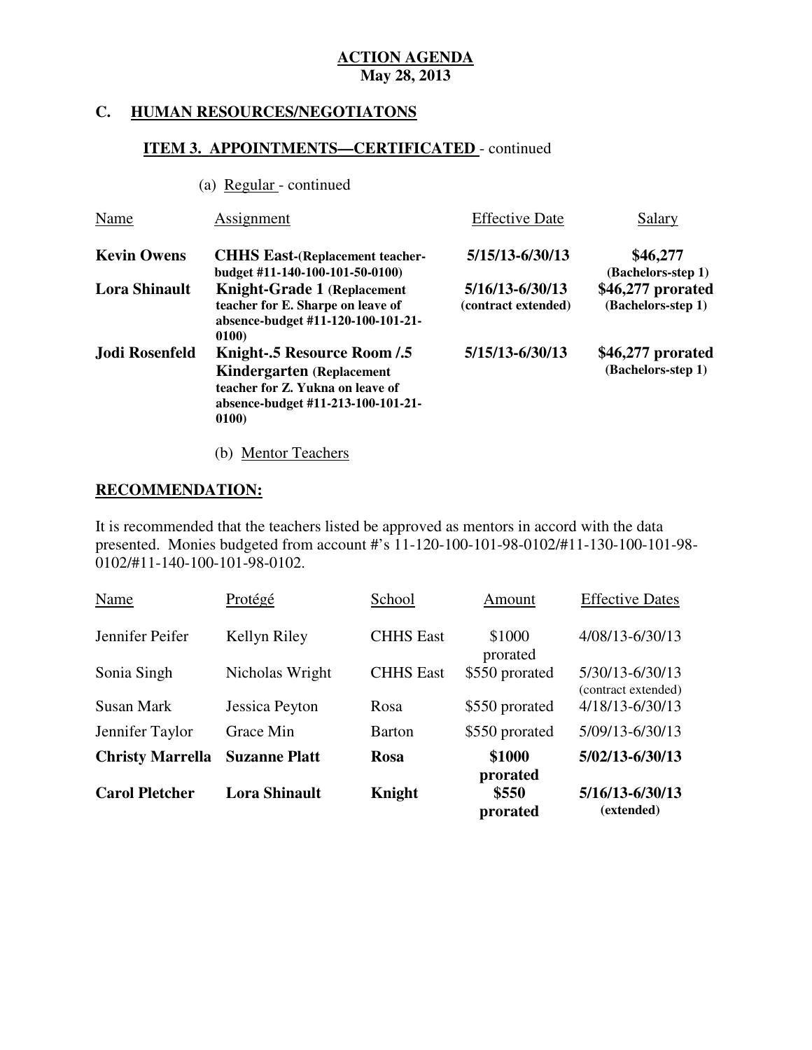**ACTION AGENDA**
**May 28, 2013**

## C. HUMAN RESOURCES/NEGOTIATONS

### ITEM 3. APPOINTMENTS—CERTIFICATED - continued

(a) Regular - continued

| Name | Assignment | Effective Date | Salary |
|---|---|---|---|
| **Kevin Owens** | **CHHS East-(Replacement teacher-budget #11-140-100-101-50-0100)** | **5/15/13-6/30/13** | **$46,277 (Bachelors-step 1)** |
| **Lora Shinault** | **Knight-Grade 1 (Replacement teacher for E. Sharpe on leave of absence-budget #11-120-100-101-21-0100)** | **5/16/13-6/30/13 (contract extended)** | **$46,277 prorated (Bachelors-step 1)** |
| **Jodi Rosenfeld** | **Knight-.5 Resource Room /.5 Kindergarten (Replacement teacher for Z. Yukna on leave of absence-budget #11-213-100-101-21-0100)** | **5/15/13-6/30/13** | **$46,277 prorated (Bachelors-step 1)** |

(b) Mentor Teachers

**RECOMMENDATION:**

It is recommended that the teachers listed be approved as mentors in accord with the data presented. Monies budgeted from account #'s 11-120-100-101-98-0102/#11-130-100-101-98-0102/#11-140-100-101-98-0102.

| Name | Protégé | School | Amount | Effective Dates |
|---|---|---|---|---|
| Jennifer Peifer | Kellyn Riley | CHHS East | $1000 prorated | 4/08/13-6/30/13 |
| Sonia Singh | Nicholas Wright | CHHS East | $550 prorated | 5/30/13-6/30/13 (contract extended) |
| Susan Mark | Jessica Peyton | Rosa | $550 prorated | 4/18/13-6/30/13 |
| Jennifer Taylor | Grace Min | Barton | $550 prorated | 5/09/13-6/30/13 |
| **Christy Marrella** | **Suzanne Platt** | **Rosa** | **$1000 prorated** | **5/02/13-6/30/13** |
| **Carol Pletcher** | **Lora Shinault** | **Knight** | **$550 prorated** | **5/16/13-6/30/13 (extended)** |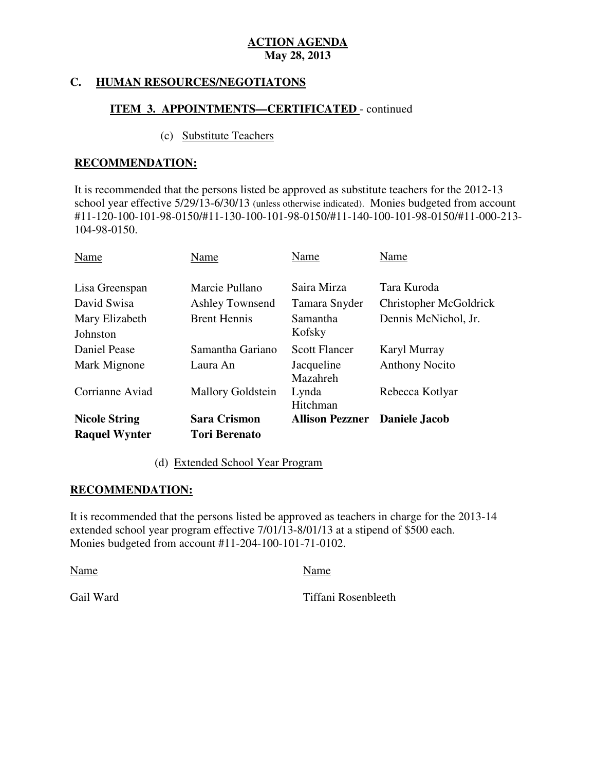**ACTION AGENDA**
**May 28, 2013**

## C. HUMAN RESOURCES/NEGOTIATONS

### ITEM 3. APPOINTMENTS—CERTIFICATED - continued

(c) Substitute Teachers

**RECOMMENDATION:**

It is recommended that the persons listed be approved as substitute teachers for the 2012-13 school year effective 5/29/13-6/30/13 (unless otherwise indicated). Monies budgeted from account #11-120-100-101-98-0150/#11-130-100-101-98-0150/#11-140-100-101-98-0150/#11-000-213-104-98-0150.

| Name | Name | Name | Name |
|---|---|---|---|
| Lisa Greenspan | Marcie Pullano | Saira Mirza | Tara Kuroda |
| David Swisa | Ashley Townsend | Tamara Snyder | Christopher McGoldrick |
| Mary Elizabeth Johnston | Brent Hennis | Samantha Kofsky | Dennis McNichol, Jr. |
| Daniel Pease | Samantha Gariano | Scott Flancer | Karyl Murray |
| Mark Mignone | Laura An | Jacqueline Mazahreh | Anthony Nocito |
| Corrianne Aviad | Mallory Goldstein | Lynda Hitchman | Rebecca Kotlyar |
| **Nicole String** | **Sara Crismon** | **Allison Pezzner** | **Daniele Jacob** |
| **Raquel Wynter** | **Tori Berenato** | | |

(d) Extended School Year Program

**RECOMMENDATION:**

It is recommended that the persons listed be approved as teachers in charge for the 2013-14 extended school year program effective 7/01/13-8/01/13 at a stipend of $500 each. Monies budgeted from account #11-204-100-101-71-0102.

| Name | Name |
|---|---|
| Gail Ward | Tiffani Rosenbleeth |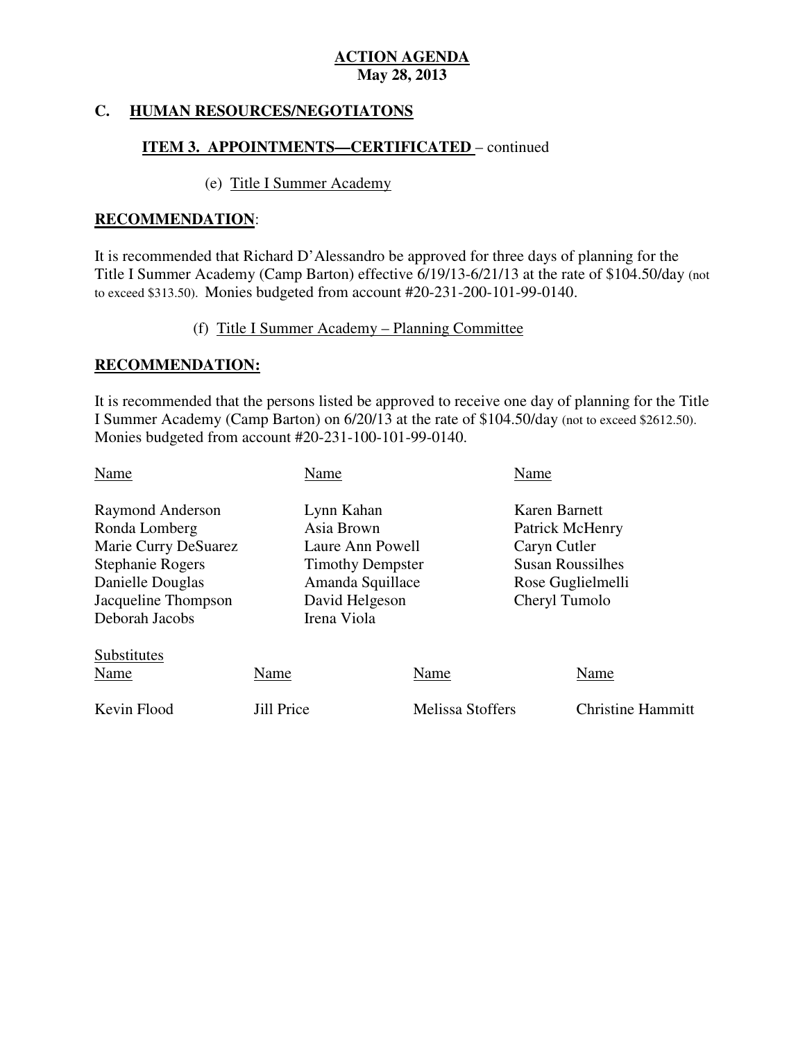**ACTION AGENDA**
**May 28, 2013**

## C. HUMAN RESOURCES/NEGOTIATONS

### ITEM 3. APPOINTMENTS—CERTIFICATED – continued

(e) Title I Summer Academy

**RECOMMENDATION**:

It is recommended that Richard D'Alessandro be approved for three days of planning for the Title I Summer Academy (Camp Barton) effective 6/19/13-6/21/13 at the rate of $104.50/day (not to exceed $313.50). Monies budgeted from account #20-231-200-101-99-0140.

(f) Title I Summer Academy – Planning Committee

**RECOMMENDATION:**

It is recommended that the persons listed be approved to receive one day of planning for the Title I Summer Academy (Camp Barton) on 6/20/13 at the rate of $104.50/day (not to exceed $2612.50). Monies budgeted from account #20-231-100-101-99-0140.

| Name | Name | Name |
|---|---|---|
| Raymond Anderson | Lynn Kahan | Karen Barnett |
| Ronda Lomberg | Asia Brown | Patrick McHenry |
| Marie Curry DeSuarez | Laure Ann Powell | Caryn Cutler |
| Stephanie Rogers | Timothy Dempster | Susan Roussilhes |
| Danielle Douglas | Amanda Squillace | Rose Guglielmelli |
| Jacqueline Thompson | David Helgeson | Cheryl Tumolo |
| Deborah Jacobs | Irena Viola | |

Substitutes

| Name | Name | Name | Name |
|---|---|---|---|
| Kevin Flood | Jill Price | Melissa Stoffers | Christine Hammitt |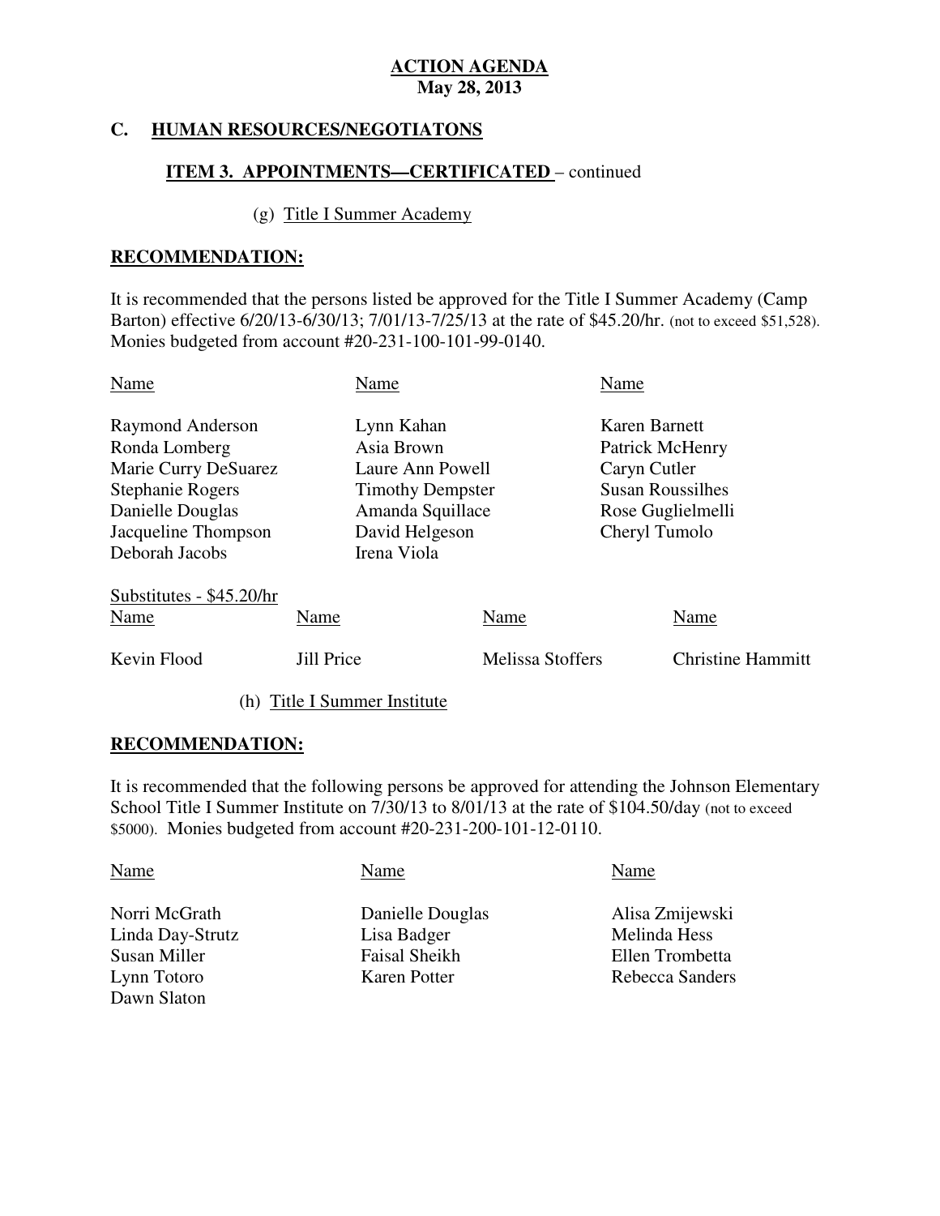**ACTION AGENDA**
**May 28, 2013**

## C. HUMAN RESOURCES/NEGOTIATONS

### ITEM 3. APPOINTMENTS—CERTIFICATED – continued

(g) Title I Summer Academy

**RECOMMENDATION:**

It is recommended that the persons listed be approved for the Title I Summer Academy (Camp Barton) effective 6/20/13-6/30/13; 7/01/13-7/25/13 at the rate of $45.20/hr. (not to exceed $51,528). Monies budgeted from account #20-231-100-101-99-0140.

| Name | Name | Name |
|---|---|---|
| Raymond Anderson | Lynn Kahan | Karen Barnett |
| Ronda Lomberg | Asia Brown | Patrick McHenry |
| Marie Curry DeSuarez | Laure Ann Powell | Caryn Cutler |
| Stephanie Rogers | Timothy Dempster | Susan Roussilhes |
| Danielle Douglas | Amanda Squillace | Rose Guglielmelli |
| Jacqueline Thompson | David Helgeson | Cheryl Tumolo |
| Deborah Jacobs | Irena Viola | |

Substitutes - $45.20/hr

| Name | Name | Name | Name |
|---|---|---|---|
| Kevin Flood | Jill Price | Melissa Stoffers | Christine Hammitt |

(h) Title I Summer Institute

**RECOMMENDATION:**

It is recommended that the following persons be approved for attending the Johnson Elementary School Title I Summer Institute on 7/30/13 to 8/01/13 at the rate of $104.50/day (not to exceed $5000). Monies budgeted from account #20-231-200-101-12-0110.

| Name | Name | Name |
|---|---|---|
| Norri McGrath | Danielle Douglas | Alisa Zmijewski |
| Linda Day-Strutz | Lisa Badger | Melinda Hess |
| Susan Miller | Faisal Sheikh | Ellen Trombetta |
| Lynn Totoro | Karen Potter | Rebecca Sanders |
| Dawn Slaton | | |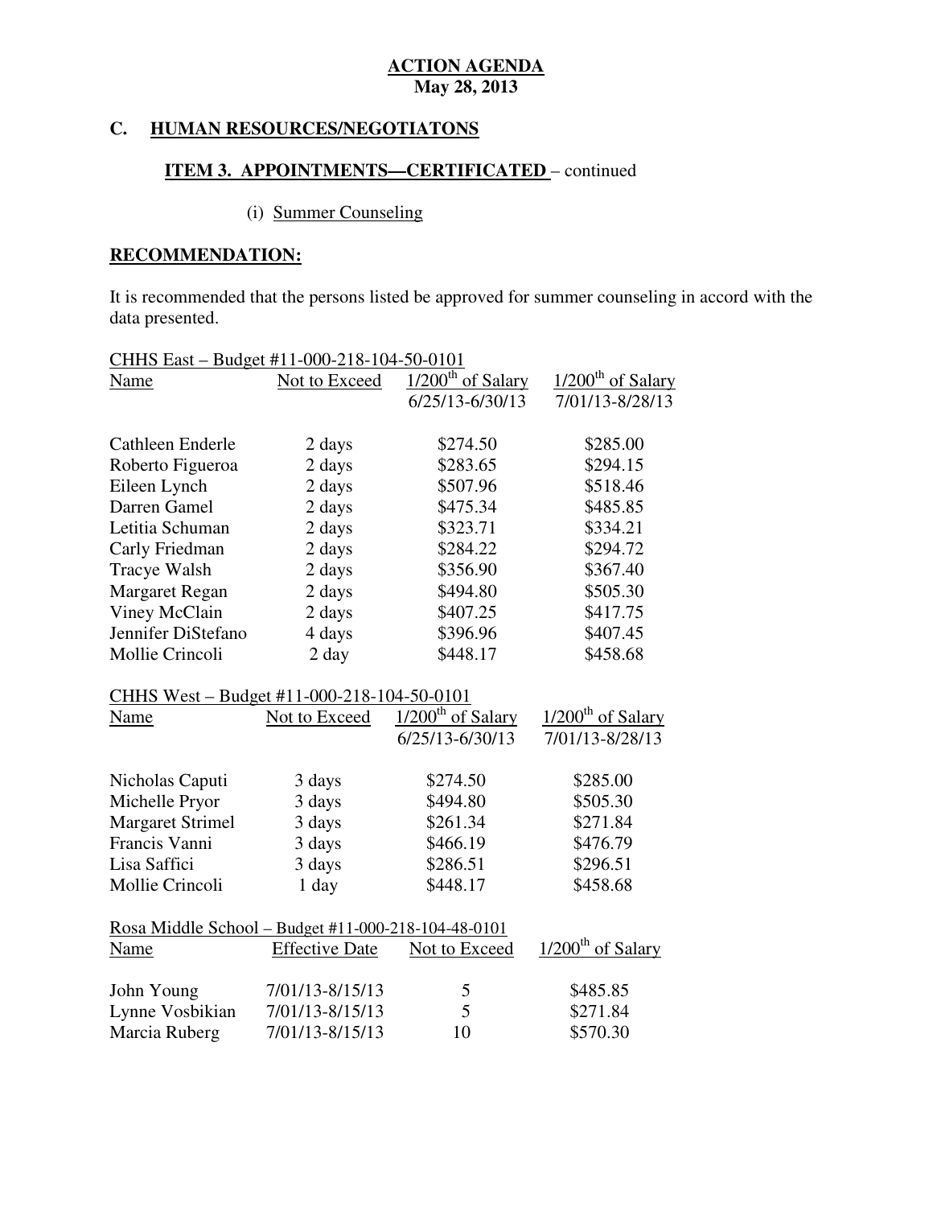**ACTION AGENDA**
**May 28, 2013**

## C. HUMAN RESOURCES/NEGOTIATONS

### ITEM 3. APPOINTMENTS—CERTIFICATED – continued

(i) Summer Counseling

**RECOMMENDATION:**

It is recommended that the persons listed be approved for summer counseling in accord with the data presented.

CHHS East – Budget #11-000-218-104-50-0101

| Name | Not to Exceed | 1/200th of Salary 6/25/13-6/30/13 | 1/200th of Salary 7/01/13-8/28/13 |
|---|---|---|---|
| Cathleen Enderle | 2 days | $274.50 | $285.00 |
| Roberto Figueroa | 2 days | $283.65 | $294.15 |
| Eileen Lynch | 2 days | $507.96 | $518.46 |
| Darren Gamel | 2 days | $475.34 | $485.85 |
| Letitia Schuman | 2 days | $323.71 | $334.21 |
| Carly Friedman | 2 days | $284.22 | $294.72 |
| Tracye Walsh | 2 days | $356.90 | $367.40 |
| Margaret Regan | 2 days | $494.80 | $505.30 |
| Viney McClain | 2 days | $407.25 | $417.75 |
| Jennifer DiStefano | 4 days | $396.96 | $407.45 |
| Mollie Crincoli | 2 day | $448.17 | $458.68 |

CHHS West – Budget #11-000-218-104-50-0101

| Name | Not to Exceed | 1/200th of Salary 6/25/13-6/30/13 | 1/200th of Salary 7/01/13-8/28/13 |
|---|---|---|---|
| Nicholas Caputi | 3 days | $274.50 | $285.00 |
| Michelle Pryor | 3 days | $494.80 | $505.30 |
| Margaret Strimel | 3 days | $261.34 | $271.84 |
| Francis Vanni | 3 days | $466.19 | $476.79 |
| Lisa Saffici | 3 days | $286.51 | $296.51 |
| Mollie Crincoli | 1 day | $448.17 | $458.68 |

Rosa Middle School – Budget #11-000-218-104-48-0101

| Name | Effective Date | Not to Exceed | 1/200th of Salary |
|---|---|---|---|
| John Young | 7/01/13-8/15/13 | 5 | $485.85 |
| Lynne Vosbikian | 7/01/13-8/15/13 | 5 | $271.84 |
| Marcia Ruberg | 7/01/13-8/15/13 | 10 | $570.30 |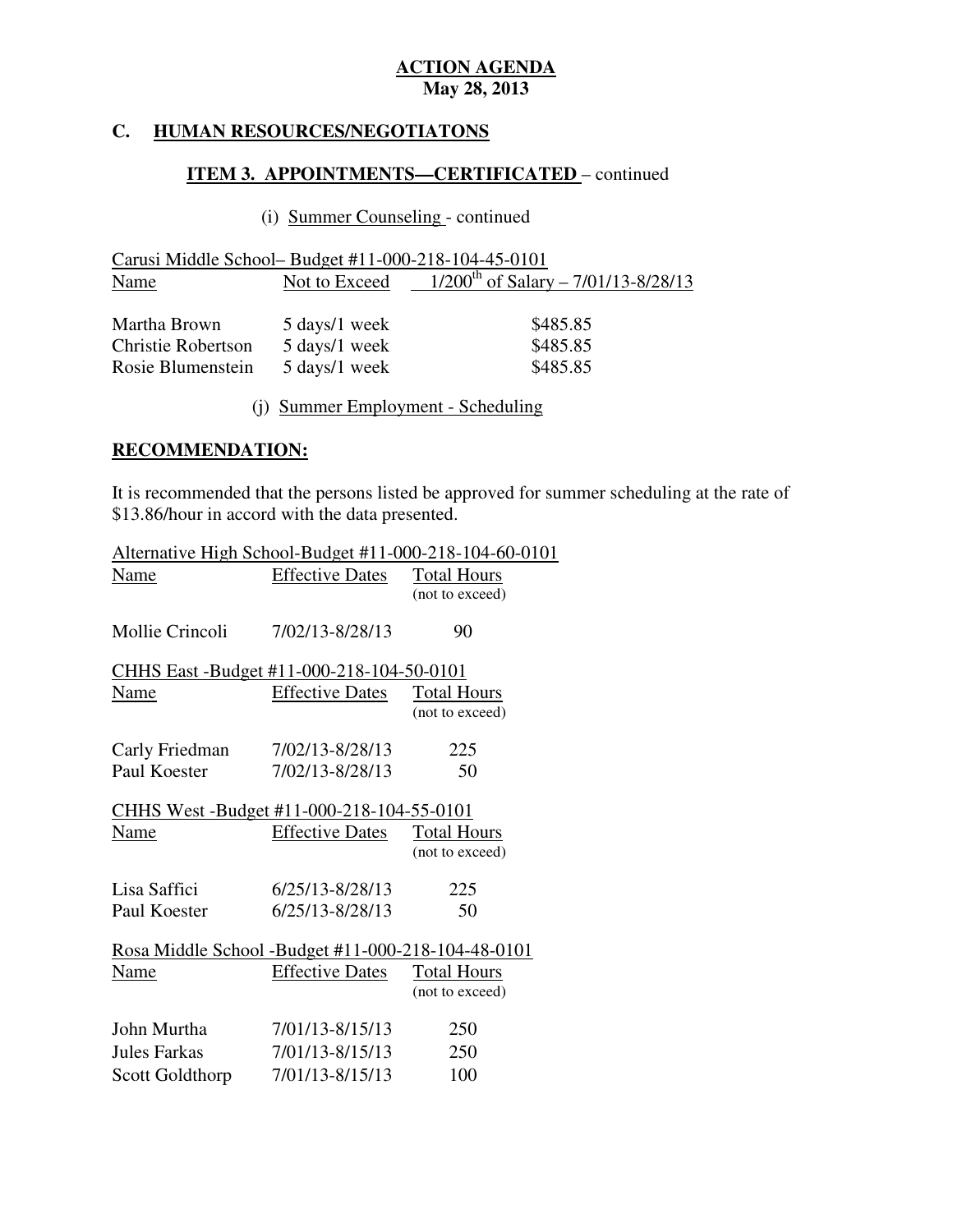**ACTION AGENDA**
**May 28, 2013**

## C. HUMAN RESOURCES/NEGOTIATONS

### ITEM 3. APPOINTMENTS—CERTIFICATED – continued

(i) Summer Counseling - continued

Carusi Middle School– Budget #11-000-218-104-45-0101

| Name | Not to Exceed | 1/200th of Salary – 7/01/13-8/28/13 |
|---|---|---|
| Martha Brown | 5 days/1 week | $485.85 |
| Christie Robertson | 5 days/1 week | $485.85 |
| Rosie Blumenstein | 5 days/1 week | $485.85 |

(j) Summer Employment - Scheduling

**RECOMMENDATION:**

It is recommended that the persons listed be approved for summer scheduling at the rate of $13.86/hour in accord with the data presented.

Alternative High School-Budget #11-000-218-104-60-0101

| Name | Effective Dates | Total Hours (not to exceed) |
|---|---|---|
| Mollie Crincoli | 7/02/13-8/28/13 | 90 |

CHHS East -Budget #11-000-218-104-50-0101

| Name | Effective Dates | Total Hours (not to exceed) |
|---|---|---|
| Carly Friedman | 7/02/13-8/28/13 | 225 |
| Paul Koester | 7/02/13-8/28/13 | 50 |

CHHS West -Budget #11-000-218-104-55-0101

| Name | Effective Dates | Total Hours (not to exceed) |
|---|---|---|
| Lisa Saffici | 6/25/13-8/28/13 | 225 |
| Paul Koester | 6/25/13-8/28/13 | 50 |

Rosa Middle School -Budget #11-000-218-104-48-0101

| Name | Effective Dates | Total Hours (not to exceed) |
|---|---|---|
| John Murtha | 7/01/13-8/15/13 | 250 |
| Jules Farkas | 7/01/13-8/15/13 | 250 |
| Scott Goldthorp | 7/01/13-8/15/13 | 100 |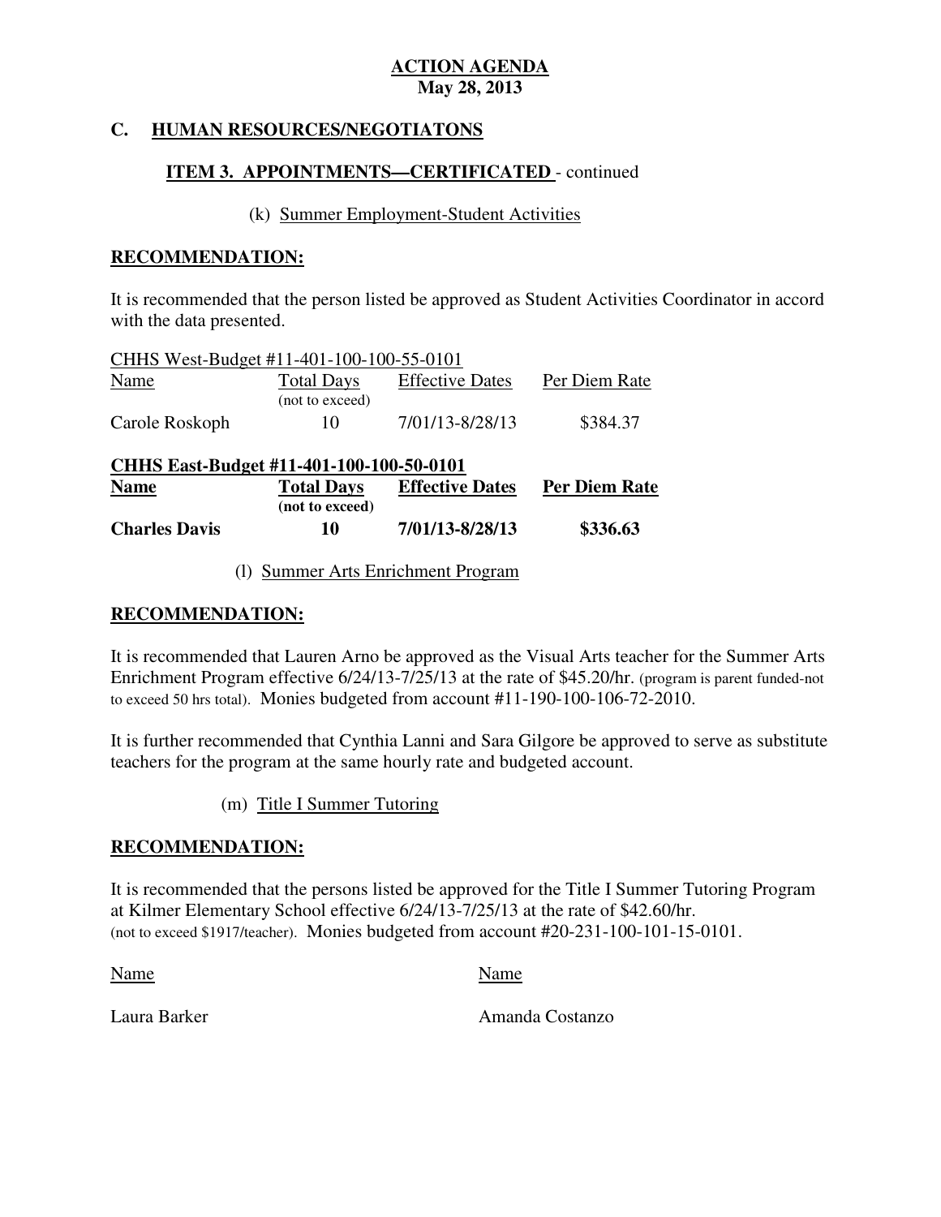**ACTION AGENDA**
**May 28, 2013**

## C. HUMAN RESOURCES/NEGOTIATONS

### ITEM 3. APPOINTMENTS—CERTIFICATED - continued

(k) Summer Employment-Student Activities

**RECOMMENDATION:**

It is recommended that the person listed be approved as Student Activities Coordinator in accord with the data presented.

CHHS West-Budget #11-401-100-100-55-0101

| Name | Total Days (not to exceed) | Effective Dates | Per Diem Rate |
|---|---|---|---|
| Carole Roskoph | 10 | 7/01/13-8/28/13 | $384.37 |

**CHHS East-Budget #11-401-100-100-50-0101**

| **Name** | **Total Days (not to exceed)** | **Effective Dates** | **Per Diem Rate** |
|---|---|---|---|
| **Charles Davis** | **10** | **7/01/13-8/28/13** | **$336.63** |

(l) Summer Arts Enrichment Program

**RECOMMENDATION:**

It is recommended that Lauren Arno be approved as the Visual Arts teacher for the Summer Arts Enrichment Program effective 6/24/13-7/25/13 at the rate of $45.20/hr. (program is parent funded-not to exceed 50 hrs total). Monies budgeted from account #11-190-100-106-72-2010.

It is further recommended that Cynthia Lanni and Sara Gilgore be approved to serve as substitute teachers for the program at the same hourly rate and budgeted account.

(m) Title I Summer Tutoring

**RECOMMENDATION:**

It is recommended that the persons listed be approved for the Title I Summer Tutoring Program at Kilmer Elementary School effective 6/24/13-7/25/13 at the rate of $42.60/hr. (not to exceed $1917/teacher). Monies budgeted from account #20-231-100-101-15-0101.

| Name | Name |
|---|---|
| Laura Barker | Amanda Costanzo |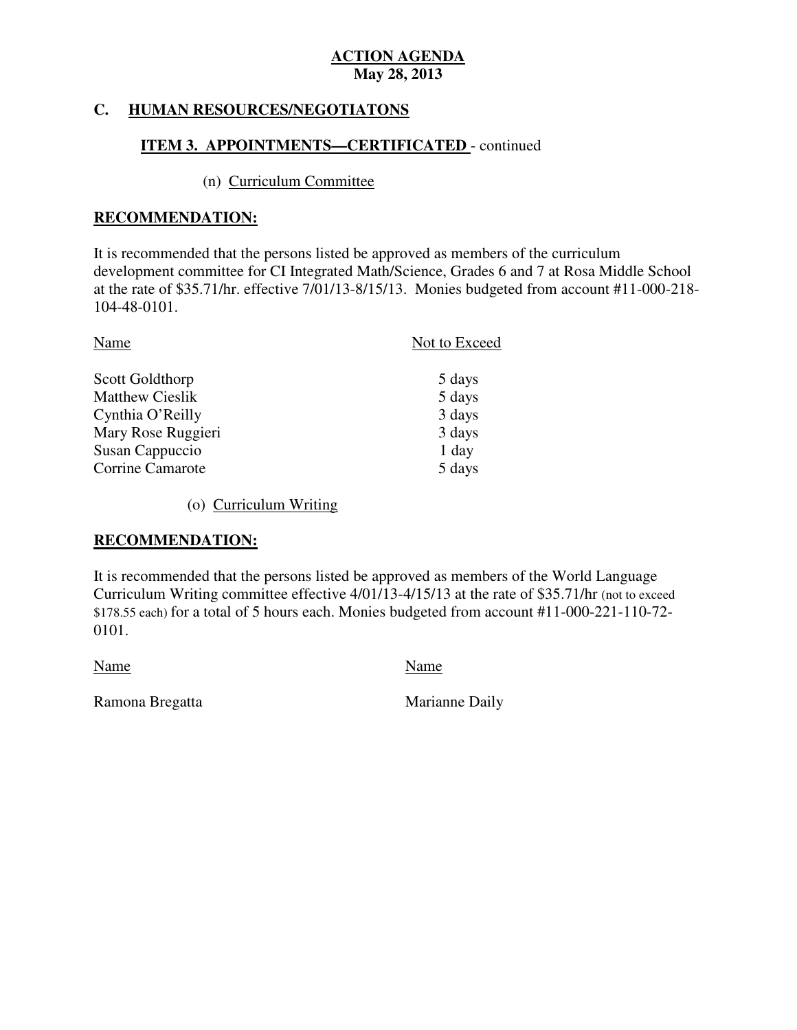**ACTION AGENDA**
**May 28, 2013**

## C. HUMAN RESOURCES/NEGOTIATONS

### ITEM 3. APPOINTMENTS—CERTIFICATED - continued

(n) Curriculum Committee

**RECOMMENDATION:**

It is recommended that the persons listed be approved as members of the curriculum development committee for CI Integrated Math/Science, Grades 6 and 7 at Rosa Middle School at the rate of $35.71/hr. effective 7/01/13-8/15/13. Monies budgeted from account #11-000-218-104-48-0101.

| Name | Not to Exceed |
|---|---|
| Scott Goldthorp | 5 days |
| Matthew Cieslik | 5 days |
| Cynthia O'Reilly | 3 days |
| Mary Rose Ruggieri | 3 days |
| Susan Cappuccio | 1 day |
| Corrine Camarote | 5 days |

(o) Curriculum Writing

**RECOMMENDATION:**

It is recommended that the persons listed be approved as members of the World Language Curriculum Writing committee effective 4/01/13-4/15/13 at the rate of $35.71/hr (not to exceed $178.55 each) for a total of 5 hours each. Monies budgeted from account #11-000-221-110-72-0101.

| Name | Name |
|---|---|
| Ramona Bregatta | Marianne Daily |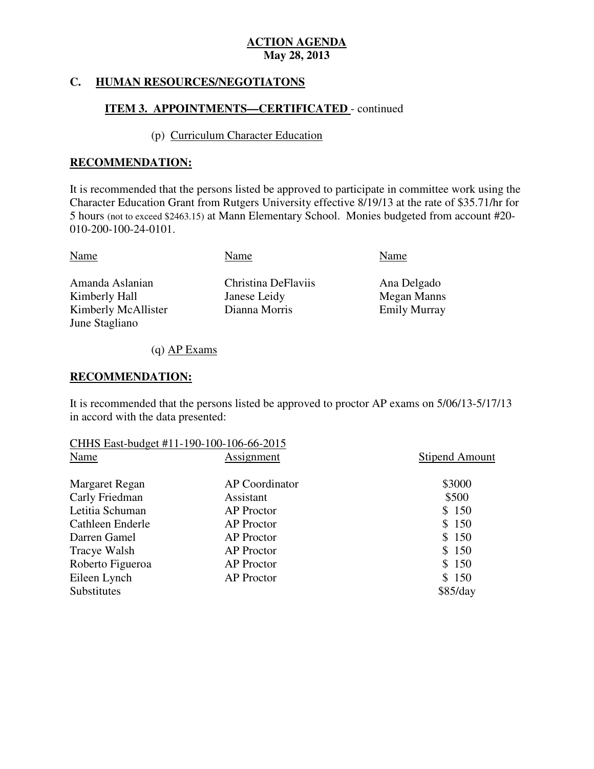**ACTION AGENDA**
**May 28, 2013**

## C. HUMAN RESOURCES/NEGOTIATONS

### ITEM 3. APPOINTMENTS—CERTIFICATED - continued

(p) Curriculum Character Education

**RECOMMENDATION:**

It is recommended that the persons listed be approved to participate in committee work using the Character Education Grant from Rutgers University effective 8/19/13 at the rate of \$35.71/hr for 5 hours (not to exceed \$2463.15) at Mann Elementary School. Monies budgeted from account #20-010-200-100-24-0101.

| Name | Name | Name |
|---|---|---|
| Amanda Aslanian | Christina DeFlaviis | Ana Delgado |
| Kimberly Hall | Janese Leidy | Megan Manns |
| Kimberly McAllister | Dianna Morris | Emily Murray |
| June Stagliano | | |

(q) AP Exams

**RECOMMENDATION:**

It is recommended that the persons listed be approved to proctor AP exams on 5/06/13-5/17/13 in accord with the data presented:

CHHS East-budget #11-190-100-106-66-2015

| Name | Assignment | Stipend Amount |
|---|---|---|
| Margaret Regan | AP Coordinator | \$3000 |
| Carly Friedman | Assistant | \$500 |
| Letitia Schuman | AP Proctor | \$ 150 |
| Cathleen Enderle | AP Proctor | \$ 150 |
| Darren Gamel | AP Proctor | \$ 150 |
| Tracye Walsh | AP Proctor | \$ 150 |
| Roberto Figueroa | AP Proctor | \$ 150 |
| Eileen Lynch | AP Proctor | \$ 150 |
| Substitutes | | \$85/day |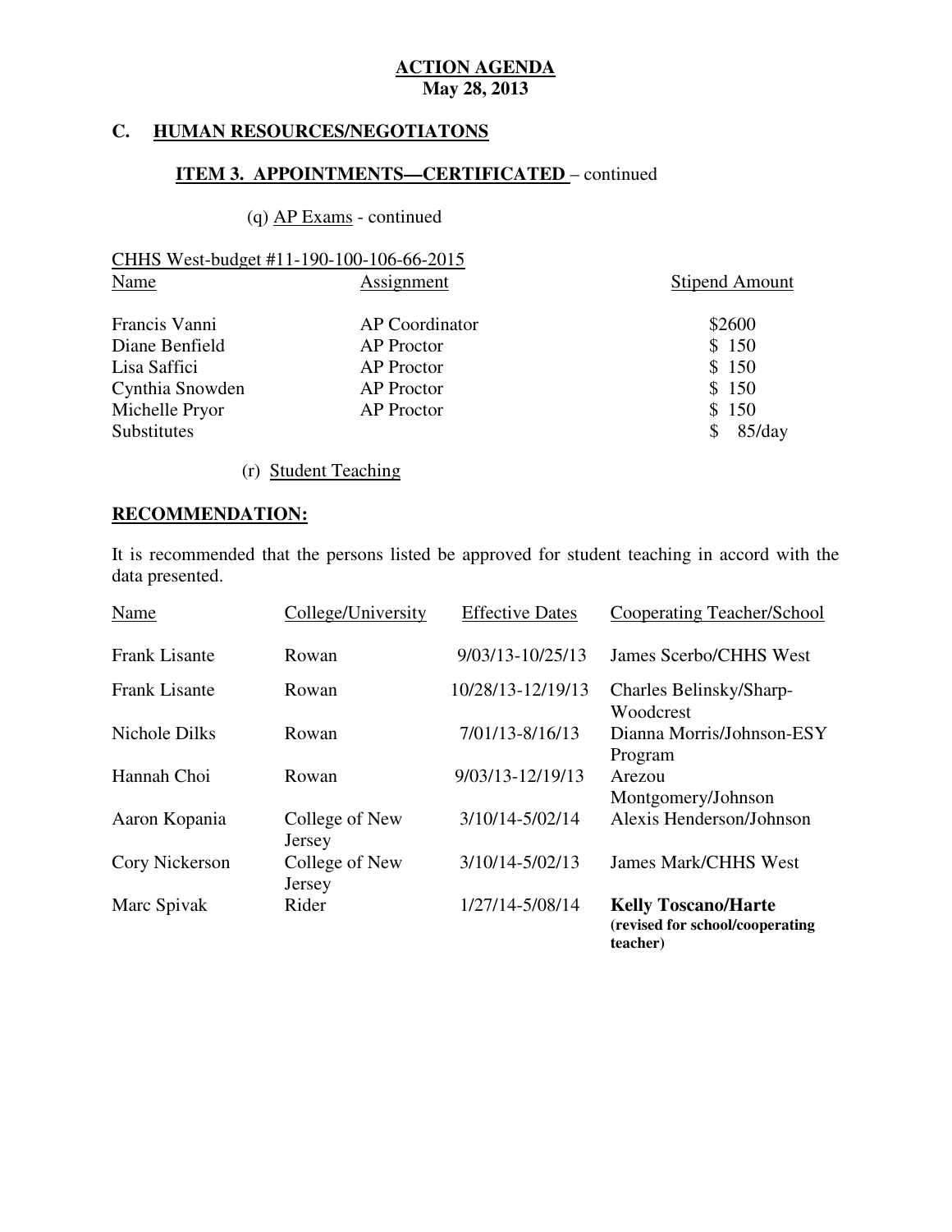**ACTION AGENDA**
**May 28, 2013**

## C. HUMAN RESOURCES/NEGOTIATONS

### ITEM 3. APPOINTMENTS—CERTIFICATED – continued

(q) AP Exams - continued

CHHS West-budget #11-190-100-106-66-2015

| Name | Assignment | Stipend Amount |
|---|---|---|
| Francis Vanni | AP Coordinator | $2600 |
| Diane Benfield | AP Proctor | $ 150 |
| Lisa Saffici | AP Proctor | $ 150 |
| Cynthia Snowden | AP Proctor | $ 150 |
| Michelle Pryor | AP Proctor | $ 150 |
| Substitutes | | $ 85/day |

(r) Student Teaching

**RECOMMENDATION:**

It is recommended that the persons listed be approved for student teaching in accord with the data presented.

| Name | College/University | Effective Dates | Cooperating Teacher/School |
|---|---|---|---|
| Frank Lisante | Rowan | 9/03/13-10/25/13 | James Scerbo/CHHS West |
| Frank Lisante | Rowan | 10/28/13-12/19/13 | Charles Belinsky/Sharp-Woodcrest |
| Nichole Dilks | Rowan | 7/01/13-8/16/13 | Dianna Morris/Johnson-ESY Program |
| Hannah Choi | Rowan | 9/03/13-12/19/13 | Arezou Montgomery/Johnson |
| Aaron Kopania | College of New Jersey | 3/10/14-5/02/14 | Alexis Henderson/Johnson |
| Cory Nickerson | College of New Jersey | 3/10/14-5/02/13 | James Mark/CHHS West |
| Marc Spivak | Rider | 1/27/14-5/08/14 | **Kelly Toscano/Harte (revised for school/cooperating teacher)** |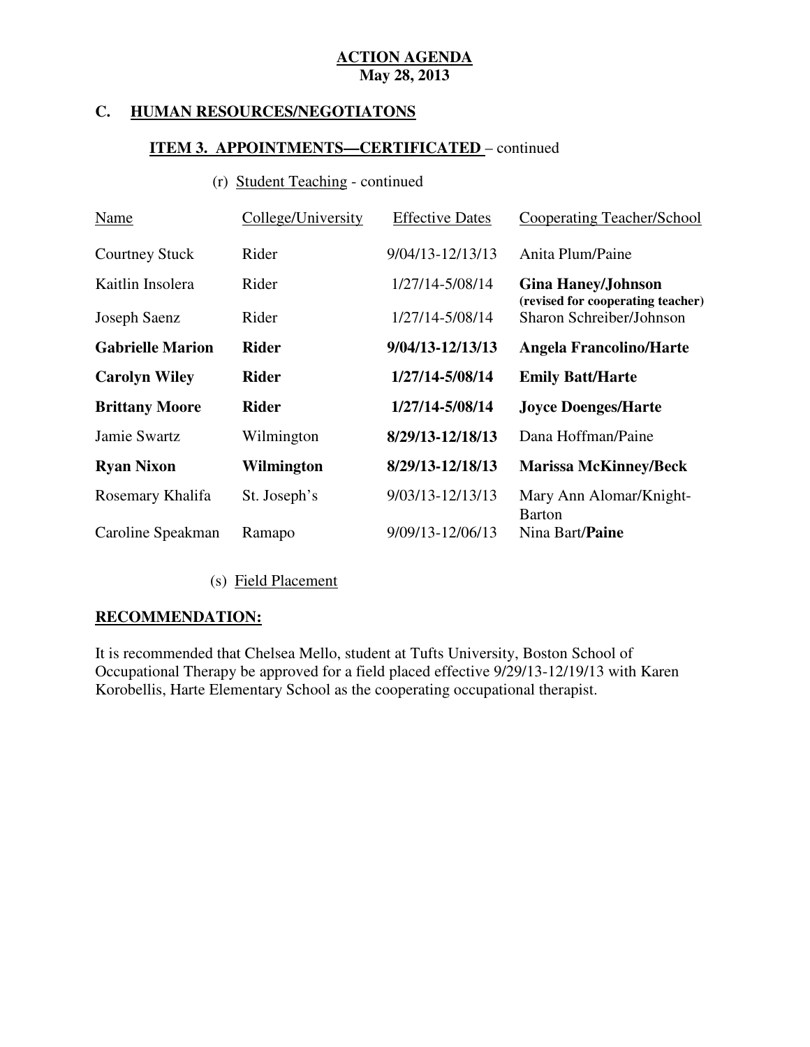**ACTION AGENDA**
**May 28, 2013**

## C. HUMAN RESOURCES/NEGOTIATONS

### ITEM 3. APPOINTMENTS—CERTIFICATED – continued

(r) Student Teaching - continued

| Name | College/University | Effective Dates | Cooperating Teacher/School |
|---|---|---|---|
| Courtney Stuck | Rider | 9/04/13-12/13/13 | Anita Plum/Paine |
| Kaitlin Insolera | Rider | 1/27/14-5/08/14 | **Gina Haney/Johnson (revised for cooperating teacher)** |
| Joseph Saenz | Rider | 1/27/14-5/08/14 | Sharon Schreiber/Johnson |
| **Gabrielle Marion** | **Rider** | **9/04/13-12/13/13** | **Angela Francolino/Harte** |
| **Carolyn Wiley** | **Rider** | **1/27/14-5/08/14** | **Emily Batt/Harte** |
| **Brittany Moore** | **Rider** | **1/27/14-5/08/14** | **Joyce Doenges/Harte** |
| Jamie Swartz | Wilmington | **8/29/13-12/18/13** | Dana Hoffman/Paine |
| **Ryan Nixon** | **Wilmington** | **8/29/13-12/18/13** | **Marissa McKinney/Beck** |
| Rosemary Khalifa | St. Joseph's | 9/03/13-12/13/13 | Mary Ann Alomar/Knight-Barton |
| Caroline Speakman | Ramapo | 9/09/13-12/06/13 | Nina Bart/**Paine** |

(s) Field Placement

**RECOMMENDATION:**

It is recommended that Chelsea Mello, student at Tufts University, Boston School of Occupational Therapy be approved for a field placed effective 9/29/13-12/19/13 with Karen Korobellis, Harte Elementary School as the cooperating occupational therapist.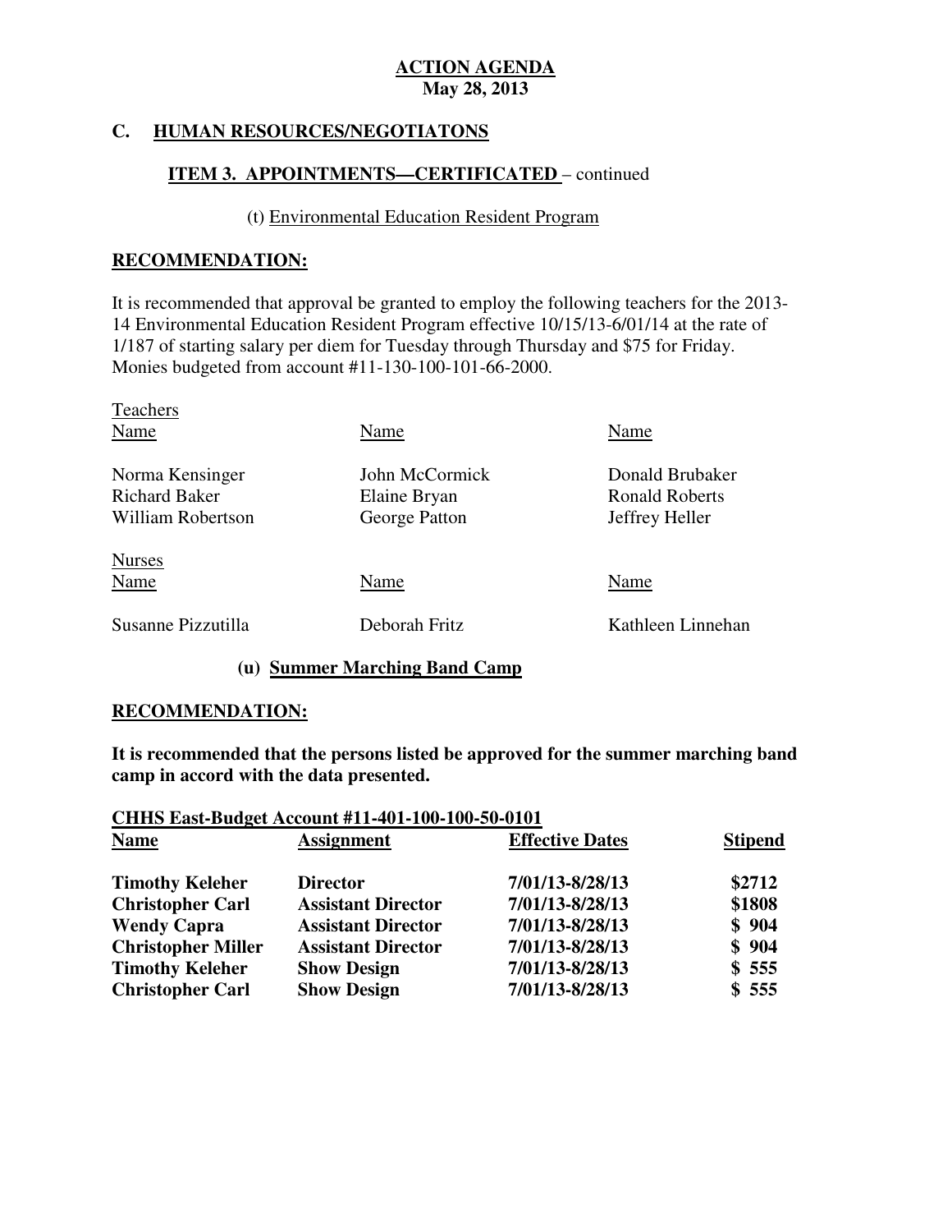**ACTION AGENDA**
**May 28, 2013**

## C. HUMAN RESOURCES/NEGOTIATONS

### ITEM 3. APPOINTMENTS—CERTIFICATED – continued

(t) Environmental Education Resident Program

**RECOMMENDATION:**

It is recommended that approval be granted to employ the following teachers for the 2013-14 Environmental Education Resident Program effective 10/15/13-6/01/14 at the rate of 1/187 of starting salary per diem for Tuesday through Thursday and $75 for Friday. Monies budgeted from account #11-130-100-101-66-2000.

Teachers

| Name | Name | Name |
|---|---|---|
| Norma Kensinger | John McCormick | Donald Brubaker |
| Richard Baker | Elaine Bryan | Ronald Roberts |
| William Robertson | George Patton | Jeffrey Heller |

Nurses

| Name | Name | Name |
|---|---|---|
| Susanne Pizzutilla | Deborah Fritz | Kathleen Linnehan |

**(u) Summer Marching Band Camp**

**RECOMMENDATION:**

**It is recommended that the persons listed be approved for the summer marching band camp in accord with the data presented.**

**CHHS East-Budget Account #11-401-100-100-50-0101**

| Name | Assignment | Effective Dates | Stipend |
|---|---|---|---|
| **Timothy Keleher** | **Director** | **7/01/13-8/28/13** | **$2712** |
| **Christopher Carl** | **Assistant Director** | **7/01/13-8/28/13** | **$1808** |
| **Wendy Capra** | **Assistant Director** | **7/01/13-8/28/13** | **$ 904** |
| **Christopher Miller** | **Assistant Director** | **7/01/13-8/28/13** | **$ 904** |
| **Timothy Keleher** | **Show Design** | **7/01/13-8/28/13** | **$ 555** |
| **Christopher Carl** | **Show Design** | **7/01/13-8/28/13** | **$ 555** |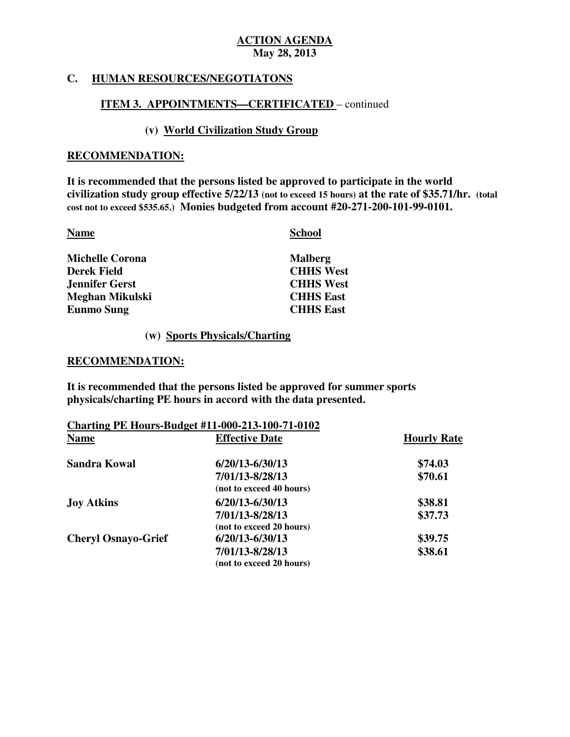**ACTION AGENDA**
**May 28, 2013**

## C. HUMAN RESOURCES/NEGOTIATONS

### ITEM 3. APPOINTMENTS—CERTIFICATED – continued

#### (v) World Civilization Study Group

**RECOMMENDATION:**

**It is recommended that the persons listed be approved to participate in the world civilization study group effective 5/22/13 (not to exceed 15 hours) at the rate of $35.71/hr. (total cost not to exceed $535.65.) Monies budgeted from account #20-271-200-101-99-0101.**

| Name | School |
|---|---|
| Michelle Corona | Malberg |
| Derek Field | CHHS West |
| Jennifer Gerst | CHHS West |
| Meghan Mikulski | CHHS East |
| Eunmo Sung | CHHS East |

#### (w) Sports Physicals/Charting

**RECOMMENDATION:**

**It is recommended that the persons listed be approved for summer sports physicals/charting PE hours in accord with the data presented.**

**Charting PE Hours-Budget #11-000-213-100-71-0102**

| Name | Effective Date | Hourly Rate |
|---|---|---|
| Sandra Kowal | 6/20/13-6/30/13 | $74.03 |
| | 7/01/13-8/28/13 | $70.61 |
| | (not to exceed 40 hours) | |
| Joy Atkins | 6/20/13-6/30/13 | $38.81 |
| | 7/01/13-8/28/13 | $37.73 |
| | (not to exceed 20 hours) | |
| Cheryl Osnayo-Grief | 6/20/13-6/30/13 | $39.75 |
| | 7/01/13-8/28/13 | $38.61 |
| | (not to exceed 20 hours) | |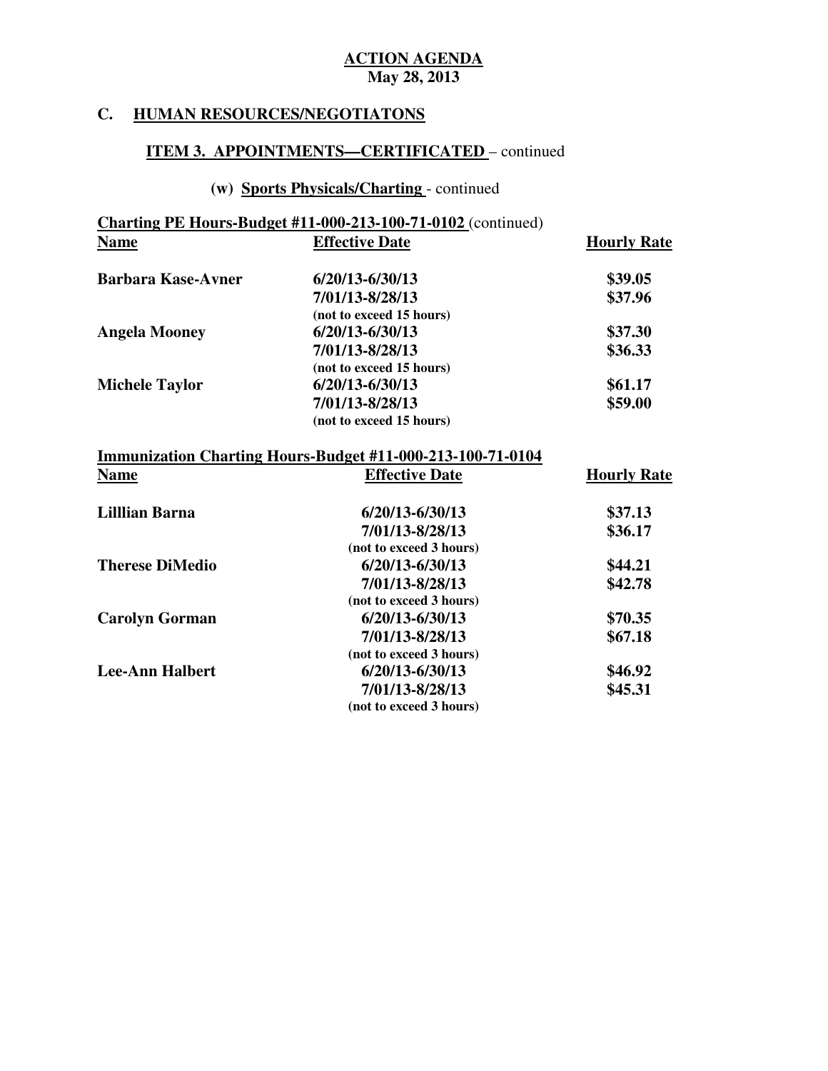**ACTION AGENDA**
**May 28, 2013**

## C. HUMAN RESOURCES/NEGOTIATONS

### ITEM 3. APPOINTMENTS—CERTIFICATED – continued

#### (w) Sports Physicals/Charting - continued

**Charting PE Hours-Budget #11-000-213-100-71-0102** (continued)

| Name | Effective Date | Hourly Rate |
|---|---|---|
| **Barbara Kase-Avner** | **6/20/13-6/30/13** | **$39.05** |
| | **7/01/13-8/28/13** | **$37.96** |
| | **(not to exceed 15 hours)** | |
| **Angela Mooney** | **6/20/13-6/30/13** | **$37.30** |
| | **7/01/13-8/28/13** | **$36.33** |
| | **(not to exceed 15 hours)** | |
| **Michele Taylor** | **6/20/13-6/30/13** | **$61.17** |
| | **7/01/13-8/28/13** | **$59.00** |
| | **(not to exceed 15 hours)** | |

**Immunization Charting Hours-Budget #11-000-213-100-71-0104**

| Name | Effective Date | Hourly Rate |
|---|---|---|
| **Lilllian Barna** | **6/20/13-6/30/13** | **$37.13** |
| | **7/01/13-8/28/13** | **$36.17** |
| | **(not to exceed 3 hours)** | |
| **Therese DiMedio** | **6/20/13-6/30/13** | **$44.21** |
| | **7/01/13-8/28/13** | **$42.78** |
| | **(not to exceed 3 hours)** | |
| **Carolyn Gorman** | **6/20/13-6/30/13** | **$70.35** |
| | **7/01/13-8/28/13** | **$67.18** |
| | **(not to exceed 3 hours)** | |
| **Lee-Ann Halbert** | **6/20/13-6/30/13** | **$46.92** |
| | **7/01/13-8/28/13** | **$45.31** |
| | **(not to exceed 3 hours)** | |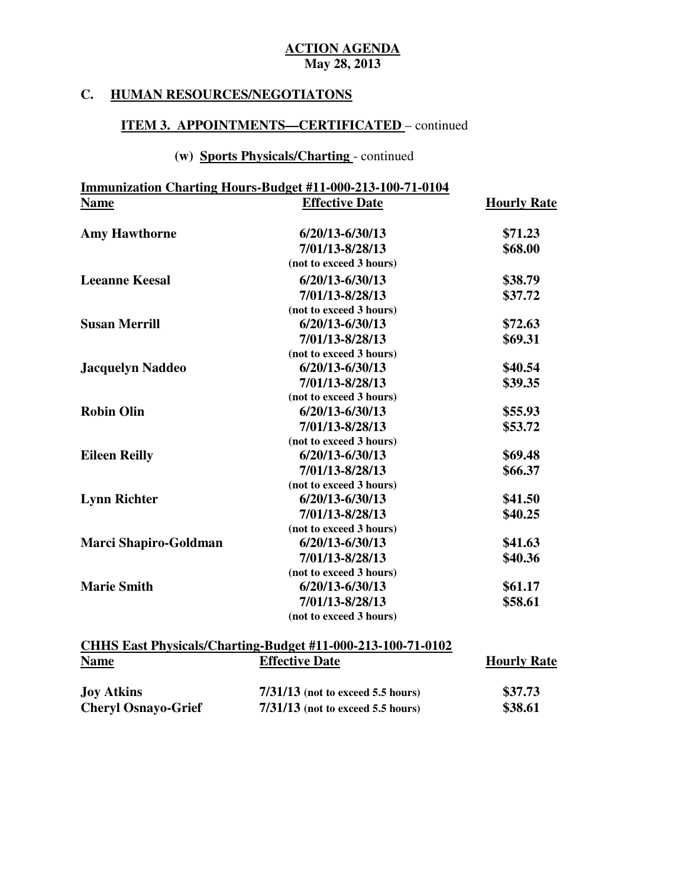**ACTION AGENDA**
**May 28, 2013**

## C. HUMAN RESOURCES/NEGOTIATONS

### ITEM 3. APPOINTMENTS—CERTIFICATED – continued

#### (w) Sports Physicals/Charting - continued

**Immunization Charting Hours-Budget #11-000-213-100-71-0104**

| Name | Effective Date | Hourly Rate |
|---|---|---|
| **Amy Hawthorne** | 6/20/13-6/30/13 | $71.23 |
| | 7/01/13-8/28/13 | $68.00 |
| | (not to exceed 3 hours) | |
| **Leeanne Keesal** | 6/20/13-6/30/13 | $38.79 |
| | 7/01/13-8/28/13 | $37.72 |
| | (not to exceed 3 hours) | |
| **Susan Merrill** | 6/20/13-6/30/13 | $72.63 |
| | 7/01/13-8/28/13 | $69.31 |
| | (not to exceed 3 hours) | |
| **Jacquelyn Naddeo** | 6/20/13-6/30/13 | $40.54 |
| | 7/01/13-8/28/13 | $39.35 |
| | (not to exceed 3 hours) | |
| **Robin Olin** | 6/20/13-6/30/13 | $55.93 |
| | 7/01/13-8/28/13 | $53.72 |
| | (not to exceed 3 hours) | |
| **Eileen Reilly** | 6/20/13-6/30/13 | $69.48 |
| | 7/01/13-8/28/13 | $66.37 |
| | (not to exceed 3 hours) | |
| **Lynn Richter** | 6/20/13-6/30/13 | $41.50 |
| | 7/01/13-8/28/13 | $40.25 |
| | (not to exceed 3 hours) | |
| **Marci Shapiro-Goldman** | 6/20/13-6/30/13 | $41.63 |
| | 7/01/13-8/28/13 | $40.36 |
| | (not to exceed 3 hours) | |
| **Marie Smith** | 6/20/13-6/30/13 | $61.17 |
| | 7/01/13-8/28/13 | $58.61 |
| | (not to exceed 3 hours) | |

**CHHS East Physicals/Charting-Budget #11-000-213-100-71-0102**

| Name | Effective Date | Hourly Rate |
|---|---|---|
| **Joy Atkins** | 7/31/13 (not to exceed 5.5 hours) | $37.73 |
| **Cheryl Osnayo-Grief** | 7/31/13 (not to exceed 5.5 hours) | $38.61 |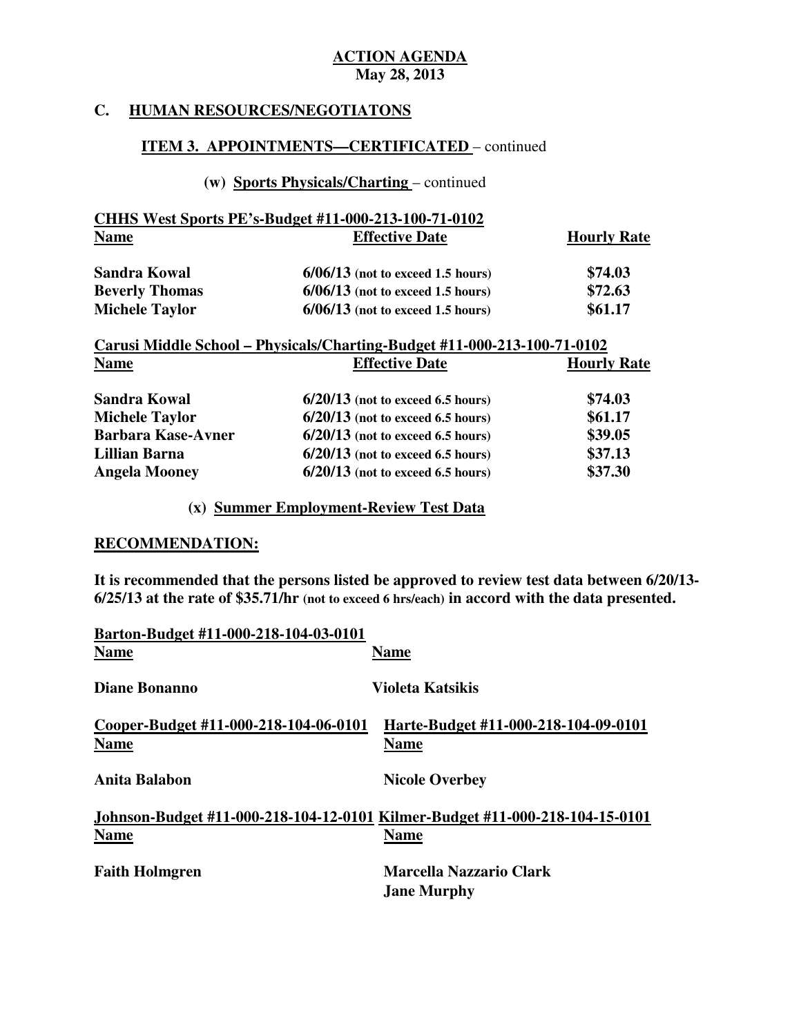**ACTION AGENDA**
**May 28, 2013**

## C. HUMAN RESOURCES/NEGOTIATONS

### ITEM 3. APPOINTMENTS—CERTIFICATED – continued

#### (w) Sports Physicals/Charting – continued

**CHHS West Sports PE's-Budget #11-000-213-100-71-0102**

| Name | Effective Date | Hourly Rate |
|---|---|---|
| **Sandra Kowal** | **6/06/13** (not to exceed 1.5 hours) | **$74.03** |
| **Beverly Thomas** | **6/06/13** (not to exceed 1.5 hours) | **$72.63** |
| **Michele Taylor** | **6/06/13** (not to exceed 1.5 hours) | **$61.17** |

**Carusi Middle School – Physicals/Charting-Budget #11-000-213-100-71-0102**

| Name | Effective Date | Hourly Rate |
|---|---|---|
| **Sandra Kowal** | **6/20/13** (not to exceed 6.5 hours) | **$74.03** |
| **Michele Taylor** | **6/20/13** (not to exceed 6.5 hours) | **$61.17** |
| **Barbara Kase-Avner** | **6/20/13** (not to exceed 6.5 hours) | **$39.05** |
| **Lillian Barna** | **6/20/13** (not to exceed 6.5 hours) | **$37.13** |
| **Angela Mooney** | **6/20/13** (not to exceed 6.5 hours) | **$37.30** |

#### (x) Summer Employment-Review Test Data

**RECOMMENDATION:**

**It is recommended that the persons listed be approved to review test data between 6/20/13-6/25/13 at the rate of $35.71/hr** (not to exceed 6 hrs/each) **in accord with the data presented.**

**Barton-Budget #11-000-218-104-03-0101**

| Name | Name |
|---|---|
| **Diane Bonanno** | **Violeta Katsikis** |

| Cooper-Budget #11-000-218-104-06-0101 | Harte-Budget #11-000-218-104-09-0101 |
|---|---|
| **Name** | **Name** |
| **Anita Balabon** | **Nicole Overbey** |

| Johnson-Budget #11-000-218-104-12-0101 | Kilmer-Budget #11-000-218-104-15-0101 |
|---|---|
| **Name** | **Name** |
| **Faith Holmgren** | **Marcella Nazzario Clark** |
| | **Jane Murphy** |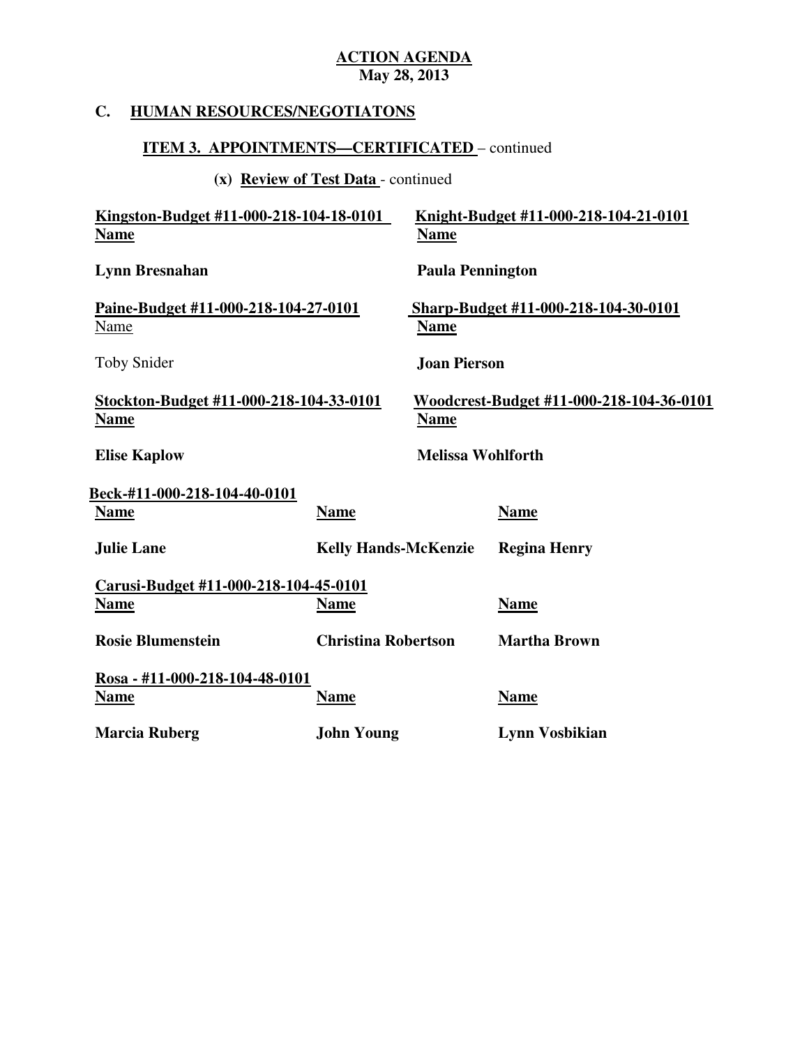**ACTION AGENDA**
**May 28, 2013**

## C. HUMAN RESOURCES/NEGOTIATONS

### ITEM 3. APPOINTMENTS—CERTIFICATED – continued

**(x) Review of Test Data** - continued

| Kingston-Budget #11-000-218-104-18-0101 | Knight-Budget #11-000-218-104-21-0101 |
|---|---|
| **Name** | **Name** |
| **Lynn Bresnahan** | **Paula Pennington** |

| Paine-Budget #11-000-218-104-27-0101 | Sharp-Budget #11-000-218-104-30-0101 |
|---|---|
| Name | **Name** |
| Toby Snider | **Joan Pierson** |

| Stockton-Budget #11-000-218-104-33-0101 | Woodcrest-Budget #11-000-218-104-36-0101 |
|---|---|
| **Name** | **Name** |
| **Elise Kaplow** | **Melissa Wohlforth** |

**Beck-#11-000-218-104-40-0101**

| Name | Name | Name |
|---|---|---|
| **Julie Lane** | **Kelly Hands-McKenzie** | **Regina Henry** |

**Carusi-Budget #11-000-218-104-45-0101**

| Name | Name | Name |
|---|---|---|
| **Rosie Blumenstein** | **Christina Robertson** | **Martha Brown** |

**Rosa - #11-000-218-104-48-0101**

| Name | Name | Name |
|---|---|---|
| **Marcia Ruberg** | **John Young** | **Lynn Vosbikian** |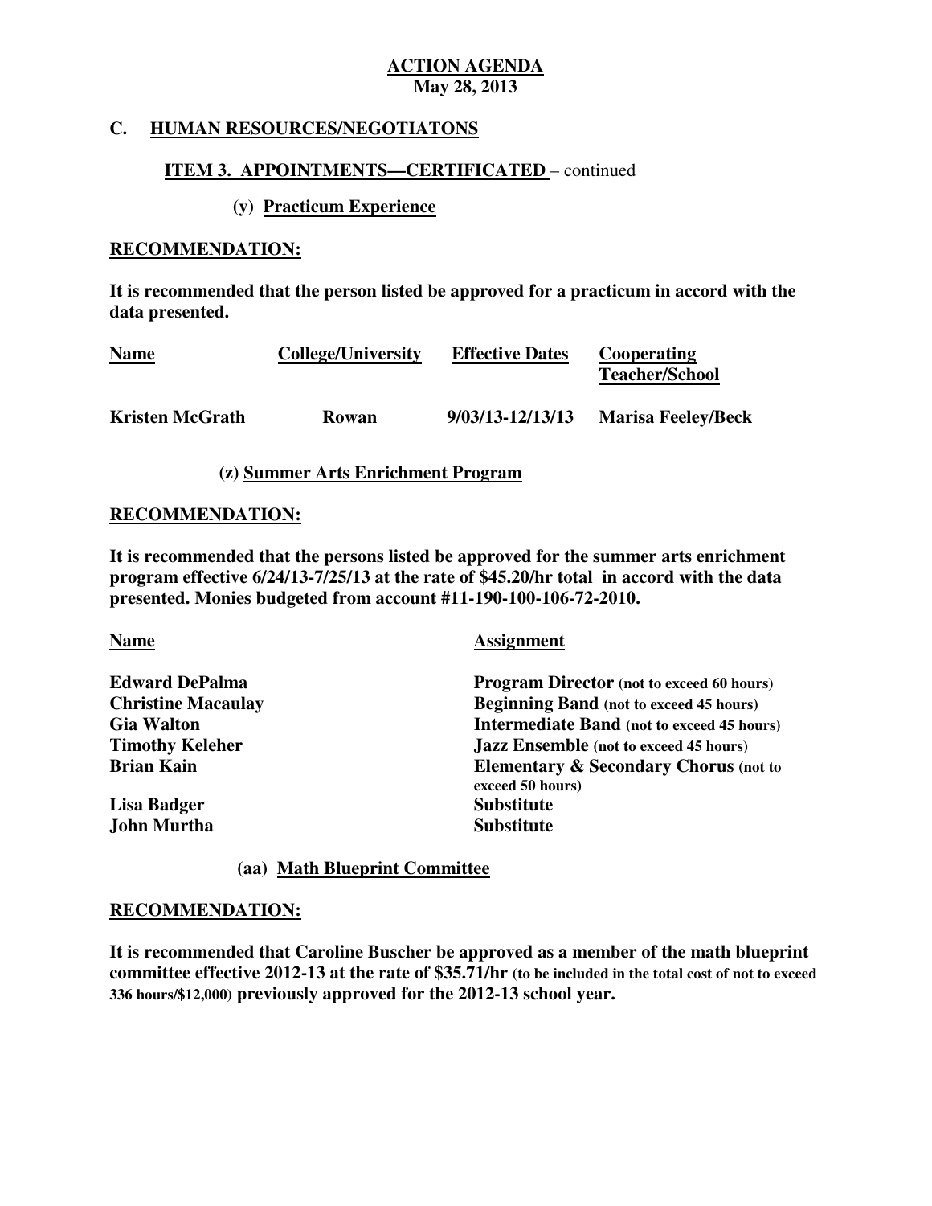**ACTION AGENDA**
**May 28, 2013**

## C. HUMAN RESOURCES/NEGOTIATONS

### ITEM 3. APPOINTMENTS—CERTIFICATED – continued

#### (y) Practicum Experience

**RECOMMENDATION:**

**It is recommended that the person listed be approved for a practicum in accord with the data presented.**

| Name | College/University | Effective Dates | Cooperating Teacher/School |
|---|---|---|---|
| **Kristen McGrath** | **Rowan** | **9/03/13-12/13/13** | **Marisa Feeley/Beck** |

#### (z) Summer Arts Enrichment Program

**RECOMMENDATION:**

**It is recommended that the persons listed be approved for the summer arts enrichment program effective 6/24/13-7/25/13 at the rate of $45.20/hr total in accord with the data presented. Monies budgeted from account #11-190-100-106-72-2010.**

| Name | Assignment |
|---|---|
| **Edward DePalma** | **Program Director (not to exceed 60 hours)** |
| **Christine Macaulay** | **Beginning Band (not to exceed 45 hours)** |
| **Gia Walton** | **Intermediate Band (not to exceed 45 hours)** |
| **Timothy Keleher** | **Jazz Ensemble (not to exceed 45 hours)** |
| **Brian Kain** | **Elementary & Secondary Chorus (not to exceed 50 hours)** |
| **Lisa Badger** | **Substitute** |
| **John Murtha** | **Substitute** |

#### (aa) Math Blueprint Committee

**RECOMMENDATION:**

**It is recommended that Caroline Buscher be approved as a member of the math blueprint committee effective 2012-13 at the rate of $35.71/hr (to be included in the total cost of not to exceed 336 hours/$12,000) previously approved for the 2012-13 school year.**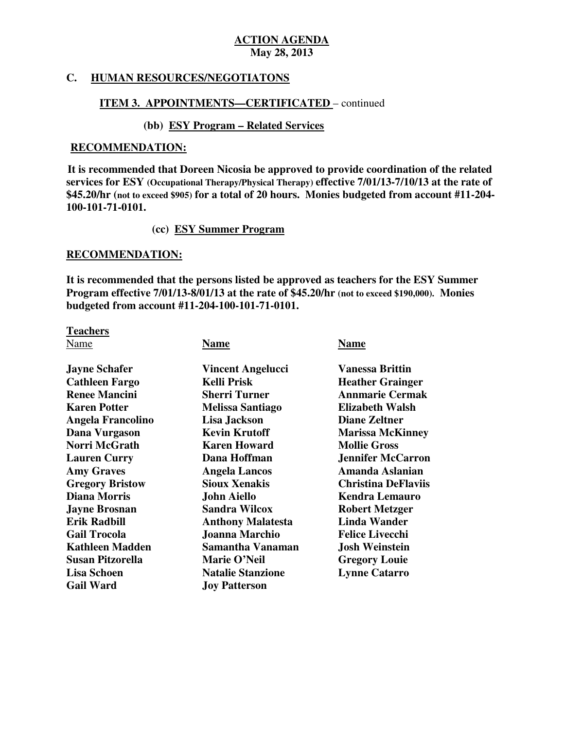**ACTION AGENDA**
**May 28, 2013**

## C. HUMAN RESOURCES/NEGOTIATONS

### ITEM 3. APPOINTMENTS—CERTIFICATED – continued

#### (bb) ESY Program – Related Services

**RECOMMENDATION:**

**It is recommended that Doreen Nicosia be approved to provide coordination of the related services for ESY (Occupational Therapy/Physical Therapy) effective 7/01/13-7/10/13 at the rate of $45.20/hr (not to exceed $905) for a total of 20 hours. Monies budgeted from account #11-204-100-101-71-0101.**

#### (cc) ESY Summer Program

**RECOMMENDATION:**

**It is recommended that the persons listed be approved as teachers for the ESY Summer Program effective 7/01/13-8/01/13 at the rate of $45.20/hr (not to exceed $190,000). Monies budgeted from account #11-204-100-101-71-0101.**

**Teachers**

| Name | Name | Name |
|---|---|---|
| Jayne Schafer | Vincent Angelucci | Vanessa Brittin |
| Cathleen Fargo | Kelli Prisk | Heather Grainger |
| Renee Mancini | Sherri Turner | Annmarie Cermak |
| Karen Potter | Melissa Santiago | Elizabeth Walsh |
| Angela Francolino | Lisa Jackson | Diane Zeltner |
| Dana Vurgason | Kevin Krutoff | Marissa McKinney |
| Norri McGrath | Karen Howard | Mollie Gross |
| Lauren Curry | Dana Hoffman | Jennifer McCarron |
| Amy Graves | Angela Lancos | Amanda Aslanian |
| Gregory Bristow | Sioux Xenakis | Christina DeFlaviis |
| Diana Morris | John Aiello | Kendra Lemauro |
| Jayne Brosnan | Sandra Wilcox | Robert Metzger |
| Erik Radbill | Anthony Malatesta | Linda Wander |
| Gail Trocola | Joanna Marchio | Felice Livecchi |
| Kathleen Madden | Samantha Vanaman | Josh Weinstein |
| Susan Pitzorella | Marie O'Neil | Gregory Louie |
| Lisa Schoen | Natalie Stanzione | Lynne Catarro |
| Gail Ward | Joy Patterson | |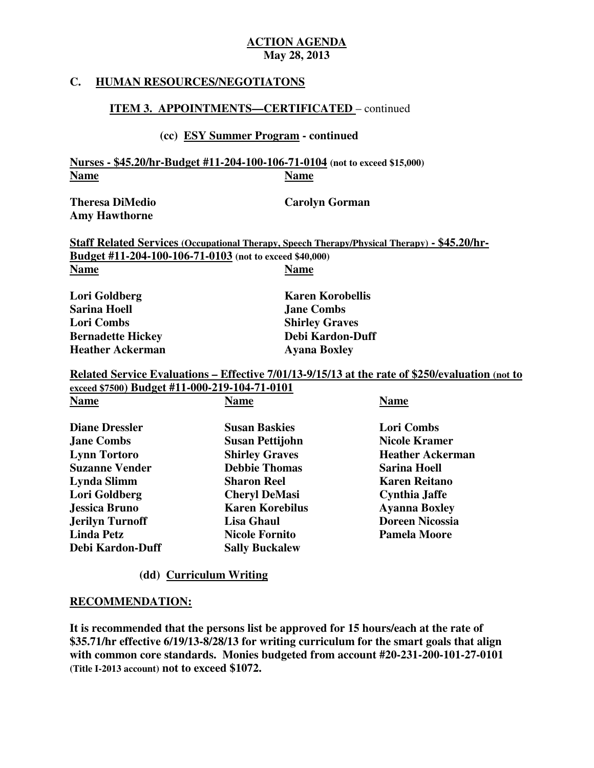**ACTION AGENDA**
**May 28, 2013**

## C. HUMAN RESOURCES/NEGOTIATONS

### ITEM 3. APPOINTMENTS—CERTIFICATED – continued

#### (cc) ESY Summer Program - continued

**Nurses - $45.20/hr-Budget #11-204-100-106-71-0104 (not to exceed $15,000)**

| Name | Name |
|---|---|
| Theresa DiMedio | Carolyn Gorman |
| Amy Hawthorne | |

**Staff Related Services (Occupational Therapy, Speech Therapy/Physical Therapy) - $45.20/hr-Budget #11-204-100-106-71-0103 (not to exceed $40,000)**

| Name | Name |
|---|---|
| Lori Goldberg | Karen Korobellis |
| Sarina Hoell | Jane Combs |
| Lori Combs | Shirley Graves |
| Bernadette Hickey | Debi Kardon-Duff |
| Heather Ackerman | Ayana Boxley |

**Related Service Evaluations – Effective 7/01/13-9/15/13 at the rate of $250/evaluation (not to exceed $7500) Budget #11-000-219-104-71-0101**

| Name | Name | Name |
|---|---|---|
| Diane Dressler | Susan Baskies | Lori Combs |
| Jane Combs | Susan Pettijohn | Nicole Kramer |
| Lynn Tortoro | Shirley Graves | Heather Ackerman |
| Suzanne Vender | Debbie Thomas | Sarina Hoell |
| Lynda Slimm | Sharon Reel | Karen Reitano |
| Lori Goldberg | Cheryl DeMasi | Cynthia Jaffe |
| Jessica Bruno | Karen Korebilus | Ayanna Boxley |
| Jerilyn Turnoff | Lisa Ghaul | Doreen Nicossia |
| Linda Petz | Nicole Fornito | Pamela Moore |
| Debi Kardon-Duff | Sally Buckalew | |

#### (dd) Curriculum Writing

**RECOMMENDATION:**

**It is recommended that the persons list be approved for 15 hours/each at the rate of $35.71/hr effective 6/19/13-8/28/13 for writing curriculum for the smart goals that align with common core standards. Monies budgeted from account #20-231-200-101-27-0101 (Title I-2013 account) not to exceed $1072.**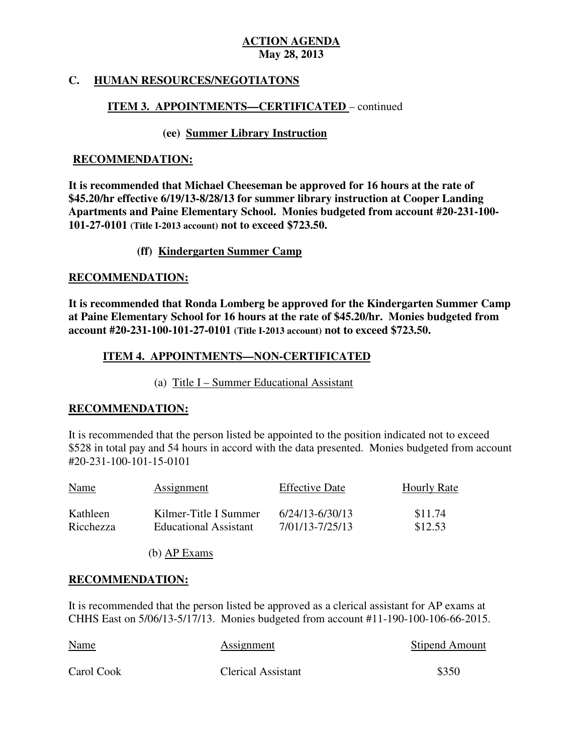**ACTION AGENDA**
**May 28, 2013**

## C. HUMAN RESOURCES/NEGOTIATONS

### ITEM 3. APPOINTMENTS—CERTIFICATED – continued

#### (ee) Summer Library Instruction

**RECOMMENDATION:**

**It is recommended that Michael Cheeseman be approved for 16 hours at the rate of $45.20/hr effective 6/19/13-8/28/13 for summer library instruction at Cooper Landing Apartments and Paine Elementary School. Monies budgeted from account #20-231-100-101-27-0101 (Title I-2013 account) not to exceed $723.50.**

#### (ff) Kindergarten Summer Camp

**RECOMMENDATION:**

**It is recommended that Ronda Lomberg be approved for the Kindergarten Summer Camp at Paine Elementary School for 16 hours at the rate of $45.20/hr. Monies budgeted from account #20-231-100-101-27-0101 (Title I-2013 account) not to exceed $723.50.**

### ITEM 4. APPOINTMENTS—NON-CERTIFICATED

(a) Title I – Summer Educational Assistant

**RECOMMENDATION:**

It is recommended that the person listed be appointed to the position indicated not to exceed $528 in total pay and 54 hours in accord with the data presented. Monies budgeted from account #20-231-100-101-15-0101

| Name | Assignment | Effective Date | Hourly Rate |
|---|---|---|---|
| Kathleen Ricchezza | Kilmer-Title I Summer Educational Assistant | 6/24/13-6/30/13<br>7/01/13-7/25/13 | $11.74<br>$12.53 |

(b) AP Exams

**RECOMMENDATION:**

It is recommended that the person listed be approved as a clerical assistant for AP exams at CHHS East on 5/06/13-5/17/13. Monies budgeted from account #11-190-100-106-66-2015.

| Name | Assignment | Stipend Amount |
|---|---|---|
| Carol Cook | Clerical Assistant | $350 |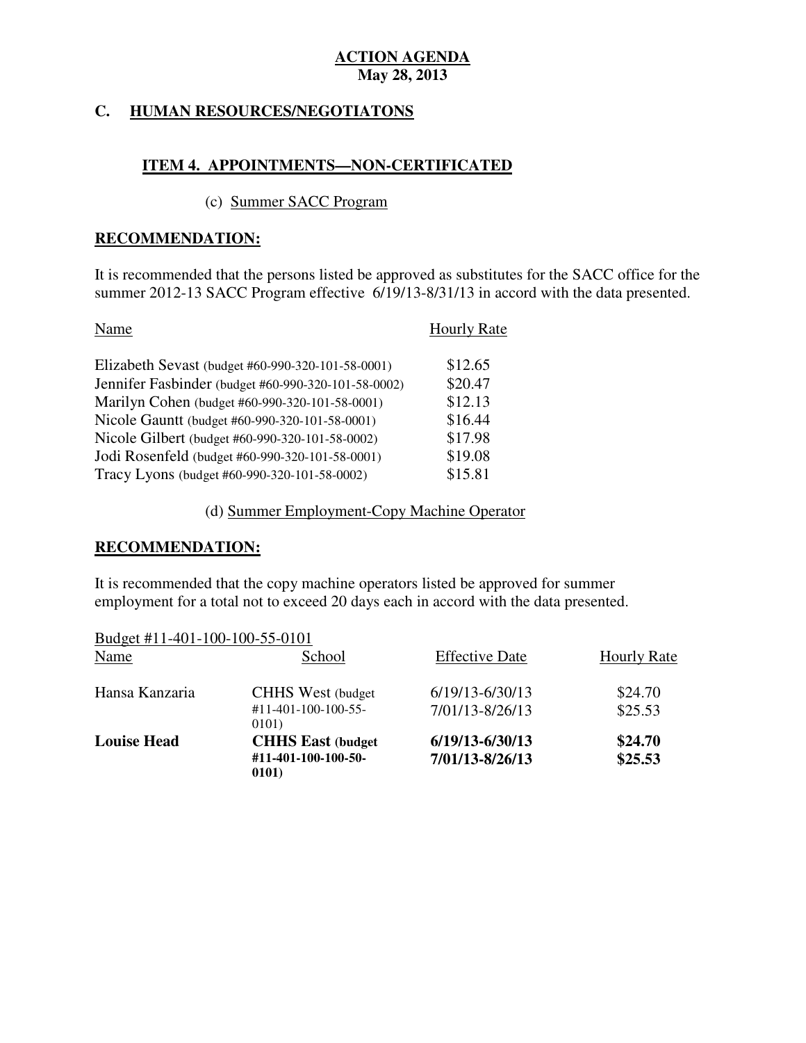**ACTION AGENDA**
**May 28, 2013**

## C. HUMAN RESOURCES/NEGOTIATONS

### ITEM 4. APPOINTMENTS—NON-CERTIFICATED

(c) Summer SACC Program

**RECOMMENDATION:**

It is recommended that the persons listed be approved as substitutes for the SACC office for the summer 2012-13 SACC Program effective 6/19/13-8/31/13 in accord with the data presented.

| Name | Hourly Rate |
|---|---|
| Elizabeth Sevast (budget #60-990-320-101-58-0001) | $12.65 |
| Jennifer Fasbinder (budget #60-990-320-101-58-0002) | $20.47 |
| Marilyn Cohen (budget #60-990-320-101-58-0001) | $12.13 |
| Nicole Gauntt (budget #60-990-320-101-58-0001) | $16.44 |
| Nicole Gilbert (budget #60-990-320-101-58-0002) | $17.98 |
| Jodi Rosenfeld (budget #60-990-320-101-58-0001) | $19.08 |
| Tracy Lyons (budget #60-990-320-101-58-0002) | $15.81 |

(d) Summer Employment-Copy Machine Operator

**RECOMMENDATION:**

It is recommended that the copy machine operators listed be approved for summer employment for a total not to exceed 20 days each in accord with the data presented.

Budget #11-401-100-100-55-0101

| Name | School | Effective Date | Hourly Rate |
|---|---|---|---|
| Hansa Kanzaria | CHHS West (budget #11-401-100-100-55-0101) | 6/19/13-6/30/13<br>7/01/13-8/26/13 | $24.70<br>$25.53 |
| **Louise Head** | **CHHS East (budget #11-401-100-100-50-0101)** | **6/19/13-6/30/13**<br>**7/01/13-8/26/13** | **$24.70**<br>**$25.53** |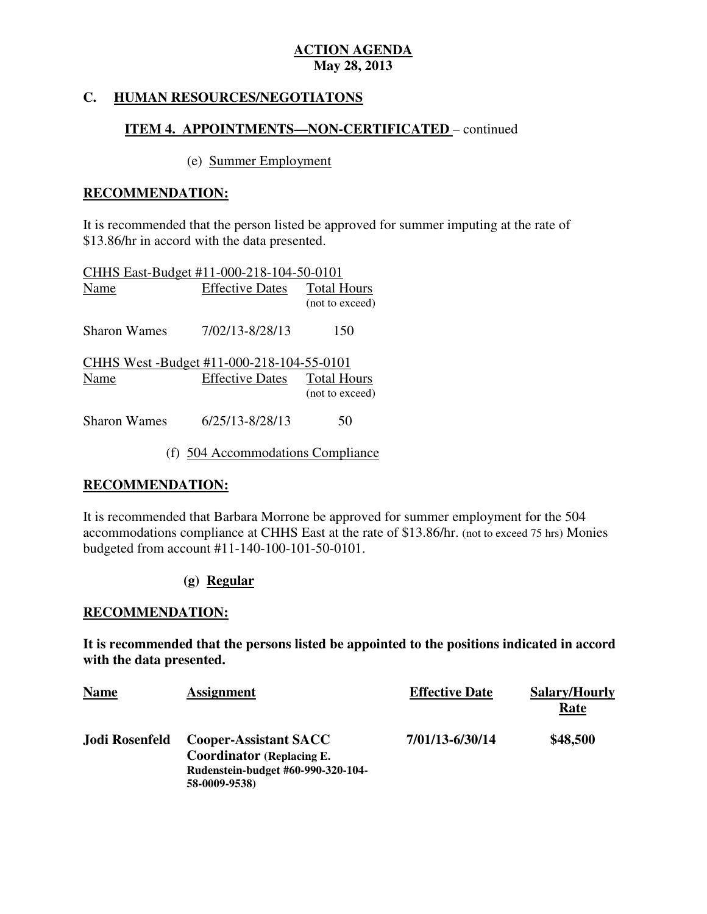**ACTION AGENDA**
**May 28, 2013**

## C. HUMAN RESOURCES/NEGOTIATONS

### ITEM 4. APPOINTMENTS—NON-CERTIFICATED – continued

(e) Summer Employment

**RECOMMENDATION:**

It is recommended that the person listed be approved for summer imputing at the rate of $13.86/hr in accord with the data presented.

CHHS East-Budget #11-000-218-104-50-0101

| Name | Effective Dates | Total Hours (not to exceed) |
|---|---|---|
| Sharon Wames | 7/02/13-8/28/13 | 150 |

CHHS West -Budget #11-000-218-104-55-0101

| Name | Effective Dates | Total Hours (not to exceed) |
|---|---|---|
| Sharon Wames | 6/25/13-8/28/13 | 50 |

(f) 504 Accommodations Compliance

**RECOMMENDATION:**

It is recommended that Barbara Morrone be approved for summer employment for the 504 accommodations compliance at CHHS East at the rate of $13.86/hr. (not to exceed 75 hrs) Monies budgeted from account #11-140-100-101-50-0101.

**(g) Regular**

**RECOMMENDATION:**

**It is recommended that the persons listed be appointed to the positions indicated in accord with the data presented.**

| Name | Assignment | Effective Date | Salary/Hourly Rate |
|---|---|---|---|
| **Jodi Rosenfeld** | **Cooper-Assistant SACC Coordinator (Replacing E. Rudenstein-budget #60-990-320-104-58-0009-9538)** | **7/01/13-6/30/14** | **$48,500** |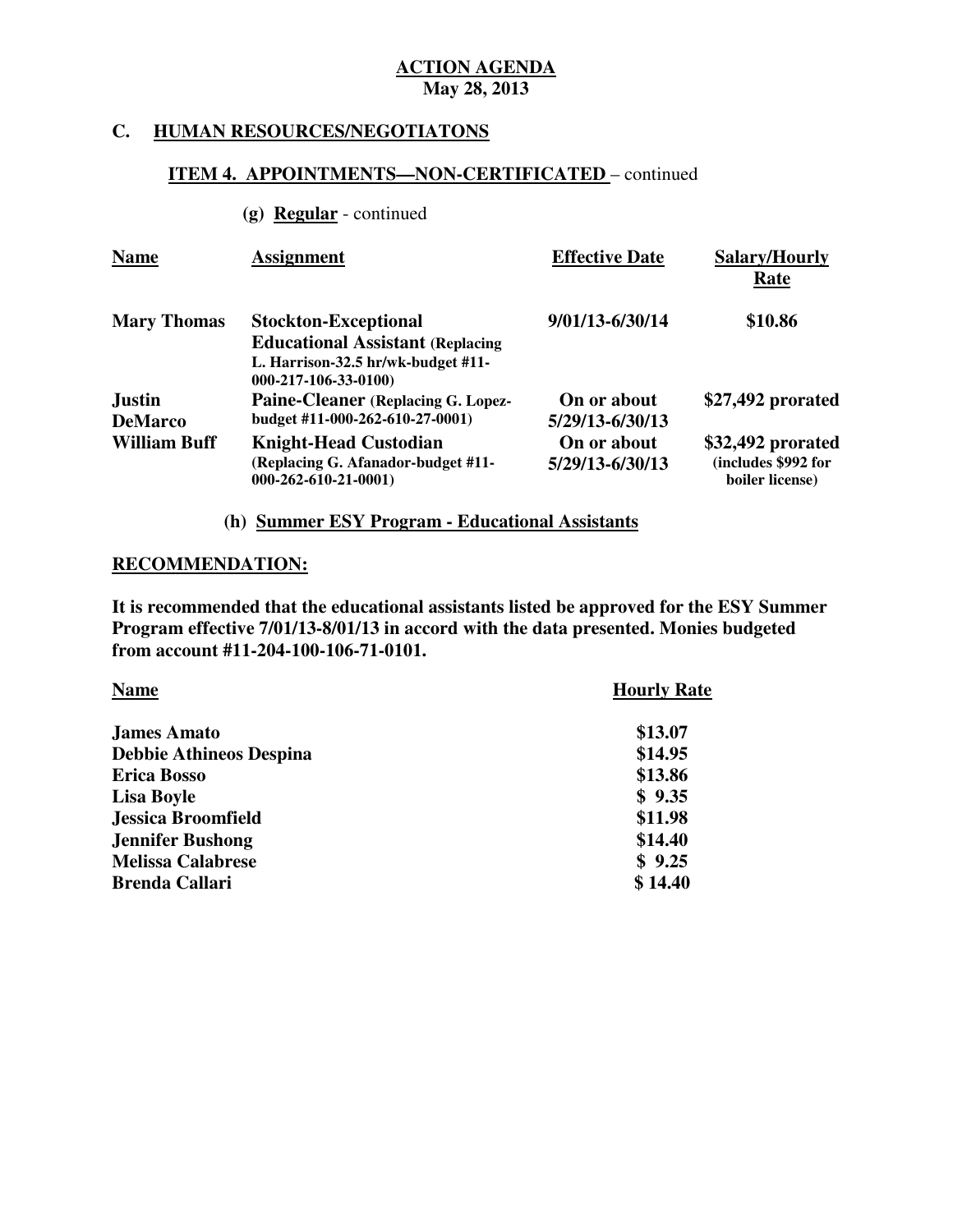**ACTION AGENDA**
**May 28, 2013**

## C. HUMAN RESOURCES/NEGOTIATONS

### ITEM 4. APPOINTMENTS—NON-CERTIFICATED – continued

**(g) Regular** - continued

| Name | Assignment | Effective Date | Salary/Hourly Rate |
|---|---|---|---|
| **Mary Thomas** | **Stockton-Exceptional Educational Assistant** (Replacing L. Harrison-32.5 hr/wk-budget #11-000-217-106-33-0100) | **9/01/13-6/30/14** | **$10.86** |
| **Justin DeMarco** | **Paine-Cleaner** (Replacing G. Lopez-budget #11-000-262-610-27-0001) | **On or about 5/29/13-6/30/13** | **$27,492 prorated** |
| **William Buff** | **Knight-Head Custodian** (Replacing G. Afanador-budget #11-000-262-610-21-0001) | **On or about 5/29/13-6/30/13** | **$32,492 prorated** (includes $992 for boiler license) |

**(h) Summer ESY Program - Educational Assistants**

**RECOMMENDATION:**

**It is recommended that the educational assistants listed be approved for the ESY Summer Program effective 7/01/13-8/01/13 in accord with the data presented. Monies budgeted from account #11-204-100-106-71-0101.**

| Name | Hourly Rate |
|---|---|
| **James Amato** | **$13.07** |
| **Debbie Athineos Despina** | **$14.95** |
| **Erica Bosso** | **$13.86** |
| **Lisa Boyle** | **$ 9.35** |
| **Jessica Broomfield** | **$11.98** |
| **Jennifer Bushong** | **$14.40** |
| **Melissa Calabrese** | **$ 9.25** |
| **Brenda Callari** | **$ 14.40** |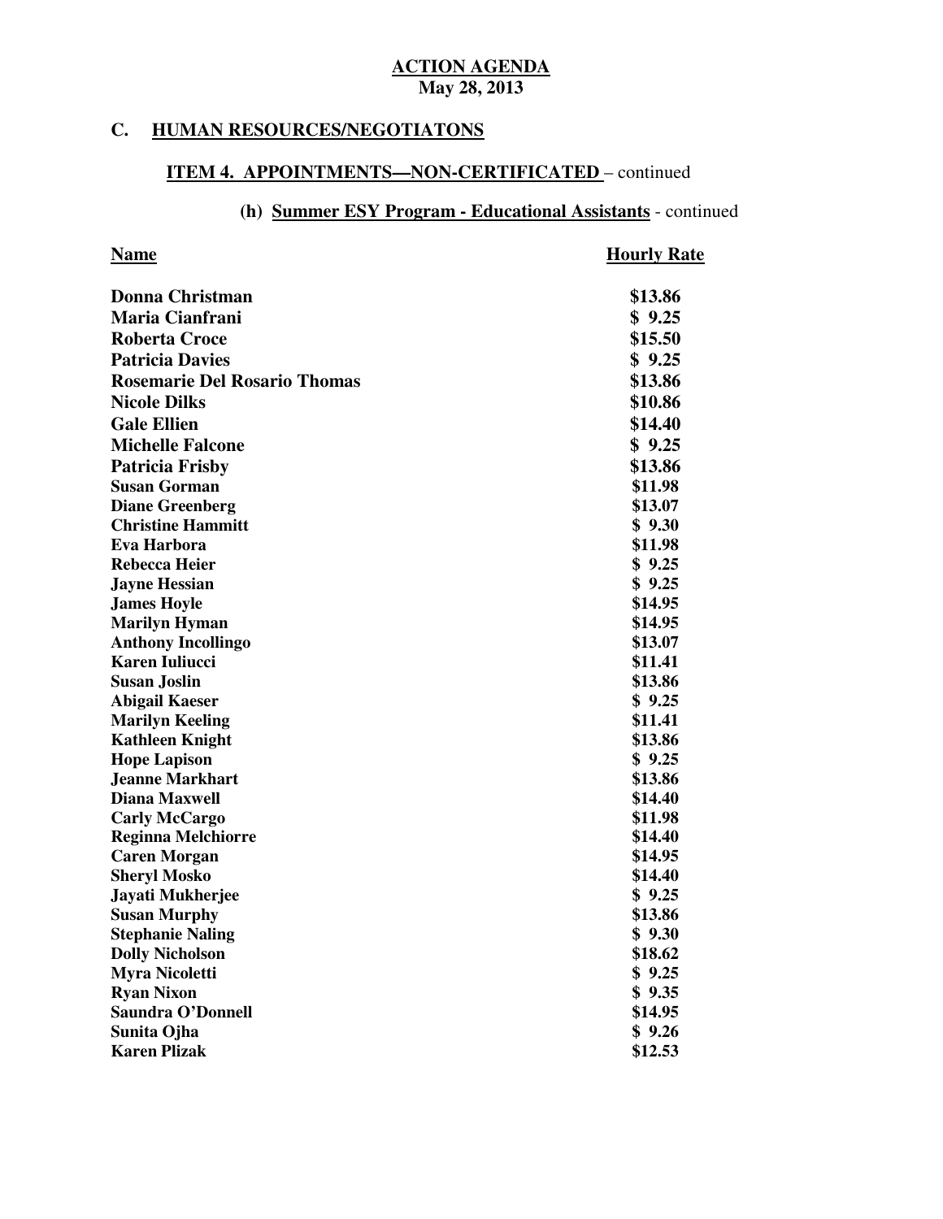**ACTION AGENDA**
**May 28, 2013**

## C. HUMAN RESOURCES/NEGOTIATONS

### ITEM 4. APPOINTMENTS—NON-CERTIFICATED – continued

#### (h) Summer ESY Program - Educational Assistants - continued

| Name | Hourly Rate |
|---|---|
| Donna Christman | $13.86 |
| Maria Cianfrani | $ 9.25 |
| Roberta Croce | $15.50 |
| Patricia Davies | $ 9.25 |
| Rosemarie Del Rosario Thomas | $13.86 |
| Nicole Dilks | $10.86 |
| Gale Ellien | $14.40 |
| Michelle Falcone | $ 9.25 |
| Patricia Frisby | $13.86 |
| Susan Gorman | $11.98 |
| Diane Greenberg | $13.07 |
| Christine Hammitt | $ 9.30 |
| Eva Harbora | $11.98 |
| Rebecca Heier | $ 9.25 |
| Jayne Hessian | $ 9.25 |
| James Hoyle | $14.95 |
| Marilyn Hyman | $14.95 |
| Anthony Incollingo | $13.07 |
| Karen Iuliucci | $11.41 |
| Susan Joslin | $13.86 |
| Abigail Kaeser | $ 9.25 |
| Marilyn Keeling | $11.41 |
| Kathleen Knight | $13.86 |
| Hope Lapison | $ 9.25 |
| Jeanne Markhart | $13.86 |
| Diana Maxwell | $14.40 |
| Carly McCargo | $11.98 |
| Reginna Melchiorre | $14.40 |
| Caren Morgan | $14.95 |
| Sheryl Mosko | $14.40 |
| Jayati Mukherjee | $ 9.25 |
| Susan Murphy | $13.86 |
| Stephanie Naling | $ 9.30 |
| Dolly Nicholson | $18.62 |
| Myra Nicoletti | $ 9.25 |
| Ryan Nixon | $ 9.35 |
| Saundra O'Donnell | $14.95 |
| Sunita Ojha | $ 9.26 |
| Karen Plizak | $12.53 |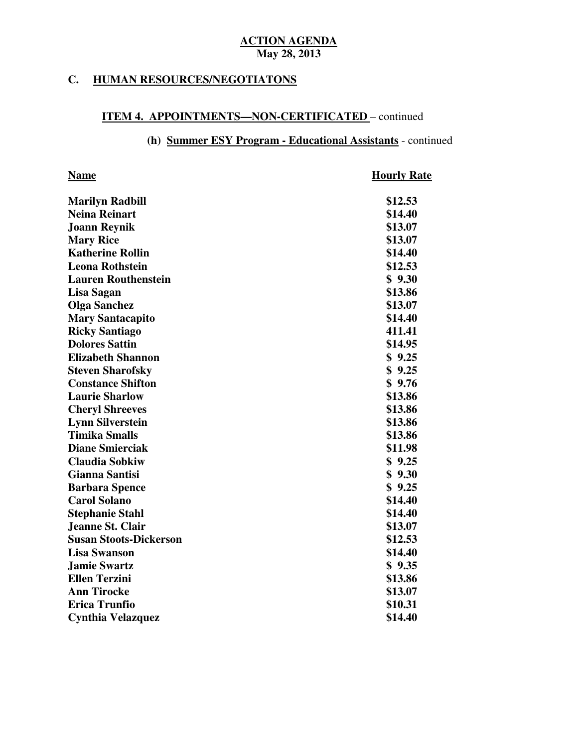**ACTION AGENDA**
**May 28, 2013**

## C. HUMAN RESOURCES/NEGOTIATONS

### ITEM 4. APPOINTMENTS—NON-CERTIFICATED – continued

#### (h) Summer ESY Program - Educational Assistants - continued

| Name | Hourly Rate |
|---|---|
| Marilyn Radbill | $12.53 |
| Neina Reinart | $14.40 |
| Joann Reynik | $13.07 |
| Mary Rice | $13.07 |
| Katherine Rollin | $14.40 |
| Leona Rothstein | $12.53 |
| Lauren Routhenstein | $ 9.30 |
| Lisa Sagan | $13.86 |
| Olga Sanchez | $13.07 |
| Mary Santacapito | $14.40 |
| Ricky Santiago | 411.41 |
| Dolores Sattin | $14.95 |
| Elizabeth Shannon | $ 9.25 |
| Steven Sharofsky | $ 9.25 |
| Constance Shifton | $ 9.76 |
| Laurie Sharlow | $13.86 |
| Cheryl Shreeves | $13.86 |
| Lynn Silverstein | $13.86 |
| Timika Smalls | $13.86 |
| Diane Smierciak | $11.98 |
| Claudia Sobkiw | $ 9.25 |
| Gianna Santisi | $ 9.30 |
| Barbara Spence | $ 9.25 |
| Carol Solano | $14.40 |
| Stephanie Stahl | $14.40 |
| Jeanne St. Clair | $13.07 |
| Susan Stoots-Dickerson | $12.53 |
| Lisa Swanson | $14.40 |
| Jamie Swartz | $ 9.35 |
| Ellen Terzini | $13.86 |
| Ann Tirocke | $13.07 |
| Erica Trunfio | $10.31 |
| Cynthia Velazquez | $14.40 |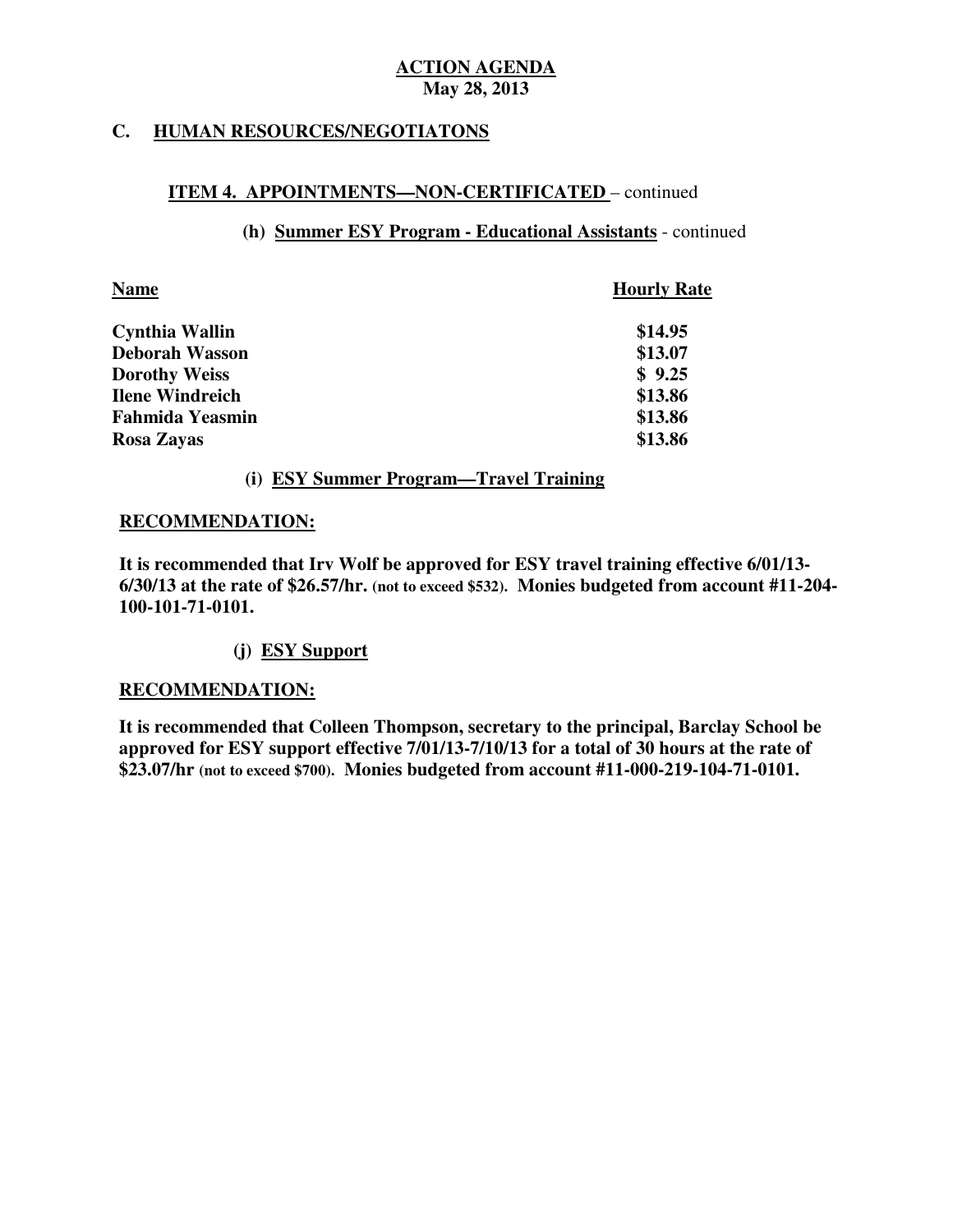**ACTION AGENDA**
**May 28, 2013**

## C. HUMAN RESOURCES/NEGOTIATONS

### ITEM 4. APPOINTMENTS—NON-CERTIFICATED – continued

#### (h) Summer ESY Program - Educational Assistants - continued

| Name | Hourly Rate |
|---|---|
| **Cynthia Wallin** | **$14.95** |
| **Deborah Wasson** | **$13.07** |
| **Dorothy Weiss** | **$ 9.25** |
| **Ilene Windreich** | **$13.86** |
| **Fahmida Yeasmin** | **$13.86** |
| **Rosa Zayas** | **$13.86** |

#### (i) ESY Summer Program—Travel Training

**RECOMMENDATION:**

**It is recommended that Irv Wolf be approved for ESY travel training effective 6/01/13-6/30/13 at the rate of $26.57/hr. (not to exceed $532). Monies budgeted from account #11-204-100-101-71-0101.**

#### (j) ESY Support

**RECOMMENDATION:**

**It is recommended that Colleen Thompson, secretary to the principal, Barclay School be approved for ESY support effective 7/01/13-7/10/13 for a total of 30 hours at the rate of $23.07/hr (not to exceed $700). Monies budgeted from account #11-000-219-104-71-0101.**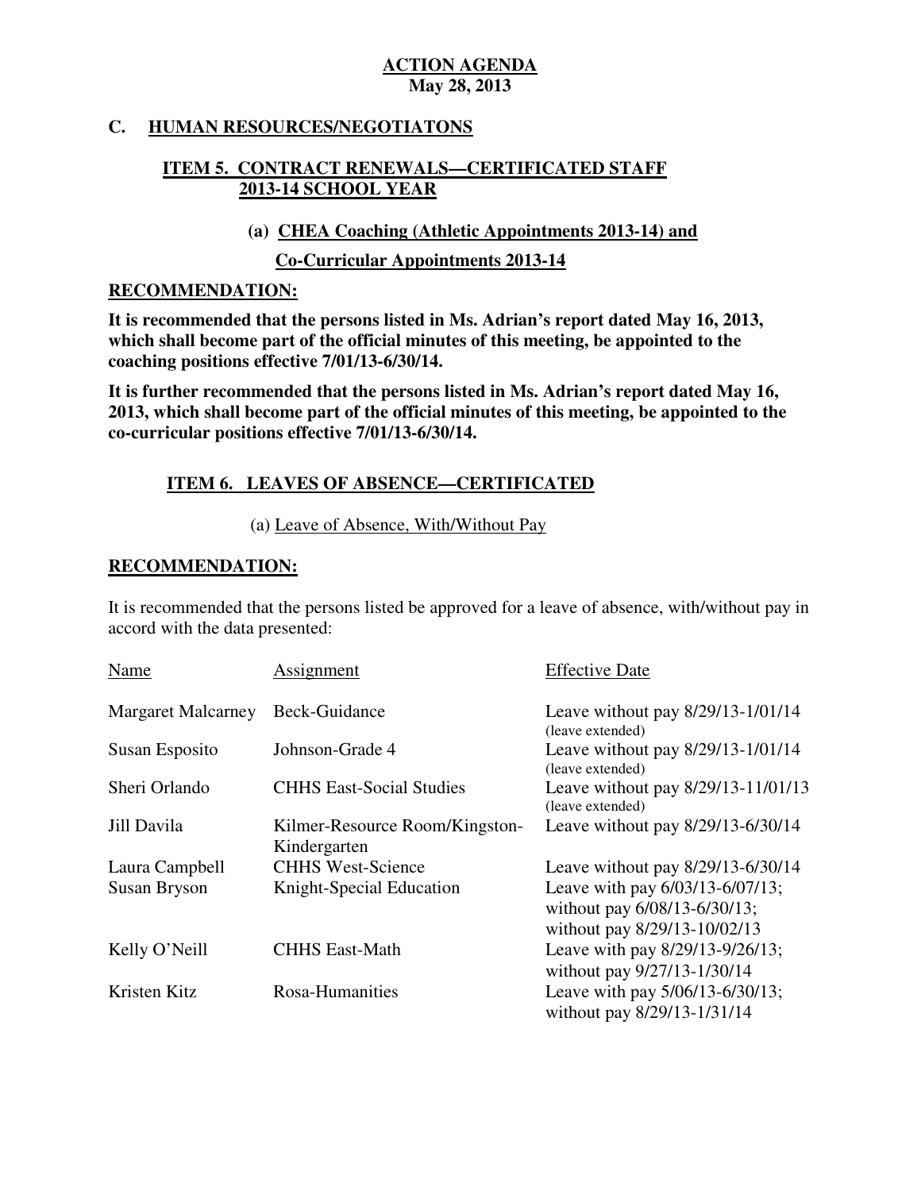**ACTION AGENDA**
**May 28, 2013**

## C. HUMAN RESOURCES/NEGOTIATONS

### ITEM 5. CONTRACT RENEWALS—CERTIFICATED STAFF 2013-14 SCHOOL YEAR

#### (a) CHEA Coaching (Athletic Appointments 2013-14) and Co-Curricular Appointments 2013-14

**RECOMMENDATION:**

**It is recommended that the persons listed in Ms. Adrian's report dated May 16, 2013, which shall become part of the official minutes of this meeting, be appointed to the coaching positions effective 7/01/13-6/30/14.**

**It is further recommended that the persons listed in Ms. Adrian's report dated May 16, 2013, which shall become part of the official minutes of this meeting, be appointed to the co-curricular positions effective 7/01/13-6/30/14.**

### ITEM 6. LEAVES OF ABSENCE—CERTIFICATED

(a) Leave of Absence, With/Without Pay

**RECOMMENDATION:**

It is recommended that the persons listed be approved for a leave of absence, with/without pay in accord with the data presented:

| Name | Assignment | Effective Date |
|---|---|---|
| Margaret Malcarney | Beck-Guidance | Leave without pay 8/29/13-1/01/14 (leave extended) |
| Susan Esposito | Johnson-Grade 4 | Leave without pay 8/29/13-1/01/14 (leave extended) |
| Sheri Orlando | CHHS East-Social Studies | Leave without pay 8/29/13-11/01/13 (leave extended) |
| Jill Davila | Kilmer-Resource Room/Kingston-Kindergarten | Leave without pay 8/29/13-6/30/14 |
| Laura Campbell | CHHS West-Science | Leave without pay 8/29/13-6/30/14 |
| Susan Bryson | Knight-Special Education | Leave with pay 6/03/13-6/07/13; without pay 6/08/13-6/30/13; without pay 8/29/13-10/02/13 |
| Kelly O'Neill | CHHS East-Math | Leave with pay 8/29/13-9/26/13; without pay 9/27/13-1/30/14 |
| Kristen Kitz | Rosa-Humanities | Leave with pay 5/06/13-6/30/13; without pay 8/29/13-1/31/14 |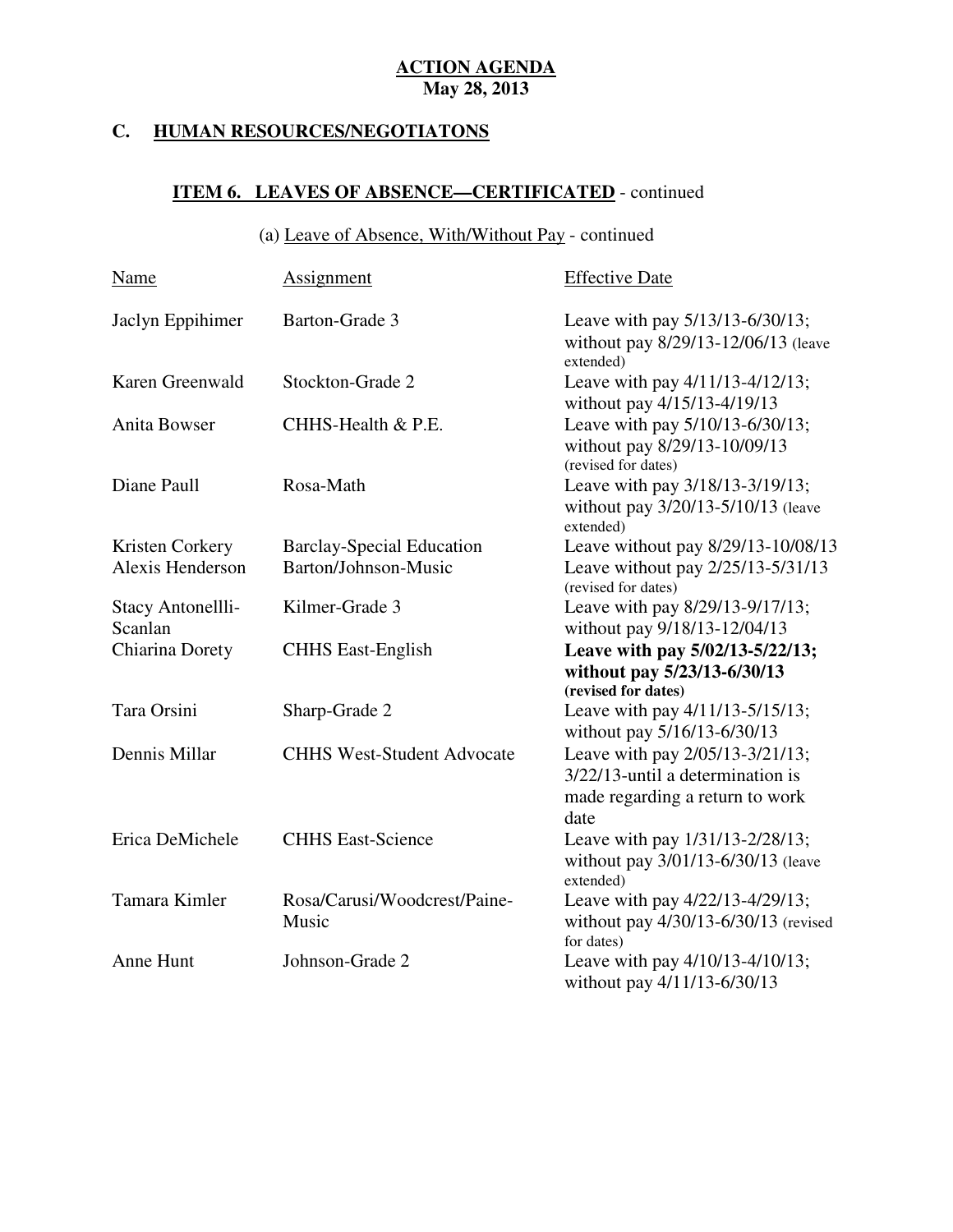**ACTION AGENDA**
**May 28, 2013**

## C. HUMAN RESOURCES/NEGOTIATONS

### ITEM 6. LEAVES OF ABSENCE—CERTIFICATED - continued

(a) Leave of Absence, With/Without Pay - continued

| Name | Assignment | Effective Date |
|---|---|---|
| Jaclyn Eppihimer | Barton-Grade 3 | Leave with pay 5/13/13-6/30/13; without pay 8/29/13-12/06/13 (leave extended) |
| Karen Greenwald | Stockton-Grade 2 | Leave with pay 4/11/13-4/12/13; without pay 4/15/13-4/19/13 |
| Anita Bowser | CHHS-Health & P.E. | Leave with pay 5/10/13-6/30/13; without pay 8/29/13-10/09/13 (revised for dates) |
| Diane Paull | Rosa-Math | Leave with pay 3/18/13-3/19/13; without pay 3/20/13-5/10/13 (leave extended) |
| Kristen Corkery | Barclay-Special Education | Leave without pay 8/29/13-10/08/13 |
| Alexis Henderson | Barton/Johnson-Music | Leave without pay 2/25/13-5/31/13 (revised for dates) |
| Stacy Antonellli-Scanlan | Kilmer-Grade 3 | Leave with pay 8/29/13-9/17/13; without pay 9/18/13-12/04/13 |
| Chiarina Dorety | CHHS East-English | **Leave with pay 5/02/13-5/22/13; without pay 5/23/13-6/30/13 (revised for dates)** |
| Tara Orsini | Sharp-Grade 2 | Leave with pay 4/11/13-5/15/13; without pay 5/16/13-6/30/13 |
| Dennis Millar | CHHS West-Student Advocate | Leave with pay 2/05/13-3/21/13; 3/22/13-until a determination is made regarding a return to work date |
| Erica DeMichele | CHHS East-Science | Leave with pay 1/31/13-2/28/13; without pay 3/01/13-6/30/13 (leave extended) |
| Tamara Kimler | Rosa/Carusi/Woodcrest/Paine-Music | Leave with pay 4/22/13-4/29/13; without pay 4/30/13-6/30/13 (revised for dates) |
| Anne Hunt | Johnson-Grade 2 | Leave with pay 4/10/13-4/10/13; without pay 4/11/13-6/30/13 |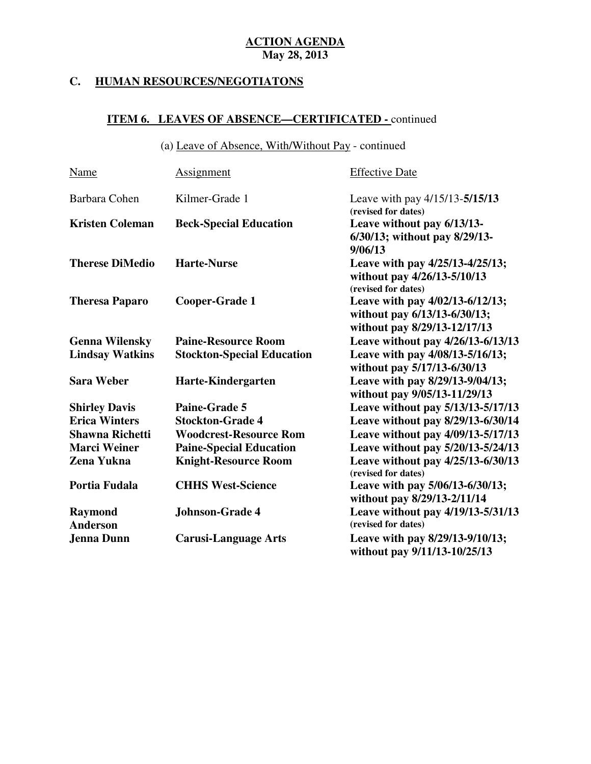**ACTION AGENDA**
**May 28, 2013**

## C. HUMAN RESOURCES/NEGOTIATONS

### ITEM 6. LEAVES OF ABSENCE—CERTIFICATED - continued

(a) Leave of Absence, With/Without Pay - continued

| Name | Assignment | Effective Date |
|---|---|---|
| Barbara Cohen | Kilmer-Grade 1 | Leave with pay 4/15/13-**5/15/13** **(revised for dates)** |
| **Kristen Coleman** | **Beck-Special Education** | **Leave without pay 6/13/13-6/30/13; without pay 8/29/13-9/06/13** |
| **Therese DiMedio** | **Harte-Nurse** | **Leave with pay 4/25/13-4/25/13; without pay 4/26/13-5/10/13 (revised for dates)** |
| **Theresa Paparo** | **Cooper-Grade 1** | **Leave with pay 4/02/13-6/12/13; without pay 6/13/13-6/30/13; without pay 8/29/13-12/17/13** |
| **Genna Wilensky** | **Paine-Resource Room** | **Leave without pay 4/26/13-6/13/13** |
| **Lindsay Watkins** | **Stockton-Special Education** | **Leave with pay 4/08/13-5/16/13; without pay 5/17/13-6/30/13** |
| **Sara Weber** | **Harte-Kindergarten** | **Leave with pay 8/29/13-9/04/13; without pay 9/05/13-11/29/13** |
| **Shirley Davis** | **Paine-Grade 5** | **Leave without pay 5/13/13-5/17/13** |
| **Erica Winters** | **Stockton-Grade 4** | **Leave without pay 8/29/13-6/30/14** |
| **Shawna Richetti** | **Woodcrest-Resource Rom** | **Leave without pay 4/09/13-5/17/13** |
| **Marci Weiner** | **Paine-Special Education** | **Leave without pay 5/20/13-5/24/13** |
| **Zena Yukna** | **Knight-Resource Room** | **Leave without pay 4/25/13-6/30/13 (revised for dates)** |
| **Portia Fudala** | **CHHS West-Science** | **Leave with pay 5/06/13-6/30/13; without pay 8/29/13-2/11/14** |
| **Raymond Anderson** | **Johnson-Grade 4** | **Leave without pay 4/19/13-5/31/13 (revised for dates)** |
| **Jenna Dunn** | **Carusi-Language Arts** | **Leave with pay 8/29/13-9/10/13; without pay 9/11/13-10/25/13** |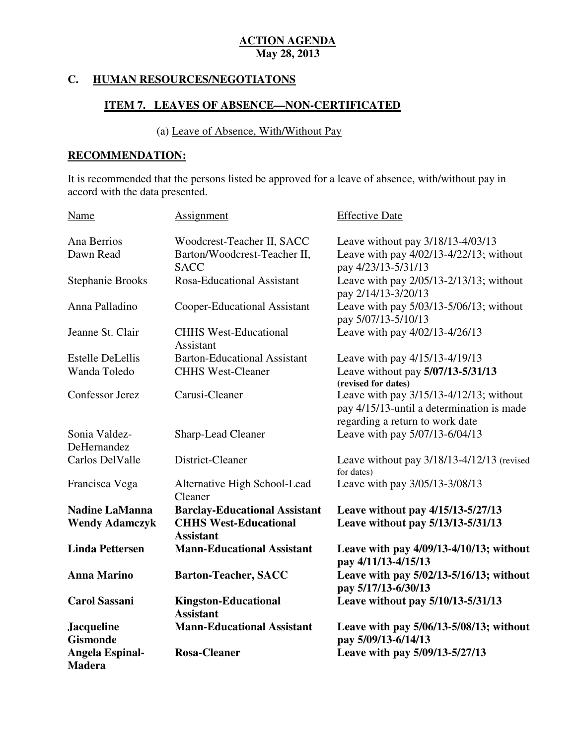**ACTION AGENDA**
**May 28, 2013**

## C. HUMAN RESOURCES/NEGOTIATONS

### ITEM 7. LEAVES OF ABSENCE—NON-CERTIFICATED

(a) Leave of Absence, With/Without Pay

**RECOMMENDATION:**

It is recommended that the persons listed be approved for a leave of absence, with/without pay in accord with the data presented.

| Name | Assignment | Effective Date |
|---|---|---|
| Ana Berrios | Woodcrest-Teacher II, SACC | Leave without pay 3/18/13-4/03/13 |
| Dawn Read | Barton/Woodcrest-Teacher II, SACC | Leave with pay 4/02/13-4/22/13; without pay 4/23/13-5/31/13 |
| Stephanie Brooks | Rosa-Educational Assistant | Leave with pay 2/05/13-2/13/13; without pay 2/14/13-3/20/13 |
| Anna Palladino | Cooper-Educational Assistant | Leave with pay 5/03/13-5/06/13; without pay 5/07/13-5/10/13 |
| Jeanne St. Clair | CHHS West-Educational Assistant | Leave with pay 4/02/13-4/26/13 |
| Estelle DeLellis | Barton-Educational Assistant | Leave with pay 4/15/13-4/19/13 |
| Wanda Toledo | CHHS West-Cleaner | Leave without pay **5/07/13-5/31/13** **(revised for dates)** |
| Confessor Jerez | Carusi-Cleaner | Leave with pay 3/15/13-4/12/13; without pay 4/15/13-until a determination is made regarding a return to work date |
| Sonia Valdez-DeHernandez | Sharp-Lead Cleaner | Leave with pay 5/07/13-6/04/13 |
| Carlos DelValle | District-Cleaner | Leave without pay 3/18/13-4/12/13 (revised for dates) |
| Francisca Vega | Alternative High School-Lead Cleaner | Leave with pay 3/05/13-3/08/13 |
| **Nadine LaManna** | **Barclay-Educational Assistant** | **Leave without pay 4/15/13-5/27/13** |
| **Wendy Adamczyk** | **CHHS West-Educational Assistant** | **Leave without pay 5/13/13-5/31/13** |
| **Linda Pettersen** | **Mann-Educational Assistant** | **Leave with pay 4/09/13-4/10/13; without pay 4/11/13-4/15/13** |
| **Anna Marino** | **Barton-Teacher, SACC** | **Leave with pay 5/02/13-5/16/13; without pay 5/17/13-6/30/13** |
| **Carol Sassani** | **Kingston-Educational Assistant** | **Leave without pay 5/10/13-5/31/13** |
| **Jacqueline Gismonde** | **Mann-Educational Assistant** | **Leave with pay 5/06/13-5/08/13; without pay 5/09/13-6/14/13** |
| **Angela Espinal-Madera** | **Rosa-Cleaner** | **Leave with pay 5/09/13-5/27/13** |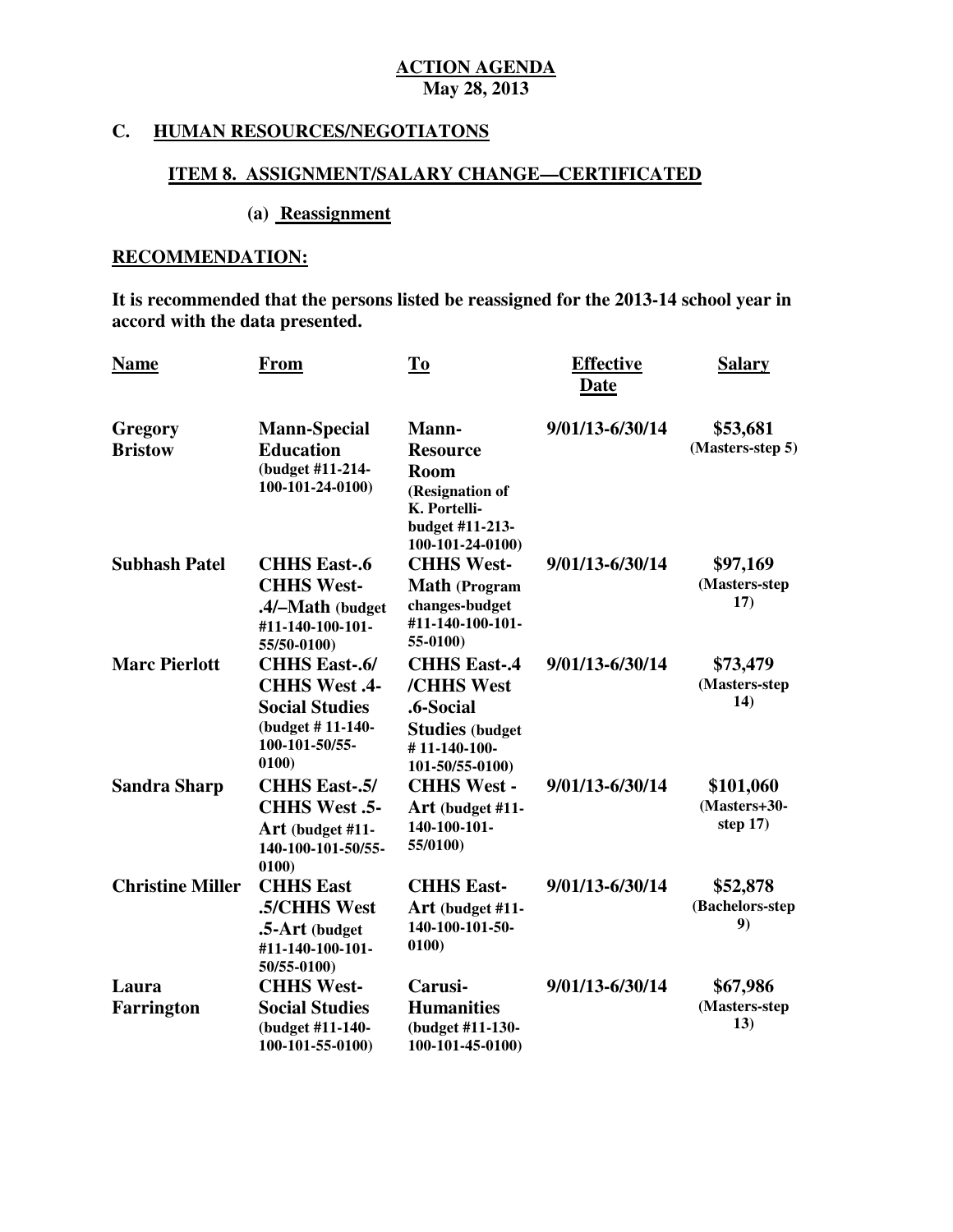**ACTION AGENDA**
**May 28, 2013**

## C. HUMAN RESOURCES/NEGOTIATONS

### ITEM 8. ASSIGNMENT/SALARY CHANGE—CERTIFICATED

#### (a) Reassignment

**RECOMMENDATION:**

**It is recommended that the persons listed be reassigned for the 2013-14 school year in accord with the data presented.**

| Name | From | To | Effective Date | Salary |
|---|---|---|---|---|
| **Gregory Bristow** | **Mann-Special Education** (budget #11-214-100-101-24-0100) | **Mann-Resource Room** (Resignation of K. Portelli-budget #11-213-100-101-24-0100) | **9/01/13-6/30/14** | **$53,681** (Masters-step 5) |
| **Subhash Patel** | **CHHS East-.6 CHHS West-.4/–Math** (budget #11-140-100-101-55/50-0100) | **CHHS West-Math** (Program changes-budget #11-140-100-101-55-0100) | **9/01/13-6/30/14** | **$97,169** (Masters-step 17) |
| **Marc Pierlott** | **CHHS East-.6/ CHHS West .4-Social Studies** (budget # 11-140-100-101-50/55-0100) | **CHHS East-.4 /CHHS West .6-Social Studies** (budget # 11-140-100-101-50/55-0100) | **9/01/13-6/30/14** | **$73,479** (Masters-step 14) |
| **Sandra Sharp** | **CHHS East-.5/ CHHS West .5-Art** (budget #11-140-100-101-50/55-0100) | **CHHS West - Art** (budget #11-140-100-101-55/0100) | **9/01/13-6/30/14** | **$101,060** (Masters+30-step 17) |
| **Christine Miller** | **CHHS East .5/CHHS West .5-Art** (budget #11-140-100-101-50/55-0100) | **CHHS East-Art** (budget #11-140-100-101-50-0100) | **9/01/13-6/30/14** | **$52,878** (Bachelors-step 9) |
| **Laura Farrington** | **CHHS West-Social Studies** (budget #11-140-100-101-55-0100) | **Carusi-Humanities** (budget #11-130-100-101-45-0100) | **9/01/13-6/30/14** | **$67,986** (Masters-step 13) |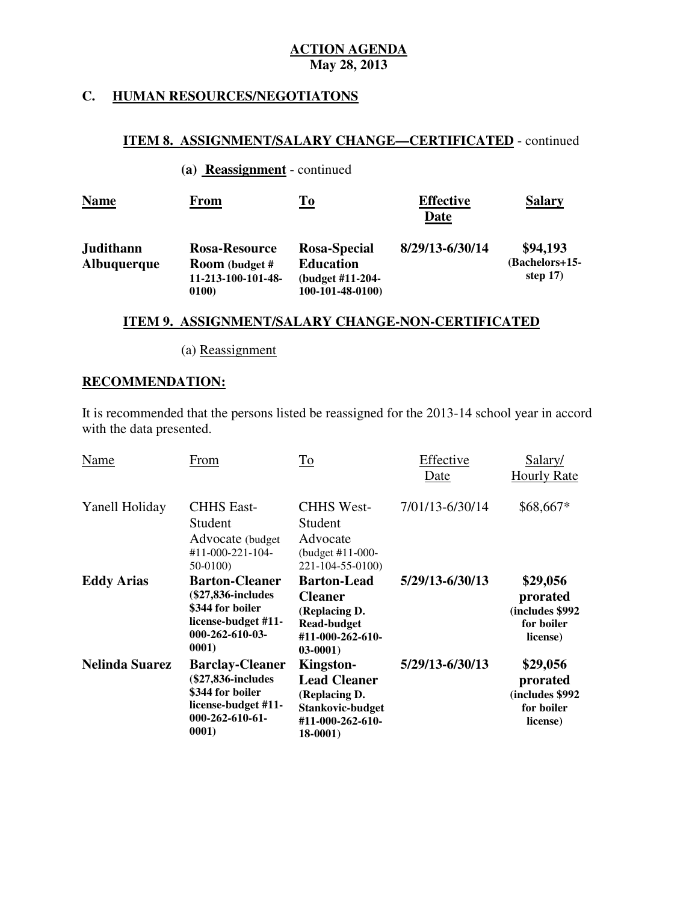**ACTION AGENDA**
**May 28, 2013**

## C. HUMAN RESOURCES/NEGOTIATONS

### ITEM 8. ASSIGNMENT/SALARY CHANGE—CERTIFICATED - continued

**(a) Reassignment** - continued

| **Name** | **From** | **To** | **Effective Date** | **Salary** |
|---|---|---|---|---|
| **Judithann Albuquerque** | **Rosa-Resource Room (budget # 11-213-100-101-48-0100)** | **Rosa-Special Education (budget #11-204-100-101-48-0100)** | **8/29/13-6/30/14** | **$94,193 (Bachelors+15-step 17)** |

### ITEM 9. ASSIGNMENT/SALARY CHANGE-NON-CERTIFICATED

(a) Reassignment

**RECOMMENDATION:**

It is recommended that the persons listed be reassigned for the 2013-14 school year in accord with the data presented.

| Name | From | To | Effective Date | Salary/ Hourly Rate |
|---|---|---|---|---|
| Yanell Holiday | CHHS East-Student Advocate (budget #11-000-221-104-50-0100) | CHHS West-Student Advocate (budget #11-000-221-104-55-0100) | 7/01/13-6/30/14 | $68,667* |
| **Eddy Arias** | **Barton-Cleaner ($27,836-includes $344 for boiler license-budget #11-000-262-610-03-0001)** | **Barton-Lead Cleaner (Replacing D. Read-budget #11-000-262-610-03-0001)** | **5/29/13-6/30/13** | **$29,056 prorated (includes $992 for boiler license)** |
| **Nelinda Suarez** | **Barclay-Cleaner ($27,836-includes $344 for boiler license-budget #11-000-262-610-61-0001)** | **Kingston-Lead Cleaner (Replacing D. Stankovic-budget #11-000-262-610-18-0001)** | **5/29/13-6/30/13** | **$29,056 prorated (includes $992 for boiler license)** |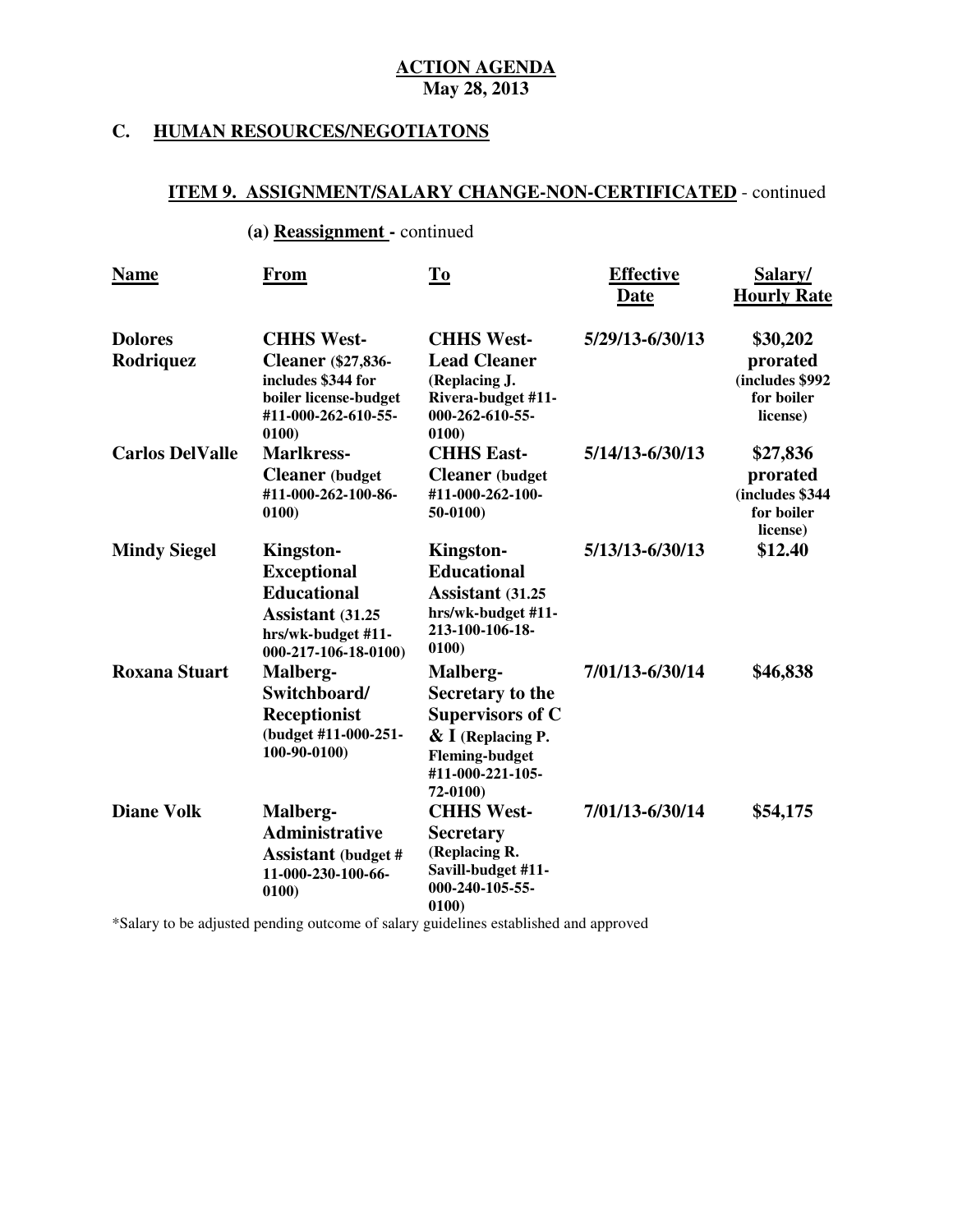**ACTION AGENDA**
**May 28, 2013**

## C. HUMAN RESOURCES/NEGOTIATONS

### ITEM 9. ASSIGNMENT/SALARY CHANGE-NON-CERTIFICATED - continued

**(a) Reassignment -** continued

| Name | From | To | Effective Date | Salary/ Hourly Rate |
|---|---|---|---|---|
| **Dolores Rodriquez** | **CHHS West-Cleaner** ($27,836-includes $344 for boiler license-budget #11-000-262-610-55-0100) | **CHHS West-Lead Cleaner** (Replacing J. Rivera-budget #11-000-262-610-55-0100) | 5/29/13-6/30/13 | $30,202 prorated (includes $992 for boiler license) |
| **Carlos DelValle** | **Marlkress-Cleaner** (budget #11-000-262-100-86-0100) | **CHHS East-Cleaner** (budget #11-000-262-100-50-0100) | 5/14/13-6/30/13 | $27,836 prorated (includes $344 for boiler license) |
| **Mindy Siegel** | **Kingston-Exceptional Educational Assistant** (31.25 hrs/wk-budget #11-000-217-106-18-0100) | **Kingston-Educational Assistant** (31.25 hrs/wk-budget #11-213-100-106-18-0100) | 5/13/13-6/30/13 | $12.40 |
| **Roxana Stuart** | **Malberg-Switchboard/ Receptionist** (budget #11-000-251-100-90-0100) | **Malberg-Secretary to the Supervisors of C & I** (Replacing P. Fleming-budget #11-000-221-105-72-0100) | 7/01/13-6/30/14 | $46,838 |
| **Diane Volk** | **Malberg-Administrative Assistant** (budget # 11-000-230-100-66-0100) | **CHHS West-Secretary** (Replacing R. Savill-budget #11-000-240-105-55-0100) | 7/01/13-6/30/14 | $54,175 |

*Salary to be adjusted pending outcome of salary guidelines established and approved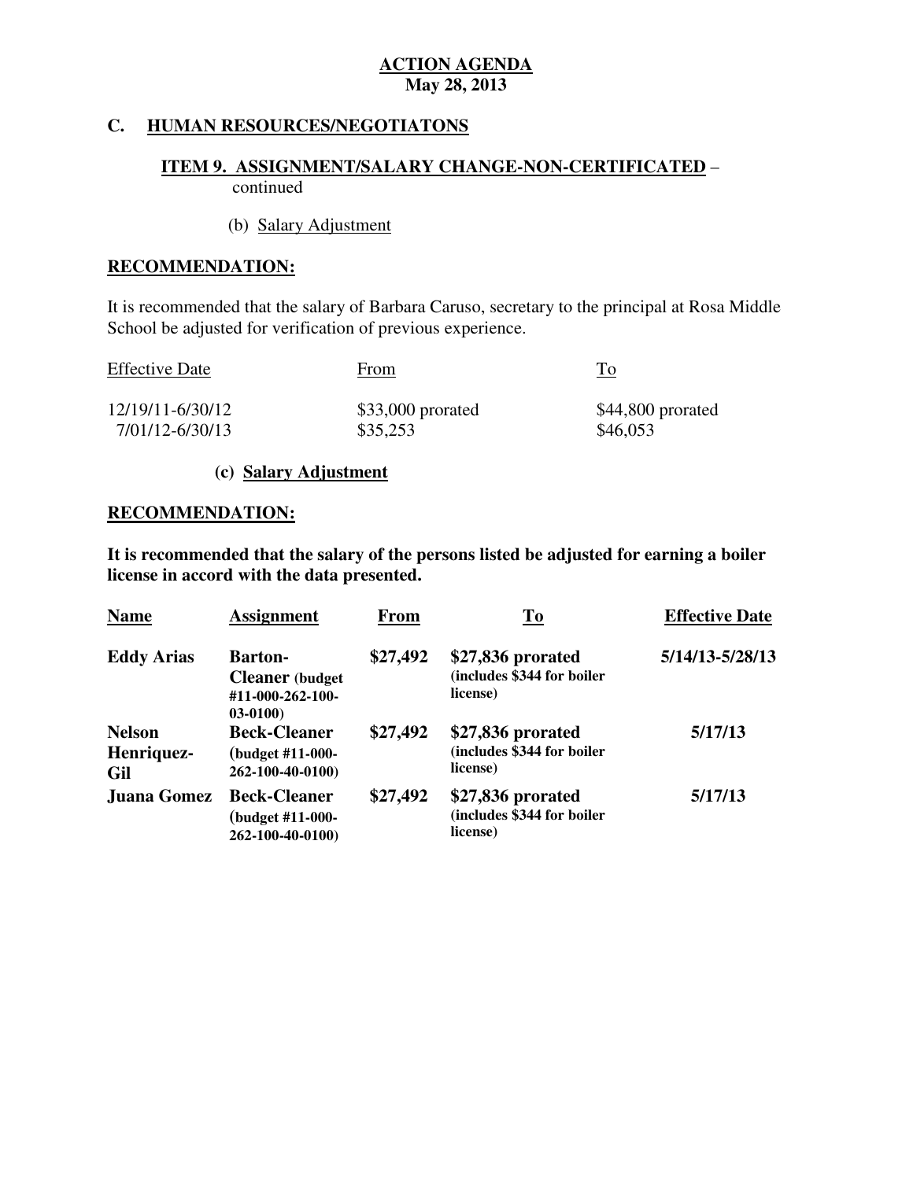**ACTION AGENDA**
**May 28, 2013**

## C. HUMAN RESOURCES/NEGOTIATONS

### ITEM 9. ASSIGNMENT/SALARY CHANGE-NON-CERTIFICATED – continued

(b) Salary Adjustment

**RECOMMENDATION:**

It is recommended that the salary of Barbara Caruso, secretary to the principal at Rosa Middle School be adjusted for verification of previous experience.

| Effective Date | From | To |
|---|---|---|
| 12/19/11-6/30/12 | $33,000 prorated | $44,800 prorated |
| 7/01/12-6/30/13 | $35,253 | $46,053 |

**(c) Salary Adjustment**

**RECOMMENDATION:**

**It is recommended that the salary of the persons listed be adjusted for earning a boiler license in accord with the data presented.**

| Name | Assignment | From | To | Effective Date |
|---|---|---|---|---|
| **Eddy Arias** | **Barton-Cleaner (budget #11-000-262-100-03-0100)** | **$27,492** | **$27,836 prorated (includes $344 for boiler license)** | **5/14/13-5/28/13** |
| **Nelson Henriquez-Gil** | **Beck-Cleaner (budget #11-000-262-100-40-0100)** | **$27,492** | **$27,836 prorated (includes $344 for boiler license)** | **5/17/13** |
| **Juana Gomez** | **Beck-Cleaner (budget #11-000-262-100-40-0100)** | **$27,492** | **$27,836 prorated (includes $344 for boiler license)** | **5/17/13** |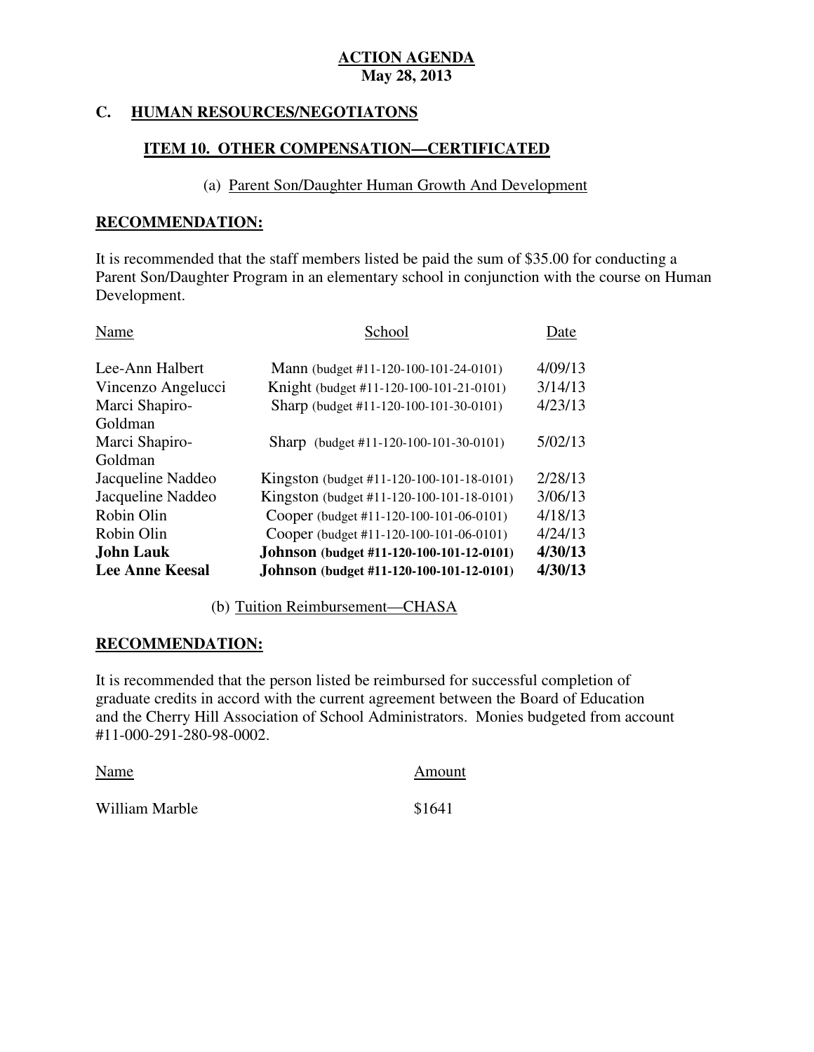**ACTION AGENDA**
**May 28, 2013**

## C. HUMAN RESOURCES/NEGOTIATONS

### ITEM 10. OTHER COMPENSATION—CERTIFICATED

(a) Parent Son/Daughter Human Growth And Development

**RECOMMENDATION:**

It is recommended that the staff members listed be paid the sum of $35.00 for conducting a Parent Son/Daughter Program in an elementary school in conjunction with the course on Human Development.

| Name | School | Date |
|---|---|---|
| Lee-Ann Halbert | Mann (budget #11-120-100-101-24-0101) | 4/09/13 |
| Vincenzo Angelucci | Knight (budget #11-120-100-101-21-0101) | 3/14/13 |
| Marci Shapiro-Goldman | Sharp (budget #11-120-100-101-30-0101) | 4/23/13 |
| Marci Shapiro-Goldman | Sharp (budget #11-120-100-101-30-0101) | 5/02/13 |
| Jacqueline Naddeo | Kingston (budget #11-120-100-101-18-0101) | 2/28/13 |
| Jacqueline Naddeo | Kingston (budget #11-120-100-101-18-0101) | 3/06/13 |
| Robin Olin | Cooper (budget #11-120-100-101-06-0101) | 4/18/13 |
| Robin Olin | Cooper (budget #11-120-100-101-06-0101) | 4/24/13 |
| **John Lauk** | **Johnson (budget #11-120-100-101-12-0101)** | **4/30/13** |
| **Lee Anne Keesal** | **Johnson (budget #11-120-100-101-12-0101)** | **4/30/13** |

(b) Tuition Reimbursement—CHASA

**RECOMMENDATION:**

It is recommended that the person listed be reimbursed for successful completion of graduate credits in accord with the current agreement between the Board of Education and the Cherry Hill Association of School Administrators. Monies budgeted from account #11-000-291-280-98-0002.

| Name | Amount |
|---|---|
| William Marble | $1641 |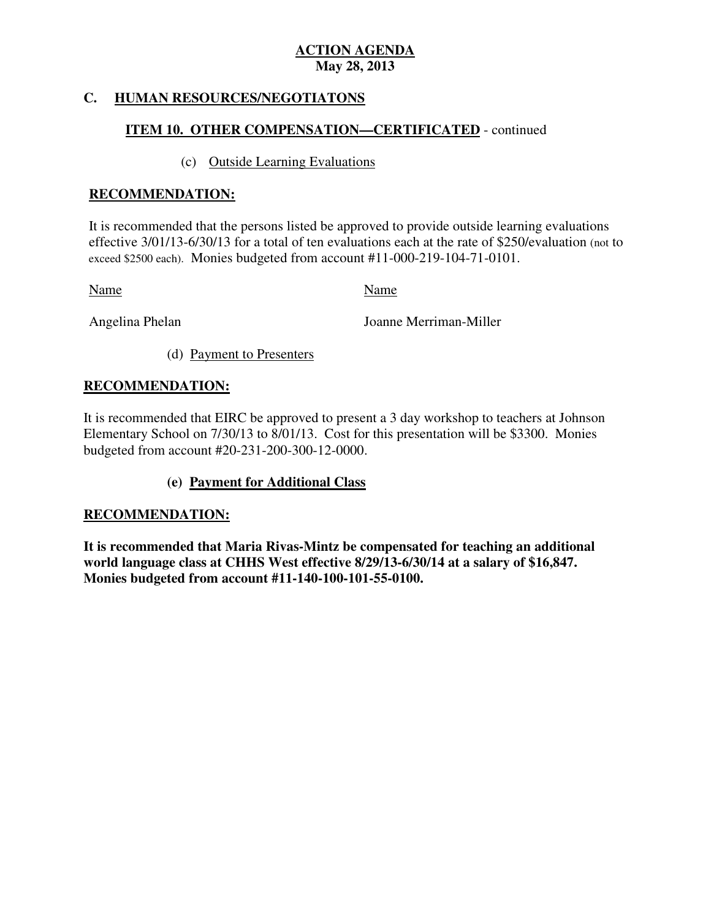**ACTION AGENDA**
**May 28, 2013**

## C. HUMAN RESOURCES/NEGOTIATONS

### ITEM 10. OTHER COMPENSATION—CERTIFICATED - continued

(c) Outside Learning Evaluations

**RECOMMENDATION:**

It is recommended that the persons listed be approved to provide outside learning evaluations effective 3/01/13-6/30/13 for a total of ten evaluations each at the rate of $250/evaluation (not to exceed $2500 each). Monies budgeted from account #11-000-219-104-71-0101.

| Name | Name |
| --- | --- |
| Angelina Phelan | Joanne Merriman-Miller |

(d) Payment to Presenters

**RECOMMENDATION:**

It is recommended that EIRC be approved to present a 3 day workshop to teachers at Johnson Elementary School on 7/30/13 to 8/01/13. Cost for this presentation will be $3300. Monies budgeted from account #20-231-200-300-12-0000.

**(e) Payment for Additional Class**

**RECOMMENDATION:**

**It is recommended that Maria Rivas-Mintz be compensated for teaching an additional world language class at CHHS West effective 8/29/13-6/30/14 at a salary of $16,847. Monies budgeted from account #11-140-100-101-55-0100.**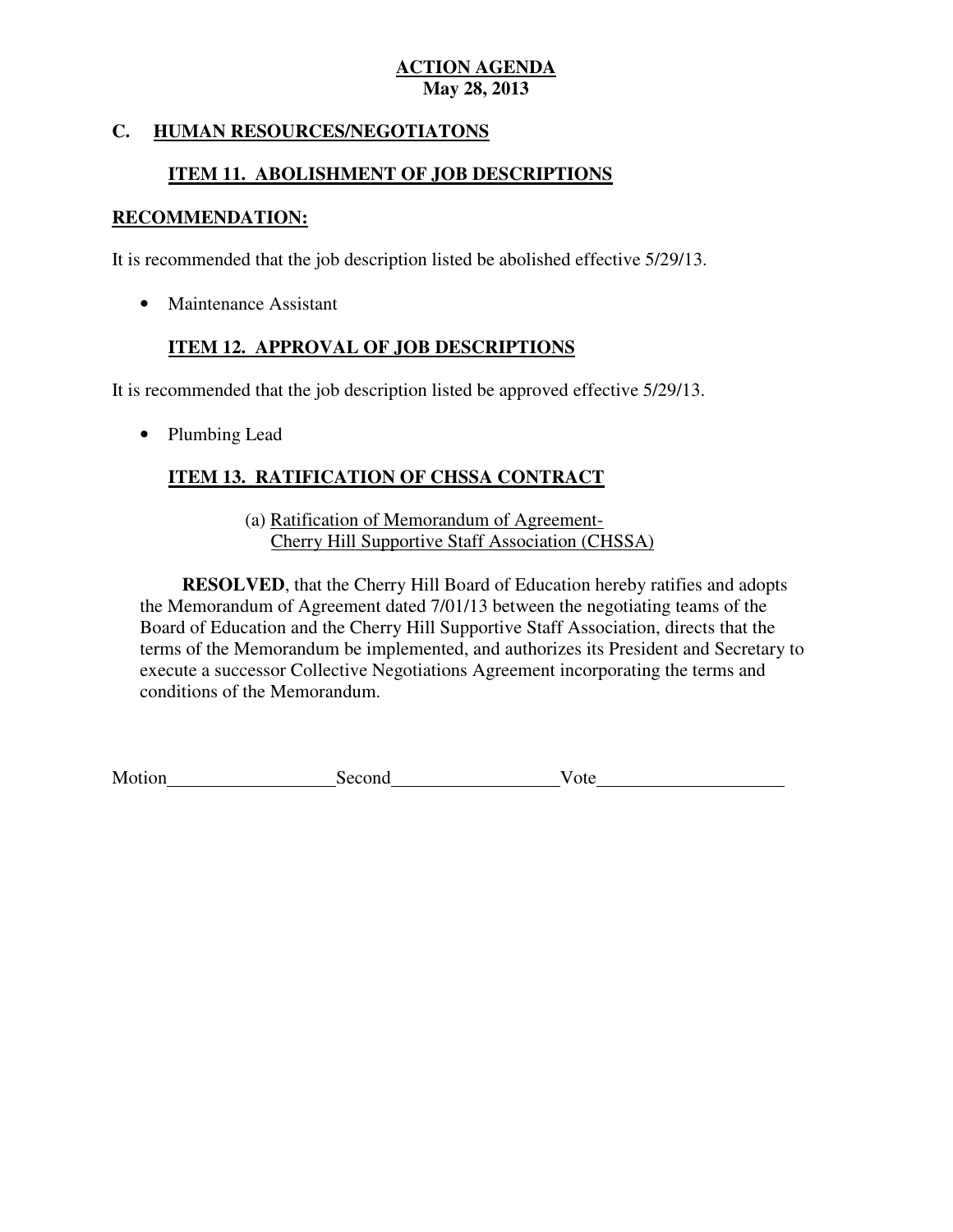**ACTION AGENDA**
**May 28, 2013**

## C. HUMAN RESOURCES/NEGOTIATONS

### ITEM 11. ABOLISHMENT OF JOB DESCRIPTIONS

**RECOMMENDATION:**

It is recommended that the job description listed be abolished effective 5/29/13.

- Maintenance Assistant

### ITEM 12. APPROVAL OF JOB DESCRIPTIONS

It is recommended that the job description listed be approved effective 5/29/13.

- Plumbing Lead

### ITEM 13. RATIFICATION OF CHSSA CONTRACT

(a) Ratification of Memorandum of Agreement- Cherry Hill Supportive Staff Association (CHSSA)

**RESOLVED**, that the Cherry Hill Board of Education hereby ratifies and adopts the Memorandum of Agreement dated 7/01/13 between the negotiating teams of the Board of Education and the Cherry Hill Supportive Staff Association, directs that the terms of the Memorandum be implemented, and authorizes its President and Secretary to execute a successor Collective Negotiations Agreement incorporating the terms and conditions of the Memorandum.

Motion__________________ Second__________________ Vote____________________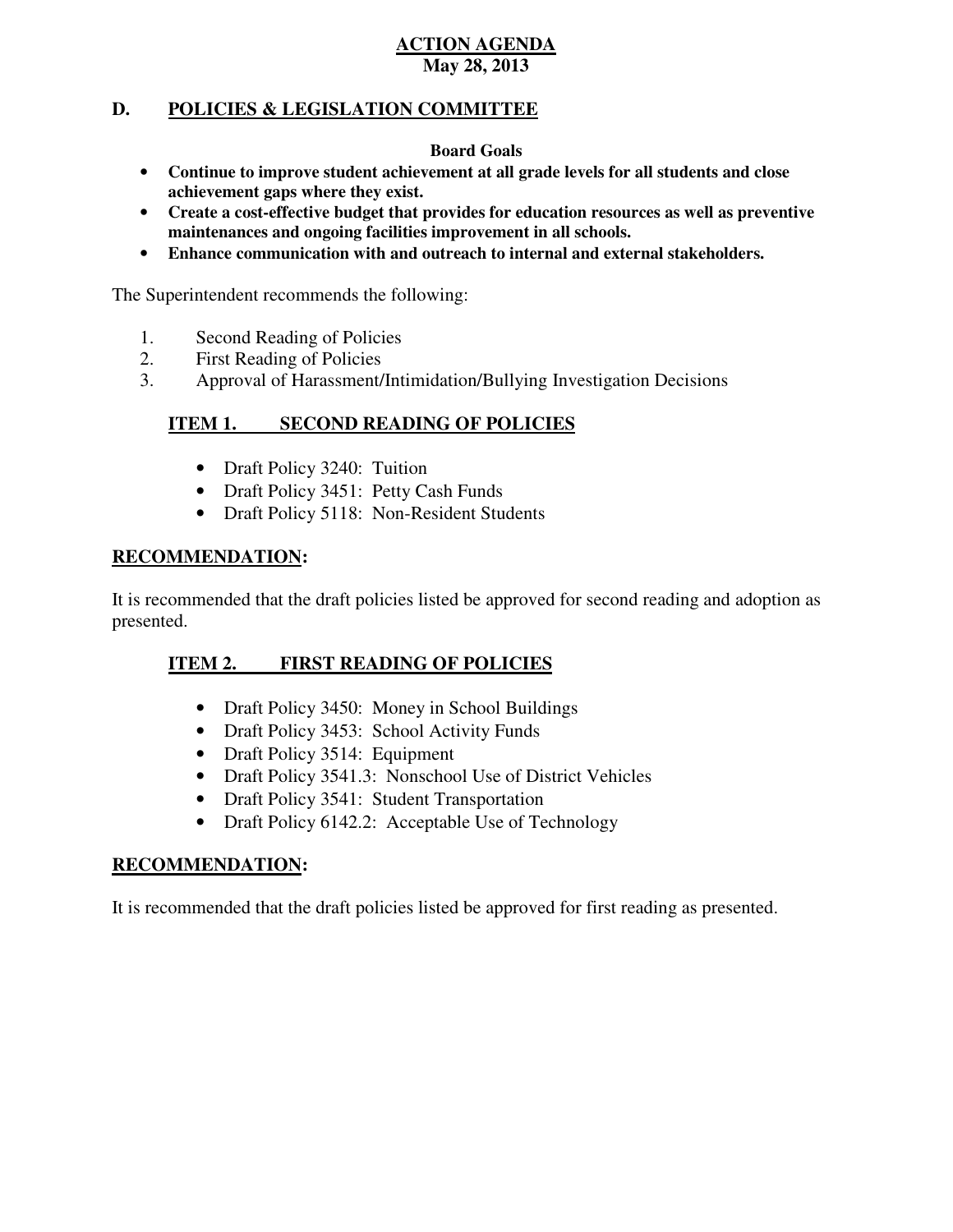**ACTION AGENDA**
**May 28, 2013**

## D. POLICIES & LEGISLATION COMMITTEE

**Board Goals**

- **Continue to improve student achievement at all grade levels for all students and close achievement gaps where they exist.**
- **Create a cost-effective budget that provides for education resources as well as preventive maintenances and ongoing facilities improvement in all schools.**
- **Enhance communication with and outreach to internal and external stakeholders.**

The Superintendent recommends the following:

1. Second Reading of Policies
2. First Reading of Policies
3. Approval of Harassment/Intimidation/Bullying Investigation Decisions

### ITEM 1. SECOND READING OF POLICIES

- Draft Policy 3240: Tuition
- Draft Policy 3451: Petty Cash Funds
- Draft Policy 5118: Non-Resident Students

**RECOMMENDATION:**

It is recommended that the draft policies listed be approved for second reading and adoption as presented.

### ITEM 2. FIRST READING OF POLICIES

- Draft Policy 3450: Money in School Buildings
- Draft Policy 3453: School Activity Funds
- Draft Policy 3514: Equipment
- Draft Policy 3541.3: Nonschool Use of District Vehicles
- Draft Policy 3541: Student Transportation
- Draft Policy 6142.2: Acceptable Use of Technology

**RECOMMENDATION:**

It is recommended that the draft policies listed be approved for first reading as presented.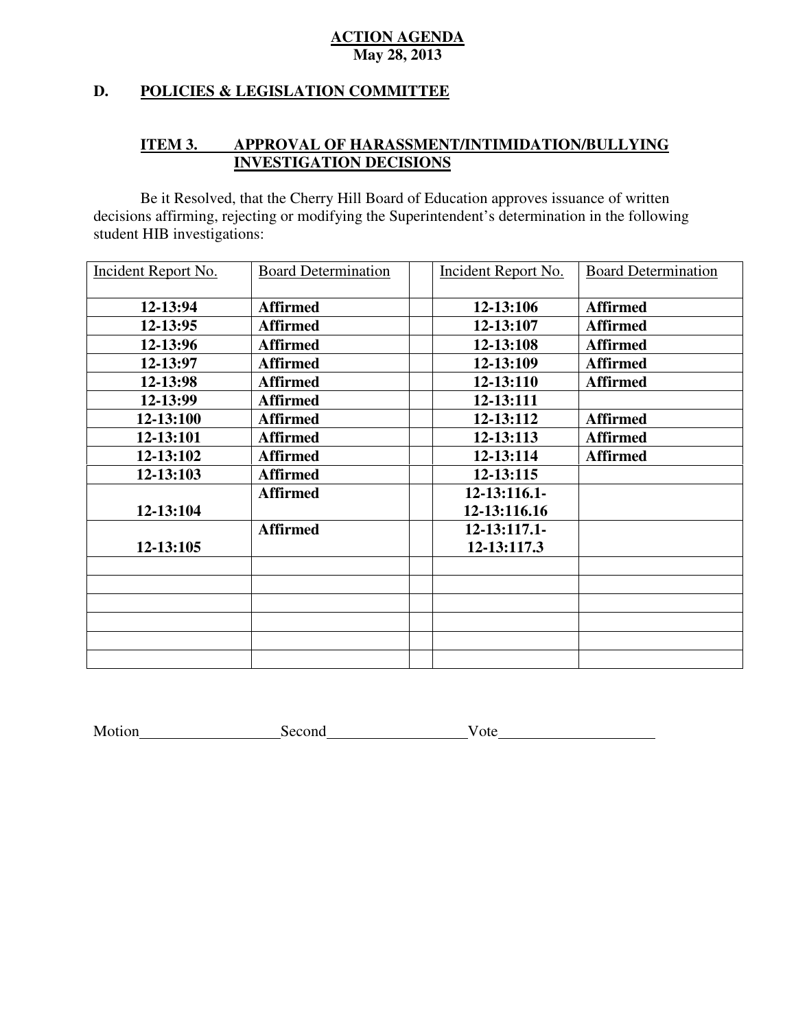**ACTION AGENDA**
**May 28, 2013**

## D. POLICIES & LEGISLATION COMMITTEE

### ITEM 3. APPROVAL OF HARASSMENT/INTIMIDATION/BULLYING INVESTIGATION DECISIONS

Be it Resolved, that the Cherry Hill Board of Education approves issuance of written decisions affirming, rejecting or modifying the Superintendent's determination in the following student HIB investigations:

| Incident Report No. | Board Determination | | Incident Report No. | Board Determination |
|---|---|---|---|---|
| **12-13:94** | **Affirmed** | | **12-13:106** | **Affirmed** |
| **12-13:95** | **Affirmed** | | **12-13:107** | **Affirmed** |
| **12-13:96** | **Affirmed** | | **12-13:108** | **Affirmed** |
| **12-13:97** | **Affirmed** | | **12-13:109** | **Affirmed** |
| **12-13:98** | **Affirmed** | | **12-13:110** | **Affirmed** |
| **12-13:99** | **Affirmed** | | **12-13:111** | |
| **12-13:100** | **Affirmed** | | **12-13:112** | **Affirmed** |
| **12-13:101** | **Affirmed** | | **12-13:113** | **Affirmed** |
| **12-13:102** | **Affirmed** | | **12-13:114** | **Affirmed** |
| **12-13:103** | **Affirmed** | | **12-13:115** | |
| **12-13:104** | **Affirmed** | | **12-13:116.1-12-13:116.16** | |
| **12-13:105** | **Affirmed** | | **12-13:117.1-12-13:117.3** | |
| | | | | |
| | | | | |
| | | | | |
| | | | | |
| | | | | |
| | | | | |

Motion\_\_\_\_\_\_\_\_\_\_\_\_\_\_\_\_\_\_ Second\_\_\_\_\_\_\_\_\_\_\_\_\_\_\_\_\_\_ Vote\_\_\_\_\_\_\_\_\_\_\_\_\_\_\_\_\_\_\_\_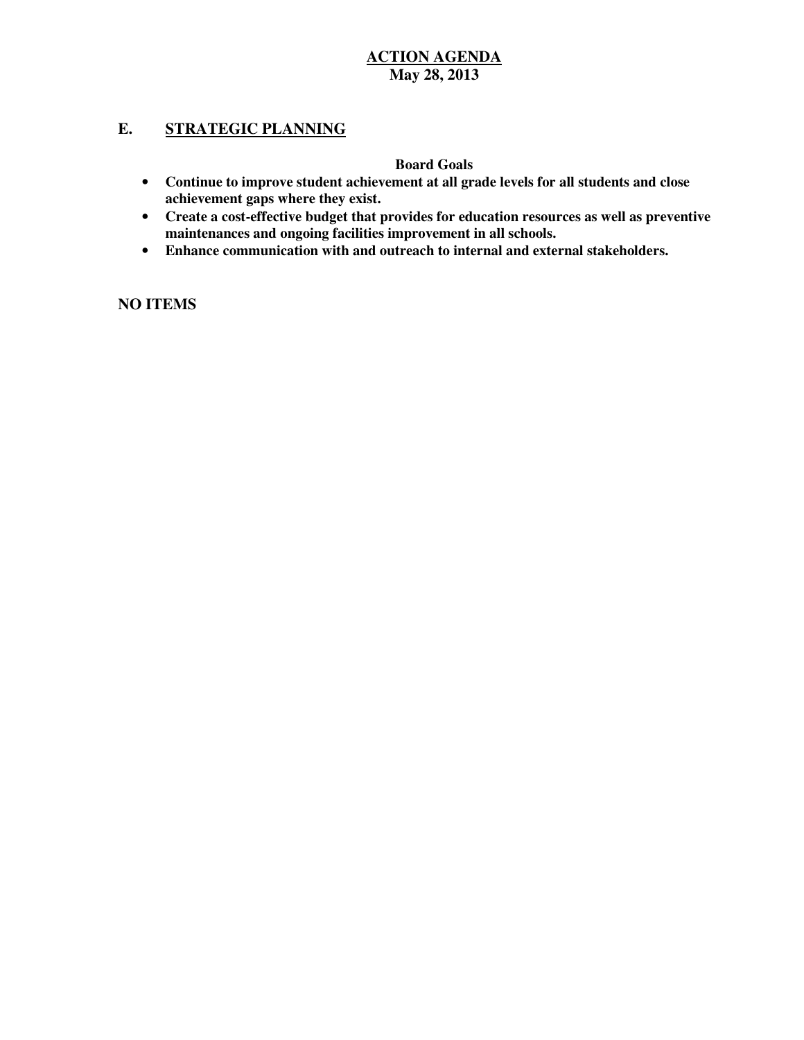**ACTION AGENDA**
**May 28, 2013**

## E. STRATEGIC PLANNING

**Board Goals**

- **Continue to improve student achievement at all grade levels for all students and close achievement gaps where they exist.**
- **Create a cost-effective budget that provides for education resources as well as preventive maintenances and ongoing facilities improvement in all schools.**
- **Enhance communication with and outreach to internal and external stakeholders.**

**NO ITEMS**